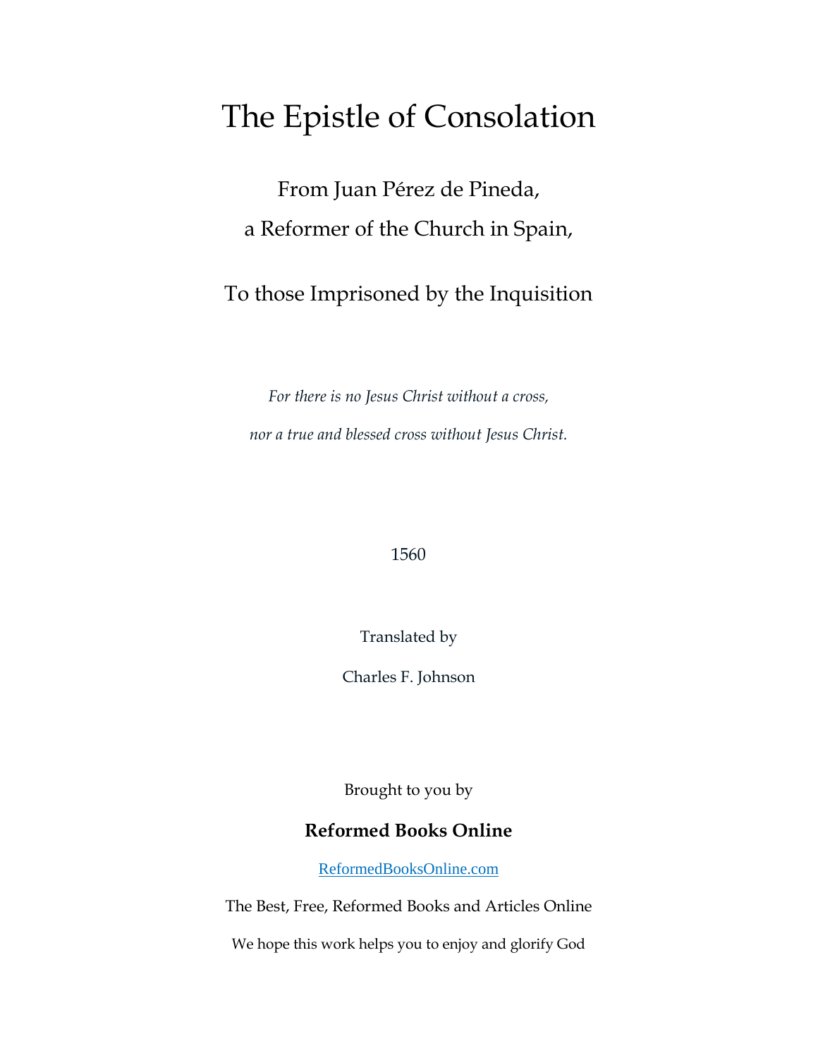# The Epistle of Consolation

From Juan Pérez de Pineda,

a Reformer of the Church in Spain,

To those Imprisoned by the Inquisition

*For there is no Jesus Christ without a cross,*

*nor a true and blessed cross without Jesus Christ.*

1560

Translated by

Charles F. Johnson

Brought to you by

**Reformed Books Online**

ReformedBooksOnline.com

The Best, Free, Reformed Books and Articles Online

We hope this work helps you to enjoy and glorify God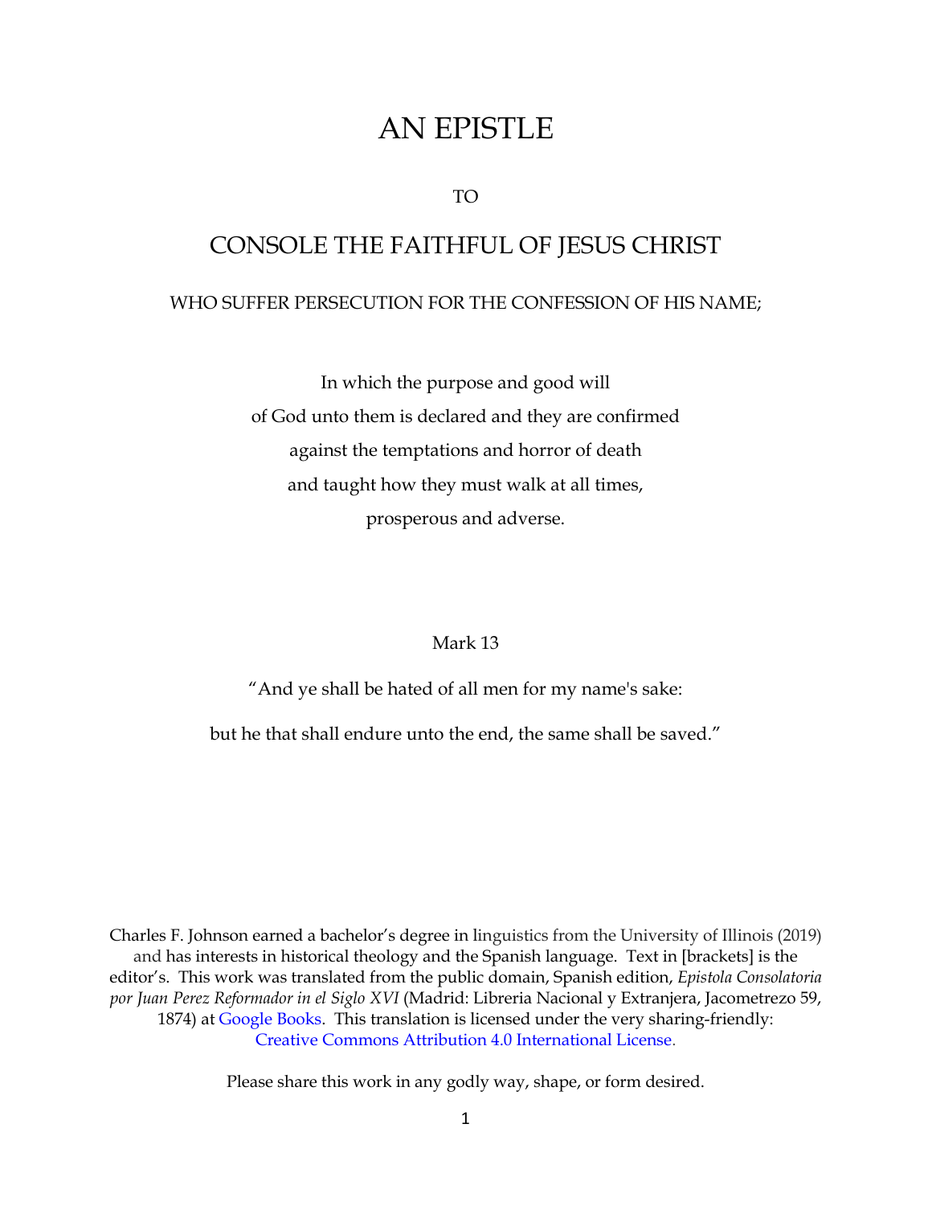# AN EPISTLE

TO

## CONSOLE THE FAITHFUL OF JESUS CHRIST

WHO SUFFER PERSECUTION FOR THE CONFESSION OF HIS NAME;

In which the purpose and good will
of God unto them is declared and they are confirmed
against the temptations and horror of death
and taught how they must walk at all times,
prosperous and adverse.

Mark 13

"And ye shall be hated of all men for my name's sake:

but he that shall endure unto the end, the same shall be saved."

Charles F. Johnson earned a bachelor's degree in linguistics from the University of Illinois (2019) and has interests in historical theology and the Spanish language. Text in [brackets] is the editor's. This work was translated from the public domain, Spanish edition, *Epistola Consolatoria por Juan Perez Reformador in el Siglo XVI* (Madrid: Libreria Nacional y Extranjera, Jacometrezo 59, 1874) at Google Books. This translation is licensed under the very sharing-friendly: Creative Commons Attribution 4.0 International License.

Please share this work in any godly way, shape, or form desired.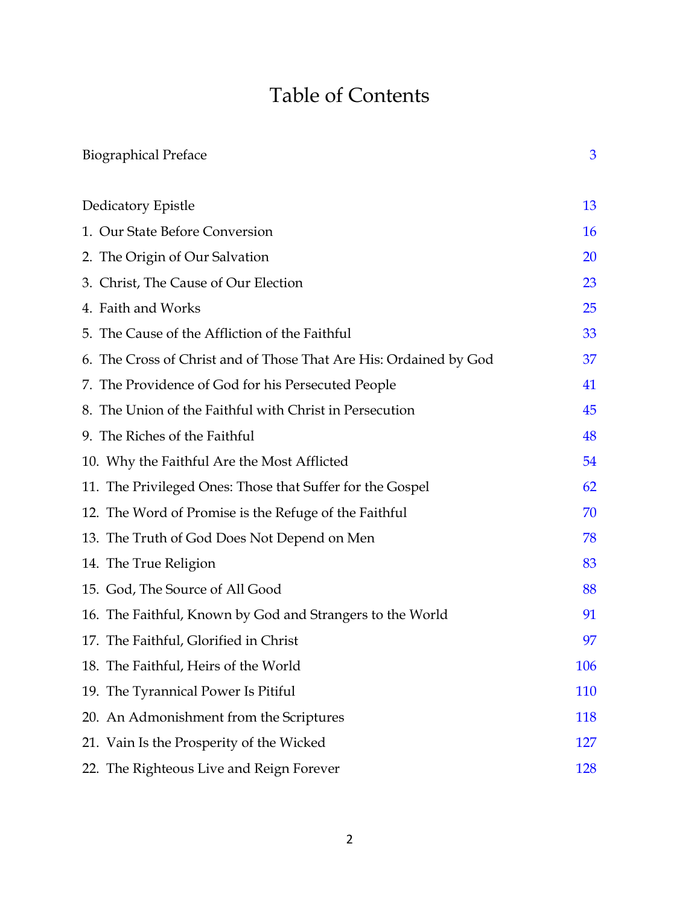# Table of Contents

| | |
|---|---|
| Biographical Preface | 3 |
| Dedicatory Epistle | 13 |
| 1. Our State Before Conversion | 16 |
| 2. The Origin of Our Salvation | 20 |
| 3. Christ, The Cause of Our Election | 23 |
| 4. Faith and Works | 25 |
| 5. The Cause of the Affliction of the Faithful | 33 |
| 6. The Cross of Christ and of Those That Are His: Ordained by God | 37 |
| 7. The Providence of God for his Persecuted People | 41 |
| 8. The Union of the Faithful with Christ in Persecution | 45 |
| 9. The Riches of the Faithful | 48 |
| 10. Why the Faithful Are the Most Afflicted | 54 |
| 11. The Privileged Ones: Those that Suffer for the Gospel | 62 |
| 12. The Word of Promise is the Refuge of the Faithful | 70 |
| 13. The Truth of God Does Not Depend on Men | 78 |
| 14. The True Religion | 83 |
| 15. God, The Source of All Good | 88 |
| 16. The Faithful, Known by God and Strangers to the World | 91 |
| 17. The Faithful, Glorified in Christ | 97 |
| 18. The Faithful, Heirs of the World | 106 |
| 19. The Tyrannical Power Is Pitiful | 110 |
| 20. An Admonishment from the Scriptures | 118 |
| 21. Vain Is the Prosperity of the Wicked | 127 |
| 22. The Righteous Live and Reign Forever | 128 |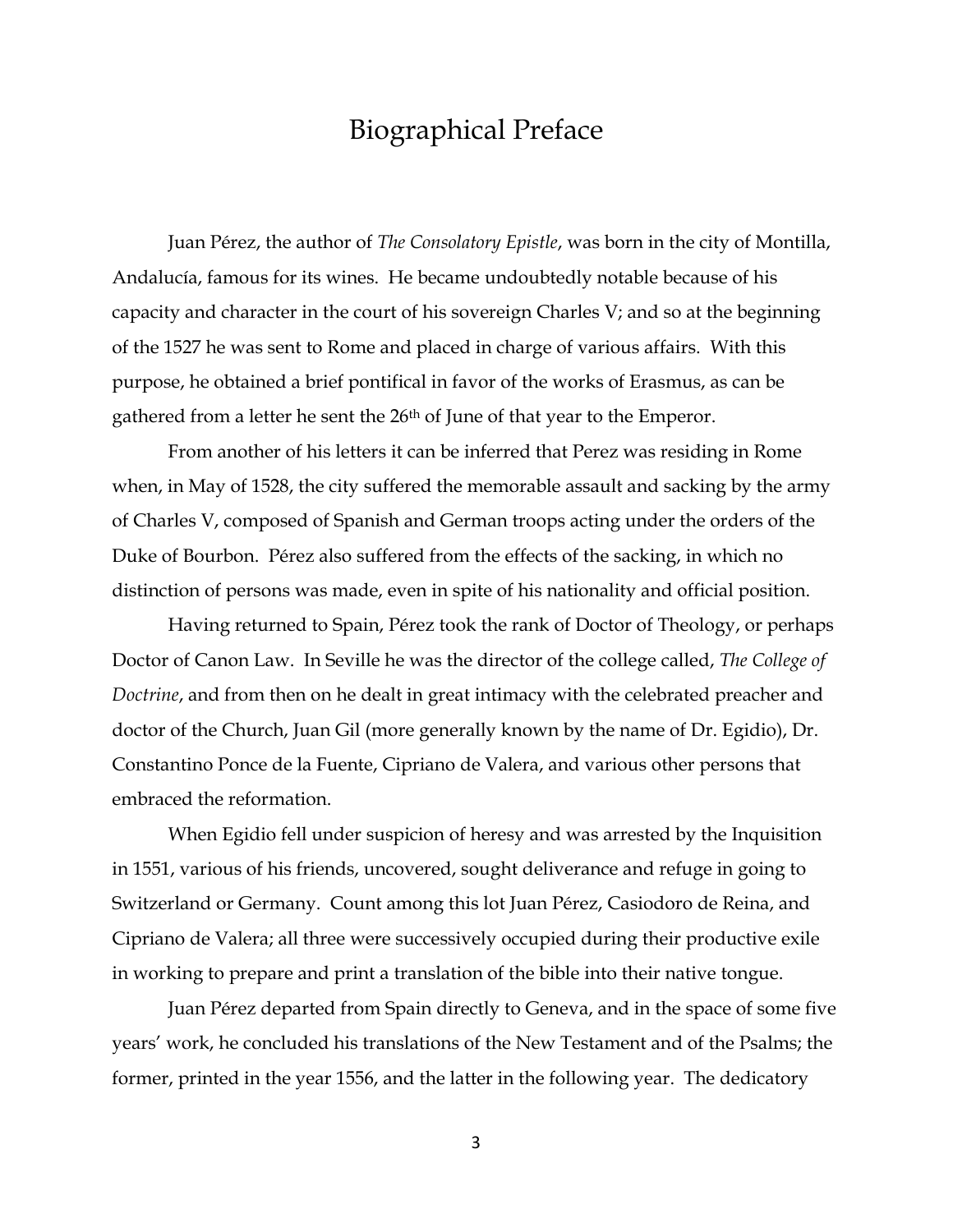# Biographical Preface

Juan Pérez, the author of *The Consolatory Epistle*, was born in the city of Montilla, Andalucía, famous for its wines. He became undoubtedly notable because of his capacity and character in the court of his sovereign Charles V; and so at the beginning of the 1527 he was sent to Rome and placed in charge of various affairs. With this purpose, he obtained a brief pontifical in favor of the works of Erasmus, as can be gathered from a letter he sent the 26th of June of that year to the Emperor.

From another of his letters it can be inferred that Perez was residing in Rome when, in May of 1528, the city suffered the memorable assault and sacking by the army of Charles V, composed of Spanish and German troops acting under the orders of the Duke of Bourbon. Pérez also suffered from the effects of the sacking, in which no distinction of persons was made, even in spite of his nationality and official position.

Having returned to Spain, Pérez took the rank of Doctor of Theology, or perhaps Doctor of Canon Law. In Seville he was the director of the college called, *The College of Doctrine*, and from then on he dealt in great intimacy with the celebrated preacher and doctor of the Church, Juan Gil (more generally known by the name of Dr. Egidio), Dr. Constantino Ponce de la Fuente, Cipriano de Valera, and various other persons that embraced the reformation.

When Egidio fell under suspicion of heresy and was arrested by the Inquisition in 1551, various of his friends, uncovered, sought deliverance and refuge in going to Switzerland or Germany. Count among this lot Juan Pérez, Casiodoro de Reina, and Cipriano de Valera; all three were successively occupied during their productive exile in working to prepare and print a translation of the bible into their native tongue.

Juan Pérez departed from Spain directly to Geneva, and in the space of some five years' work, he concluded his translations of the New Testament and of the Psalms; the former, printed in the year 1556, and the latter in the following year. The dedicatory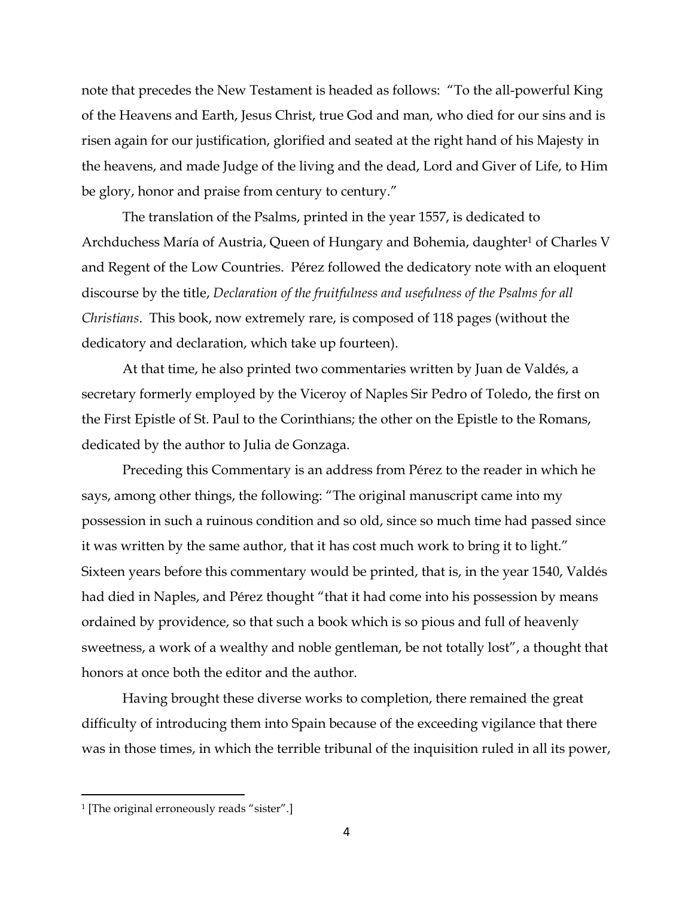note that precedes the New Testament is headed as follows: "To the all-powerful King of the Heavens and Earth, Jesus Christ, true God and man, who died for our sins and is risen again for our justification, glorified and seated at the right hand of his Majesty in the heavens, and made Judge of the living and the dead, Lord and Giver of Life, to Him be glory, honor and praise from century to century."

The translation of the Psalms, printed in the year 1557, is dedicated to Archduchess María of Austria, Queen of Hungary and Bohemia, daughter[1] of Charles V and Regent of the Low Countries. Pérez followed the dedicatory note with an eloquent discourse by the title, *Declaration of the fruitfulness and usefulness of the Psalms for all Christians*. This book, now extremely rare, is composed of 118 pages (without the dedicatory and declaration, which take up fourteen).

At that time, he also printed two commentaries written by Juan de Valdés, a secretary formerly employed by the Viceroy of Naples Sir Pedro of Toledo, the first on the First Epistle of St. Paul to the Corinthians; the other on the Epistle to the Romans, dedicated by the author to Julia de Gonzaga.

Preceding this Commentary is an address from Pérez to the reader in which he says, among other things, the following: "The original manuscript came into my possession in such a ruinous condition and so old, since so much time had passed since it was written by the same author, that it has cost much work to bring it to light." Sixteen years before this commentary would be printed, that is, in the year 1540, Valdés had died in Naples, and Pérez thought "that it had come into his possession by means ordained by providence, so that such a book which is so pious and full of heavenly sweetness, a work of a wealthy and noble gentleman, be not totally lost", a thought that honors at once both the editor and the author.

Having brought these diverse works to completion, there remained the great difficulty of introducing them into Spain because of the exceeding vigilance that there was in those times, in which the terrible tribunal of the inquisition ruled in all its power,

[1] [The original erroneously reads "sister".]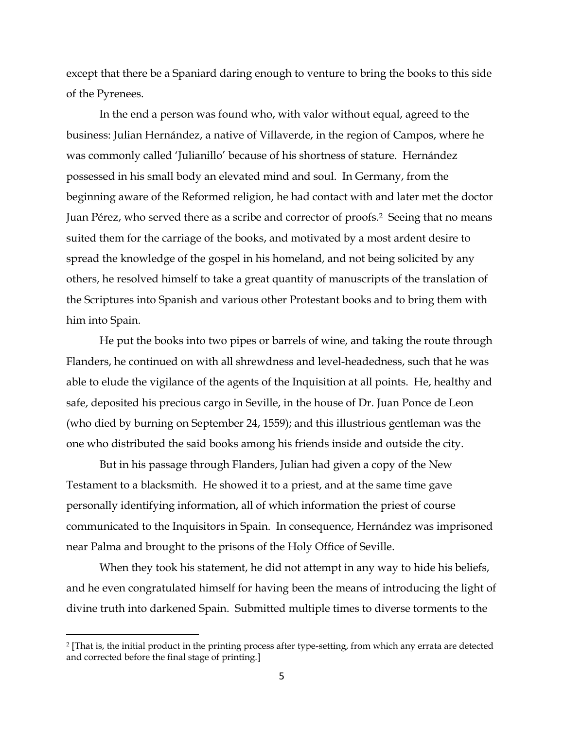except that there be a Spaniard daring enough to venture to bring the books to this side of the Pyrenees.

In the end a person was found who, with valor without equal, agreed to the business: Julian Hernández, a native of Villaverde, in the region of Campos, where he was commonly called 'Julianillo' because of his shortness of stature. Hernández possessed in his small body an elevated mind and soul. In Germany, from the beginning aware of the Reformed religion, he had contact with and later met the doctor Juan Pérez, who served there as a scribe and corrector of proofs.[2] Seeing that no means suited them for the carriage of the books, and motivated by a most ardent desire to spread the knowledge of the gospel in his homeland, and not being solicited by any others, he resolved himself to take a great quantity of manuscripts of the translation of the Scriptures into Spanish and various other Protestant books and to bring them with him into Spain.

He put the books into two pipes or barrels of wine, and taking the route through Flanders, he continued on with all shrewdness and level-headedness, such that he was able to elude the vigilance of the agents of the Inquisition at all points. He, healthy and safe, deposited his precious cargo in Seville, in the house of Dr. Juan Ponce de Leon (who died by burning on September 24, 1559); and this illustrious gentleman was the one who distributed the said books among his friends inside and outside the city.

But in his passage through Flanders, Julian had given a copy of the New Testament to a blacksmith. He showed it to a priest, and at the same time gave personally identifying information, all of which information the priest of course communicated to the Inquisitors in Spain. In consequence, Hernández was imprisoned near Palma and brought to the prisons of the Holy Office of Seville.

When they took his statement, he did not attempt in any way to hide his beliefs, and he even congratulated himself for having been the means of introducing the light of divine truth into darkened Spain. Submitted multiple times to diverse torments to the

[2] [That is, the initial product in the printing process after type-setting, from which any errata are detected and corrected before the final stage of printing.]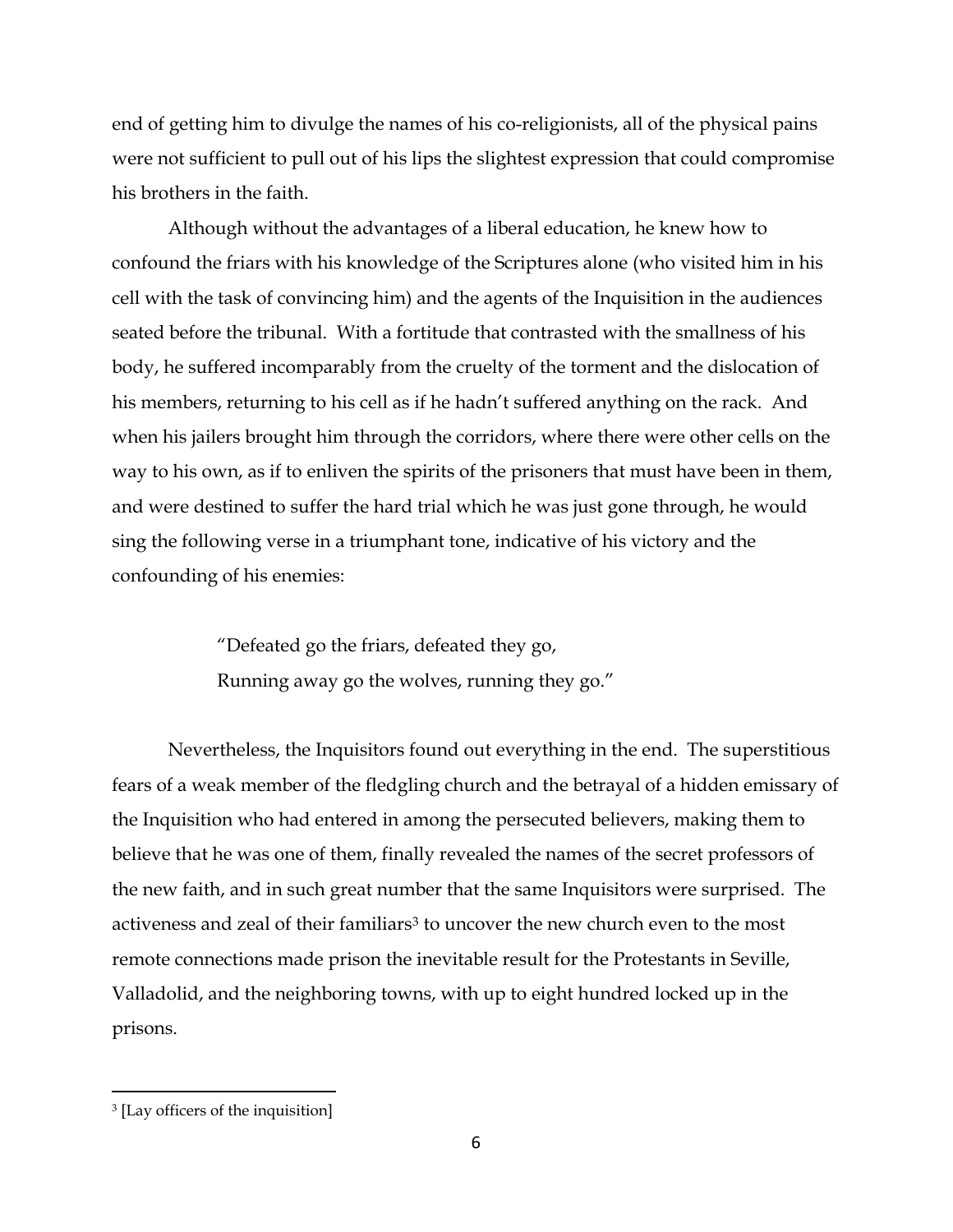end of getting him to divulge the names of his co-religionists, all of the physical pains were not sufficient to pull out of his lips the slightest expression that could compromise his brothers in the faith.

Although without the advantages of a liberal education, he knew how to confound the friars with his knowledge of the Scriptures alone (who visited him in his cell with the task of convincing him) and the agents of the Inquisition in the audiences seated before the tribunal. With a fortitude that contrasted with the smallness of his body, he suffered incomparably from the cruelty of the torment and the dislocation of his members, returning to his cell as if he hadn't suffered anything on the rack. And when his jailers brought him through the corridors, where there were other cells on the way to his own, as if to enliven the spirits of the prisoners that must have been in them, and were destined to suffer the hard trial which he was just gone through, he would sing the following verse in a triumphant tone, indicative of his victory and the confounding of his enemies:

> "Defeated go the friars, defeated they go,
> Running away go the wolves, running they go."

Nevertheless, the Inquisitors found out everything in the end. The superstitious fears of a weak member of the fledgling church and the betrayal of a hidden emissary of the Inquisition who had entered in among the persecuted believers, making them to believe that he was one of them, finally revealed the names of the secret professors of the new faith, and in such great number that the same Inquisitors were surprised. The activeness and zeal of their familiars[3] to uncover the new church even to the most remote connections made prison the inevitable result for the Protestants in Seville, Valladolid, and the neighboring towns, with up to eight hundred locked up in the prisons.

---

[3] [Lay officers of the inquisition]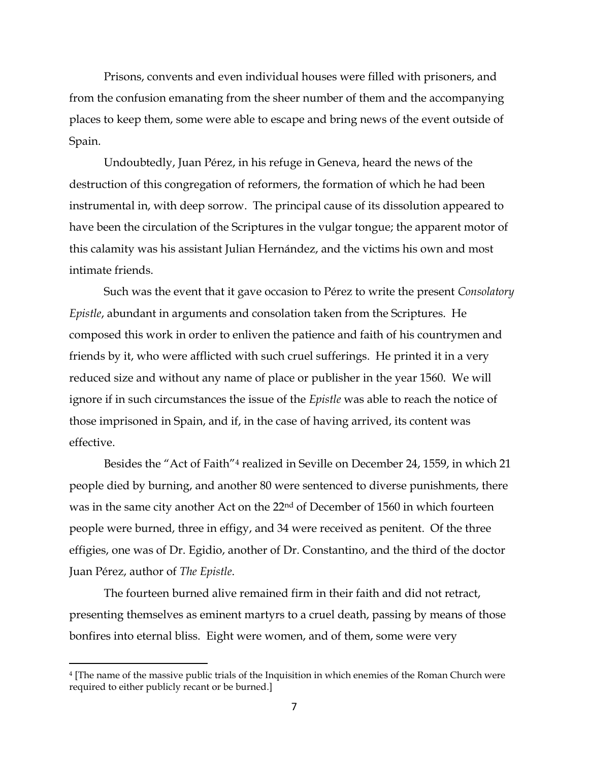Prisons, convents and even individual houses were filled with prisoners, and from the confusion emanating from the sheer number of them and the accompanying places to keep them, some were able to escape and bring news of the event outside of Spain.

Undoubtedly, Juan Pérez, in his refuge in Geneva, heard the news of the destruction of this congregation of reformers, the formation of which he had been instrumental in, with deep sorrow. The principal cause of its dissolution appeared to have been the circulation of the Scriptures in the vulgar tongue; the apparent motor of this calamity was his assistant Julian Hernández, and the victims his own and most intimate friends.

Such was the event that it gave occasion to Pérez to write the present *Consolatory Epistle*, abundant in arguments and consolation taken from the Scriptures. He composed this work in order to enliven the patience and faith of his countrymen and friends by it, who were afflicted with such cruel sufferings. He printed it in a very reduced size and without any name of place or publisher in the year 1560. We will ignore if in such circumstances the issue of the *Epistle* was able to reach the notice of those imprisoned in Spain, and if, in the case of having arrived, its content was effective.

Besides the "Act of Faith"[4] realized in Seville on December 24, 1559, in which 21 people died by burning, and another 80 were sentenced to diverse punishments, there was in the same city another Act on the 22nd of December of 1560 in which fourteen people were burned, three in effigy, and 34 were received as penitent. Of the three effigies, one was of Dr. Egidio, another of Dr. Constantino, and the third of the doctor Juan Pérez, author of *The Epistle*.

The fourteen burned alive remained firm in their faith and did not retract, presenting themselves as eminent martyrs to a cruel death, passing by means of those bonfires into eternal bliss. Eight were women, and of them, some were very

[4] [The name of the massive public trials of the Inquisition in which enemies of the Roman Church were required to either publicly recant or be burned.]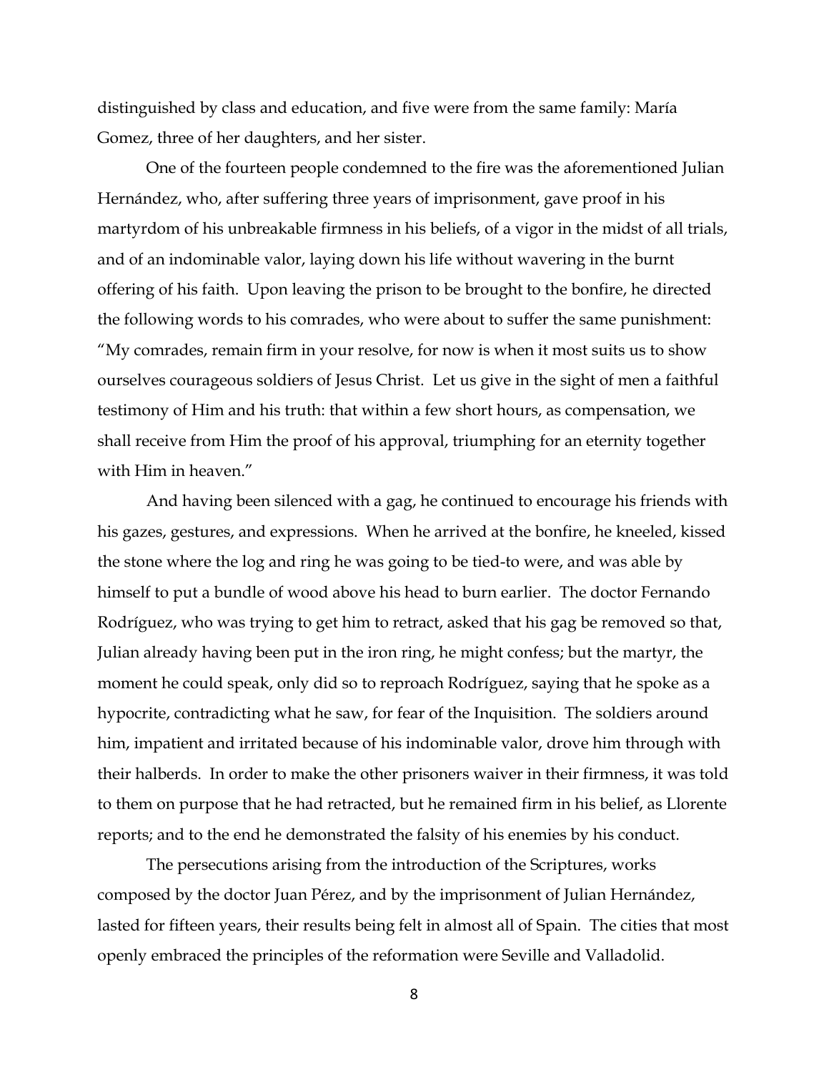distinguished by class and education, and five were from the same family: María Gomez, three of her daughters, and her sister.

One of the fourteen people condemned to the fire was the aforementioned Julian Hernández, who, after suffering three years of imprisonment, gave proof in his martyrdom of his unbreakable firmness in his beliefs, of a vigor in the midst of all trials, and of an indominable valor, laying down his life without wavering in the burnt offering of his faith. Upon leaving the prison to be brought to the bonfire, he directed the following words to his comrades, who were about to suffer the same punishment: "My comrades, remain firm in your resolve, for now is when it most suits us to show ourselves courageous soldiers of Jesus Christ. Let us give in the sight of men a faithful testimony of Him and his truth: that within a few short hours, as compensation, we shall receive from Him the proof of his approval, triumphing for an eternity together with Him in heaven."

And having been silenced with a gag, he continued to encourage his friends with his gazes, gestures, and expressions. When he arrived at the bonfire, he kneeled, kissed the stone where the log and ring he was going to be tied-to were, and was able by himself to put a bundle of wood above his head to burn earlier. The doctor Fernando Rodríguez, who was trying to get him to retract, asked that his gag be removed so that, Julian already having been put in the iron ring, he might confess; but the martyr, the moment he could speak, only did so to reproach Rodríguez, saying that he spoke as a hypocrite, contradicting what he saw, for fear of the Inquisition. The soldiers around him, impatient and irritated because of his indominable valor, drove him through with their halberds. In order to make the other prisoners waiver in their firmness, it was told to them on purpose that he had retracted, but he remained firm in his belief, as Llorente reports; and to the end he demonstrated the falsity of his enemies by his conduct.

The persecutions arising from the introduction of the Scriptures, works composed by the doctor Juan Pérez, and by the imprisonment of Julian Hernández, lasted for fifteen years, their results being felt in almost all of Spain. The cities that most openly embraced the principles of the reformation were Seville and Valladolid.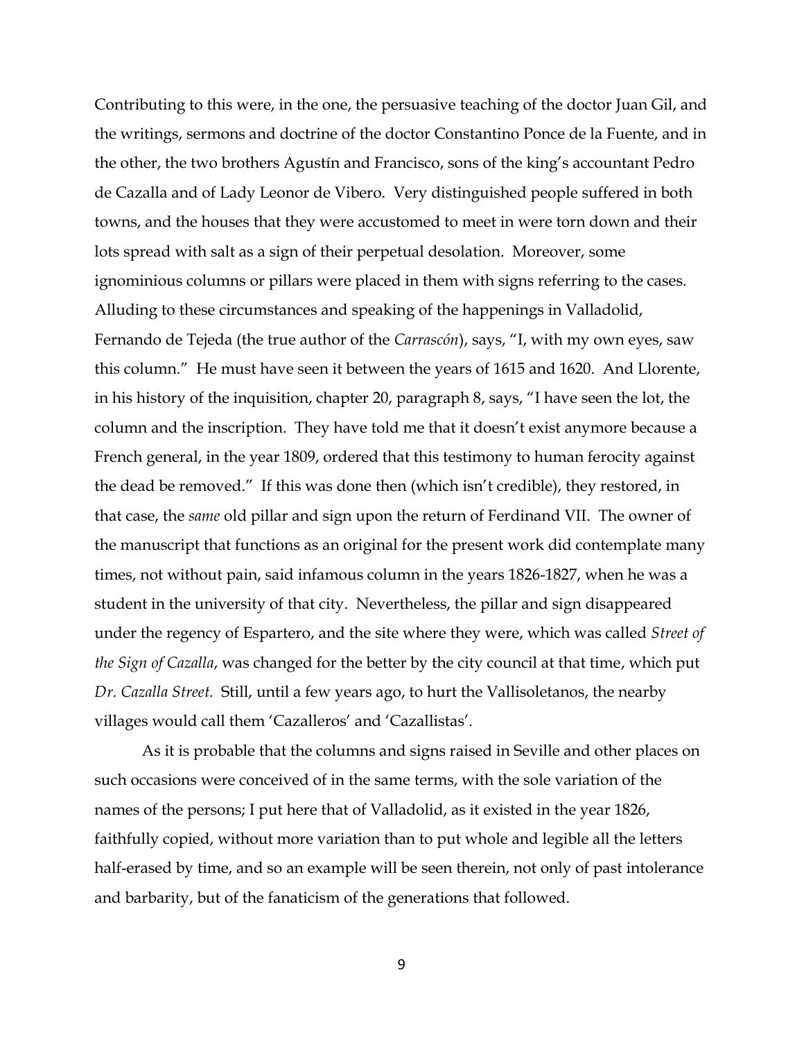Contributing to this were, in the one, the persuasive teaching of the doctor Juan Gil, and the writings, sermons and doctrine of the doctor Constantino Ponce de la Fuente, and in the other, the two brothers Agustín and Francisco, sons of the king's accountant Pedro de Cazalla and of Lady Leonor de Vibero. Very distinguished people suffered in both towns, and the houses that they were accustomed to meet in were torn down and their lots spread with salt as a sign of their perpetual desolation. Moreover, some ignominious columns or pillars were placed in them with signs referring to the cases. Alluding to these circumstances and speaking of the happenings in Valladolid, Fernando de Tejeda (the true author of the *Carrascón*), says, "I, with my own eyes, saw this column." He must have seen it between the years of 1615 and 1620. And Llorente, in his history of the inquisition, chapter 20, paragraph 8, says, "I have seen the lot, the column and the inscription. They have told me that it doesn't exist anymore because a French general, in the year 1809, ordered that this testimony to human ferocity against the dead be removed." If this was done then (which isn't credible), they restored, in that case, the *same* old pillar and sign upon the return of Ferdinand VII. The owner of the manuscript that functions as an original for the present work did contemplate many times, not without pain, said infamous column in the years 1826-1827, when he was a student in the university of that city. Nevertheless, the pillar and sign disappeared under the regency of Espartero, and the site where they were, which was called *Street of the Sign of Cazalla*, was changed for the better by the city council at that time, which put *Dr. Cazalla Street.* Still, until a few years ago, to hurt the Vallisoletanos, the nearby villages would call them 'Cazalleros' and 'Cazallistas'.

As it is probable that the columns and signs raised in Seville and other places on such occasions were conceived of in the same terms, with the sole variation of the names of the persons; I put here that of Valladolid, as it existed in the year 1826, faithfully copied, without more variation than to put whole and legible all the letters half-erased by time, and so an example will be seen therein, not only of past intolerance and barbarity, but of the fanaticism of the generations that followed.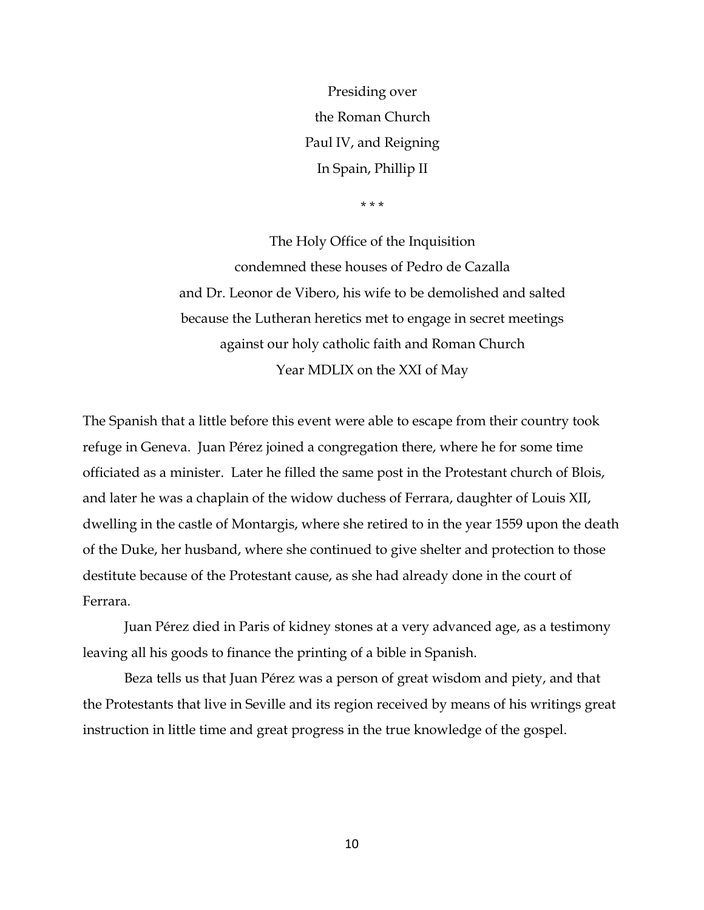Presiding over
the Roman Church
Paul IV, and Reigning
In Spain, Phillip II

\* \* \*

The Holy Office of the Inquisition
condemned these houses of Pedro de Cazalla
and Dr. Leonor de Vibero, his wife to be demolished and salted
because the Lutheran heretics met to engage in secret meetings
against our holy catholic faith and Roman Church
Year MDLIX on the XXI of May

The Spanish that a little before this event were able to escape from their country took refuge in Geneva. Juan Pérez joined a congregation there, where he for some time officiated as a minister. Later he filled the same post in the Protestant church of Blois, and later he was a chaplain of the widow duchess of Ferrara, daughter of Louis XII, dwelling in the castle of Montargis, where she retired to in the year 1559 upon the death of the Duke, her husband, where she continued to give shelter and protection to those destitute because of the Protestant cause, as she had already done in the court of Ferrara.

Juan Pérez died in Paris of kidney stones at a very advanced age, as a testimony leaving all his goods to finance the printing of a bible in Spanish.

Beza tells us that Juan Pérez was a person of great wisdom and piety, and that the Protestants that live in Seville and its region received by means of his writings great instruction in little time and great progress in the true knowledge of the gospel.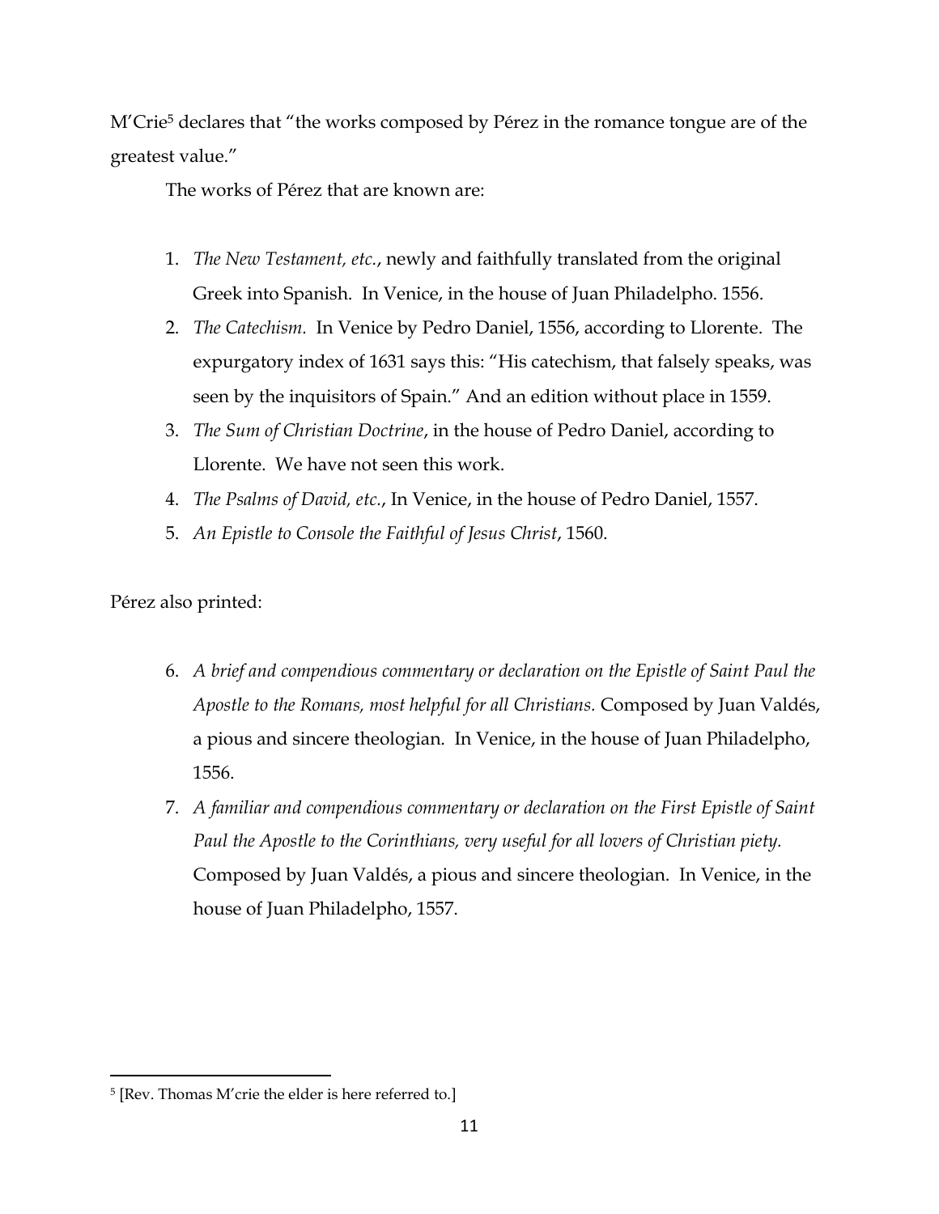M'Crie[5] declares that "the works composed by Pérez in the romance tongue are of the greatest value."

The works of Pérez that are known are:

1. *The New Testament, etc.*, newly and faithfully translated from the original Greek into Spanish. In Venice, in the house of Juan Philadelpho. 1556.
2. *The Catechism.* In Venice by Pedro Daniel, 1556, according to Llorente. The expurgatory index of 1631 says this: "His catechism, that falsely speaks, was seen by the inquisitors of Spain." And an edition without place in 1559.
3. *The Sum of Christian Doctrine*, in the house of Pedro Daniel, according to Llorente. We have not seen this work.
4. *The Psalms of David, etc.*, In Venice, in the house of Pedro Daniel, 1557.
5. *An Epistle to Console the Faithful of Jesus Christ*, 1560.

Pérez also printed:

6. *A brief and compendious commentary or declaration on the Epistle of Saint Paul the Apostle to the Romans, most helpful for all Christians.* Composed by Juan Valdés, a pious and sincere theologian. In Venice, in the house of Juan Philadelpho, 1556.
7. *A familiar and compendious commentary or declaration on the First Epistle of Saint Paul the Apostle to the Corinthians, very useful for all lovers of Christian piety.* Composed by Juan Valdés, a pious and sincere theologian. In Venice, in the house of Juan Philadelpho, 1557.

---

[5] [Rev. Thomas M'crie the elder is here referred to.]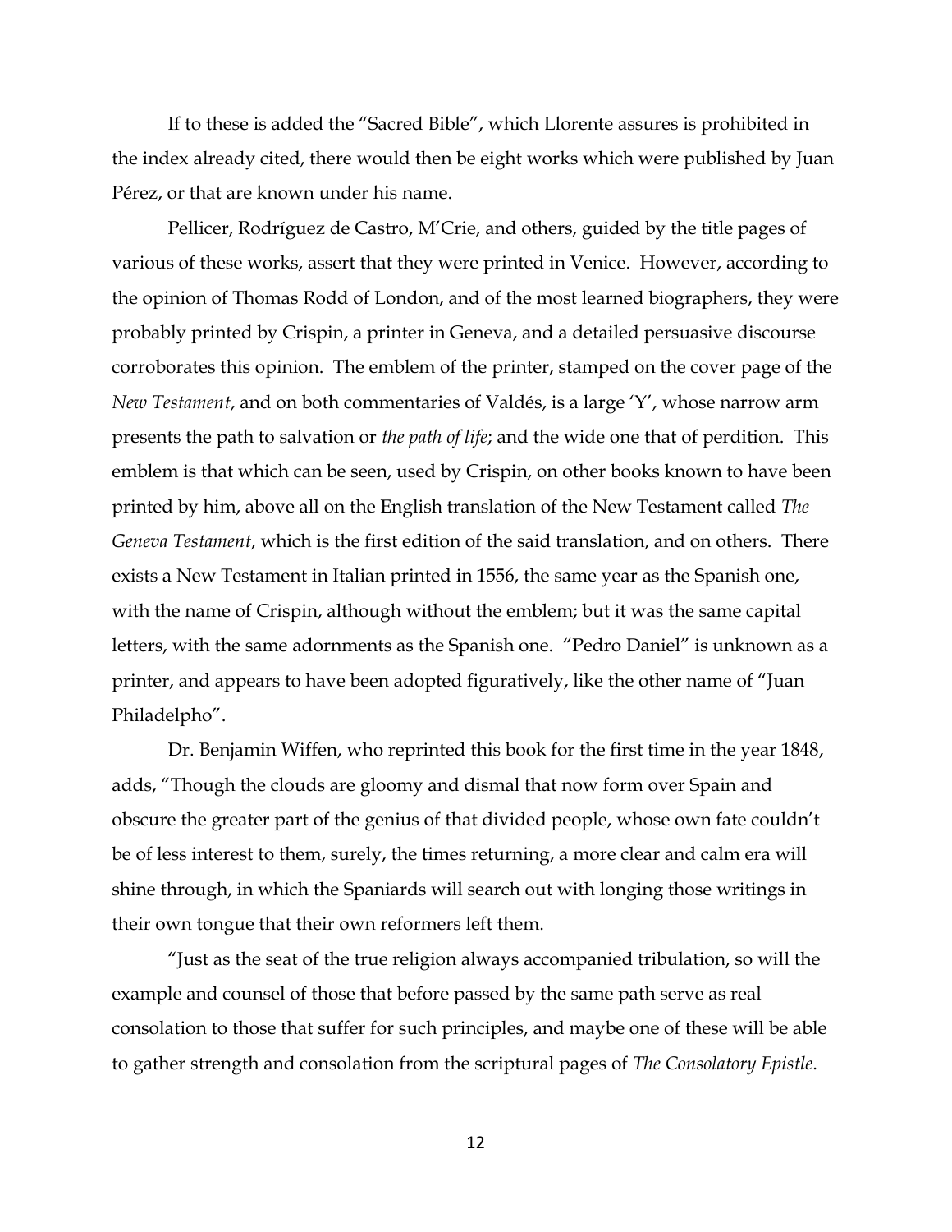If to these is added the "Sacred Bible", which Llorente assures is prohibited in the index already cited, there would then be eight works which were published by Juan Pérez, or that are known under his name.

Pellicer, Rodríguez de Castro, M'Crie, and others, guided by the title pages of various of these works, assert that they were printed in Venice. However, according to the opinion of Thomas Rodd of London, and of the most learned biographers, they were probably printed by Crispin, a printer in Geneva, and a detailed persuasive discourse corroborates this opinion. The emblem of the printer, stamped on the cover page of the *New Testament*, and on both commentaries of Valdés, is a large 'Y', whose narrow arm presents the path to salvation or *the path of life*; and the wide one that of perdition. This emblem is that which can be seen, used by Crispin, on other books known to have been printed by him, above all on the English translation of the New Testament called *The Geneva Testament*, which is the first edition of the said translation, and on others. There exists a New Testament in Italian printed in 1556, the same year as the Spanish one, with the name of Crispin, although without the emblem; but it was the same capital letters, with the same adornments as the Spanish one. "Pedro Daniel" is unknown as a printer, and appears to have been adopted figuratively, like the other name of "Juan Philadelpho".

Dr. Benjamin Wiffen, who reprinted this book for the first time in the year 1848, adds, "Though the clouds are gloomy and dismal that now form over Spain and obscure the greater part of the genius of that divided people, whose own fate couldn't be of less interest to them, surely, the times returning, a more clear and calm era will shine through, in which the Spaniards will search out with longing those writings in their own tongue that their own reformers left them.

"Just as the seat of the true religion always accompanied tribulation, so will the example and counsel of those that before passed by the same path serve as real consolation to those that suffer for such principles, and maybe one of these will be able to gather strength and consolation from the scriptural pages of *The Consolatory Epistle*.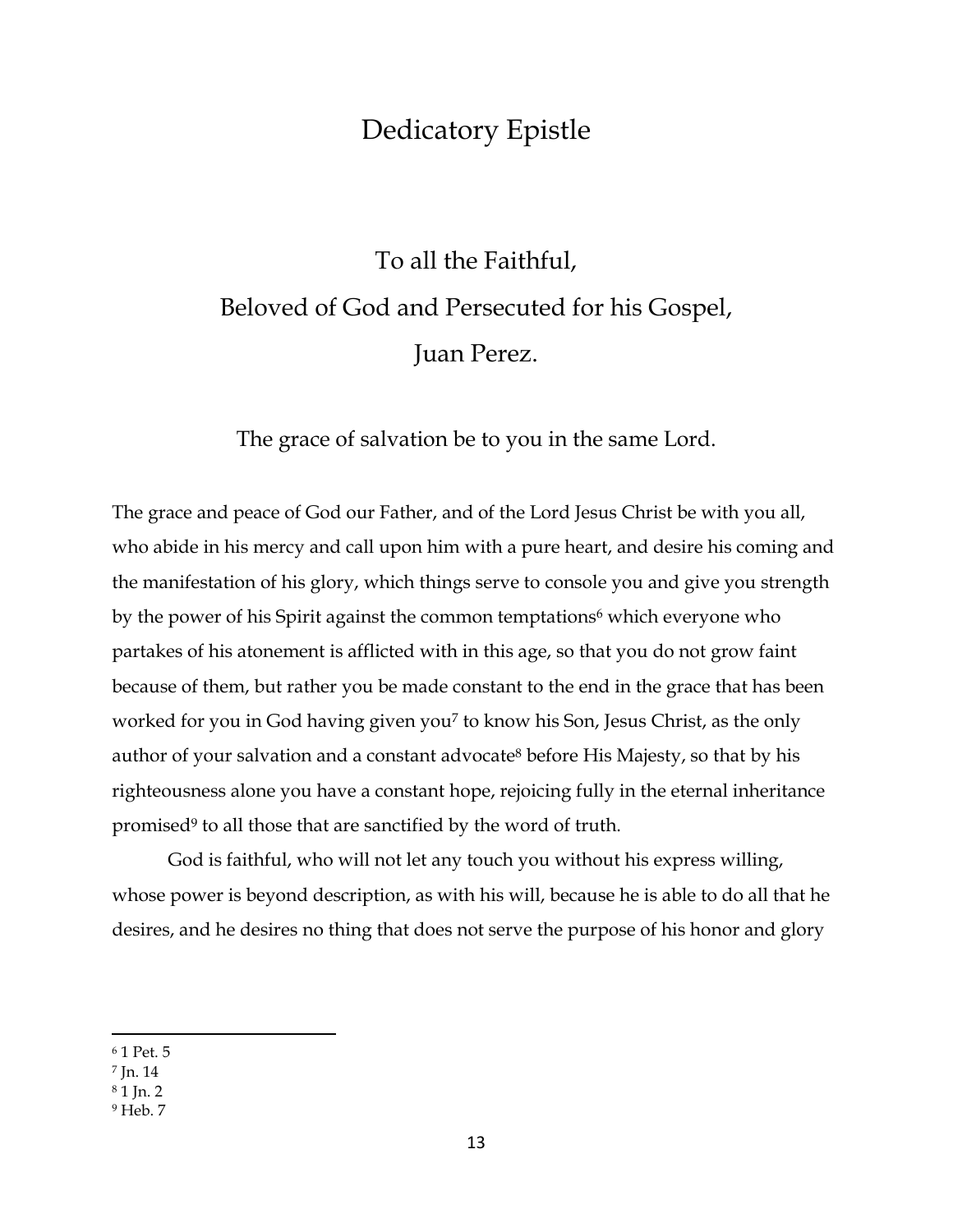# Dedicatory Epistle

## To all the Faithful,
## Beloved of God and Persecuted for his Gospel,
## Juan Perez.

The grace of salvation be to you in the same Lord.

The grace and peace of God our Father, and of the Lord Jesus Christ be with you all, who abide in his mercy and call upon him with a pure heart, and desire his coming and the manifestation of his glory, which things serve to console you and give you strength by the power of his Spirit against the common temptations[6] which everyone who partakes of his atonement is afflicted with in this age, so that you do not grow faint because of them, but rather you be made constant to the end in the grace that has been worked for you in God having given you[7] to know his Son, Jesus Christ, as the only author of your salvation and a constant advocate[8] before His Majesty, so that by his righteousness alone you have a constant hope, rejoicing fully in the eternal inheritance promised[9] to all those that are sanctified by the word of truth.

God is faithful, who will not let any touch you without his express willing, whose power is beyond description, as with his will, because he is able to do all that he desires, and he desires no thing that does not serve the purpose of his honor and glory

---

[6] 1 Pet. 5
[7] Jn. 14
[8] 1 Jn. 2
[9] Heb. 7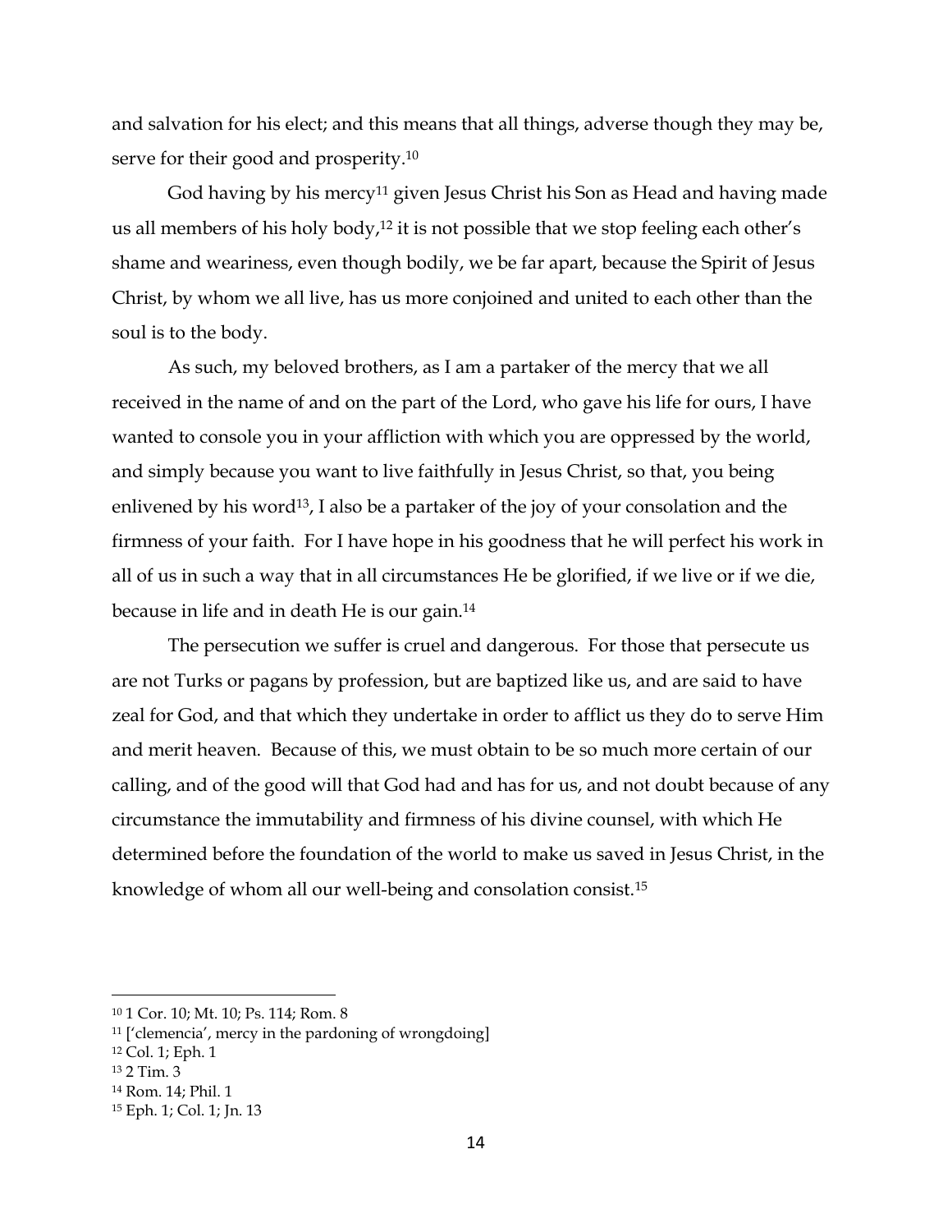and salvation for his elect; and this means that all things, adverse though they may be, serve for their good and prosperity.[10]

God having by his mercy[11] given Jesus Christ his Son as Head and having made us all members of his holy body,[12] it is not possible that we stop feeling each other's shame and weariness, even though bodily, we be far apart, because the Spirit of Jesus Christ, by whom we all live, has us more conjoined and united to each other than the soul is to the body.

As such, my beloved brothers, as I am a partaker of the mercy that we all received in the name of and on the part of the Lord, who gave his life for ours, I have wanted to console you in your affliction with which you are oppressed by the world, and simply because you want to live faithfully in Jesus Christ, so that, you being enlivened by his word[13], I also be a partaker of the joy of your consolation and the firmness of your faith. For I have hope in his goodness that he will perfect his work in all of us in such a way that in all circumstances He be glorified, if we live or if we die, because in life and in death He is our gain.[14]

The persecution we suffer is cruel and dangerous. For those that persecute us are not Turks or pagans by profession, but are baptized like us, and are said to have zeal for God, and that which they undertake in order to afflict us they do to serve Him and merit heaven. Because of this, we must obtain to be so much more certain of our calling, and of the good will that God had and has for us, and not doubt because of any circumstance the immutability and firmness of his divine counsel, with which He determined before the foundation of the world to make us saved in Jesus Christ, in the knowledge of whom all our well-being and consolation consist.[15]

---

[10] 1 Cor. 10; Mt. 10; Ps. 114; Rom. 8

[11] ['clemencia', mercy in the pardoning of wrongdoing]

[12] Col. 1; Eph. 1

[13] 2 Tim. 3

[14] Rom. 14; Phil. 1

[15] Eph. 1; Col. 1; Jn. 13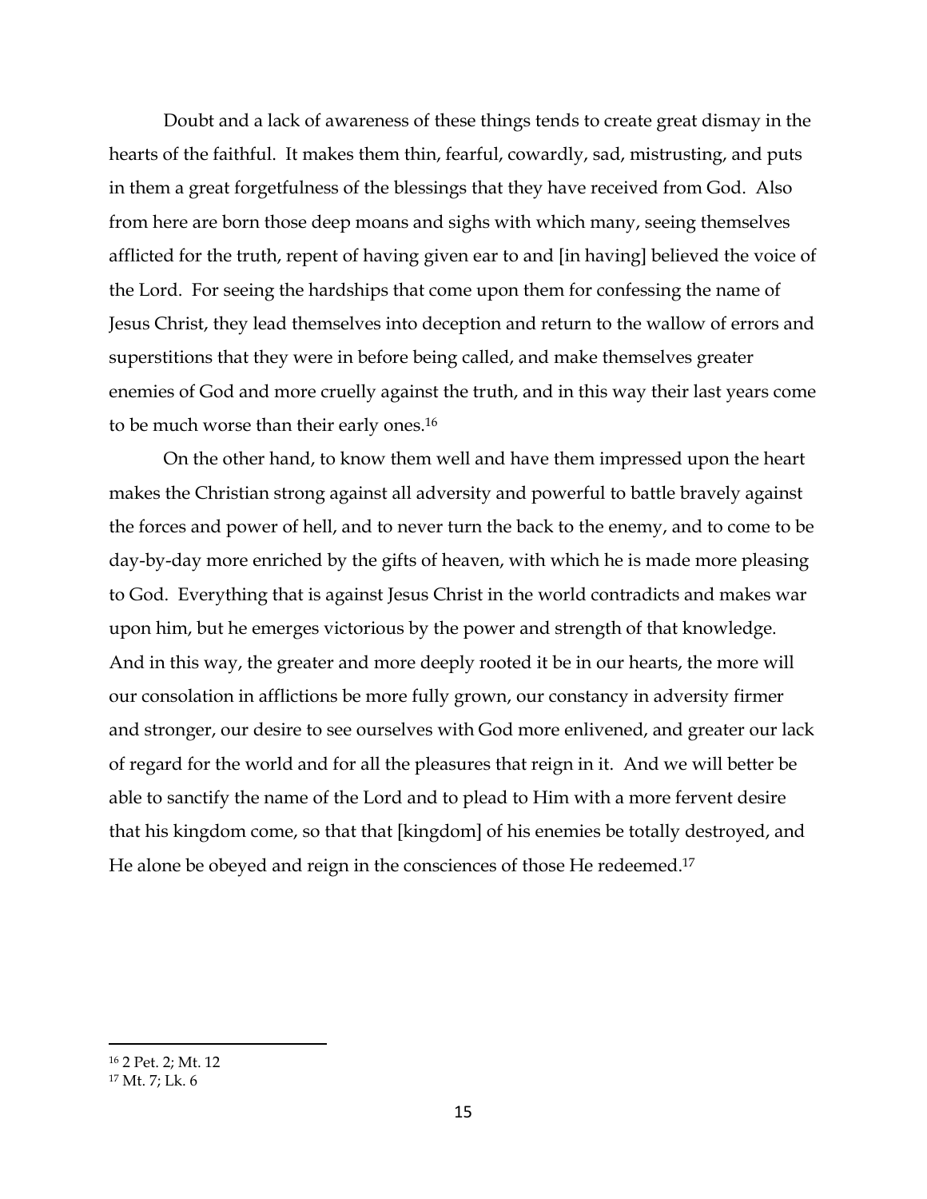Doubt and a lack of awareness of these things tends to create great dismay in the hearts of the faithful. It makes them thin, fearful, cowardly, sad, mistrusting, and puts in them a great forgetfulness of the blessings that they have received from God. Also from here are born those deep moans and sighs with which many, seeing themselves afflicted for the truth, repent of having given ear to and [in having] believed the voice of the Lord. For seeing the hardships that come upon them for confessing the name of Jesus Christ, they lead themselves into deception and return to the wallow of errors and superstitions that they were in before being called, and make themselves greater enemies of God and more cruelly against the truth, and in this way their last years come to be much worse than their early ones.[16]

On the other hand, to know them well and have them impressed upon the heart makes the Christian strong against all adversity and powerful to battle bravely against the forces and power of hell, and to never turn the back to the enemy, and to come to be day-by-day more enriched by the gifts of heaven, with which he is made more pleasing to God. Everything that is against Jesus Christ in the world contradicts and makes war upon him, but he emerges victorious by the power and strength of that knowledge. And in this way, the greater and more deeply rooted it be in our hearts, the more will our consolation in afflictions be more fully grown, our constancy in adversity firmer and stronger, our desire to see ourselves with God more enlivened, and greater our lack of regard for the world and for all the pleasures that reign in it. And we will better be able to sanctify the name of the Lord and to plead to Him with a more fervent desire that his kingdom come, so that that [kingdom] of his enemies be totally destroyed, and He alone be obeyed and reign in the consciences of those He redeemed.[17]

---

[16] 2 Pet. 2; Mt. 12

[17] Mt. 7; Lk. 6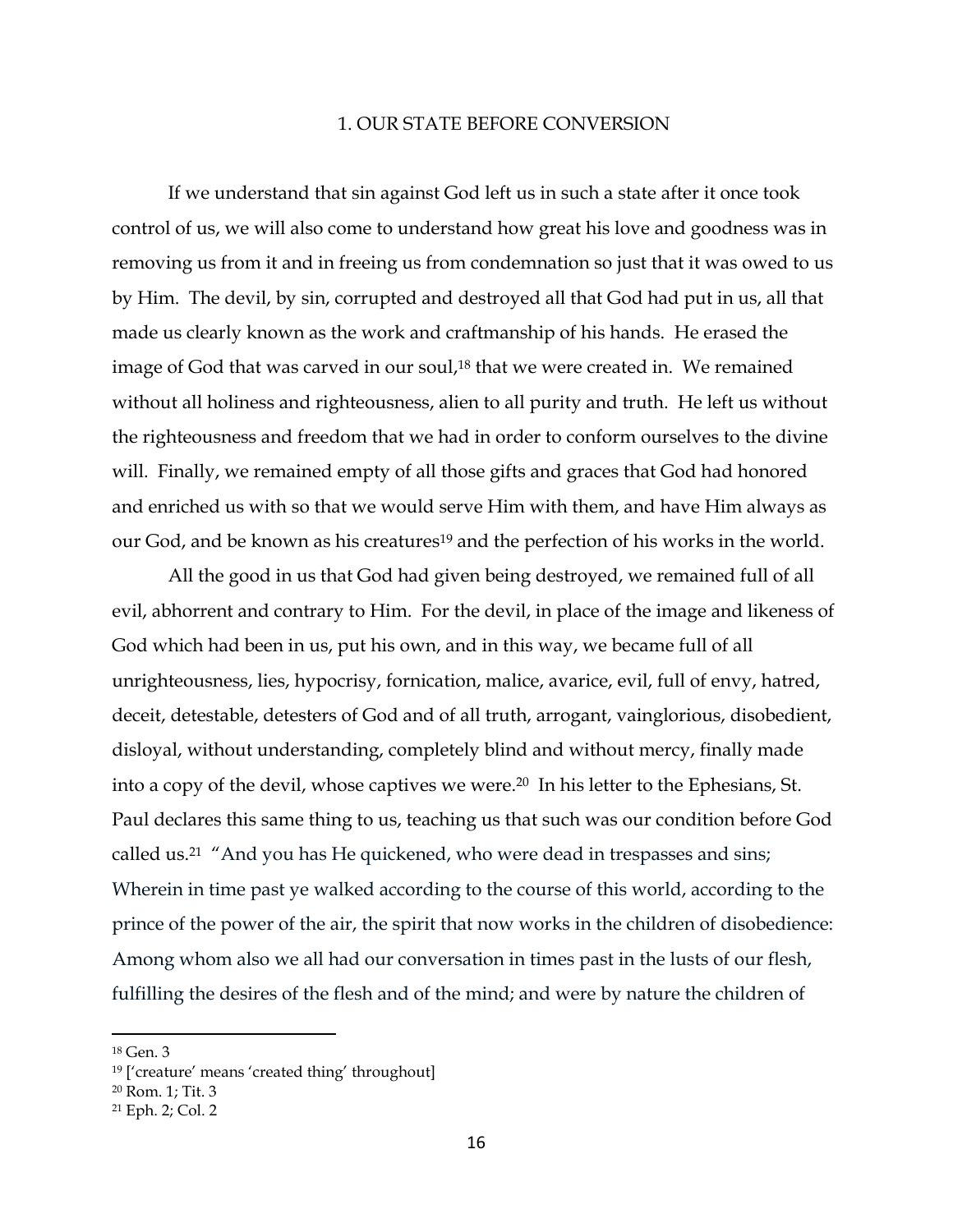## 1. OUR STATE BEFORE CONVERSION

If we understand that sin against God left us in such a state after it once took control of us, we will also come to understand how great his love and goodness was in removing us from it and in freeing us from condemnation so just that it was owed to us by Him. The devil, by sin, corrupted and destroyed all that God had put in us, all that made us clearly known as the work and craftmanship of his hands. He erased the image of God that was carved in our soul,[18] that we were created in. We remained without all holiness and righteousness, alien to all purity and truth. He left us without the righteousness and freedom that we had in order to conform ourselves to the divine will. Finally, we remained empty of all those gifts and graces that God had honored and enriched us with so that we would serve Him with them, and have Him always as our God, and be known as his creatures[19] and the perfection of his works in the world.

All the good in us that God had given being destroyed, we remained full of all evil, abhorrent and contrary to Him. For the devil, in place of the image and likeness of God which had been in us, put his own, and in this way, we became full of all unrighteousness, lies, hypocrisy, fornication, malice, avarice, evil, full of envy, hatred, deceit, detestable, detesters of God and of all truth, arrogant, vainglorious, disobedient, disloyal, without understanding, completely blind and without mercy, finally made into a copy of the devil, whose captives we were.[20] In his letter to the Ephesians, St. Paul declares this same thing to us, teaching us that such was our condition before God called us.[21] "And you has He quickened, who were dead in trespasses and sins; Wherein in time past ye walked according to the course of this world, according to the prince of the power of the air, the spirit that now works in the children of disobedience: Among whom also we all had our conversation in times past in the lusts of our flesh, fulfilling the desires of the flesh and of the mind; and were by nature the children of

---

[18] Gen. 3

[19] ['creature' means 'created thing' throughout]

[20] Rom. 1; Tit. 3

[21] Eph. 2; Col. 2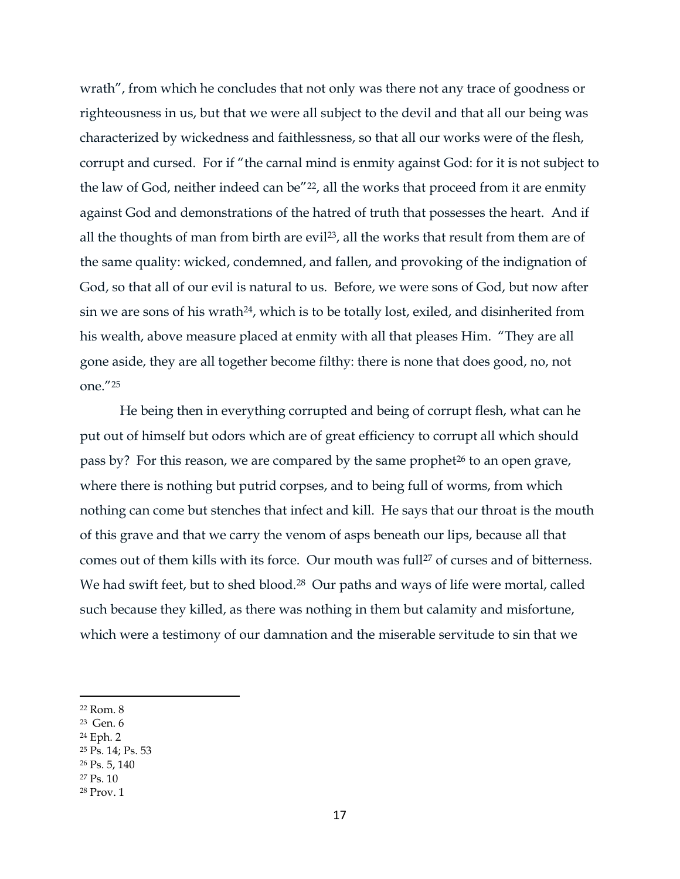wrath", from which he concludes that not only was there not any trace of goodness or righteousness in us, but that we were all subject to the devil and that all our being was characterized by wickedness and faithlessness, so that all our works were of the flesh, corrupt and cursed. For if "the carnal mind is enmity against God: for it is not subject to the law of God, neither indeed can be"[22], all the works that proceed from it are enmity against God and demonstrations of the hatred of truth that possesses the heart. And if all the thoughts of man from birth are evil[23], all the works that result from them are of the same quality: wicked, condemned, and fallen, and provoking of the indignation of God, so that all of our evil is natural to us. Before, we were sons of God, but now after sin we are sons of his wrath[24], which is to be totally lost, exiled, and disinherited from his wealth, above measure placed at enmity with all that pleases Him. "They are all gone aside, they are all together become filthy: there is none that does good, no, not one."[25]

He being then in everything corrupted and being of corrupt flesh, what can he put out of himself but odors which are of great efficiency to corrupt all which should pass by? For this reason, we are compared by the same prophet[26] to an open grave, where there is nothing but putrid corpses, and to being full of worms, from which nothing can come but stenches that infect and kill. He says that our throat is the mouth of this grave and that we carry the venom of asps beneath our lips, because all that comes out of them kills with its force. Our mouth was full[27] of curses and of bitterness. We had swift feet, but to shed blood.[28] Our paths and ways of life were mortal, called such because they killed, as there was nothing in them but calamity and misfortune, which were a testimony of our damnation and the miserable servitude to sin that we

---

[22] Rom. 8

[23] Gen. 6

[24] Eph. 2

[25] Ps. 14; Ps. 53

[26] Ps. 5, 140

[27] Ps. 10

[28] Prov. 1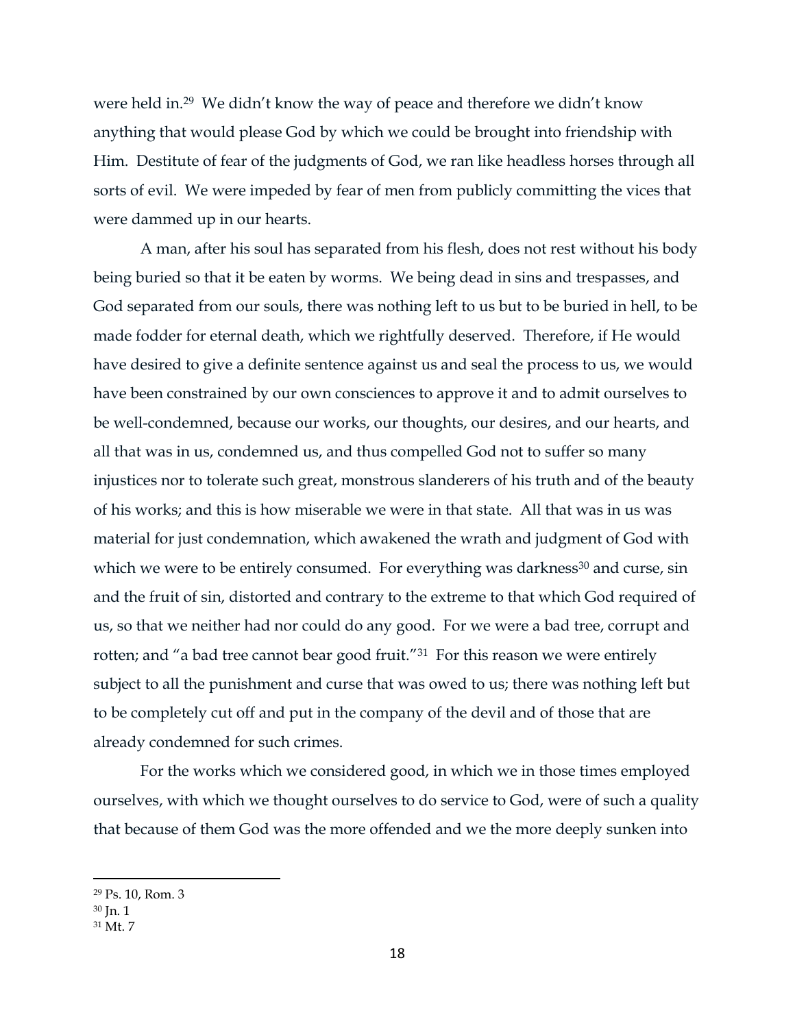were held in.[29] We didn't know the way of peace and therefore we didn't know anything that would please God by which we could be brought into friendship with Him. Destitute of fear of the judgments of God, we ran like headless horses through all sorts of evil. We were impeded by fear of men from publicly committing the vices that were dammed up in our hearts.

A man, after his soul has separated from his flesh, does not rest without his body being buried so that it be eaten by worms. We being dead in sins and trespasses, and God separated from our souls, there was nothing left to us but to be buried in hell, to be made fodder for eternal death, which we rightfully deserved. Therefore, if He would have desired to give a definite sentence against us and seal the process to us, we would have been constrained by our own consciences to approve it and to admit ourselves to be well-condemned, because our works, our thoughts, our desires, and our hearts, and all that was in us, condemned us, and thus compelled God not to suffer so many injustices nor to tolerate such great, monstrous slanderers of his truth and of the beauty of his works; and this is how miserable we were in that state. All that was in us was material for just condemnation, which awakened the wrath and judgment of God with which we were to be entirely consumed. For everything was darkness[30] and curse, sin and the fruit of sin, distorted and contrary to the extreme to that which God required of us, so that we neither had nor could do any good. For we were a bad tree, corrupt and rotten; and "a bad tree cannot bear good fruit."[31] For this reason we were entirely subject to all the punishment and curse that was owed to us; there was nothing left but to be completely cut off and put in the company of the devil and of those that are already condemned for such crimes.

For the works which we considered good, in which we in those times employed ourselves, with which we thought ourselves to do service to God, were of such a quality that because of them God was the more offended and we the more deeply sunken into

---

[29] Ps. 10, Rom. 3

[30] Jn. 1

[31] Mt. 7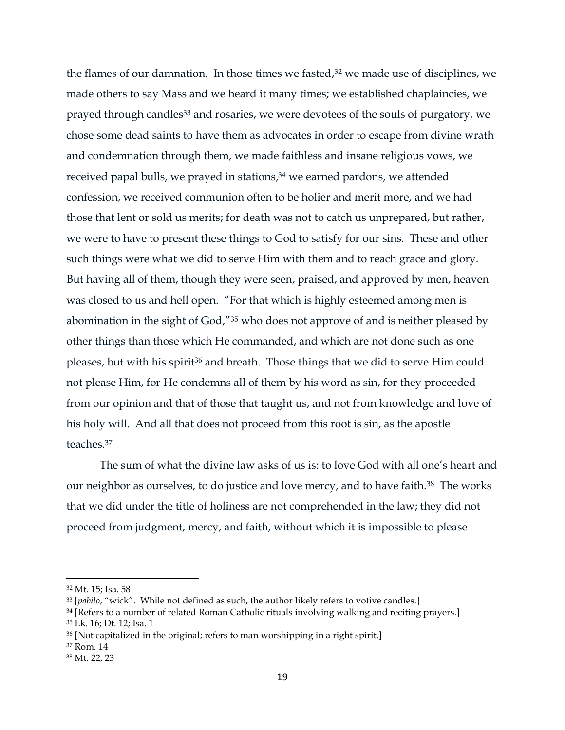the flames of our damnation. In those times we fasted,[32] we made use of disciplines, we made others to say Mass and we heard it many times; we established chaplaincies, we prayed through candles[33] and rosaries, we were devotees of the souls of purgatory, we chose some dead saints to have them as advocates in order to escape from divine wrath and condemnation through them, we made faithless and insane religious vows, we received papal bulls, we prayed in stations,[34] we earned pardons, we attended confession, we received communion often to be holier and merit more, and we had those that lent or sold us merits; for death was not to catch us unprepared, but rather, we were to have to present these things to God to satisfy for our sins. These and other such things were what we did to serve Him with them and to reach grace and glory. But having all of them, though they were seen, praised, and approved by men, heaven was closed to us and hell open. "For that which is highly esteemed among men is abomination in the sight of God,"[35] who does not approve of and is neither pleased by other things than those which He commanded, and which are not done such as one pleases, but with his spirit[36] and breath. Those things that we did to serve Him could not please Him, for He condemns all of them by his word as sin, for they proceeded from our opinion and that of those that taught us, and not from knowledge and love of his holy will. And all that does not proceed from this root is sin, as the apostle teaches.[37]

The sum of what the divine law asks of us is: to love God with all one's heart and our neighbor as ourselves, to do justice and love mercy, and to have faith.[38] The works that we did under the title of holiness are not comprehended in the law; they did not proceed from judgment, mercy, and faith, without which it is impossible to please

---

[32] Mt. 15; Isa. 58

[33] [*pabilo*, "wick". While not defined as such, the author likely refers to votive candles.]

[34] [Refers to a number of related Roman Catholic rituals involving walking and reciting prayers.]

[35] Lk. 16; Dt. 12; Isa. 1

[36] [Not capitalized in the original; refers to man worshipping in a right spirit.]

[37] Rom. 14

[38] Mt. 22, 23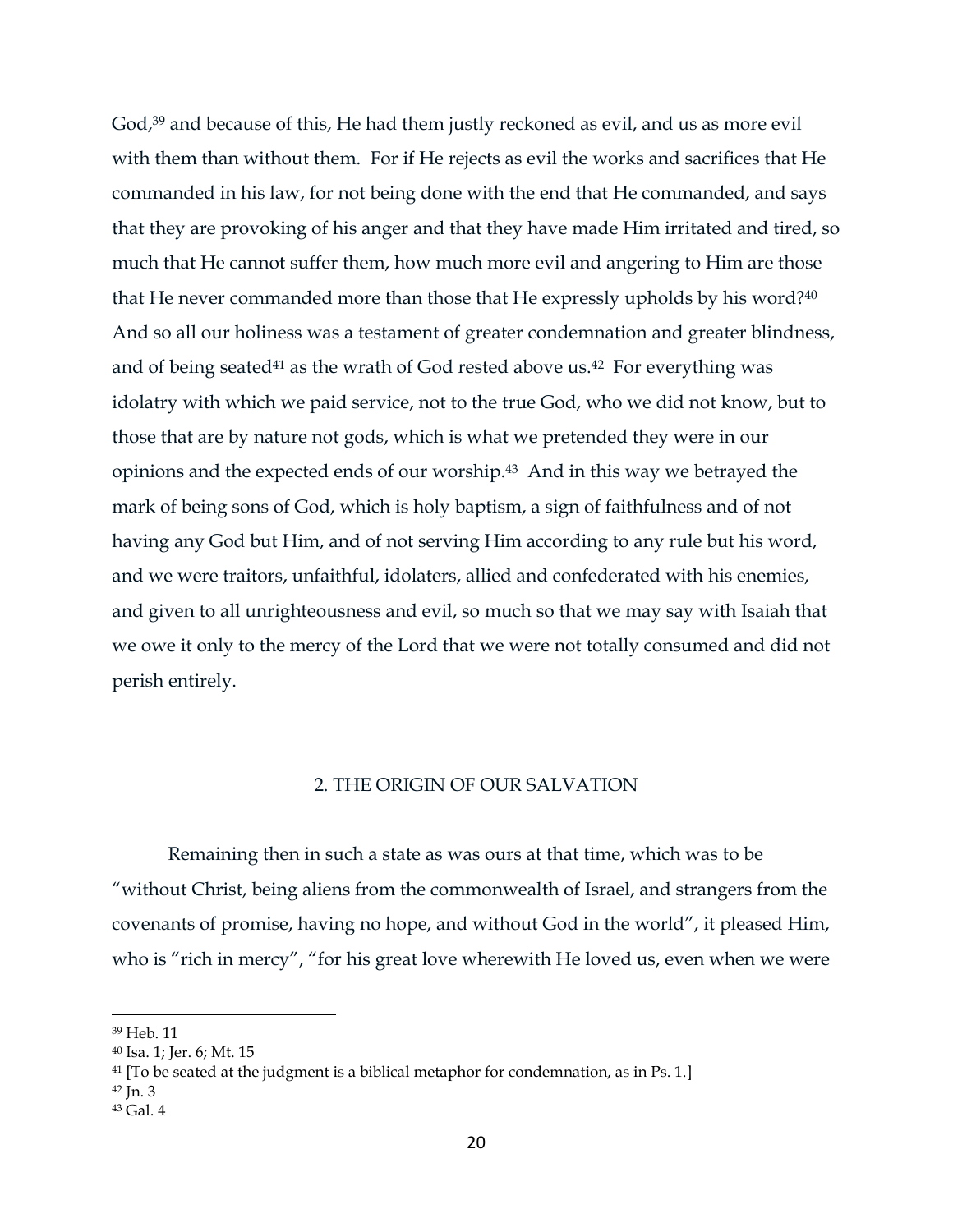God,[39] and because of this, He had them justly reckoned as evil, and us as more evil with them than without them. For if He rejects as evil the works and sacrifices that He commanded in his law, for not being done with the end that He commanded, and says that they are provoking of his anger and that they have made Him irritated and tired, so much that He cannot suffer them, how much more evil and angering to Him are those that He never commanded more than those that He expressly upholds by his word?[40] And so all our holiness was a testament of greater condemnation and greater blindness, and of being seated[41] as the wrath of God rested above us.[42] For everything was idolatry with which we paid service, not to the true God, who we did not know, but to those that are by nature not gods, which is what we pretended they were in our opinions and the expected ends of our worship.[43] And in this way we betrayed the mark of being sons of God, which is holy baptism, a sign of faithfulness and of not having any God but Him, and of not serving Him according to any rule but his word, and we were traitors, unfaithful, idolaters, allied and confederated with his enemies, and given to all unrighteousness and evil, so much so that we may say with Isaiah that we owe it only to the mercy of the Lord that we were not totally consumed and did not perish entirely.

## 2. THE ORIGIN OF OUR SALVATION

Remaining then in such a state as was ours at that time, which was to be "without Christ, being aliens from the commonwealth of Israel, and strangers from the covenants of promise, having no hope, and without God in the world", it pleased Him, who is "rich in mercy", "for his great love wherewith He loved us, even when we were

---

[39] Heb. 11

[40] Isa. 1; Jer. 6; Mt. 15

[41] [To be seated at the judgment is a biblical metaphor for condemnation, as in Ps. 1.]

[42] Jn. 3

[43] Gal. 4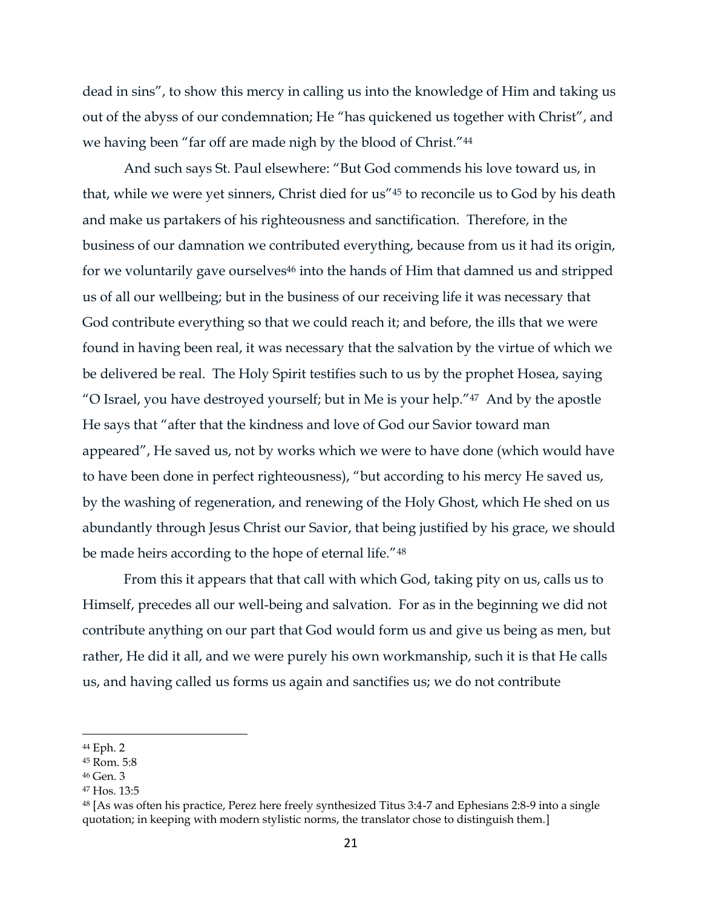dead in sins", to show this mercy in calling us into the knowledge of Him and taking us out of the abyss of our condemnation; He "has quickened us together with Christ", and we having been "far off are made nigh by the blood of Christ."[44]

And such says St. Paul elsewhere: "But God commends his love toward us, in that, while we were yet sinners, Christ died for us"[45] to reconcile us to God by his death and make us partakers of his righteousness and sanctification. Therefore, in the business of our damnation we contributed everything, because from us it had its origin, for we voluntarily gave ourselves[46] into the hands of Him that damned us and stripped us of all our wellbeing; but in the business of our receiving life it was necessary that God contribute everything so that we could reach it; and before, the ills that we were found in having been real, it was necessary that the salvation by the virtue of which we be delivered be real. The Holy Spirit testifies such to us by the prophet Hosea, saying "O Israel, you have destroyed yourself; but in Me is your help."[47] And by the apostle He says that "after that the kindness and love of God our Savior toward man appeared", He saved us, not by works which we were to have done (which would have to have been done in perfect righteousness), "but according to his mercy He saved us, by the washing of regeneration, and renewing of the Holy Ghost, which He shed on us abundantly through Jesus Christ our Savior, that being justified by his grace, we should be made heirs according to the hope of eternal life."[48]

From this it appears that that call with which God, taking pity on us, calls us to Himself, precedes all our well-being and salvation. For as in the beginning we did not contribute anything on our part that God would form us and give us being as men, but rather, He did it all, and we were purely his own workmanship, such it is that He calls us, and having called us forms us again and sanctifies us; we do not contribute

---

[44] Eph. 2

[45] Rom. 5:8

[46] Gen. 3

[47] Hos. 13:5

[48] [As was often his practice, Perez here freely synthesized Titus 3:4-7 and Ephesians 2:8-9 into a single quotation; in keeping with modern stylistic norms, the translator chose to distinguish them.]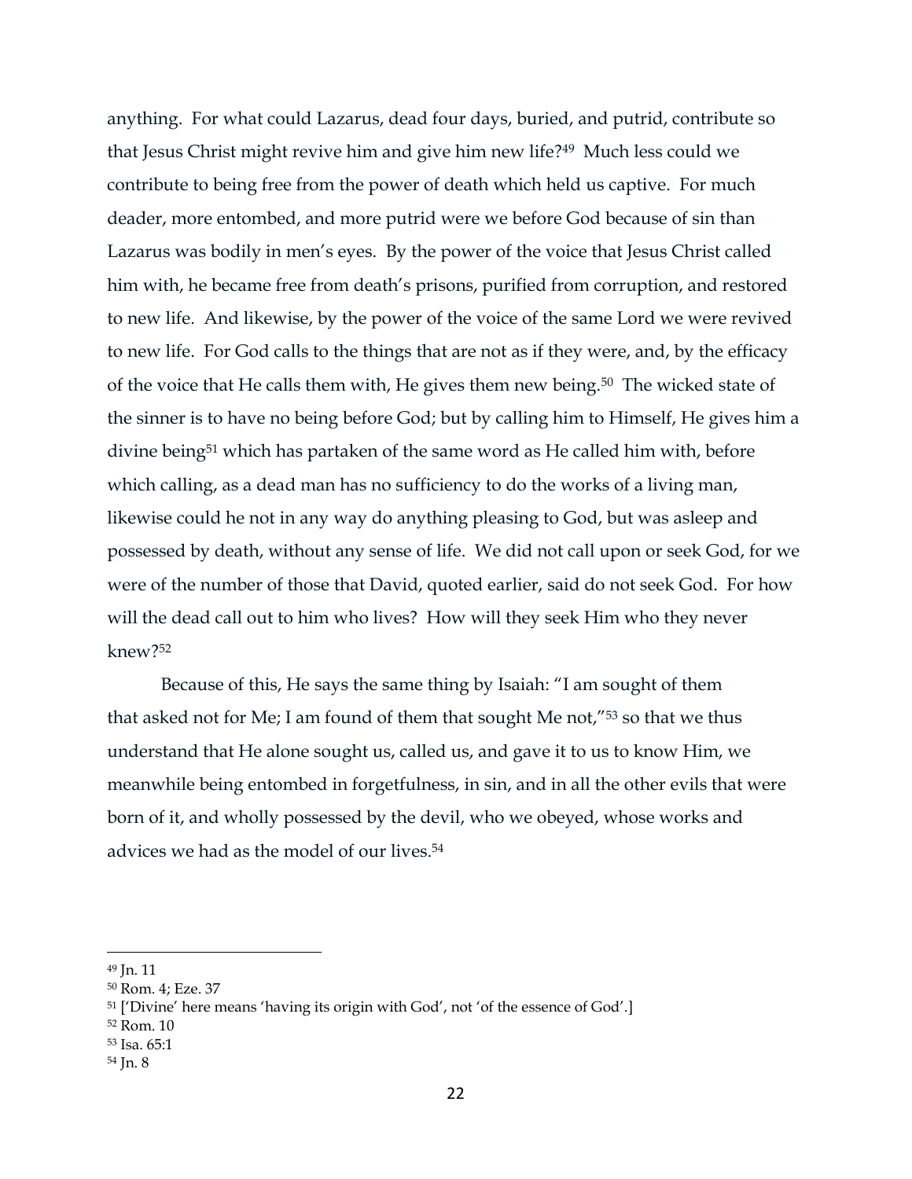anything. For what could Lazarus, dead four days, buried, and putrid, contribute so that Jesus Christ might revive him and give him new life?[49] Much less could we contribute to being free from the power of death which held us captive. For much deader, more entombed, and more putrid were we before God because of sin than Lazarus was bodily in men's eyes. By the power of the voice that Jesus Christ called him with, he became free from death's prisons, purified from corruption, and restored to new life. And likewise, by the power of the voice of the same Lord we were revived to new life. For God calls to the things that are not as if they were, and, by the efficacy of the voice that He calls them with, He gives them new being.[50] The wicked state of the sinner is to have no being before God; but by calling him to Himself, He gives him a divine being[51] which has partaken of the same word as He called him with, before which calling, as a dead man has no sufficiency to do the works of a living man, likewise could he not in any way do anything pleasing to God, but was asleep and possessed by death, without any sense of life. We did not call upon or seek God, for we were of the number of those that David, quoted earlier, said do not seek God. For how will the dead call out to him who lives? How will they seek Him who they never knew?[52]

Because of this, He says the same thing by Isaiah: "I am sought of them that asked not for Me; I am found of them that sought Me not,"[53] so that we thus understand that He alone sought us, called us, and gave it to us to know Him, we meanwhile being entombed in forgetfulness, in sin, and in all the other evils that were born of it, and wholly possessed by the devil, who we obeyed, whose works and advices we had as the model of our lives.[54]

---

[49] Jn. 11

[50] Rom. 4; Eze. 37

[51] ['Divine' here means 'having its origin with God', not 'of the essence of God'.]

[52] Rom. 10

[53] Isa. 65:1

[54] Jn. 8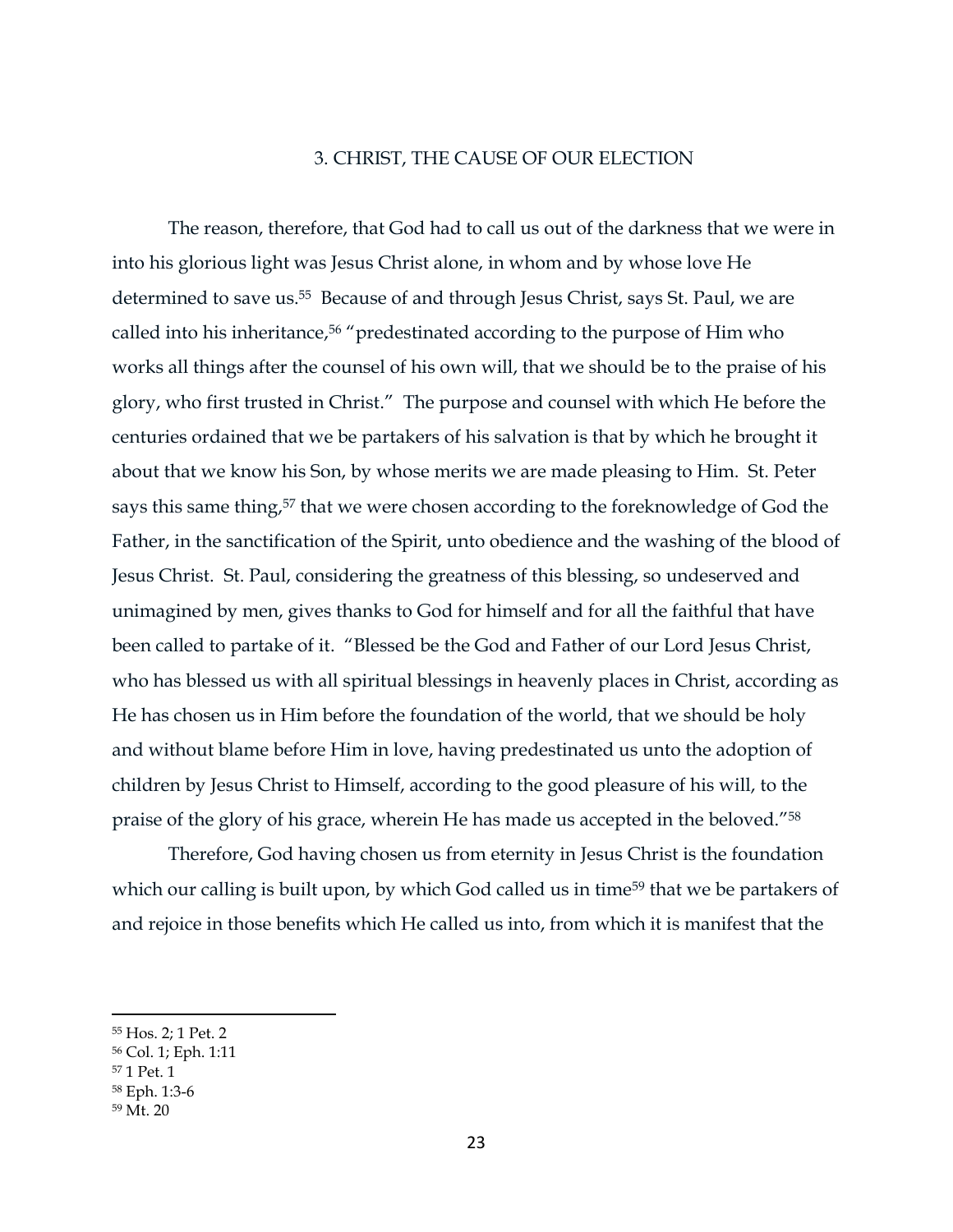## 3. CHRIST, THE CAUSE OF OUR ELECTION

The reason, therefore, that God had to call us out of the darkness that we were in into his glorious light was Jesus Christ alone, in whom and by whose love He determined to save us.[55] Because of and through Jesus Christ, says St. Paul, we are called into his inheritance,[56] "predestinated according to the purpose of Him who works all things after the counsel of his own will, that we should be to the praise of his glory, who first trusted in Christ." The purpose and counsel with which He before the centuries ordained that we be partakers of his salvation is that by which he brought it about that we know his Son, by whose merits we are made pleasing to Him. St. Peter says this same thing,[57] that we were chosen according to the foreknowledge of God the Father, in the sanctification of the Spirit, unto obedience and the washing of the blood of Jesus Christ. St. Paul, considering the greatness of this blessing, so undeserved and unimagined by men, gives thanks to God for himself and for all the faithful that have been called to partake of it. "Blessed be the God and Father of our Lord Jesus Christ, who has blessed us with all spiritual blessings in heavenly places in Christ, according as He has chosen us in Him before the foundation of the world, that we should be holy and without blame before Him in love, having predestinated us unto the adoption of children by Jesus Christ to Himself, according to the good pleasure of his will, to the praise of the glory of his grace, wherein He has made us accepted in the beloved."[58]

Therefore, God having chosen us from eternity in Jesus Christ is the foundation which our calling is built upon, by which God called us in time[59] that we be partakers of and rejoice in those benefits which He called us into, from which it is manifest that the

---

[55] Hos. 2; 1 Pet. 2

[56] Col. 1; Eph. 1:11

[57] 1 Pet. 1

[58] Eph. 1:3-6

[59] Mt. 20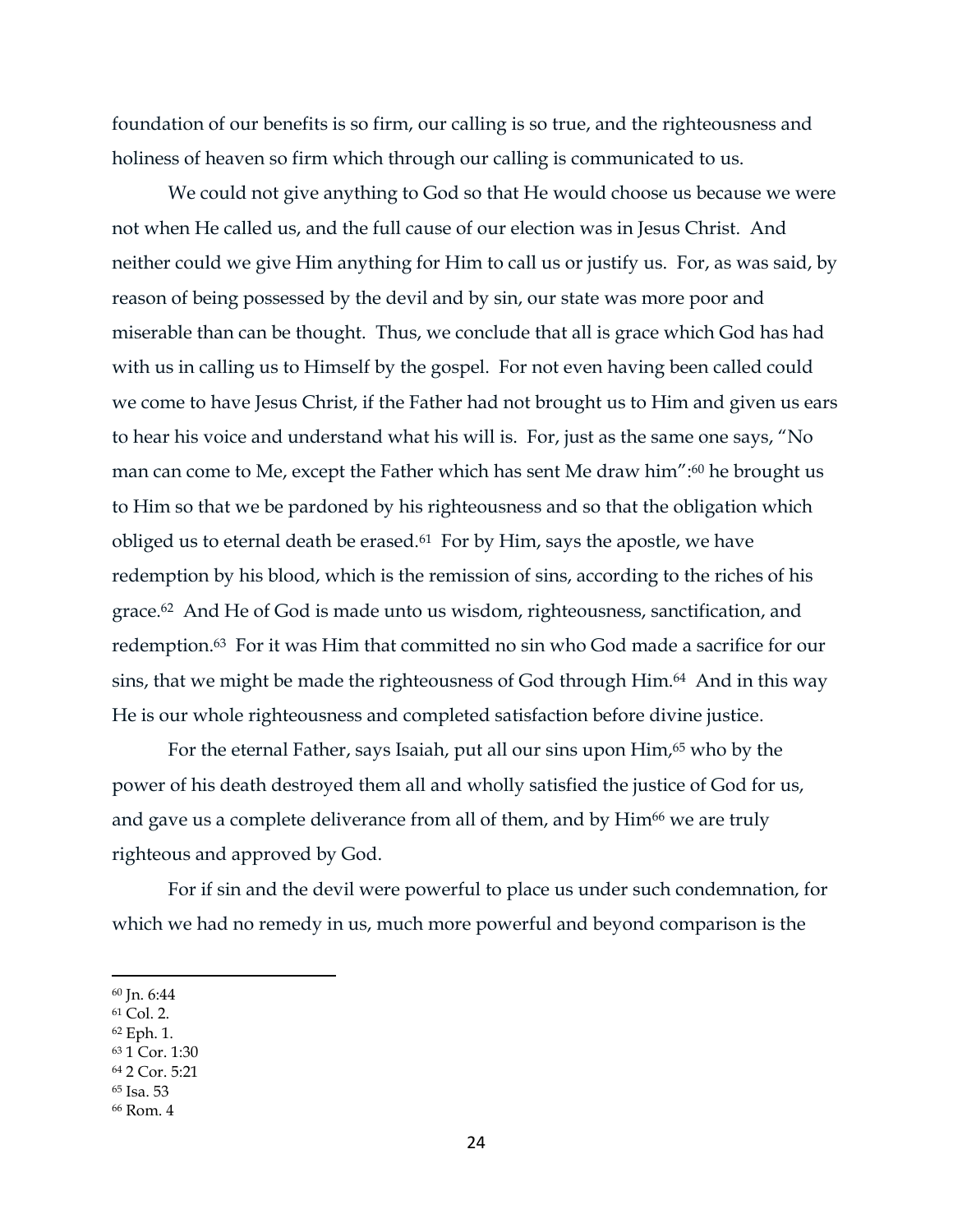foundation of our benefits is so firm, our calling is so true, and the righteousness and holiness of heaven so firm which through our calling is communicated to us.

We could not give anything to God so that He would choose us because we were not when He called us, and the full cause of our election was in Jesus Christ. And neither could we give Him anything for Him to call us or justify us. For, as was said, by reason of being possessed by the devil and by sin, our state was more poor and miserable than can be thought. Thus, we conclude that all is grace which God has had with us in calling us to Himself by the gospel. For not even having been called could we come to have Jesus Christ, if the Father had not brought us to Him and given us ears to hear his voice and understand what his will is. For, just as the same one says, "No man can come to Me, except the Father which has sent Me draw him":[60] he brought us to Him so that we be pardoned by his righteousness and so that the obligation which obliged us to eternal death be erased.[61] For by Him, says the apostle, we have redemption by his blood, which is the remission of sins, according to the riches of his grace.[62] And He of God is made unto us wisdom, righteousness, sanctification, and redemption.[63] For it was Him that committed no sin who God made a sacrifice for our sins, that we might be made the righteousness of God through Him.[64] And in this way He is our whole righteousness and completed satisfaction before divine justice.

For the eternal Father, says Isaiah, put all our sins upon Him,[65] who by the power of his death destroyed them all and wholly satisfied the justice of God for us, and gave us a complete deliverance from all of them, and by Him[66] we are truly righteous and approved by God.

For if sin and the devil were powerful to place us under such condemnation, for which we had no remedy in us, much more powerful and beyond comparison is the

[60] Jn. 6:44
[61] Col. 2.
[62] Eph. 1.
[63] 1 Cor. 1:30
[64] 2 Cor. 5:21
[65] Isa. 53
[66] Rom. 4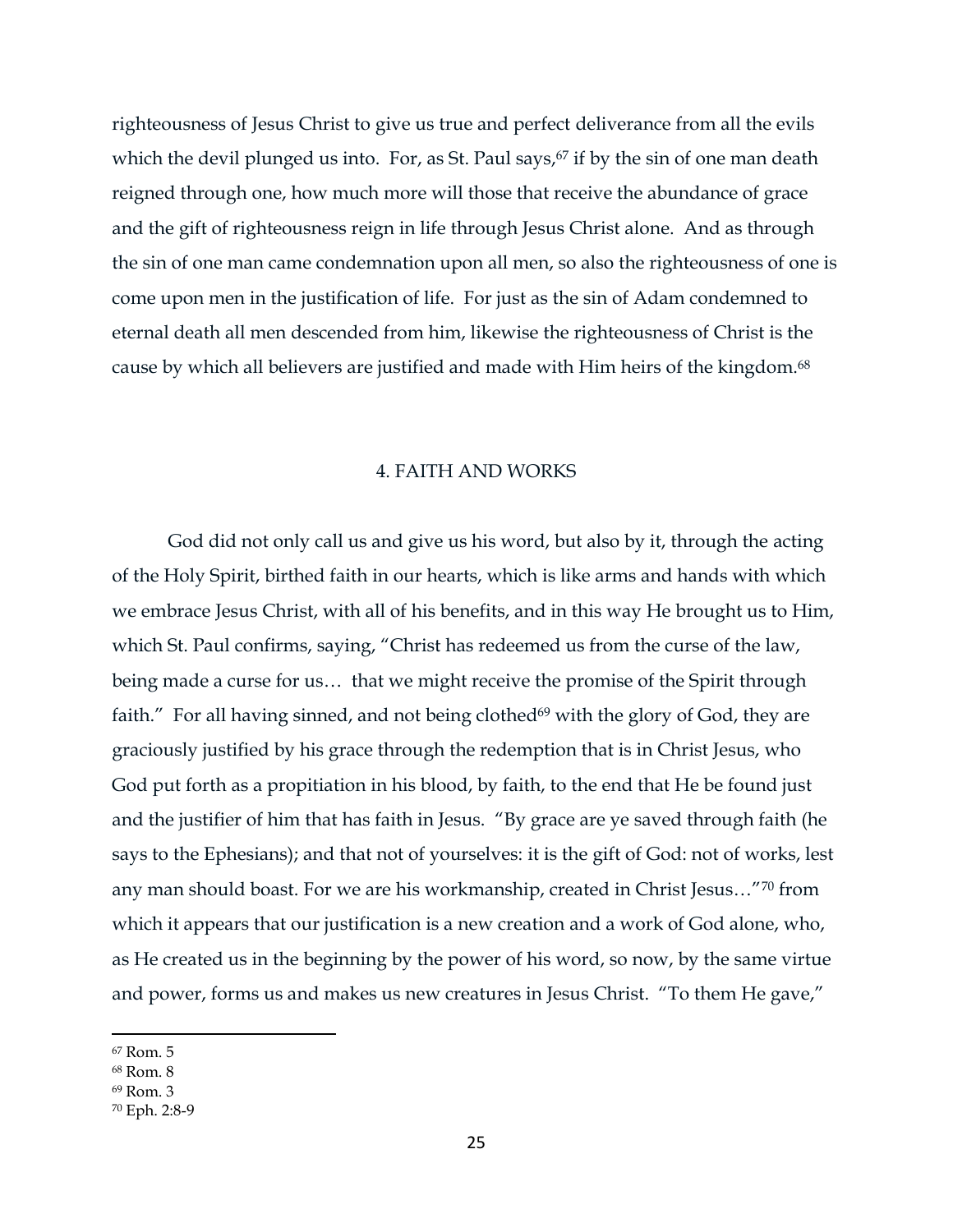righteousness of Jesus Christ to give us true and perfect deliverance from all the evils which the devil plunged us into. For, as St. Paul says,[67] if by the sin of one man death reigned through one, how much more will those that receive the abundance of grace and the gift of righteousness reign in life through Jesus Christ alone. And as through the sin of one man came condemnation upon all men, so also the righteousness of one is come upon men in the justification of life. For just as the sin of Adam condemned to eternal death all men descended from him, likewise the righteousness of Christ is the cause by which all believers are justified and made with Him heirs of the kingdom.[68]

## 4. FAITH AND WORKS

God did not only call us and give us his word, but also by it, through the acting of the Holy Spirit, birthed faith in our hearts, which is like arms and hands with which we embrace Jesus Christ, with all of his benefits, and in this way He brought us to Him, which St. Paul confirms, saying, "Christ has redeemed us from the curse of the law, being made a curse for us… that we might receive the promise of the Spirit through faith." For all having sinned, and not being clothed[69] with the glory of God, they are graciously justified by his grace through the redemption that is in Christ Jesus, who God put forth as a propitiation in his blood, by faith, to the end that He be found just and the justifier of him that has faith in Jesus. "By grace are ye saved through faith (he says to the Ephesians); and that not of yourselves: it is the gift of God: not of works, lest any man should boast. For we are his workmanship, created in Christ Jesus…"[70] from which it appears that our justification is a new creation and a work of God alone, who, as He created us in the beginning by the power of his word, so now, by the same virtue and power, forms us and makes us new creatures in Jesus Christ. "To them He gave,"

---

[67] Rom. 5

[68] Rom. 8

[69] Rom. 3

[70] Eph. 2:8-9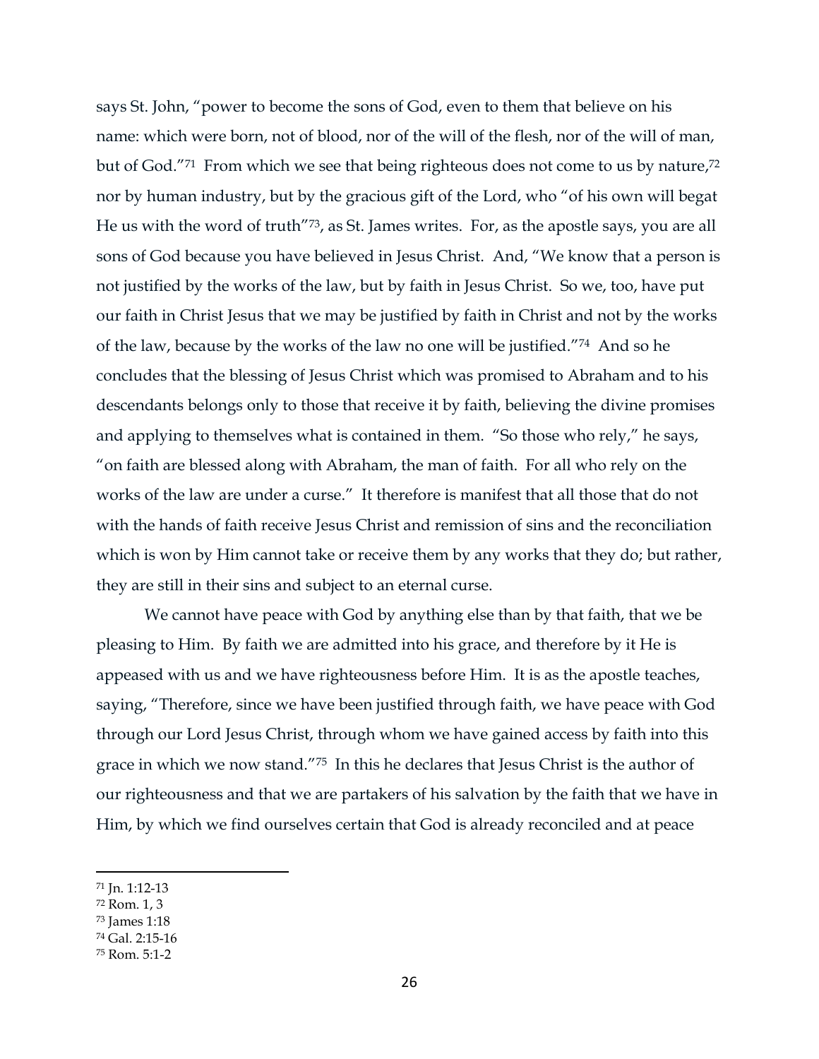says St. John, "power to become the sons of God, even to them that believe on his name: which were born, not of blood, nor of the will of the flesh, nor of the will of man, but of God."[71] From which we see that being righteous does not come to us by nature,[72] nor by human industry, but by the gracious gift of the Lord, who "of his own will begat He us with the word of truth"[73], as St. James writes. For, as the apostle says, you are all sons of God because you have believed in Jesus Christ. And, "We know that a person is not justified by the works of the law, but by faith in Jesus Christ. So we, too, have put our faith in Christ Jesus that we may be justified by faith in Christ and not by the works of the law, because by the works of the law no one will be justified."[74] And so he concludes that the blessing of Jesus Christ which was promised to Abraham and to his descendants belongs only to those that receive it by faith, believing the divine promises and applying to themselves what is contained in them. "So those who rely," he says, "on faith are blessed along with Abraham, the man of faith. For all who rely on the works of the law are under a curse." It therefore is manifest that all those that do not with the hands of faith receive Jesus Christ and remission of sins and the reconciliation which is won by Him cannot take or receive them by any works that they do; but rather, they are still in their sins and subject to an eternal curse.

We cannot have peace with God by anything else than by that faith, that we be pleasing to Him. By faith we are admitted into his grace, and therefore by it He is appeased with us and we have righteousness before Him. It is as the apostle teaches, saying, "Therefore, since we have been justified through faith, we have peace with God through our Lord Jesus Christ, through whom we have gained access by faith into this grace in which we now stand."[75] In this he declares that Jesus Christ is the author of our righteousness and that we are partakers of his salvation by the faith that we have in Him, by which we find ourselves certain that God is already reconciled and at peace

---

[71] Jn. 1:12-13

[72] Rom. 1, 3

[73] James 1:18

[74] Gal. 2:15-16

[75] Rom. 5:1-2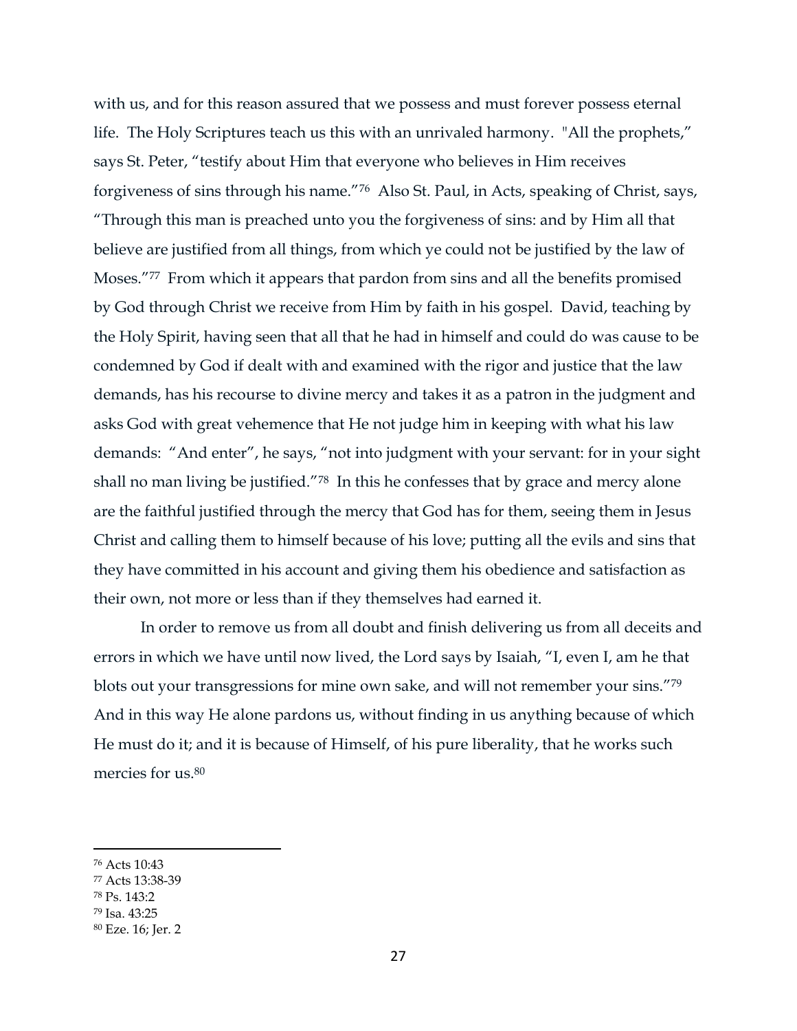with us, and for this reason assured that we possess and must forever possess eternal life. The Holy Scriptures teach us this with an unrivaled harmony. "All the prophets," says St. Peter, "testify about Him that everyone who believes in Him receives forgiveness of sins through his name."[76] Also St. Paul, in Acts, speaking of Christ, says, "Through this man is preached unto you the forgiveness of sins: and by Him all that believe are justified from all things, from which ye could not be justified by the law of Moses."[77] From which it appears that pardon from sins and all the benefits promised by God through Christ we receive from Him by faith in his gospel. David, teaching by the Holy Spirit, having seen that all that he had in himself and could do was cause to be condemned by God if dealt with and examined with the rigor and justice that the law demands, has his recourse to divine mercy and takes it as a patron in the judgment and asks God with great vehemence that He not judge him in keeping with what his law demands: "And enter", he says, "not into judgment with your servant: for in your sight shall no man living be justified."[78] In this he confesses that by grace and mercy alone are the faithful justified through the mercy that God has for them, seeing them in Jesus Christ and calling them to himself because of his love; putting all the evils and sins that they have committed in his account and giving them his obedience and satisfaction as their own, not more or less than if they themselves had earned it.

In order to remove us from all doubt and finish delivering us from all deceits and errors in which we have until now lived, the Lord says by Isaiah, "I, even I, am he that blots out your transgressions for mine own sake, and will not remember your sins."[79] And in this way He alone pardons us, without finding in us anything because of which He must do it; and it is because of Himself, of his pure liberality, that he works such mercies for us.[80]

---

[76] Acts 10:43

[77] Acts 13:38-39

[78] Ps. 143:2

[79] Isa. 43:25

[80] Eze. 16; Jer. 2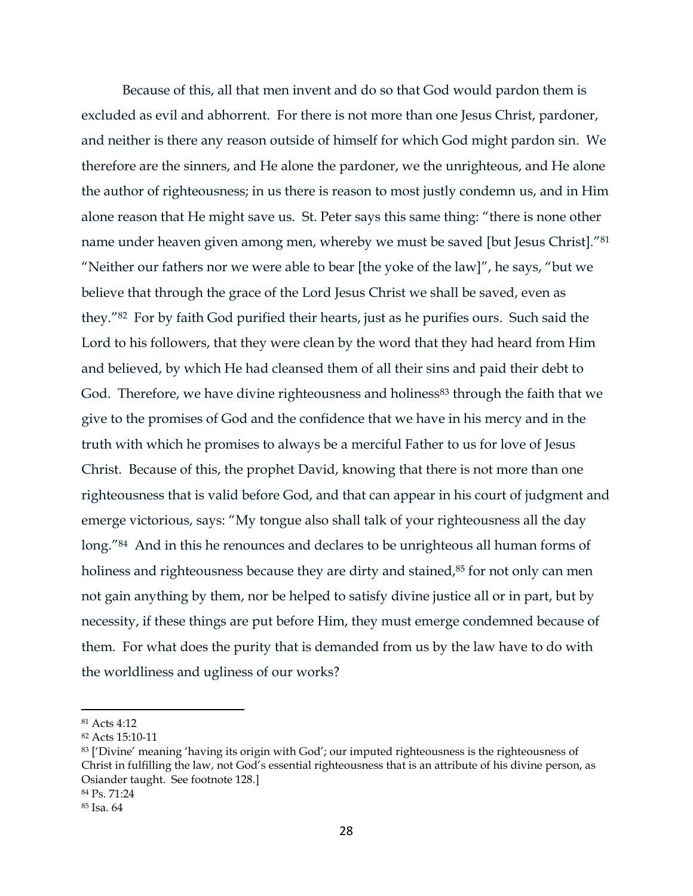Because of this, all that men invent and do so that God would pardon them is excluded as evil and abhorrent. For there is not more than one Jesus Christ, pardoner, and neither is there any reason outside of himself for which God might pardon sin. We therefore are the sinners, and He alone the pardoner, we the unrighteous, and He alone the author of righteousness; in us there is reason to most justly condemn us, and in Him alone reason that He might save us. St. Peter says this same thing: "there is none other name under heaven given among men, whereby we must be saved [but Jesus Christ]."[81] "Neither our fathers nor we were able to bear [the yoke of the law]", he says, "but we believe that through the grace of the Lord Jesus Christ we shall be saved, even as they."[82] For by faith God purified their hearts, just as he purifies ours. Such said the Lord to his followers, that they were clean by the word that they had heard from Him and believed, by which He had cleansed them of all their sins and paid their debt to God. Therefore, we have divine righteousness and holiness[83] through the faith that we give to the promises of God and the confidence that we have in his mercy and in the truth with which he promises to always be a merciful Father to us for love of Jesus Christ. Because of this, the prophet David, knowing that there is not more than one righteousness that is valid before God, and that can appear in his court of judgment and emerge victorious, says: "My tongue also shall talk of your righteousness all the day long."[84] And in this he renounces and declares to be unrighteous all human forms of holiness and righteousness because they are dirty and stained,[85] for not only can men not gain anything by them, nor be helped to satisfy divine justice all or in part, but by necessity, if these things are put before Him, they must emerge condemned because of them. For what does the purity that is demanded from us by the law have to do with the worldliness and ugliness of our works?

---

[81] Acts 4:12

[82] Acts 15:10-11

[83] ['Divine' meaning 'having its origin with God'; our imputed righteousness is the righteousness of Christ in fulfilling the law, not God's essential righteousness that is an attribute of his divine person, as Osiander taught. See footnote 128.]

[84] Ps. 71:24

[85] Isa. 64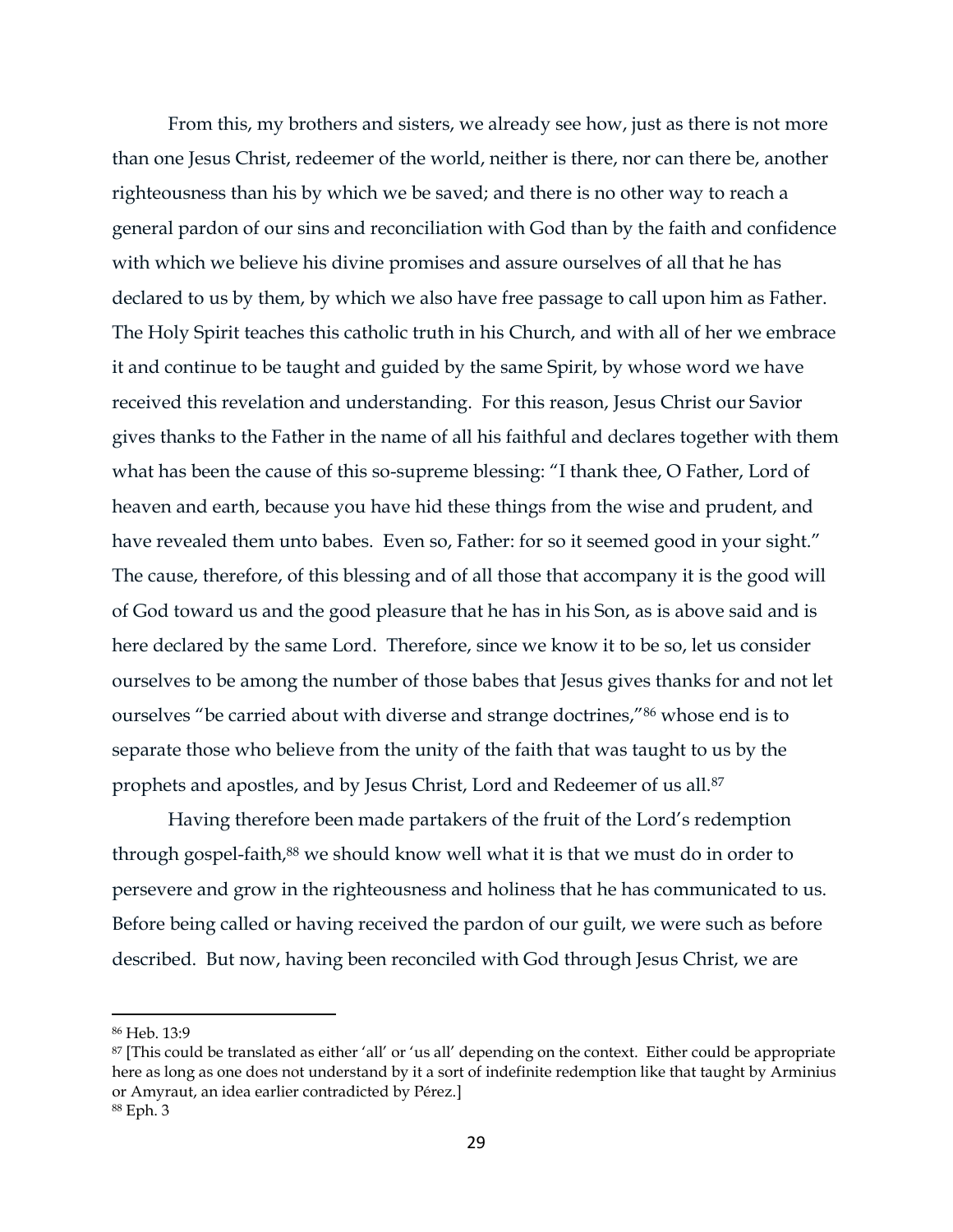From this, my brothers and sisters, we already see how, just as there is not more than one Jesus Christ, redeemer of the world, neither is there, nor can there be, another righteousness than his by which we be saved; and there is no other way to reach a general pardon of our sins and reconciliation with God than by the faith and confidence with which we believe his divine promises and assure ourselves of all that he has declared to us by them, by which we also have free passage to call upon him as Father. The Holy Spirit teaches this catholic truth in his Church, and with all of her we embrace it and continue to be taught and guided by the same Spirit, by whose word we have received this revelation and understanding. For this reason, Jesus Christ our Savior gives thanks to the Father in the name of all his faithful and declares together with them what has been the cause of this so-supreme blessing: "I thank thee, O Father, Lord of heaven and earth, because you have hid these things from the wise and prudent, and have revealed them unto babes. Even so, Father: for so it seemed good in your sight." The cause, therefore, of this blessing and of all those that accompany it is the good will of God toward us and the good pleasure that he has in his Son, as is above said and is here declared by the same Lord. Therefore, since we know it to be so, let us consider ourselves to be among the number of those babes that Jesus gives thanks for and not let ourselves "be carried about with diverse and strange doctrines,"[86] whose end is to separate those who believe from the unity of the faith that was taught to us by the prophets and apostles, and by Jesus Christ, Lord and Redeemer of us all.[87]

Having therefore been made partakers of the fruit of the Lord's redemption through gospel-faith,[88] we should know well what it is that we must do in order to persevere and grow in the righteousness and holiness that he has communicated to us. Before being called or having received the pardon of our guilt, we were such as before described. But now, having been reconciled with God through Jesus Christ, we are

---

[86] Heb. 13:9

[87] [This could be translated as either 'all' or 'us all' depending on the context. Either could be appropriate here as long as one does not understand by it a sort of indefinite redemption like that taught by Arminius or Amyraut, an idea earlier contradicted by Pérez.]

[88] Eph. 3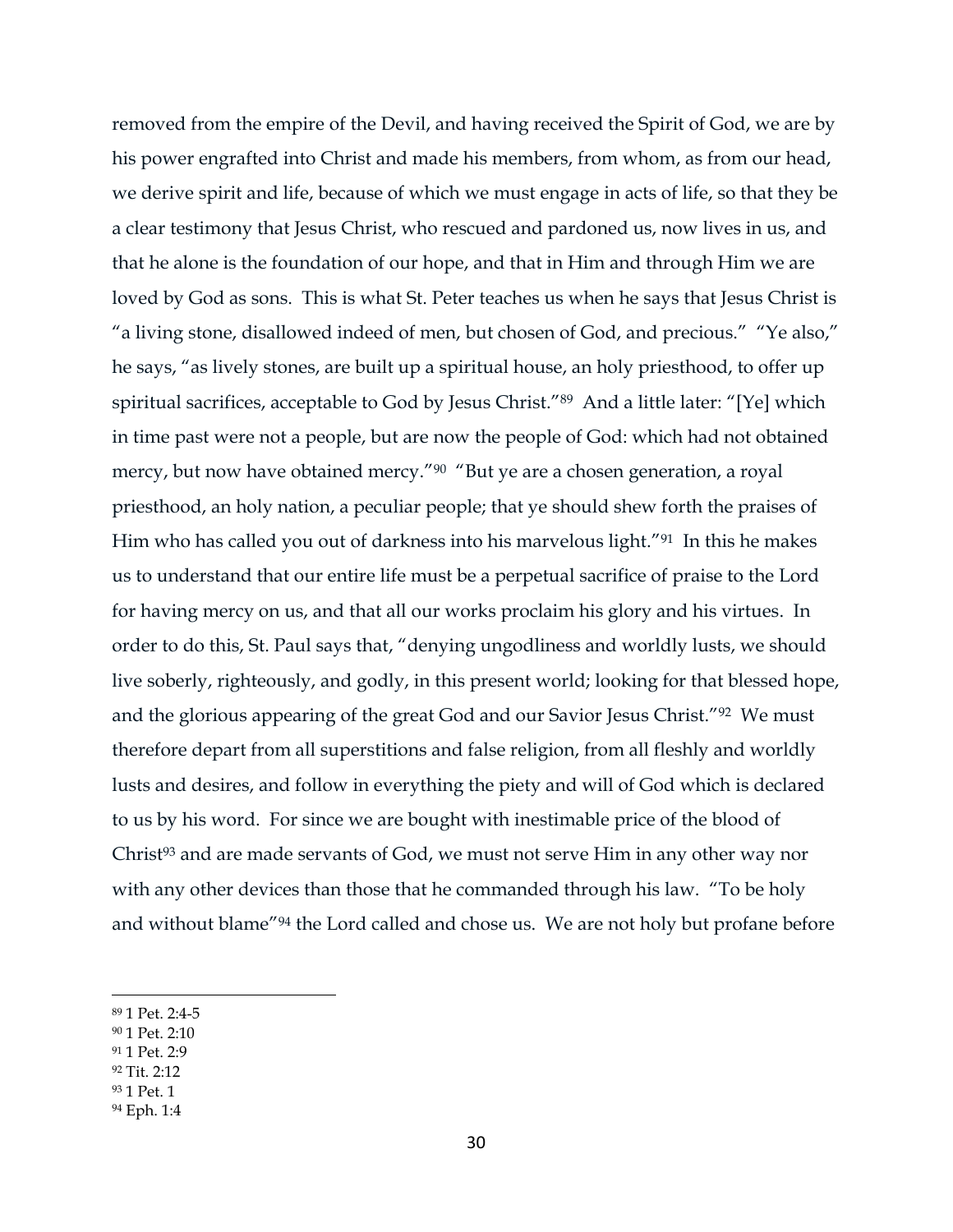removed from the empire of the Devil, and having received the Spirit of God, we are by his power engrafted into Christ and made his members, from whom, as from our head, we derive spirit and life, because of which we must engage in acts of life, so that they be a clear testimony that Jesus Christ, who rescued and pardoned us, now lives in us, and that he alone is the foundation of our hope, and that in Him and through Him we are loved by God as sons. This is what St. Peter teaches us when he says that Jesus Christ is "a living stone, disallowed indeed of men, but chosen of God, and precious." "Ye also," he says, "as lively stones, are built up a spiritual house, an holy priesthood, to offer up spiritual sacrifices, acceptable to God by Jesus Christ."[89] And a little later: "[Ye] which in time past were not a people, but are now the people of God: which had not obtained mercy, but now have obtained mercy."[90] "But ye are a chosen generation, a royal priesthood, an holy nation, a peculiar people; that ye should shew forth the praises of Him who has called you out of darkness into his marvelous light."[91] In this he makes us to understand that our entire life must be a perpetual sacrifice of praise to the Lord for having mercy on us, and that all our works proclaim his glory and his virtues. In order to do this, St. Paul says that, "denying ungodliness and worldly lusts, we should live soberly, righteously, and godly, in this present world; looking for that blessed hope, and the glorious appearing of the great God and our Savior Jesus Christ."[92] We must therefore depart from all superstitions and false religion, from all fleshly and worldly lusts and desires, and follow in everything the piety and will of God which is declared to us by his word. For since we are bought with inestimable price of the blood of Christ[93] and are made servants of God, we must not serve Him in any other way nor with any other devices than those that he commanded through his law. "To be holy and without blame"[94] the Lord called and chose us. We are not holy but profane before

---

[89] 1 Pet. 2:4-5
[90] 1 Pet. 2:10
[91] 1 Pet. 2:9
[92] Tit. 2:12
[93] 1 Pet. 1
[94] Eph. 1:4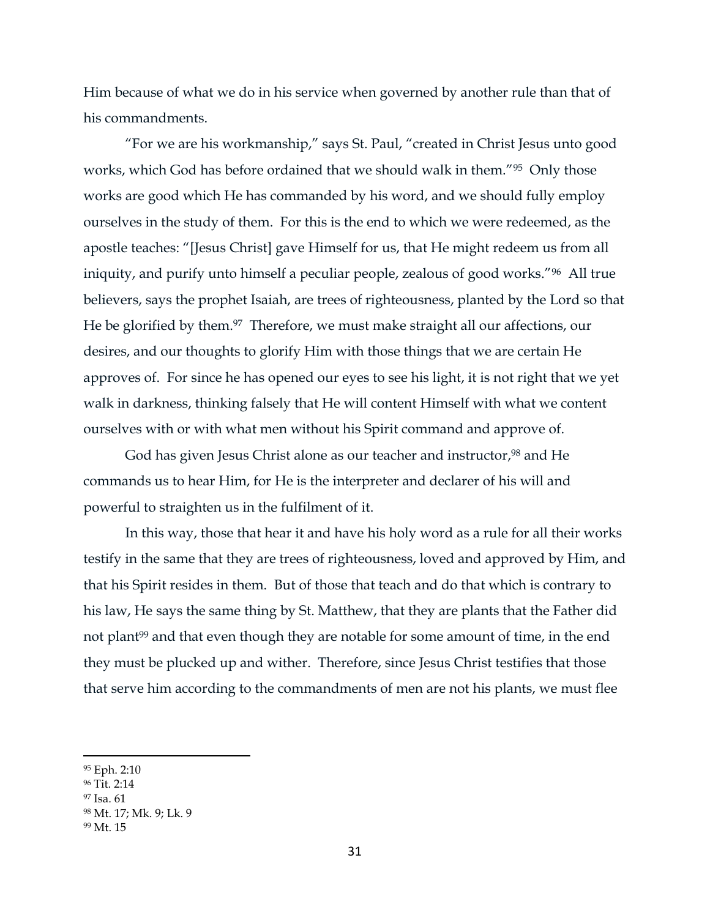Him because of what we do in his service when governed by another rule than that of his commandments.

"For we are his workmanship," says St. Paul, "created in Christ Jesus unto good works, which God has before ordained that we should walk in them."[95] Only those works are good which He has commanded by his word, and we should fully employ ourselves in the study of them. For this is the end to which we were redeemed, as the apostle teaches: "[Jesus Christ] gave Himself for us, that He might redeem us from all iniquity, and purify unto himself a peculiar people, zealous of good works."[96] All true believers, says the prophet Isaiah, are trees of righteousness, planted by the Lord so that He be glorified by them.[97] Therefore, we must make straight all our affections, our desires, and our thoughts to glorify Him with those things that we are certain He approves of. For since he has opened our eyes to see his light, it is not right that we yet walk in darkness, thinking falsely that He will content Himself with what we content ourselves with or with what men without his Spirit command and approve of.

God has given Jesus Christ alone as our teacher and instructor,[98] and He commands us to hear Him, for He is the interpreter and declarer of his will and powerful to straighten us in the fulfilment of it.

In this way, those that hear it and have his holy word as a rule for all their works testify in the same that they are trees of righteousness, loved and approved by Him, and that his Spirit resides in them. But of those that teach and do that which is contrary to his law, He says the same thing by St. Matthew, that they are plants that the Father did not plant[99] and that even though they are notable for some amount of time, in the end they must be plucked up and wither. Therefore, since Jesus Christ testifies that those that serve him according to the commandments of men are not his plants, we must flee

---

[95] Eph. 2:10

[96] Tit. 2:14

[97] Isa. 61

[98] Mt. 17; Mk. 9; Lk. 9

[99] Mt. 15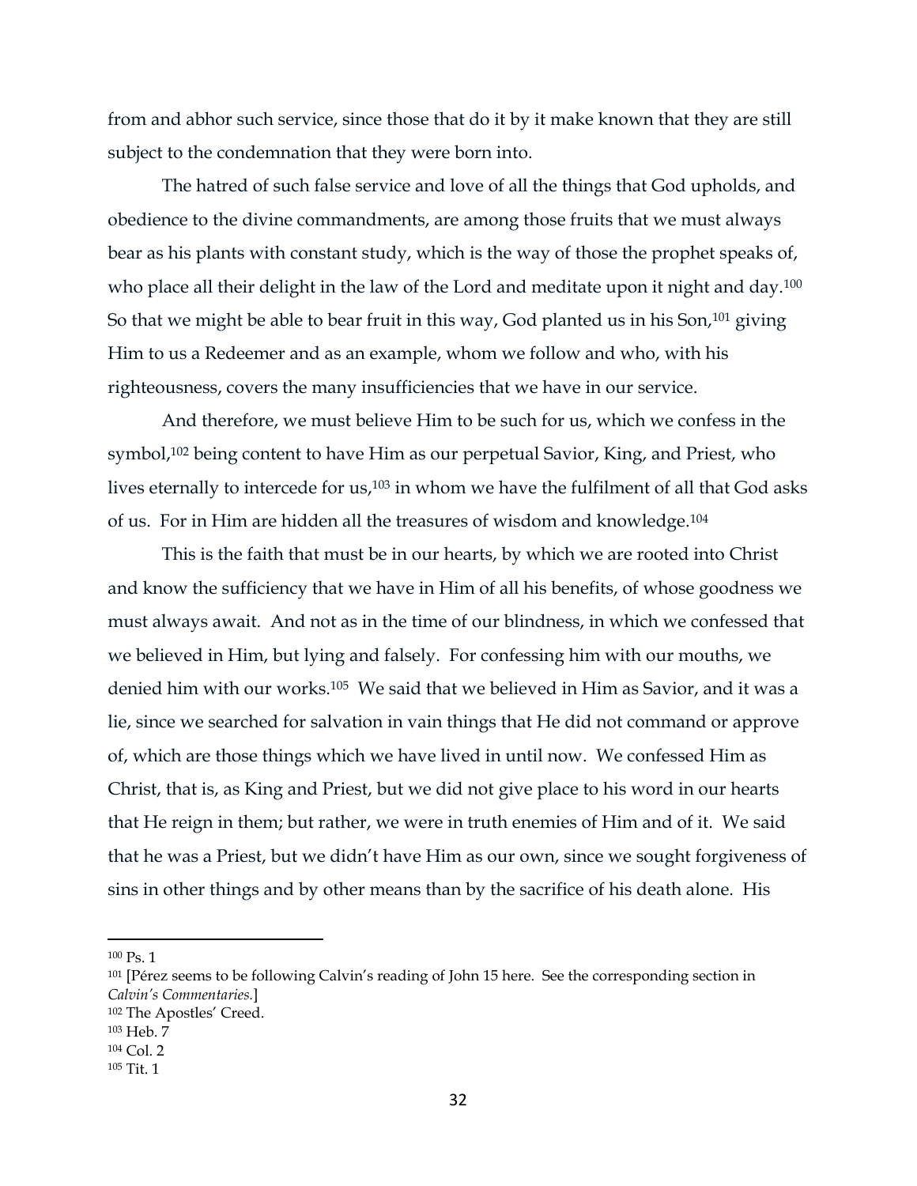from and abhor such service, since those that do it by it make known that they are still subject to the condemnation that they were born into.

The hatred of such false service and love of all the things that God upholds, and obedience to the divine commandments, are among those fruits that we must always bear as his plants with constant study, which is the way of those the prophet speaks of, who place all their delight in the law of the Lord and meditate upon it night and day.[100] So that we might be able to bear fruit in this way, God planted us in his Son,[101] giving Him to us a Redeemer and as an example, whom we follow and who, with his righteousness, covers the many insufficiencies that we have in our service.

And therefore, we must believe Him to be such for us, which we confess in the symbol,[102] being content to have Him as our perpetual Savior, King, and Priest, who lives eternally to intercede for us,[103] in whom we have the fulfilment of all that God asks of us. For in Him are hidden all the treasures of wisdom and knowledge.[104]

This is the faith that must be in our hearts, by which we are rooted into Christ and know the sufficiency that we have in Him of all his benefits, of whose goodness we must always await. And not as in the time of our blindness, in which we confessed that we believed in Him, but lying and falsely. For confessing him with our mouths, we denied him with our works.[105] We said that we believed in Him as Savior, and it was a lie, since we searched for salvation in vain things that He did not command or approve of, which are those things which we have lived in until now. We confessed Him as Christ, that is, as King and Priest, but we did not give place to his word in our hearts that He reign in them; but rather, we were in truth enemies of Him and of it. We said that he was a Priest, but we didn't have Him as our own, since we sought forgiveness of sins in other things and by other means than by the sacrifice of his death alone. His

---

[100] Ps. 1

[101] [Pérez seems to be following Calvin's reading of John 15 here. See the corresponding section in *Calvin's Commentaries.*]

[102] The Apostles' Creed.

[103] Heb. 7

[104] Col. 2

[105] Tit. 1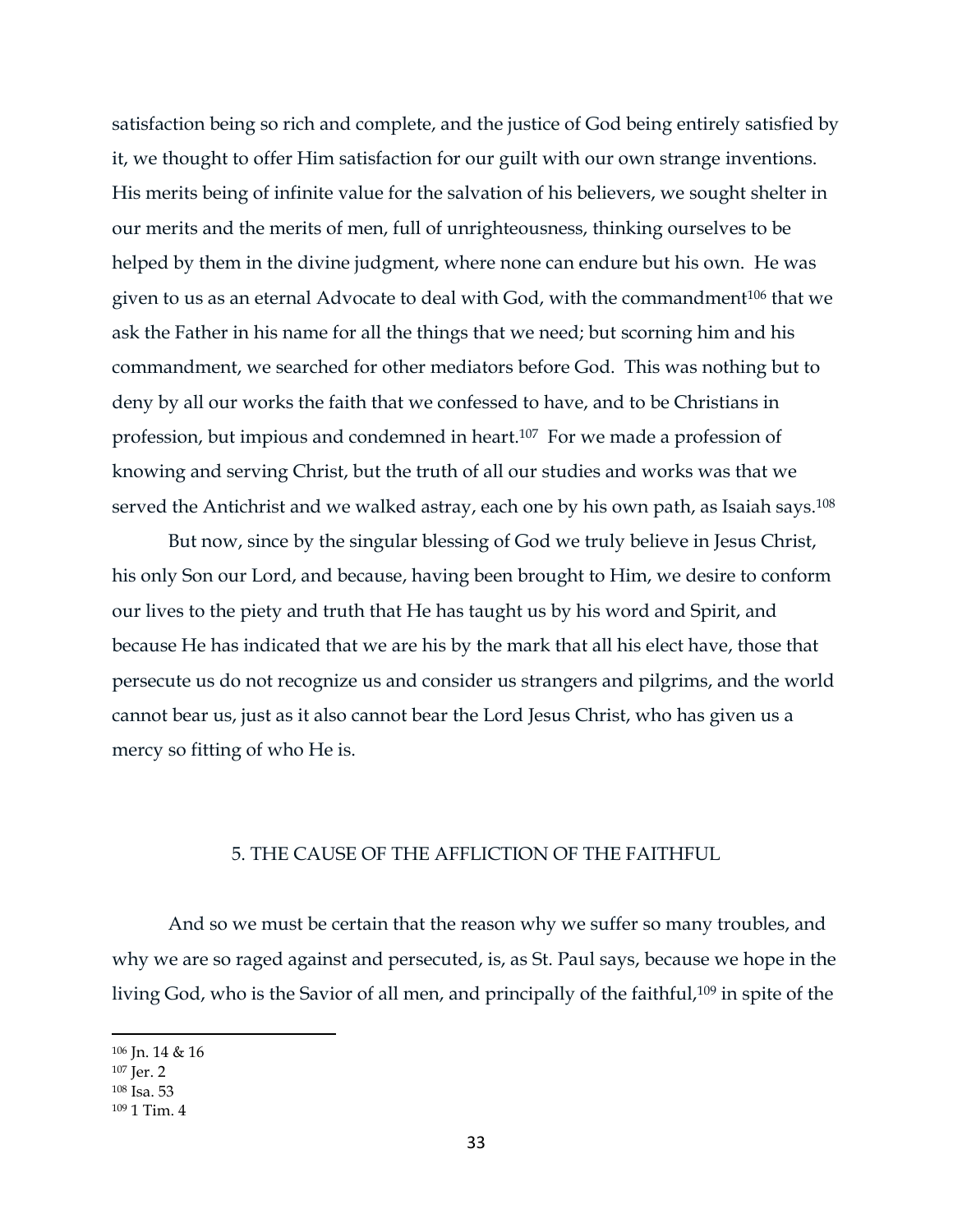satisfaction being so rich and complete, and the justice of God being entirely satisfied by it, we thought to offer Him satisfaction for our guilt with our own strange inventions. His merits being of infinite value for the salvation of his believers, we sought shelter in our merits and the merits of men, full of unrighteousness, thinking ourselves to be helped by them in the divine judgment, where none can endure but his own. He was given to us as an eternal Advocate to deal with God, with the commandment[106] that we ask the Father in his name for all the things that we need; but scorning him and his commandment, we searched for other mediators before God. This was nothing but to deny by all our works the faith that we confessed to have, and to be Christians in profession, but impious and condemned in heart.[107] For we made a profession of knowing and serving Christ, but the truth of all our studies and works was that we served the Antichrist and we walked astray, each one by his own path, as Isaiah says.[108]

But now, since by the singular blessing of God we truly believe in Jesus Christ, his only Son our Lord, and because, having been brought to Him, we desire to conform our lives to the piety and truth that He has taught us by his word and Spirit, and because He has indicated that we are his by the mark that all his elect have, those that persecute us do not recognize us and consider us strangers and pilgrims, and the world cannot bear us, just as it also cannot bear the Lord Jesus Christ, who has given us a mercy so fitting of who He is.

## 5. THE CAUSE OF THE AFFLICTION OF THE FAITHFUL

And so we must be certain that the reason why we suffer so many troubles, and why we are so raged against and persecuted, is, as St. Paul says, because we hope in the living God, who is the Savior of all men, and principally of the faithful,[109] in spite of the

---

[106] Jn. 14 & 16

[107] Jer. 2

[108] Isa. 53

[109] 1 Tim. 4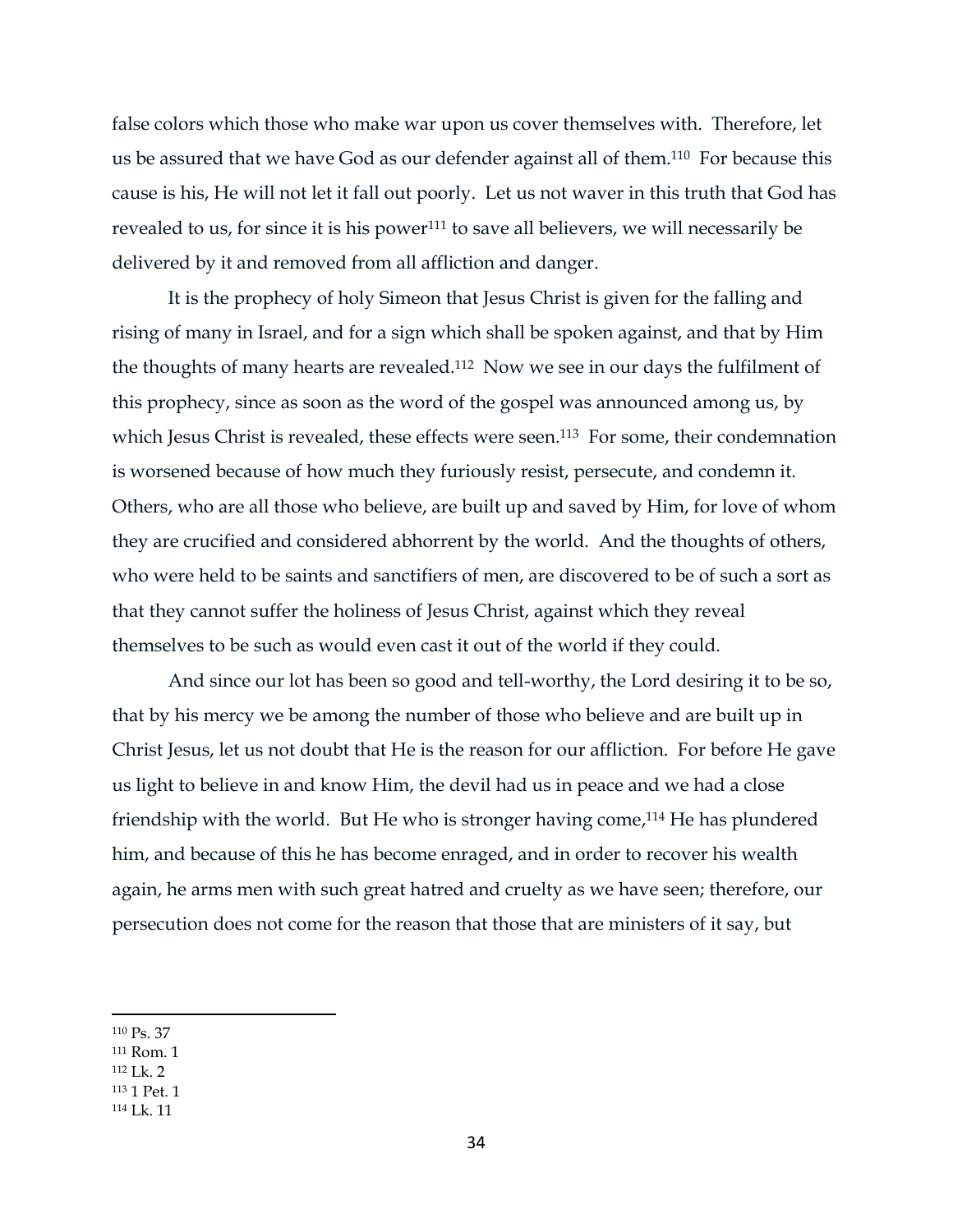false colors which those who make war upon us cover themselves with. Therefore, let us be assured that we have God as our defender against all of them.[110] For because this cause is his, He will not let it fall out poorly. Let us not waver in this truth that God has revealed to us, for since it is his power[111] to save all believers, we will necessarily be delivered by it and removed from all affliction and danger.

It is the prophecy of holy Simeon that Jesus Christ is given for the falling and rising of many in Israel, and for a sign which shall be spoken against, and that by Him the thoughts of many hearts are revealed.[112] Now we see in our days the fulfilment of this prophecy, since as soon as the word of the gospel was announced among us, by which Jesus Christ is revealed, these effects were seen.[113] For some, their condemnation is worsened because of how much they furiously resist, persecute, and condemn it. Others, who are all those who believe, are built up and saved by Him, for love of whom they are crucified and considered abhorrent by the world. And the thoughts of others, who were held to be saints and sanctifiers of men, are discovered to be of such a sort as that they cannot suffer the holiness of Jesus Christ, against which they reveal themselves to be such as would even cast it out of the world if they could.

And since our lot has been so good and tell-worthy, the Lord desiring it to be so, that by his mercy we be among the number of those who believe and are built up in Christ Jesus, let us not doubt that He is the reason for our affliction. For before He gave us light to believe in and know Him, the devil had us in peace and we had a close friendship with the world. But He who is stronger having come,[114] He has plundered him, and because of this he has become enraged, and in order to recover his wealth again, he arms men with such great hatred and cruelty as we have seen; therefore, our persecution does not come for the reason that those that are ministers of it say, but

---

[110] Ps. 37
[111] Rom. 1
[112] Lk. 2
[113] 1 Pet. 1
[114] Lk. 11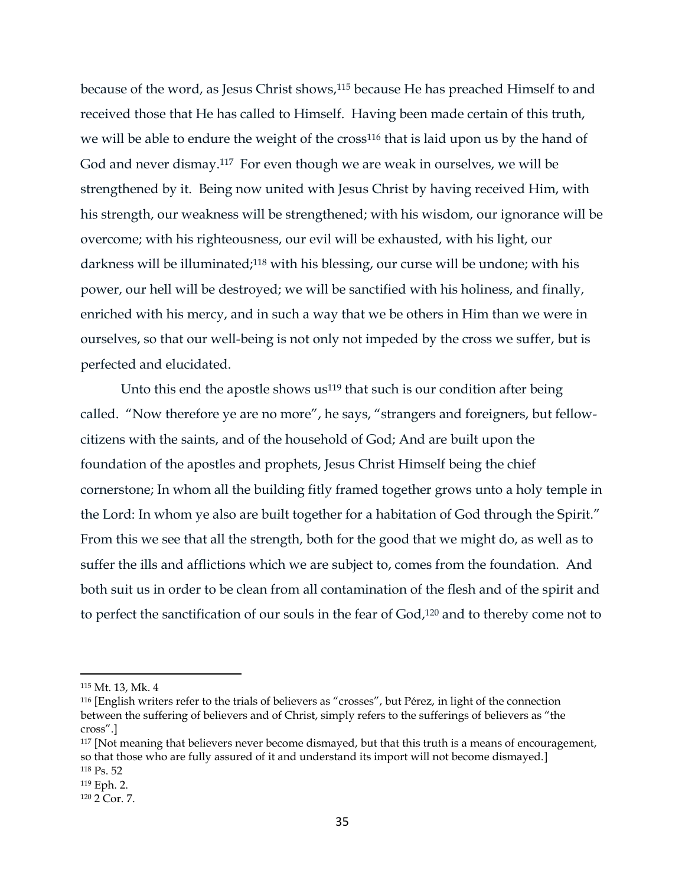because of the word, as Jesus Christ shows,[115] because He has preached Himself to and received those that He has called to Himself. Having been made certain of this truth, we will be able to endure the weight of the cross[116] that is laid upon us by the hand of God and never dismay.[117] For even though we are weak in ourselves, we will be strengthened by it. Being now united with Jesus Christ by having received Him, with his strength, our weakness will be strengthened; with his wisdom, our ignorance will be overcome; with his righteousness, our evil will be exhausted, with his light, our darkness will be illuminated;[118] with his blessing, our curse will be undone; with his power, our hell will be destroyed; we will be sanctified with his holiness, and finally, enriched with his mercy, and in such a way that we be others in Him than we were in ourselves, so that our well-being is not only not impeded by the cross we suffer, but is perfected and elucidated.

Unto this end the apostle shows us[119] that such is our condition after being called. "Now therefore ye are no more", he says, "strangers and foreigners, but fellow-citizens with the saints, and of the household of God; And are built upon the foundation of the apostles and prophets, Jesus Christ Himself being the chief cornerstone; In whom all the building fitly framed together grows unto a holy temple in the Lord: In whom ye also are built together for a habitation of God through the Spirit." From this we see that all the strength, both for the good that we might do, as well as to suffer the ills and afflictions which we are subject to, comes from the foundation. And both suit us in order to be clean from all contamination of the flesh and of the spirit and to perfect the sanctification of our souls in the fear of God,[120] and to thereby come not to

---

[115] Mt. 13, Mk. 4

[116] [English writers refer to the trials of believers as "crosses", but Pérez, in light of the connection between the suffering of believers and of Christ, simply refers to the sufferings of believers as "the cross".]

[117] [Not meaning that believers never become dismayed, but that this truth is a means of encouragement, so that those who are fully assured of it and understand its import will not become dismayed.]

[118] Ps. 52

[119] Eph. 2.

[120] 2 Cor. 7.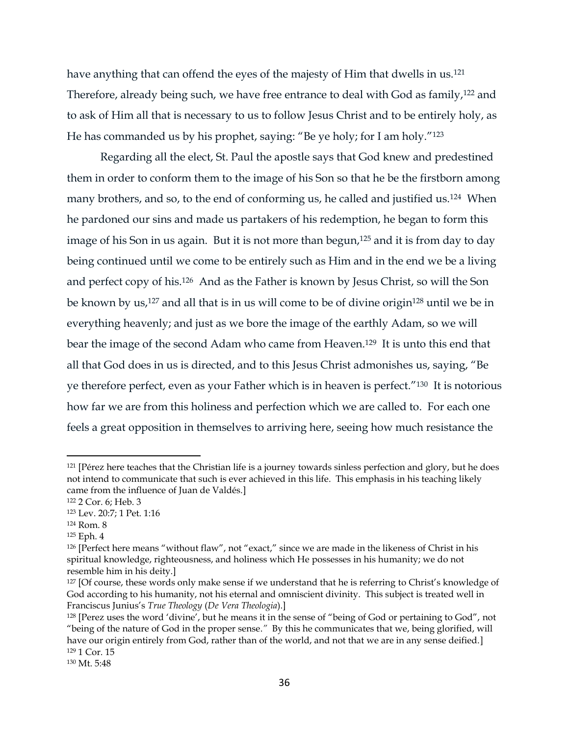have anything that can offend the eyes of the majesty of Him that dwells in us.[121] Therefore, already being such, we have free entrance to deal with God as family,[122] and to ask of Him all that is necessary to us to follow Jesus Christ and to be entirely holy, as He has commanded us by his prophet, saying: "Be ye holy; for I am holy."[123]

Regarding all the elect, St. Paul the apostle says that God knew and predestined them in order to conform them to the image of his Son so that he be the firstborn among many brothers, and so, to the end of conforming us, he called and justified us.[124] When he pardoned our sins and made us partakers of his redemption, he began to form this image of his Son in us again. But it is not more than begun,[125] and it is from day to day being continued until we come to be entirely such as Him and in the end we be a living and perfect copy of his.[126] And as the Father is known by Jesus Christ, so will the Son be known by us,[127] and all that is in us will come to be of divine origin[128] until we be in everything heavenly; and just as we bore the image of the earthly Adam, so we will bear the image of the second Adam who came from Heaven.[129] It is unto this end that all that God does in us is directed, and to this Jesus Christ admonishes us, saying, "Be ye therefore perfect, even as your Father which is in heaven is perfect."[130] It is notorious how far we are from this holiness and perfection which we are called to. For each one feels a great opposition in themselves to arriving here, seeing how much resistance the

---

[121] [Pérez here teaches that the Christian life is a journey towards sinless perfection and glory, but he does not intend to communicate that such is ever achieved in this life. This emphasis in his teaching likely came from the influence of Juan de Valdés.]

[122] 2 Cor. 6; Heb. 3

[123] Lev. 20:7; 1 Pet. 1:16

[124] Rom. 8

[125] Eph. 4

[126] [Perfect here means "without flaw", not "exact," since we are made in the likeness of Christ in his spiritual knowledge, righteousness, and holiness which He possesses in his humanity; we do not resemble him in his deity.]

[127] [Of course, these words only make sense if we understand that he is referring to Christ's knowledge of God according to his humanity, not his eternal and omniscient divinity. This subject is treated well in Franciscus Junius's *True Theology* (*De Vera Theologia*).]

[128] [Perez uses the word 'divine', but he means it in the sense of "being of God or pertaining to God", not "being of the nature of God in the proper sense." By this he communicates that we, being glorified, will have our origin entirely from God, rather than of the world, and not that we are in any sense deified.]

[129] 1 Cor. 15

[130] Mt. 5:48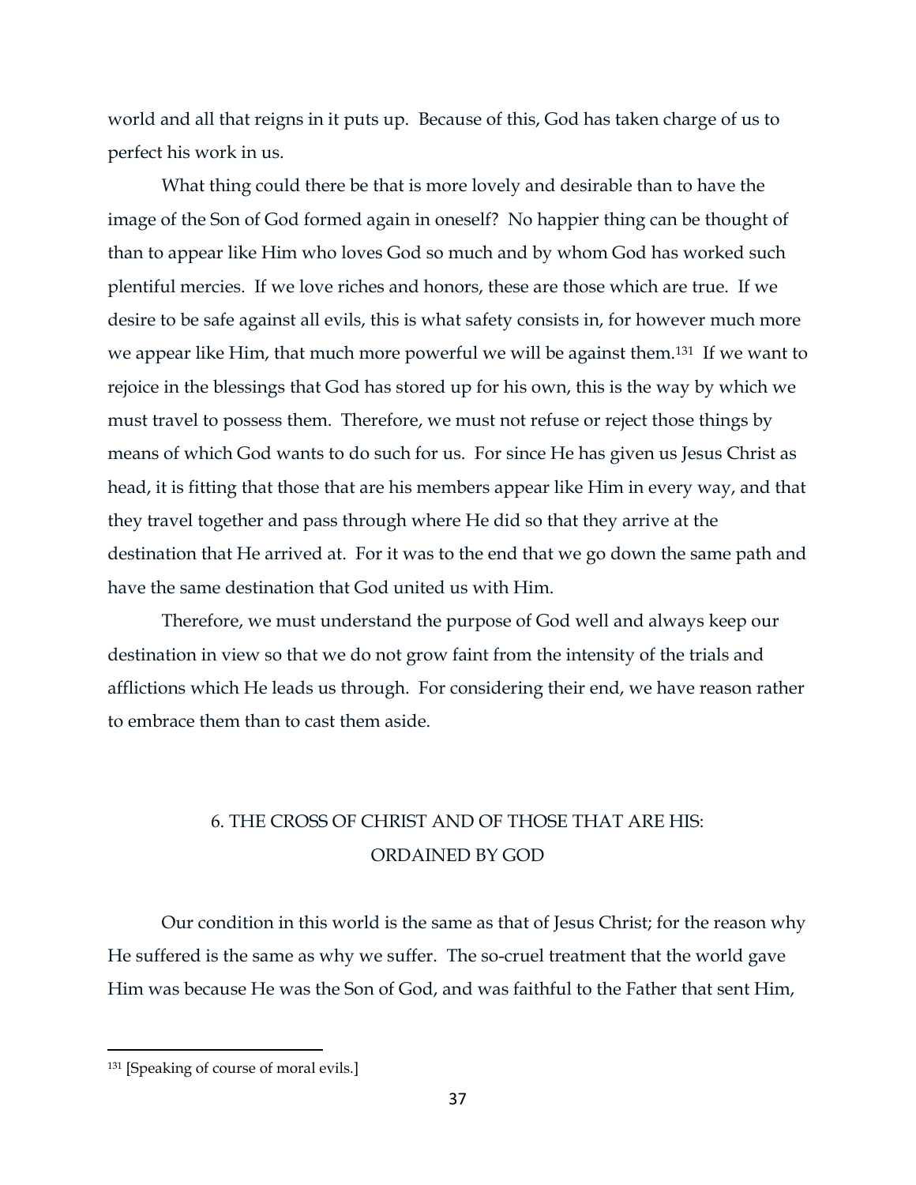world and all that reigns in it puts up. Because of this, God has taken charge of us to perfect his work in us.

What thing could there be that is more lovely and desirable than to have the image of the Son of God formed again in oneself? No happier thing can be thought of than to appear like Him who loves God so much and by whom God has worked such plentiful mercies. If we love riches and honors, these are those which are true. If we desire to be safe against all evils, this is what safety consists in, for however much more we appear like Him, that much more powerful we will be against them.[131] If we want to rejoice in the blessings that God has stored up for his own, this is the way by which we must travel to possess them. Therefore, we must not refuse or reject those things by means of which God wants to do such for us. For since He has given us Jesus Christ as head, it is fitting that those that are his members appear like Him in every way, and that they travel together and pass through where He did so that they arrive at the destination that He arrived at. For it was to the end that we go down the same path and have the same destination that God united us with Him.

Therefore, we must understand the purpose of God well and always keep our destination in view so that we do not grow faint from the intensity of the trials and afflictions which He leads us through. For considering their end, we have reason rather to embrace them than to cast them aside.

## 6. THE CROSS OF CHRIST AND OF THOSE THAT ARE HIS: ORDAINED BY GOD

Our condition in this world is the same as that of Jesus Christ; for the reason why He suffered is the same as why we suffer. The so-cruel treatment that the world gave Him was because He was the Son of God, and was faithful to the Father that sent Him,

---

[131] [Speaking of course of moral evils.]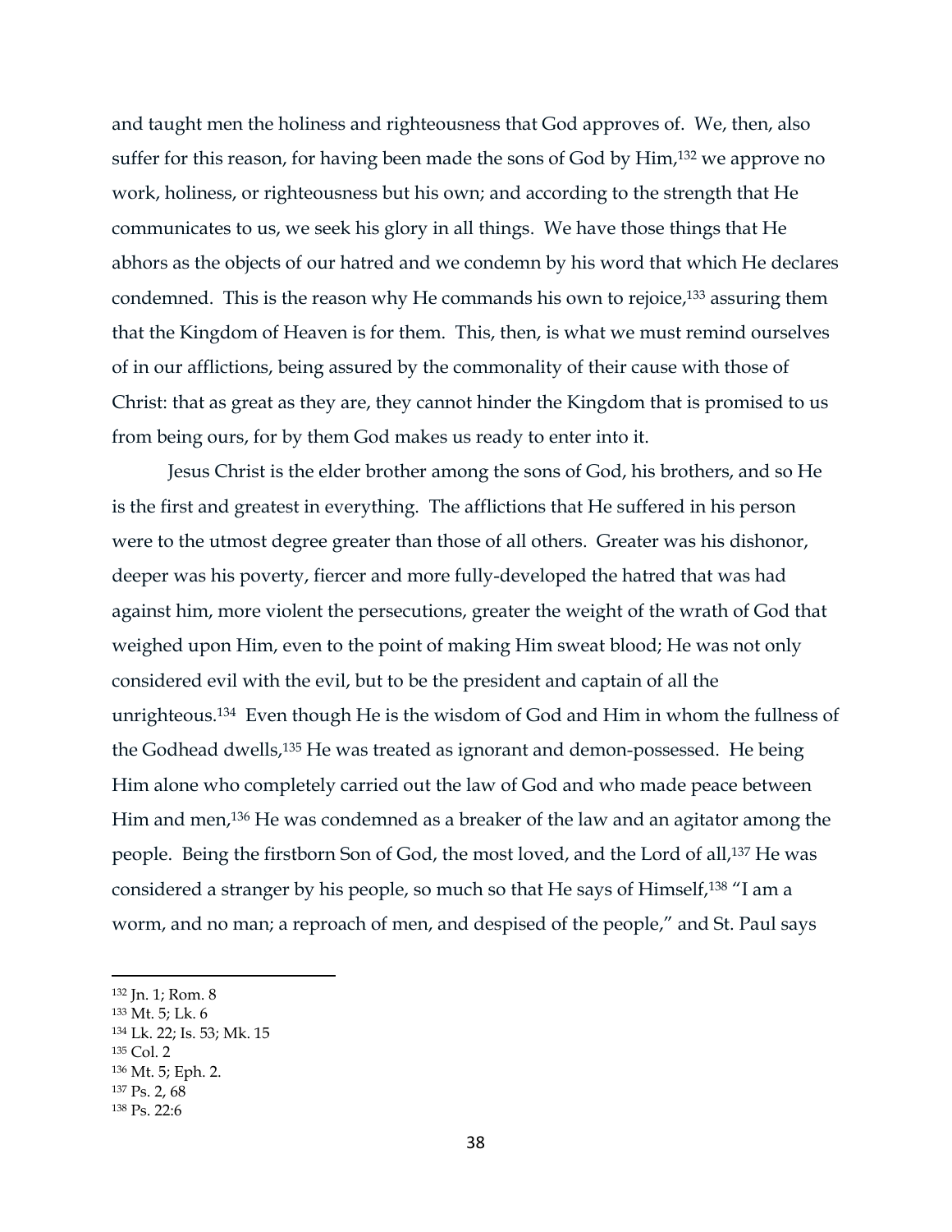and taught men the holiness and righteousness that God approves of. We, then, also suffer for this reason, for having been made the sons of God by Him,[132] we approve no work, holiness, or righteousness but his own; and according to the strength that He communicates to us, we seek his glory in all things. We have those things that He abhors as the objects of our hatred and we condemn by his word that which He declares condemned. This is the reason why He commands his own to rejoice,[133] assuring them that the Kingdom of Heaven is for them. This, then, is what we must remind ourselves of in our afflictions, being assured by the commonality of their cause with those of Christ: that as great as they are, they cannot hinder the Kingdom that is promised to us from being ours, for by them God makes us ready to enter into it.

Jesus Christ is the elder brother among the sons of God, his brothers, and so He is the first and greatest in everything. The afflictions that He suffered in his person were to the utmost degree greater than those of all others. Greater was his dishonor, deeper was his poverty, fiercer and more fully-developed the hatred that was had against him, more violent the persecutions, greater the weight of the wrath of God that weighed upon Him, even to the point of making Him sweat blood; He was not only considered evil with the evil, but to be the president and captain of all the unrighteous.[134] Even though He is the wisdom of God and Him in whom the fullness of the Godhead dwells,[135] He was treated as ignorant and demon-possessed. He being Him alone who completely carried out the law of God and who made peace between Him and men,[136] He was condemned as a breaker of the law and an agitator among the people. Being the firstborn Son of God, the most loved, and the Lord of all,[137] He was considered a stranger by his people, so much so that He says of Himself,[138] "I am a worm, and no man; a reproach of men, and despised of the people," and St. Paul says

---

[132] Jn. 1; Rom. 8
[133] Mt. 5; Lk. 6
[134] Lk. 22; Is. 53; Mk. 15
[135] Col. 2
[136] Mt. 5; Eph. 2.
[137] Ps. 2, 68
[138] Ps. 22:6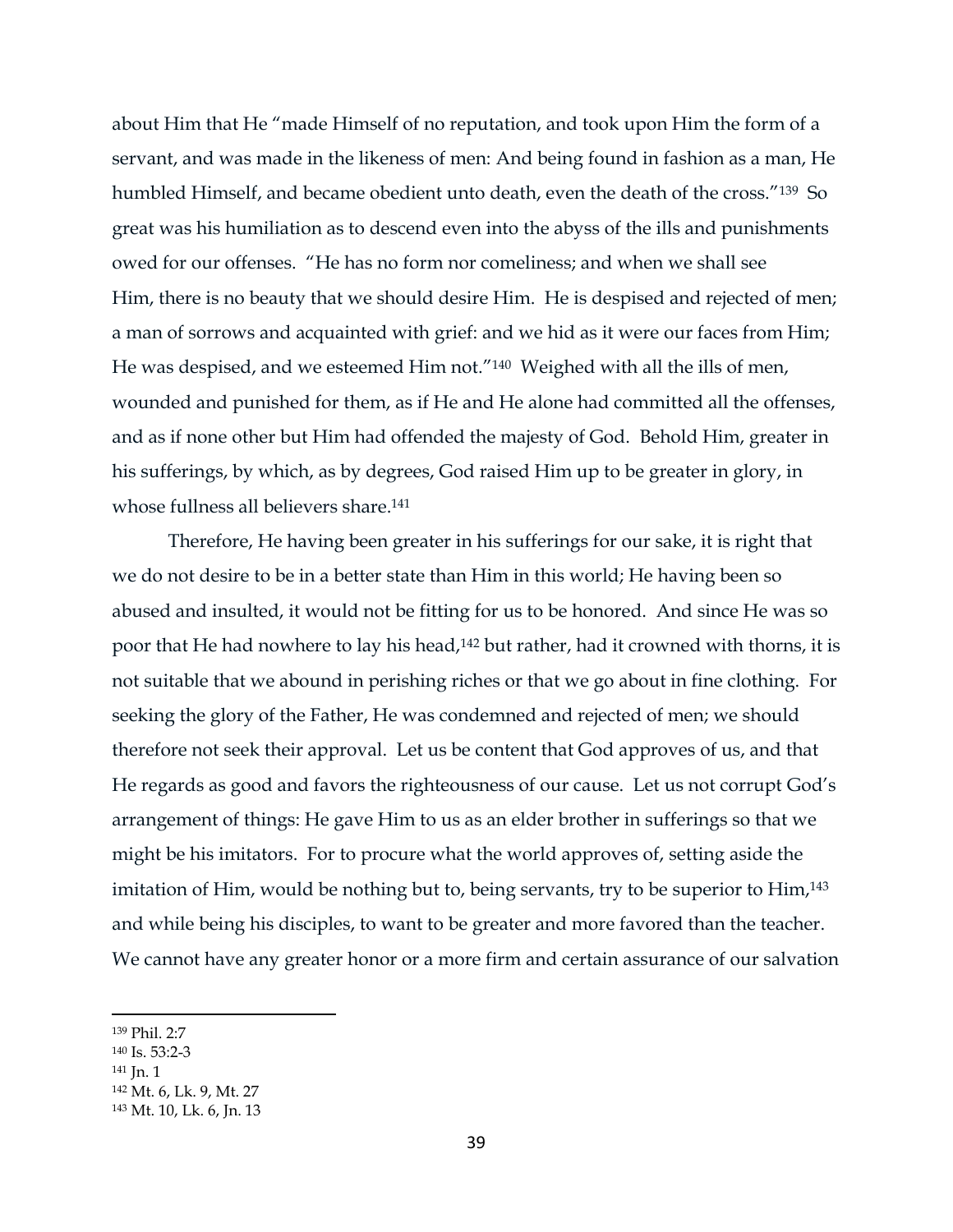about Him that He "made Himself of no reputation, and took upon Him the form of a servant, and was made in the likeness of men: And being found in fashion as a man, He humbled Himself, and became obedient unto death, even the death of the cross."[139] So great was his humiliation as to descend even into the abyss of the ills and punishments owed for our offenses. "He has no form nor comeliness; and when we shall see Him, there is no beauty that we should desire Him. He is despised and rejected of men; a man of sorrows and acquainted with grief: and we hid as it were our faces from Him; He was despised, and we esteemed Him not."[140] Weighed with all the ills of men, wounded and punished for them, as if He and He alone had committed all the offenses, and as if none other but Him had offended the majesty of God. Behold Him, greater in his sufferings, by which, as by degrees, God raised Him up to be greater in glory, in whose fullness all believers share.[141]

Therefore, He having been greater in his sufferings for our sake, it is right that we do not desire to be in a better state than Him in this world; He having been so abused and insulted, it would not be fitting for us to be honored. And since He was so poor that He had nowhere to lay his head,[142] but rather, had it crowned with thorns, it is not suitable that we abound in perishing riches or that we go about in fine clothing. For seeking the glory of the Father, He was condemned and rejected of men; we should therefore not seek their approval. Let us be content that God approves of us, and that He regards as good and favors the righteousness of our cause. Let us not corrupt God's arrangement of things: He gave Him to us as an elder brother in sufferings so that we might be his imitators. For to procure what the world approves of, setting aside the imitation of Him, would be nothing but to, being servants, try to be superior to Him,[143] and while being his disciples, to want to be greater and more favored than the teacher. We cannot have any greater honor or a more firm and certain assurance of our salvation

---

[139] Phil. 2:7
[140] Is. 53:2-3
[141] Jn. 1
[142] Mt. 6, Lk. 9, Mt. 27
[143] Mt. 10, Lk. 6, Jn. 13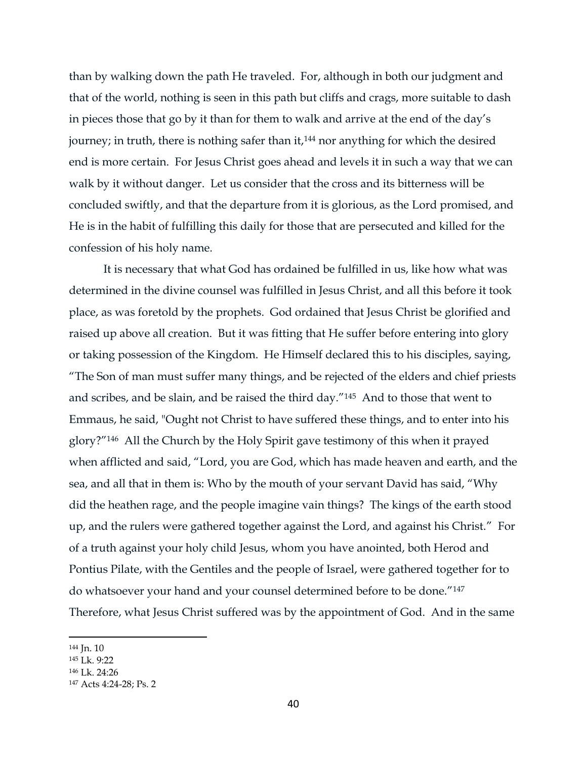than by walking down the path He traveled. For, although in both our judgment and that of the world, nothing is seen in this path but cliffs and crags, more suitable to dash in pieces those that go by it than for them to walk and arrive at the end of the day's journey; in truth, there is nothing safer than it,[144] nor anything for which the desired end is more certain. For Jesus Christ goes ahead and levels it in such a way that we can walk by it without danger. Let us consider that the cross and its bitterness will be concluded swiftly, and that the departure from it is glorious, as the Lord promised, and He is in the habit of fulfilling this daily for those that are persecuted and killed for the confession of his holy name.

It is necessary that what God has ordained be fulfilled in us, like how what was determined in the divine counsel was fulfilled in Jesus Christ, and all this before it took place, as was foretold by the prophets. God ordained that Jesus Christ be glorified and raised up above all creation. But it was fitting that He suffer before entering into glory or taking possession of the Kingdom. He Himself declared this to his disciples, saying, "The Son of man must suffer many things, and be rejected of the elders and chief priests and scribes, and be slain, and be raised the third day."[145] And to those that went to Emmaus, he said, "Ought not Christ to have suffered these things, and to enter into his glory?"[146] All the Church by the Holy Spirit gave testimony of this when it prayed when afflicted and said, "Lord, you are God, which has made heaven and earth, and the sea, and all that in them is: Who by the mouth of your servant David has said, "Why did the heathen rage, and the people imagine vain things? The kings of the earth stood up, and the rulers were gathered together against the Lord, and against his Christ." For of a truth against your holy child Jesus, whom you have anointed, both Herod and Pontius Pilate, with the Gentiles and the people of Israel, were gathered together for to do whatsoever your hand and your counsel determined before to be done."[147] Therefore, what Jesus Christ suffered was by the appointment of God. And in the same

---

[144] Jn. 10
[145] Lk. 9:22
[146] Lk. 24:26
[147] Acts 4:24-28; Ps. 2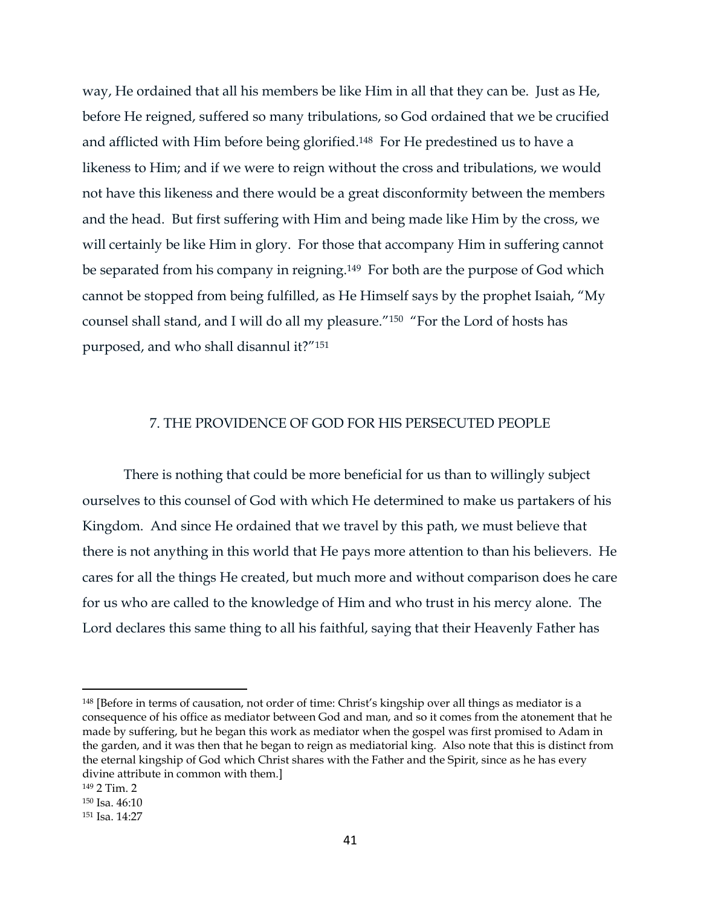way, He ordained that all his members be like Him in all that they can be. Just as He, before He reigned, suffered so many tribulations, so God ordained that we be crucified and afflicted with Him before being glorified.[148] For He predestined us to have a likeness to Him; and if we were to reign without the cross and tribulations, we would not have this likeness and there would be a great disconformity between the members and the head. But first suffering with Him and being made like Him by the cross, we will certainly be like Him in glory. For those that accompany Him in suffering cannot be separated from his company in reigning.[149] For both are the purpose of God which cannot be stopped from being fulfilled, as He Himself says by the prophet Isaiah, "My counsel shall stand, and I will do all my pleasure."[150] "For the Lord of hosts has purposed, and who shall disannul it?"[151]

## 7. THE PROVIDENCE OF GOD FOR HIS PERSECUTED PEOPLE

There is nothing that could be more beneficial for us than to willingly subject ourselves to this counsel of God with which He determined to make us partakers of his Kingdom. And since He ordained that we travel by this path, we must believe that there is not anything in this world that He pays more attention to than his believers. He cares for all the things He created, but much more and without comparison does he care for us who are called to the knowledge of Him and who trust in his mercy alone. The Lord declares this same thing to all his faithful, saying that their Heavenly Father has

---

[148] [Before in terms of causation, not order of time: Christ's kingship over all things as mediator is a consequence of his office as mediator between God and man, and so it comes from the atonement that he made by suffering, but he began this work as mediator when the gospel was first promised to Adam in the garden, and it was then that he began to reign as mediatorial king. Also note that this is distinct from the eternal kingship of God which Christ shares with the Father and the Spirit, since as he has every divine attribute in common with them.]

[149] 2 Tim. 2

[150] Isa. 46:10

[151] Isa. 14:27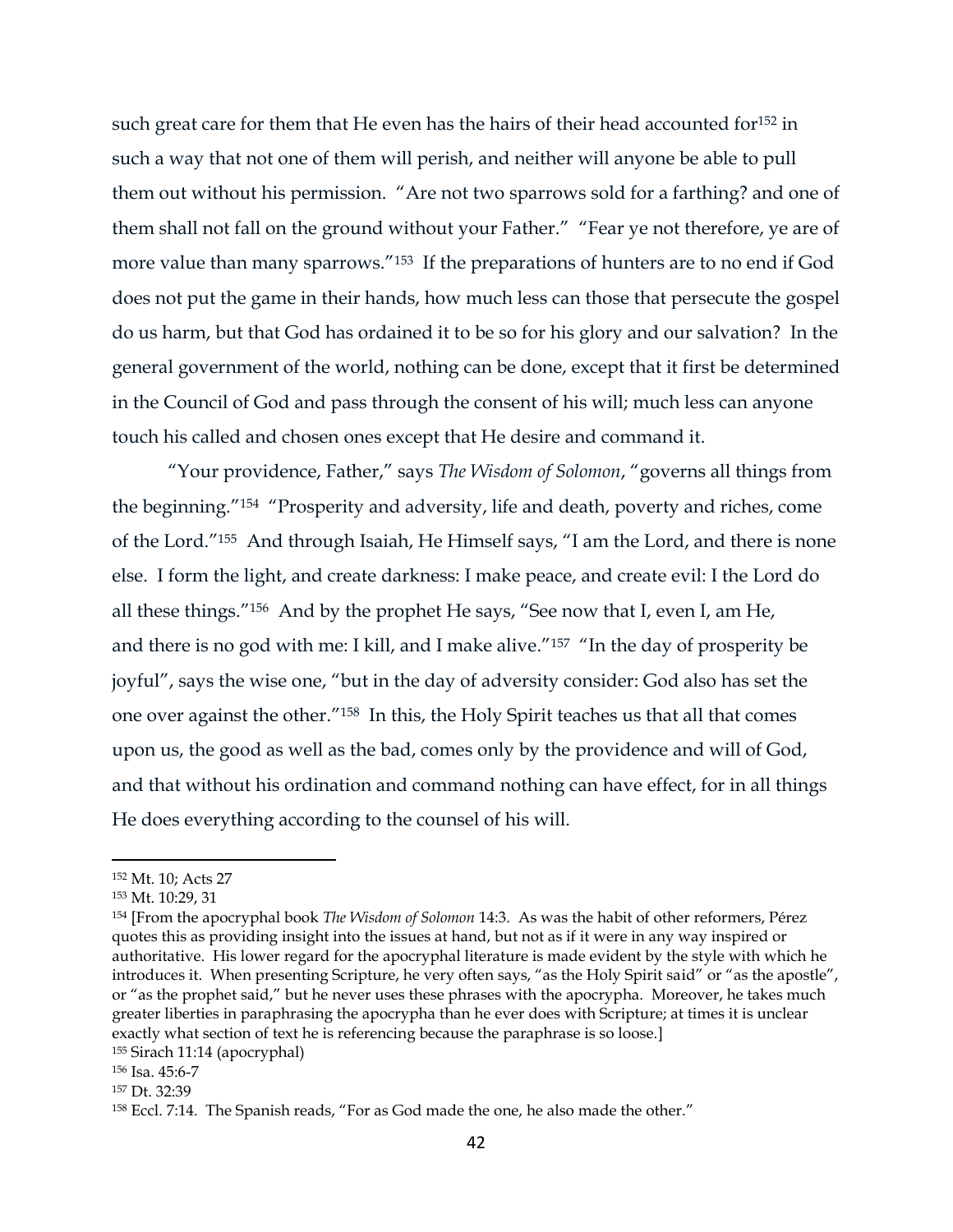such great care for them that He even has the hairs of their head accounted for[152] in such a way that not one of them will perish, and neither will anyone be able to pull them out without his permission. "Are not two sparrows sold for a farthing? and one of them shall not fall on the ground without your Father." "Fear ye not therefore, ye are of more value than many sparrows."[153] If the preparations of hunters are to no end if God does not put the game in their hands, how much less can those that persecute the gospel do us harm, but that God has ordained it to be so for his glory and our salvation? In the general government of the world, nothing can be done, except that it first be determined in the Council of God and pass through the consent of his will; much less can anyone touch his called and chosen ones except that He desire and command it.

"Your providence, Father," says *The Wisdom of Solomon*, "governs all things from the beginning."[154] "Prosperity and adversity, life and death, poverty and riches, come of the Lord."[155] And through Isaiah, He Himself says, "I am the Lord, and there is none else. I form the light, and create darkness: I make peace, and create evil: I the Lord do all these things."[156] And by the prophet He says, "See now that I, even I, am He, and there is no god with me: I kill, and I make alive."[157] "In the day of prosperity be joyful", says the wise one, "but in the day of adversity consider: God also has set the one over against the other."[158] In this, the Holy Spirit teaches us that all that comes upon us, the good as well as the bad, comes only by the providence and will of God, and that without his ordination and command nothing can have effect, for in all things He does everything according to the counsel of his will.

---

[152] Mt. 10; Acts 27

[153] Mt. 10:29, 31

[154] [From the apocryphal book *The Wisdom of Solomon* 14:3. As was the habit of other reformers, Pérez quotes this as providing insight into the issues at hand, but not as if it were in any way inspired or authoritative. His lower regard for the apocryphal literature is made evident by the style with which he introduces it. When presenting Scripture, he very often says, "as the Holy Spirit said" or "as the apostle", or "as the prophet said," but he never uses these phrases with the apocrypha. Moreover, he takes much greater liberties in paraphrasing the apocrypha than he ever does with Scripture; at times it is unclear exactly what section of text he is referencing because the paraphrase is so loose.]

[155] Sirach 11:14 (apocryphal)

[156] Isa. 45:6-7

[157] Dt. 32:39

[158] Eccl. 7:14. The Spanish reads, "For as God made the one, he also made the other."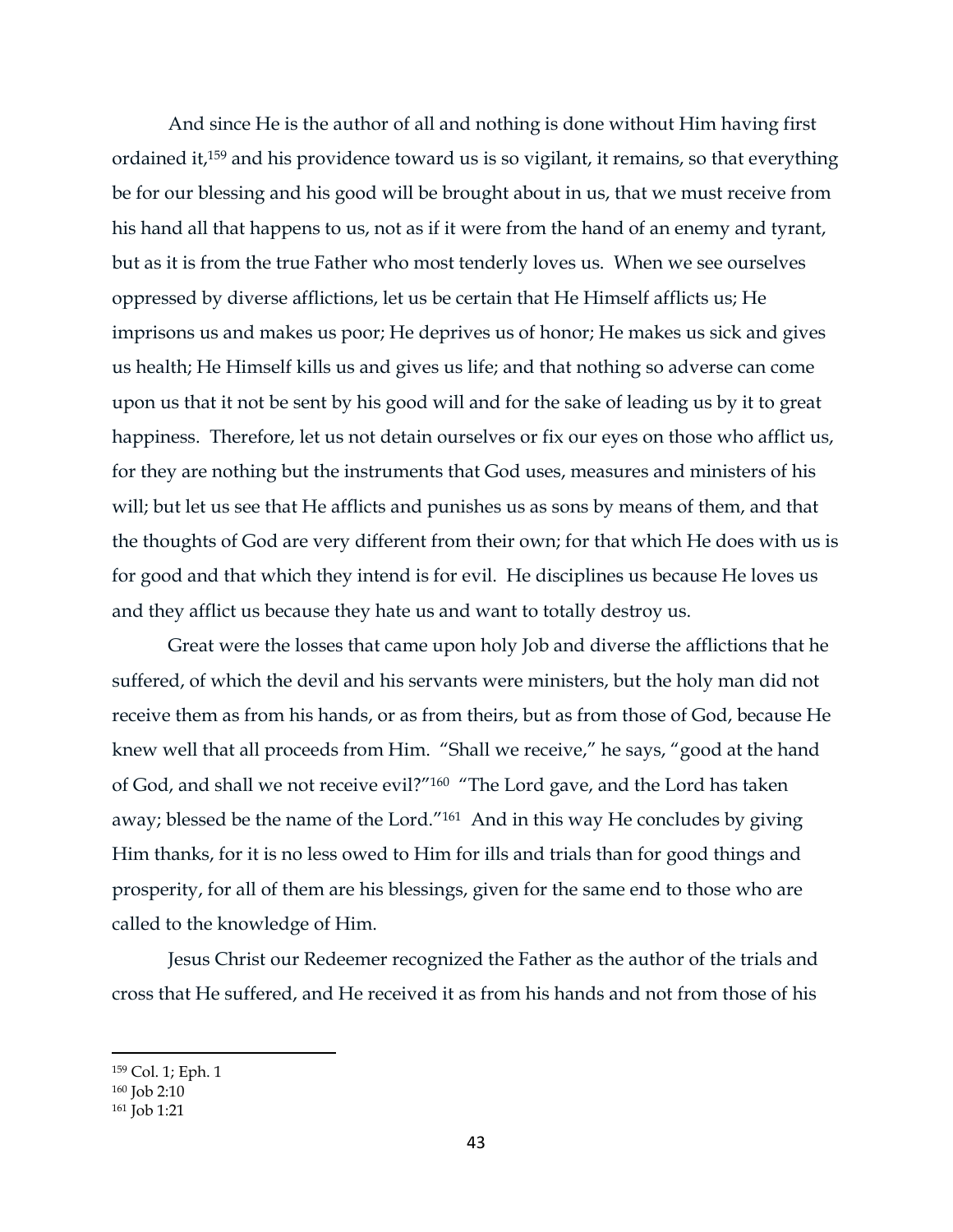And since He is the author of all and nothing is done without Him having first ordained it,[159] and his providence toward us is so vigilant, it remains, so that everything be for our blessing and his good will be brought about in us, that we must receive from his hand all that happens to us, not as if it were from the hand of an enemy and tyrant, but as it is from the true Father who most tenderly loves us. When we see ourselves oppressed by diverse afflictions, let us be certain that He Himself afflicts us; He imprisons us and makes us poor; He deprives us of honor; He makes us sick and gives us health; He Himself kills us and gives us life; and that nothing so adverse can come upon us that it not be sent by his good will and for the sake of leading us by it to great happiness. Therefore, let us not detain ourselves or fix our eyes on those who afflict us, for they are nothing but the instruments that God uses, measures and ministers of his will; but let us see that He afflicts and punishes us as sons by means of them, and that the thoughts of God are very different from their own; for that which He does with us is for good and that which they intend is for evil. He disciplines us because He loves us and they afflict us because they hate us and want to totally destroy us.

Great were the losses that came upon holy Job and diverse the afflictions that he suffered, of which the devil and his servants were ministers, but the holy man did not receive them as from his hands, or as from theirs, but as from those of God, because He knew well that all proceeds from Him. "Shall we receive," he says, "good at the hand of God, and shall we not receive evil?"[160] "The Lord gave, and the Lord has taken away; blessed be the name of the Lord."[161] And in this way He concludes by giving Him thanks, for it is no less owed to Him for ills and trials than for good things and prosperity, for all of them are his blessings, given for the same end to those who are called to the knowledge of Him.

Jesus Christ our Redeemer recognized the Father as the author of the trials and cross that He suffered, and He received it as from his hands and not from those of his

---

[159] Col. 1; Eph. 1

[160] Job 2:10

[161] Job 1:21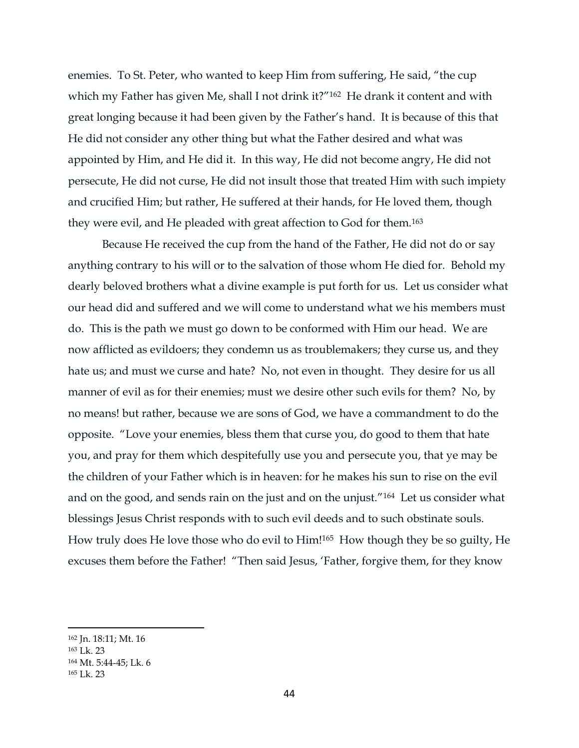enemies. To St. Peter, who wanted to keep Him from suffering, He said, "the cup which my Father has given Me, shall I not drink it?"[162] He drank it content and with great longing because it had been given by the Father's hand. It is because of this that He did not consider any other thing but what the Father desired and what was appointed by Him, and He did it. In this way, He did not become angry, He did not persecute, He did not curse, He did not insult those that treated Him with such impiety and crucified Him; but rather, He suffered at their hands, for He loved them, though they were evil, and He pleaded with great affection to God for them.[163]

Because He received the cup from the hand of the Father, He did not do or say anything contrary to his will or to the salvation of those whom He died for. Behold my dearly beloved brothers what a divine example is put forth for us. Let us consider what our head did and suffered and we will come to understand what we his members must do. This is the path we must go down to be conformed with Him our head. We are now afflicted as evildoers; they condemn us as troublemakers; they curse us, and they hate us; and must we curse and hate? No, not even in thought. They desire for us all manner of evil as for their enemies; must we desire other such evils for them? No, by no means! but rather, because we are sons of God, we have a commandment to do the opposite. "Love your enemies, bless them that curse you, do good to them that hate you, and pray for them which despitefully use you and persecute you, that ye may be the children of your Father which is in heaven: for he makes his sun to rise on the evil and on the good, and sends rain on the just and on the unjust."[164] Let us consider what blessings Jesus Christ responds with to such evil deeds and to such obstinate souls. How truly does He love those who do evil to Him![165] How though they be so guilty, He excuses them before the Father! "Then said Jesus, 'Father, forgive them, for they know

---

[162] Jn. 18:11; Mt. 16

[163] Lk. 23

[164] Mt. 5:44-45; Lk. 6

[165] Lk. 23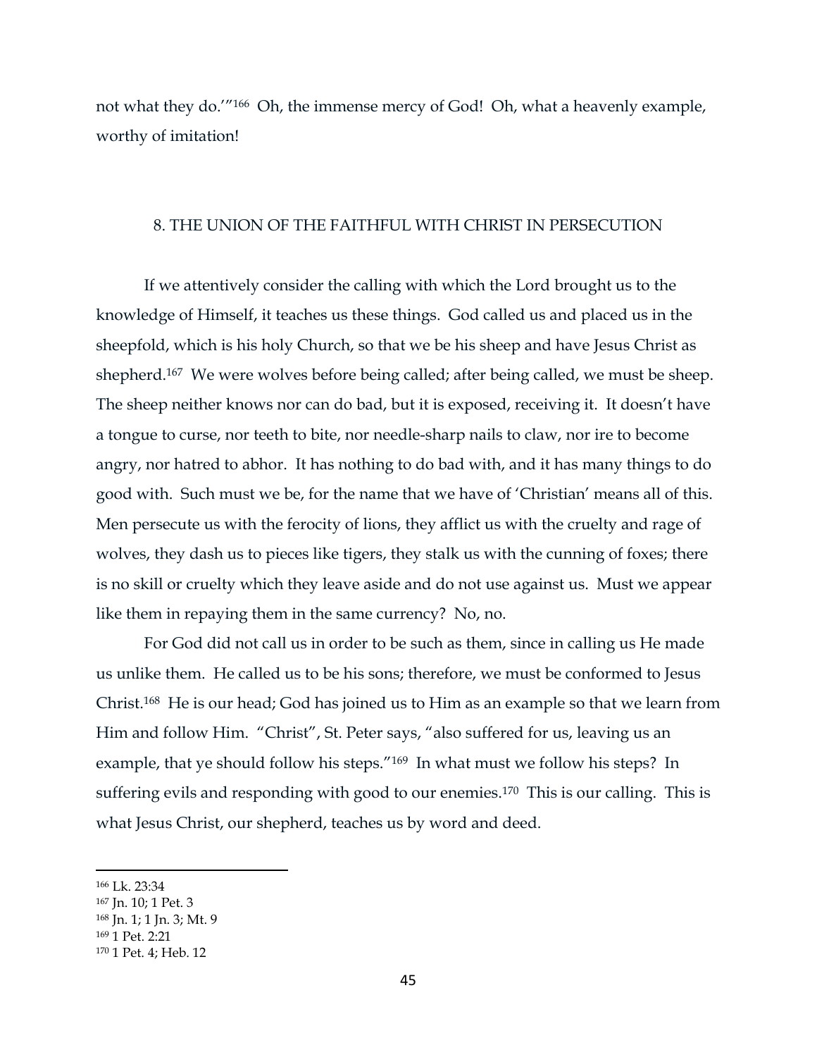not what they do.'"[166] Oh, the immense mercy of God! Oh, what a heavenly example, worthy of imitation!

## 8. THE UNION OF THE FAITHFUL WITH CHRIST IN PERSECUTION

If we attentively consider the calling with which the Lord brought us to the knowledge of Himself, it teaches us these things. God called us and placed us in the sheepfold, which is his holy Church, so that we be his sheep and have Jesus Christ as shepherd.[167] We were wolves before being called; after being called, we must be sheep. The sheep neither knows nor can do bad, but it is exposed, receiving it. It doesn't have a tongue to curse, nor teeth to bite, nor needle-sharp nails to claw, nor ire to become angry, nor hatred to abhor. It has nothing to do bad with, and it has many things to do good with. Such must we be, for the name that we have of 'Christian' means all of this. Men persecute us with the ferocity of lions, they afflict us with the cruelty and rage of wolves, they dash us to pieces like tigers, they stalk us with the cunning of foxes; there is no skill or cruelty which they leave aside and do not use against us. Must we appear like them in repaying them in the same currency? No, no.

For God did not call us in order to be such as them, since in calling us He made us unlike them. He called us to be his sons; therefore, we must be conformed to Jesus Christ.[168] He is our head; God has joined us to Him as an example so that we learn from Him and follow Him. "Christ", St. Peter says, "also suffered for us, leaving us an example, that ye should follow his steps."[169] In what must we follow his steps? In suffering evils and responding with good to our enemies.[170] This is our calling. This is what Jesus Christ, our shepherd, teaches us by word and deed.

---

[166] Lk. 23:34
[167] Jn. 10; 1 Pet. 3
[168] Jn. 1; 1 Jn. 3; Mt. 9
[169] 1 Pet. 2:21
[170] 1 Pet. 4; Heb. 12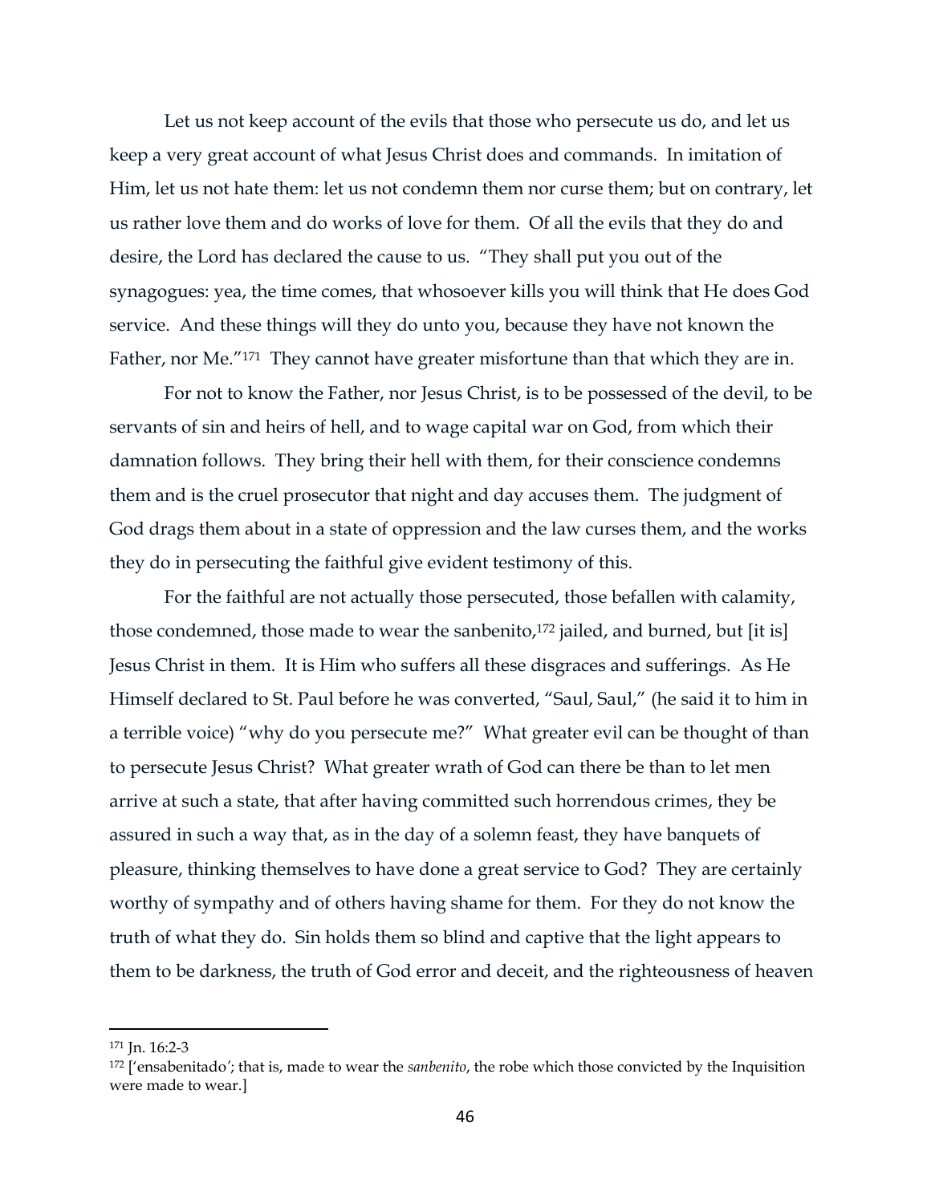Let us not keep account of the evils that those who persecute us do, and let us keep a very great account of what Jesus Christ does and commands. In imitation of Him, let us not hate them: let us not condemn them nor curse them; but on contrary, let us rather love them and do works of love for them. Of all the evils that they do and desire, the Lord has declared the cause to us. "They shall put you out of the synagogues: yea, the time comes, that whosoever kills you will think that He does God service. And these things will they do unto you, because they have not known the Father, nor Me."[171] They cannot have greater misfortune than that which they are in.

For not to know the Father, nor Jesus Christ, is to be possessed of the devil, to be servants of sin and heirs of hell, and to wage capital war on God, from which their damnation follows. They bring their hell with them, for their conscience condemns them and is the cruel prosecutor that night and day accuses them. The judgment of God drags them about in a state of oppression and the law curses them, and the works they do in persecuting the faithful give evident testimony of this.

For the faithful are not actually those persecuted, those befallen with calamity, those condemned, those made to wear the sanbenito,[172] jailed, and burned, but [it is] Jesus Christ in them. It is Him who suffers all these disgraces and sufferings. As He Himself declared to St. Paul before he was converted, "Saul, Saul," (he said it to him in a terrible voice) "why do you persecute me?" What greater evil can be thought of than to persecute Jesus Christ? What greater wrath of God can there be than to let men arrive at such a state, that after having committed such horrendous crimes, they be assured in such a way that, as in the day of a solemn feast, they have banquets of pleasure, thinking themselves to have done a great service to God? They are certainly worthy of sympathy and of others having shame for them. For they do not know the truth of what they do. Sin holds them so blind and captive that the light appears to them to be darkness, the truth of God error and deceit, and the righteousness of heaven

---

[171] Jn. 16:2-3

[172] ['ensabenitado'; that is, made to wear the *sanbenito*, the robe which those convicted by the Inquisition were made to wear.]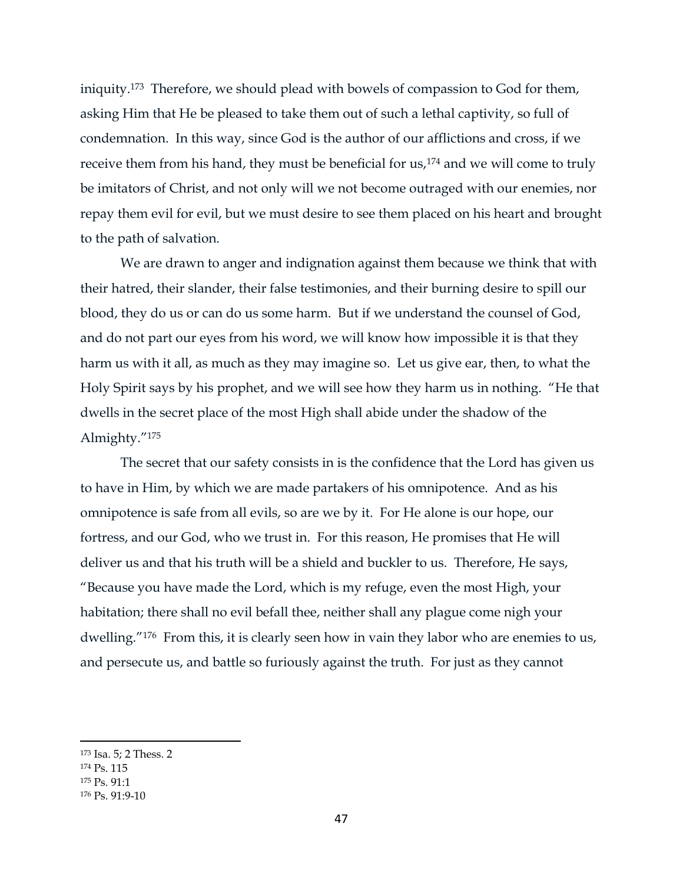iniquity.[173] Therefore, we should plead with bowels of compassion to God for them, asking Him that He be pleased to take them out of such a lethal captivity, so full of condemnation. In this way, since God is the author of our afflictions and cross, if we receive them from his hand, they must be beneficial for us,[174] and we will come to truly be imitators of Christ, and not only will we not become outraged with our enemies, nor repay them evil for evil, but we must desire to see them placed on his heart and brought to the path of salvation.

We are drawn to anger and indignation against them because we think that with their hatred, their slander, their false testimonies, and their burning desire to spill our blood, they do us or can do us some harm. But if we understand the counsel of God, and do not part our eyes from his word, we will know how impossible it is that they harm us with it all, as much as they may imagine so. Let us give ear, then, to what the Holy Spirit says by his prophet, and we will see how they harm us in nothing. "He that dwells in the secret place of the most High shall abide under the shadow of the Almighty."[175]

The secret that our safety consists in is the confidence that the Lord has given us to have in Him, by which we are made partakers of his omnipotence. And as his omnipotence is safe from all evils, so are we by it. For He alone is our hope, our fortress, and our God, who we trust in. For this reason, He promises that He will deliver us and that his truth will be a shield and buckler to us. Therefore, He says, "Because you have made the Lord, which is my refuge, even the most High, your habitation; there shall no evil befall thee, neither shall any plague come nigh your dwelling."[176] From this, it is clearly seen how in vain they labor who are enemies to us, and persecute us, and battle so furiously against the truth. For just as they cannot

---

[173] Isa. 5; 2 Thess. 2
[174] Ps. 115
[175] Ps. 91:1
[176] Ps. 91:9-10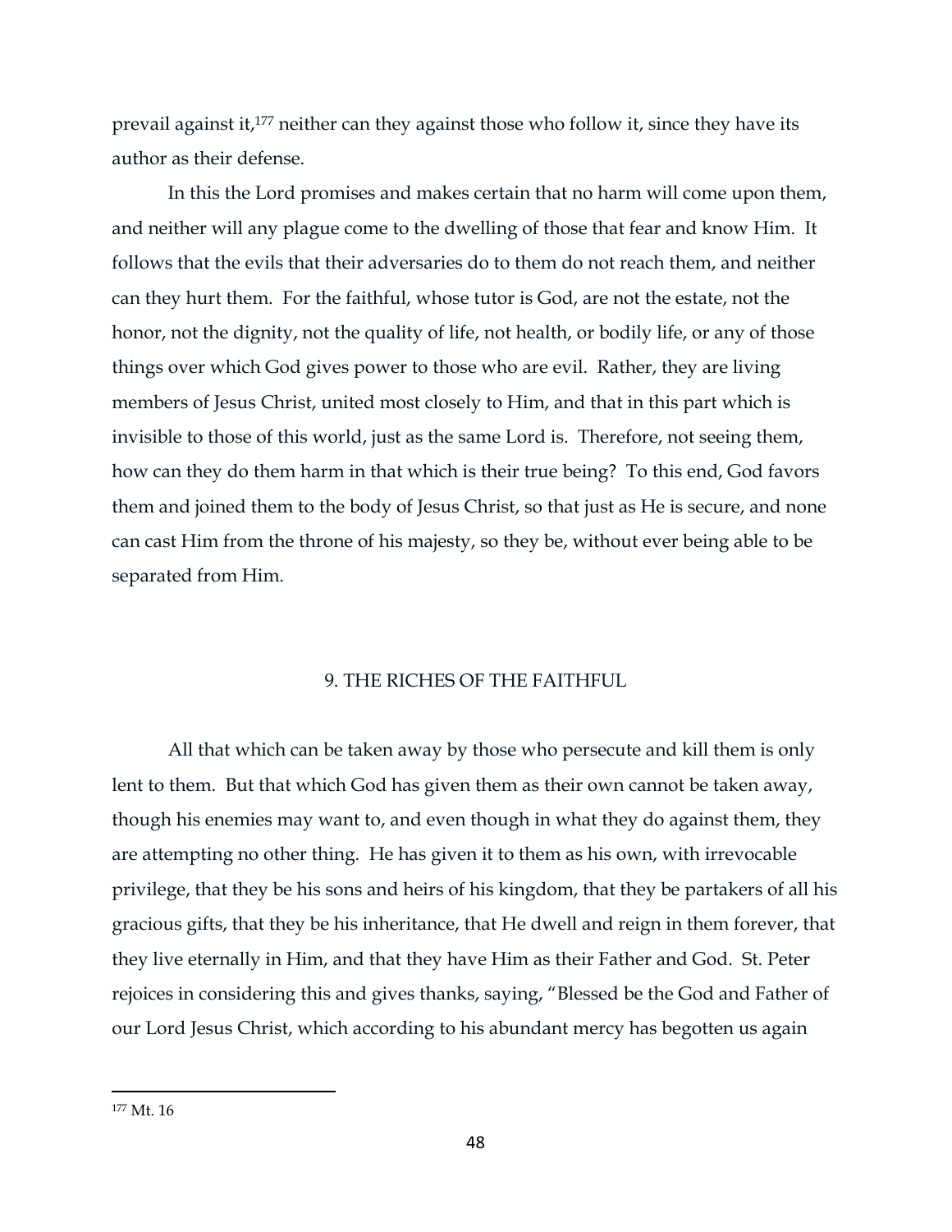prevail against it,[177] neither can they against those who follow it, since they have its author as their defense.

In this the Lord promises and makes certain that no harm will come upon them, and neither will any plague come to the dwelling of those that fear and know Him. It follows that the evils that their adversaries do to them do not reach them, and neither can they hurt them. For the faithful, whose tutor is God, are not the estate, not the honor, not the dignity, not the quality of life, not health, or bodily life, or any of those things over which God gives power to those who are evil. Rather, they are living members of Jesus Christ, united most closely to Him, and that in this part which is invisible to those of this world, just as the same Lord is. Therefore, not seeing them, how can they do them harm in that which is their true being? To this end, God favors them and joined them to the body of Jesus Christ, so that just as He is secure, and none can cast Him from the throne of his majesty, so they be, without ever being able to be separated from Him.

## 9. THE RICHES OF THE FAITHFUL

All that which can be taken away by those who persecute and kill them is only lent to them. But that which God has given them as their own cannot be taken away, though his enemies may want to, and even though in what they do against them, they are attempting no other thing. He has given it to them as his own, with irrevocable privilege, that they be his sons and heirs of his kingdom, that they be partakers of all his gracious gifts, that they be his inheritance, that He dwell and reign in them forever, that they live eternally in Him, and that they have Him as their Father and God. St. Peter rejoices in considering this and gives thanks, saying, "Blessed be the God and Father of our Lord Jesus Christ, which according to his abundant mercy has begotten us again

[177] Mt. 16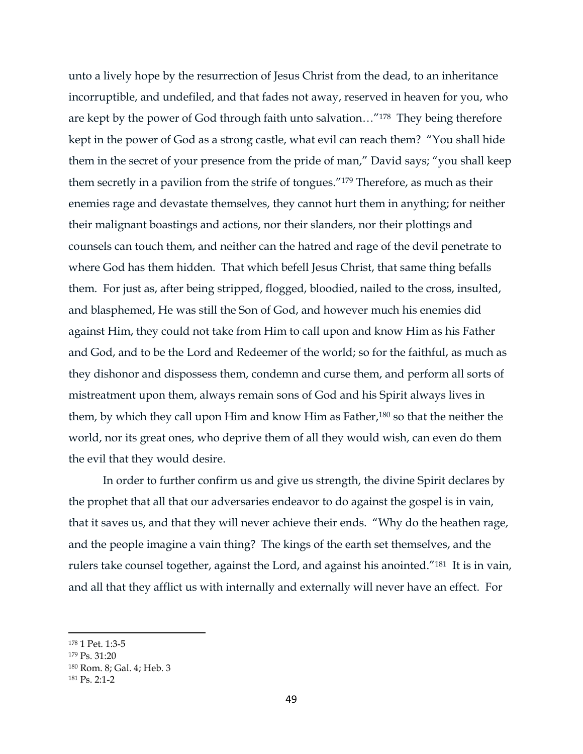unto a lively hope by the resurrection of Jesus Christ from the dead, to an inheritance incorruptible, and undefiled, and that fades not away, reserved in heaven for you, who are kept by the power of God through faith unto salvation…"[178] They being therefore kept in the power of God as a strong castle, what evil can reach them? "You shall hide them in the secret of your presence from the pride of man," David says; "you shall keep them secretly in a pavilion from the strife of tongues."[179] Therefore, as much as their enemies rage and devastate themselves, they cannot hurt them in anything; for neither their malignant boastings and actions, nor their slanders, nor their plottings and counsels can touch them, and neither can the hatred and rage of the devil penetrate to where God has them hidden. That which befell Jesus Christ, that same thing befalls them. For just as, after being stripped, flogged, bloodied, nailed to the cross, insulted, and blasphemed, He was still the Son of God, and however much his enemies did against Him, they could not take from Him to call upon and know Him as his Father and God, and to be the Lord and Redeemer of the world; so for the faithful, as much as they dishonor and dispossess them, condemn and curse them, and perform all sorts of mistreatment upon them, always remain sons of God and his Spirit always lives in them, by which they call upon Him and know Him as Father,[180] so that the neither the world, nor its great ones, who deprive them of all they would wish, can even do them the evil that they would desire.

In order to further confirm us and give us strength, the divine Spirit declares by the prophet that all that our adversaries endeavor to do against the gospel is in vain, that it saves us, and that they will never achieve their ends. "Why do the heathen rage, and the people imagine a vain thing? The kings of the earth set themselves, and the rulers take counsel together, against the Lord, and against his anointed."[181] It is in vain, and all that they afflict us with internally and externally will never have an effect. For

---

[178] 1 Pet. 1:3-5

[179] Ps. 31:20

[180] Rom. 8; Gal. 4; Heb. 3

[181] Ps. 2:1-2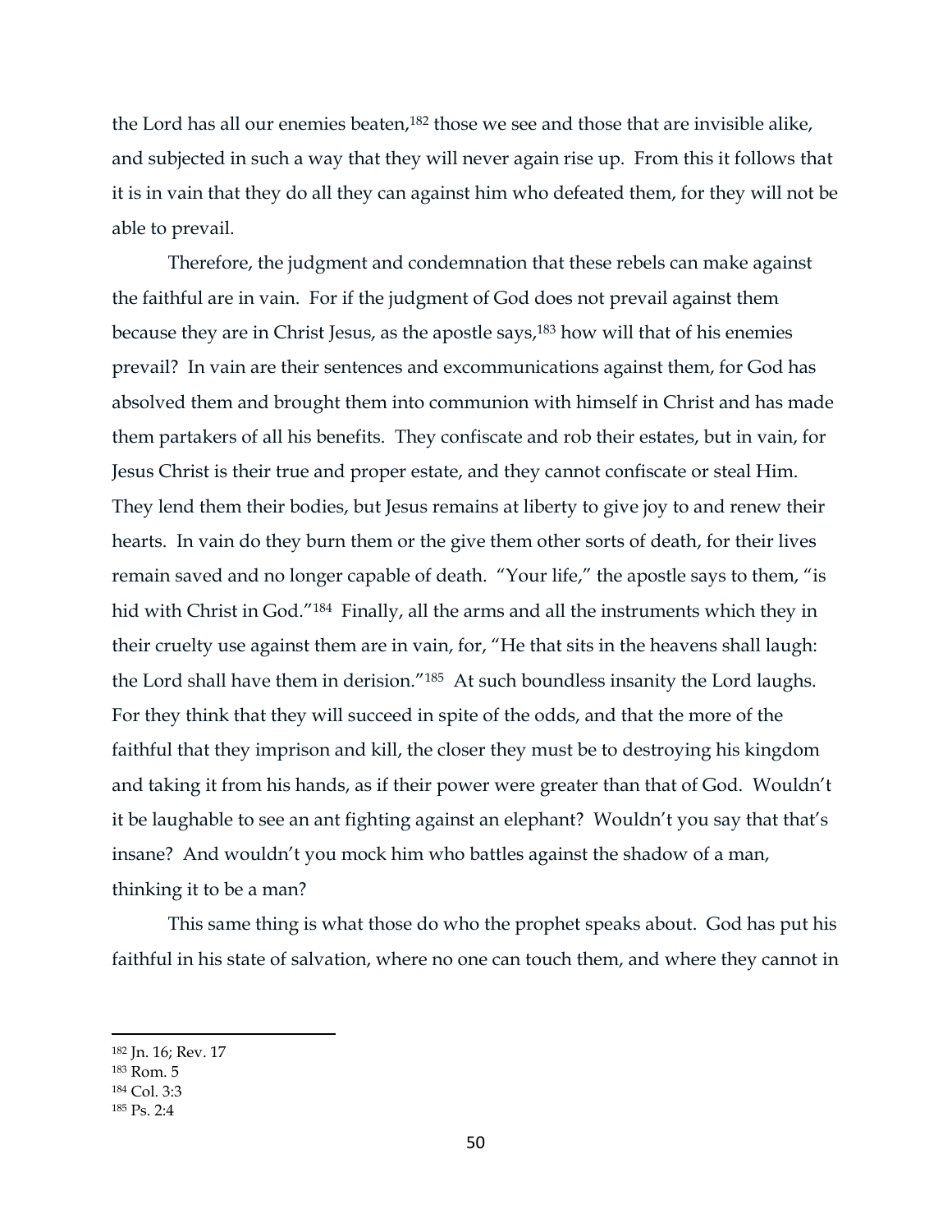the Lord has all our enemies beaten,[182] those we see and those that are invisible alike, and subjected in such a way that they will never again rise up. From this it follows that it is in vain that they do all they can against him who defeated them, for they will not be able to prevail.

Therefore, the judgment and condemnation that these rebels can make against the faithful are in vain. For if the judgment of God does not prevail against them because they are in Christ Jesus, as the apostle says,[183] how will that of his enemies prevail? In vain are their sentences and excommunications against them, for God has absolved them and brought them into communion with himself in Christ and has made them partakers of all his benefits. They confiscate and rob their estates, but in vain, for Jesus Christ is their true and proper estate, and they cannot confiscate or steal Him. They lend them their bodies, but Jesus remains at liberty to give joy to and renew their hearts. In vain do they burn them or the give them other sorts of death, for their lives remain saved and no longer capable of death. "Your life," the apostle says to them, "is hid with Christ in God."[184] Finally, all the arms and all the instruments which they in their cruelty use against them are in vain, for, "He that sits in the heavens shall laugh: the Lord shall have them in derision."[185] At such boundless insanity the Lord laughs. For they think that they will succeed in spite of the odds, and that the more of the faithful that they imprison and kill, the closer they must be to destroying his kingdom and taking it from his hands, as if their power were greater than that of God. Wouldn't it be laughable to see an ant fighting against an elephant? Wouldn't you say that that's insane? And wouldn't you mock him who battles against the shadow of a man, thinking it to be a man?

This same thing is what those do who the prophet speaks about. God has put his faithful in his state of salvation, where no one can touch them, and where they cannot in

---

[182] Jn. 16; Rev. 17

[183] Rom. 5

[184] Col. 3:3

[185] Ps. 2:4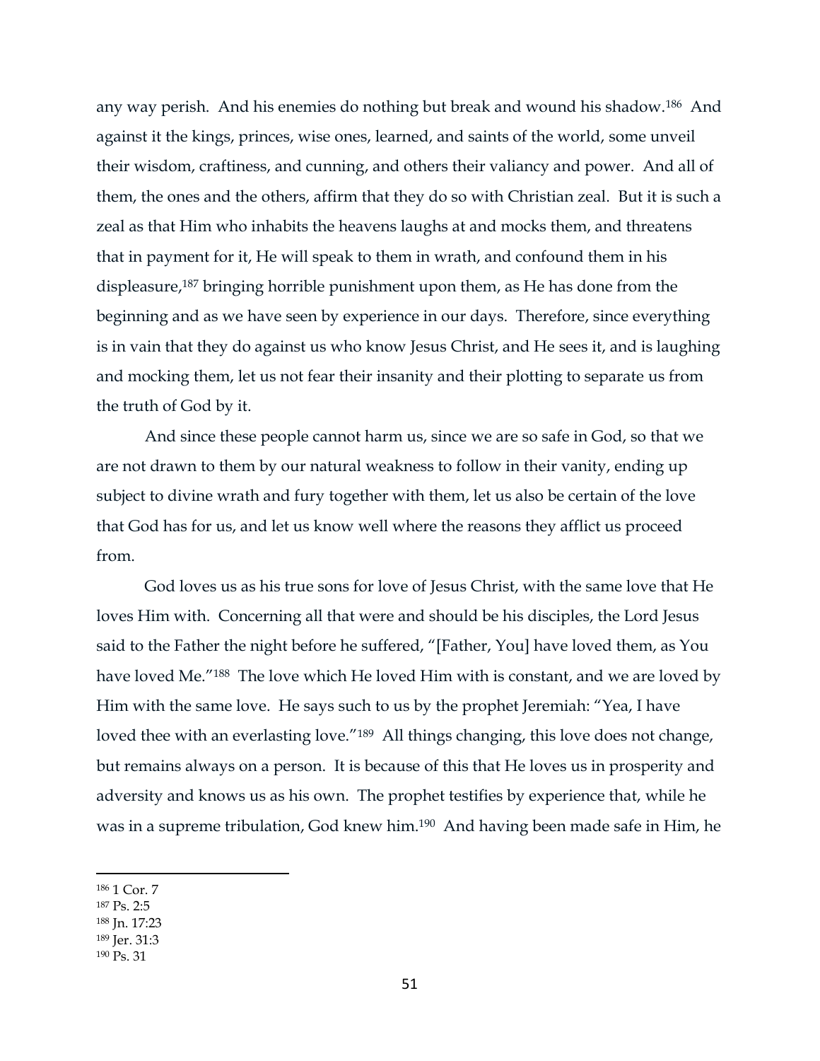any way perish. And his enemies do nothing but break and wound his shadow.[186] And against it the kings, princes, wise ones, learned, and saints of the world, some unveil their wisdom, craftiness, and cunning, and others their valiancy and power. And all of them, the ones and the others, affirm that they do so with Christian zeal. But it is such a zeal as that Him who inhabits the heavens laughs at and mocks them, and threatens that in payment for it, He will speak to them in wrath, and confound them in his displeasure,[187] bringing horrible punishment upon them, as He has done from the beginning and as we have seen by experience in our days. Therefore, since everything is in vain that they do against us who know Jesus Christ, and He sees it, and is laughing and mocking them, let us not fear their insanity and their plotting to separate us from the truth of God by it.

And since these people cannot harm us, since we are so safe in God, so that we are not drawn to them by our natural weakness to follow in their vanity, ending up subject to divine wrath and fury together with them, let us also be certain of the love that God has for us, and let us know well where the reasons they afflict us proceed from.

God loves us as his true sons for love of Jesus Christ, with the same love that He loves Him with. Concerning all that were and should be his disciples, the Lord Jesus said to the Father the night before he suffered, "[Father, You] have loved them, as You have loved Me."[188] The love which He loved Him with is constant, and we are loved by Him with the same love. He says such to us by the prophet Jeremiah: "Yea, I have loved thee with an everlasting love."[189] All things changing, this love does not change, but remains always on a person. It is because of this that He loves us in prosperity and adversity and knows us as his own. The prophet testifies by experience that, while he was in a supreme tribulation, God knew him.[190] And having been made safe in Him, he

---

[186] 1 Cor. 7
[187] Ps. 2:5
[188] Jn. 17:23
[189] Jer. 31:3
[190] Ps. 31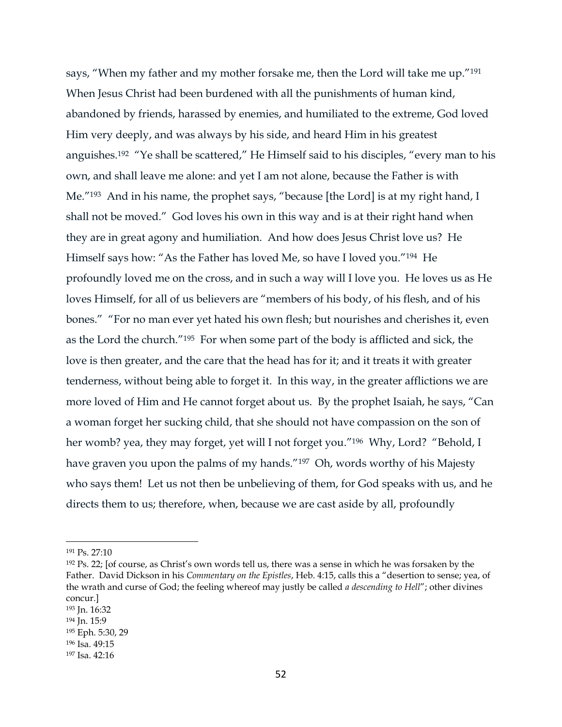says, "When my father and my mother forsake me, then the Lord will take me up."[191] When Jesus Christ had been burdened with all the punishments of human kind, abandoned by friends, harassed by enemies, and humiliated to the extreme, God loved Him very deeply, and was always by his side, and heard Him in his greatest anguishes.[192] "Ye shall be scattered," He Himself said to his disciples, "every man to his own, and shall leave me alone: and yet I am not alone, because the Father is with Me."[193] And in his name, the prophet says, "because [the Lord] is at my right hand, I shall not be moved." God loves his own in this way and is at their right hand when they are in great agony and humiliation. And how does Jesus Christ love us? He Himself says how: "As the Father has loved Me, so have I loved you."[194] He profoundly loved me on the cross, and in such a way will I love you. He loves us as He loves Himself, for all of us believers are "members of his body, of his flesh, and of his bones." "For no man ever yet hated his own flesh; but nourishes and cherishes it, even as the Lord the church."[195] For when some part of the body is afflicted and sick, the love is then greater, and the care that the head has for it; and it treats it with greater tenderness, without being able to forget it. In this way, in the greater afflictions we are more loved of Him and He cannot forget about us. By the prophet Isaiah, he says, "Can a woman forget her sucking child, that she should not have compassion on the son of her womb? yea, they may forget, yet will I not forget you."[196] Why, Lord? "Behold, I have graven you upon the palms of my hands."[197] Oh, words worthy of his Majesty who says them! Let us not then be unbelieving of them, for God speaks with us, and he directs them to us; therefore, when, because we are cast aside by all, profoundly

---

[191] Ps. 27:10

[192] Ps. 22; [of course, as Christ's own words tell us, there was a sense in which he was forsaken by the Father. David Dickson in his *Commentary on the Epistles*, Heb. 4:15, calls this a "desertion to sense; yea, of the wrath and curse of God; the feeling whereof may justly be called *a descending to Hell*"; other divines concur.]

[193] Jn. 16:32

[194] Jn. 15:9

[195] Eph. 5:30, 29

[196] Isa. 49:15

[197] Isa. 42:16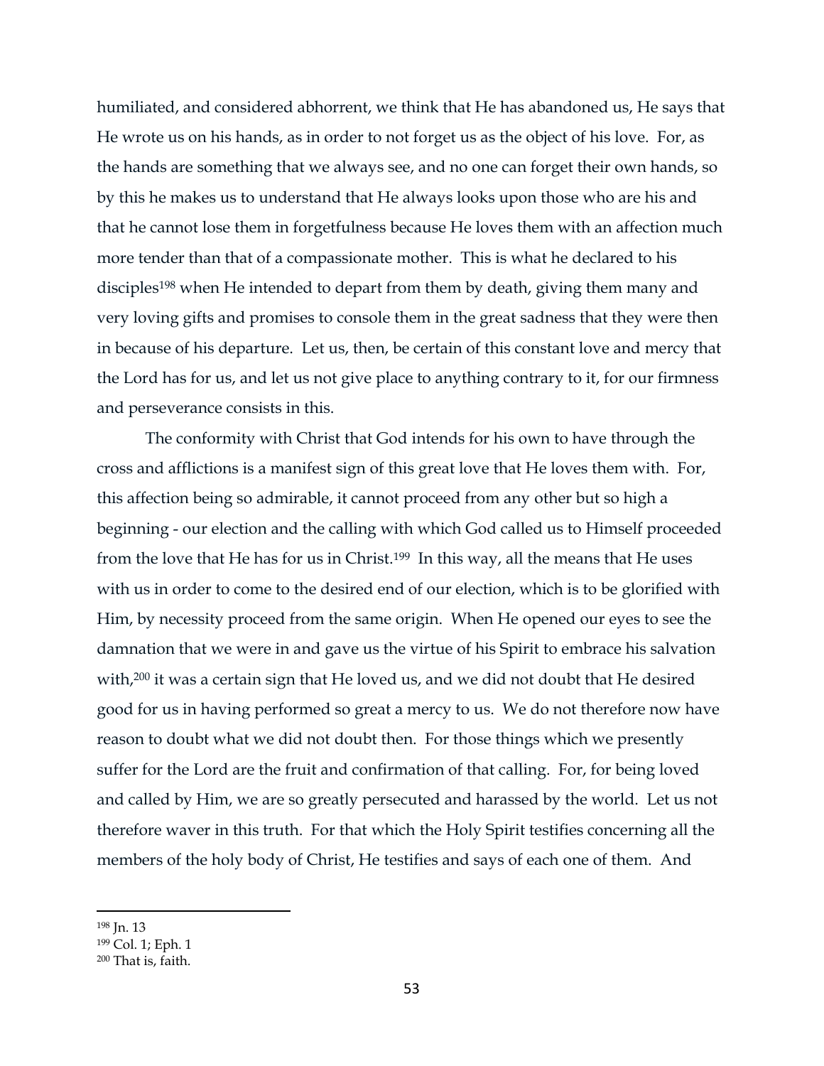humiliated, and considered abhorrent, we think that He has abandoned us, He says that He wrote us on his hands, as in order to not forget us as the object of his love. For, as the hands are something that we always see, and no one can forget their own hands, so by this he makes us to understand that He always looks upon those who are his and that he cannot lose them in forgetfulness because He loves them with an affection much more tender than that of a compassionate mother. This is what he declared to his disciples[198] when He intended to depart from them by death, giving them many and very loving gifts and promises to console them in the great sadness that they were then in because of his departure. Let us, then, be certain of this constant love and mercy that the Lord has for us, and let us not give place to anything contrary to it, for our firmness and perseverance consists in this.

The conformity with Christ that God intends for his own to have through the cross and afflictions is a manifest sign of this great love that He loves them with. For, this affection being so admirable, it cannot proceed from any other but so high a beginning - our election and the calling with which God called us to Himself proceeded from the love that He has for us in Christ.[199] In this way, all the means that He uses with us in order to come to the desired end of our election, which is to be glorified with Him, by necessity proceed from the same origin. When He opened our eyes to see the damnation that we were in and gave us the virtue of his Spirit to embrace his salvation with,[200] it was a certain sign that He loved us, and we did not doubt that He desired good for us in having performed so great a mercy to us. We do not therefore now have reason to doubt what we did not doubt then. For those things which we presently suffer for the Lord are the fruit and confirmation of that calling. For, for being loved and called by Him, we are so greatly persecuted and harassed by the world. Let us not therefore waver in this truth. For that which the Holy Spirit testifies concerning all the members of the holy body of Christ, He testifies and says of each one of them. And

---

[198] Jn. 13

[199] Col. 1; Eph. 1

[200] That is, faith.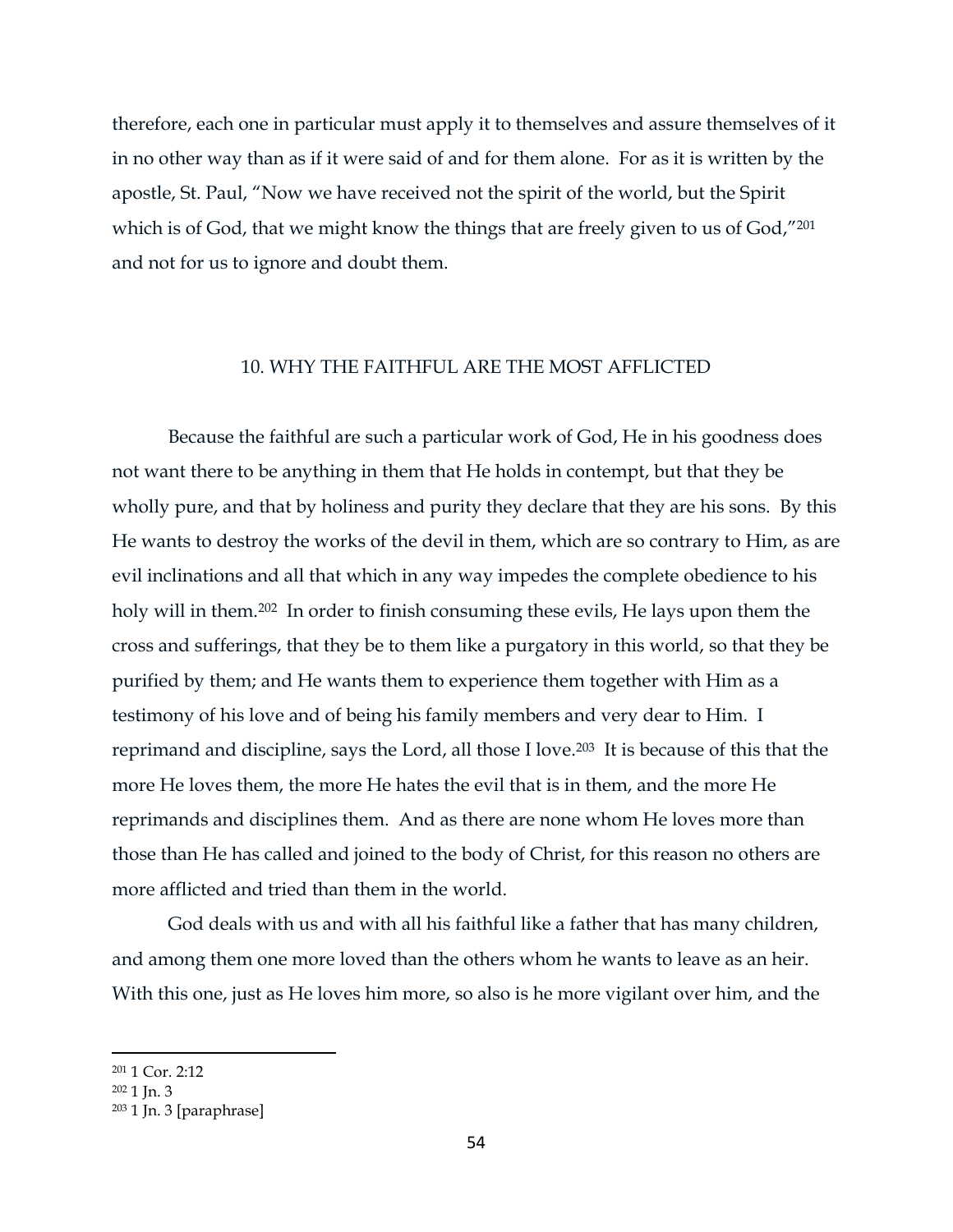therefore, each one in particular must apply it to themselves and assure themselves of it in no other way than as if it were said of and for them alone. For as it is written by the apostle, St. Paul, "Now we have received not the spirit of the world, but the Spirit which is of God, that we might know the things that are freely given to us of God,"[201] and not for us to ignore and doubt them.

## 10. WHY THE FAITHFUL ARE THE MOST AFFLICTED

Because the faithful are such a particular work of God, He in his goodness does not want there to be anything in them that He holds in contempt, but that they be wholly pure, and that by holiness and purity they declare that they are his sons. By this He wants to destroy the works of the devil in them, which are so contrary to Him, as are evil inclinations and all that which in any way impedes the complete obedience to his holy will in them.[202] In order to finish consuming these evils, He lays upon them the cross and sufferings, that they be to them like a purgatory in this world, so that they be purified by them; and He wants them to experience them together with Him as a testimony of his love and of being his family members and very dear to Him. I reprimand and discipline, says the Lord, all those I love.[203] It is because of this that the more He loves them, the more He hates the evil that is in them, and the more He reprimands and disciplines them. And as there are none whom He loves more than those than He has called and joined to the body of Christ, for this reason no others are more afflicted and tried than them in the world.

God deals with us and with all his faithful like a father that has many children, and among them one more loved than the others whom he wants to leave as an heir. With this one, just as He loves him more, so also is he more vigilant over him, and the

---

[201] 1 Cor. 2:12
[202] 1 Jn. 3
[203] 1 Jn. 3 [paraphrase]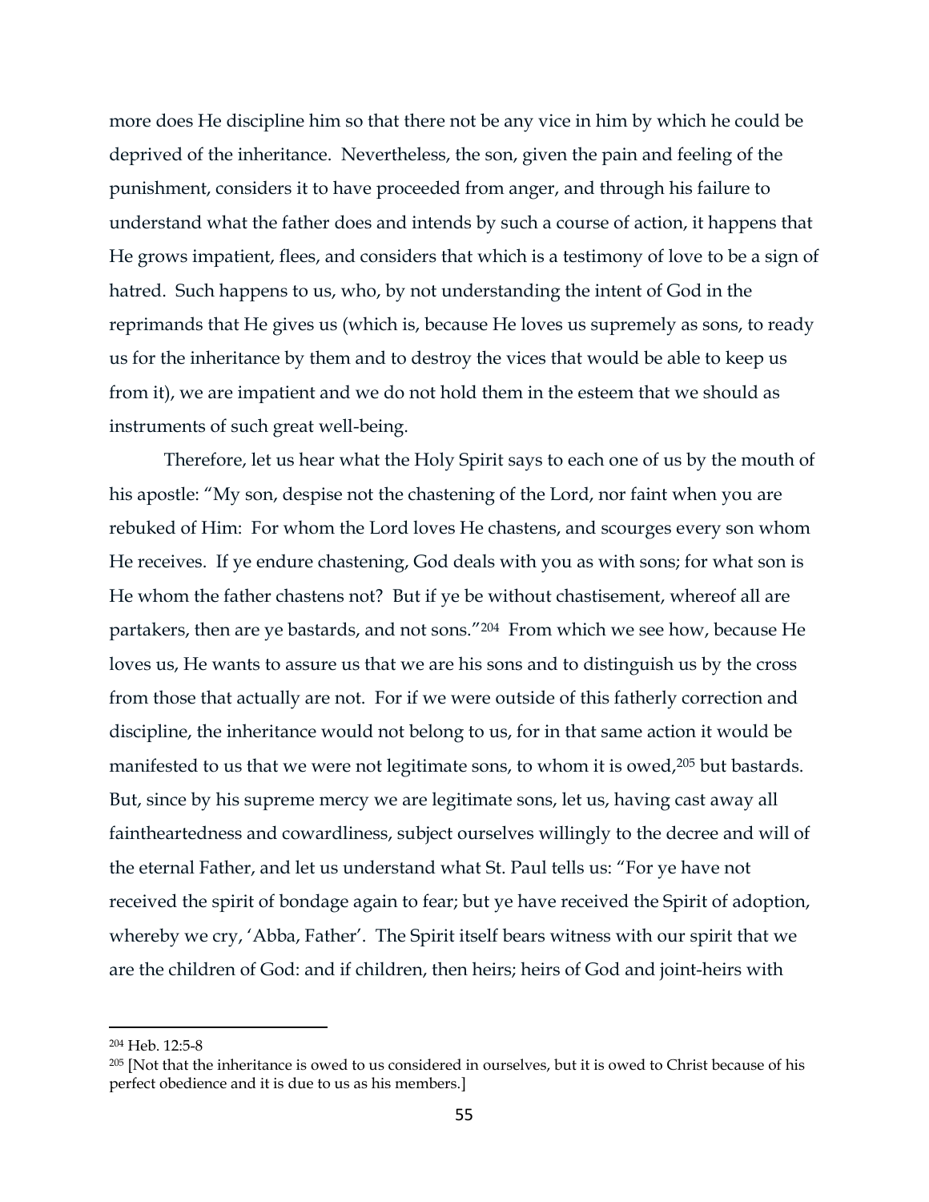more does He discipline him so that there not be any vice in him by which he could be deprived of the inheritance. Nevertheless, the son, given the pain and feeling of the punishment, considers it to have proceeded from anger, and through his failure to understand what the father does and intends by such a course of action, it happens that He grows impatient, flees, and considers that which is a testimony of love to be a sign of hatred. Such happens to us, who, by not understanding the intent of God in the reprimands that He gives us (which is, because He loves us supremely as sons, to ready us for the inheritance by them and to destroy the vices that would be able to keep us from it), we are impatient and we do not hold them in the esteem that we should as instruments of such great well-being.

Therefore, let us hear what the Holy Spirit says to each one of us by the mouth of his apostle: "My son, despise not the chastening of the Lord, nor faint when you are rebuked of Him: For whom the Lord loves He chastens, and scourges every son whom He receives. If ye endure chastening, God deals with you as with sons; for what son is He whom the father chastens not? But if ye be without chastisement, whereof all are partakers, then are ye bastards, and not sons."[204] From which we see how, because He loves us, He wants to assure us that we are his sons and to distinguish us by the cross from those that actually are not. For if we were outside of this fatherly correction and discipline, the inheritance would not belong to us, for in that same action it would be manifested to us that we were not legitimate sons, to whom it is owed,[205] but bastards. But, since by his supreme mercy we are legitimate sons, let us, having cast away all faintheartedness and cowardliness, subject ourselves willingly to the decree and will of the eternal Father, and let us understand what St. Paul tells us: "For ye have not received the spirit of bondage again to fear; but ye have received the Spirit of adoption, whereby we cry, 'Abba, Father'. The Spirit itself bears witness with our spirit that we are the children of God: and if children, then heirs; heirs of God and joint-heirs with

---

[204] Heb. 12:5-8

[205] [Not that the inheritance is owed to us considered in ourselves, but it is owed to Christ because of his perfect obedience and it is due to us as his members.]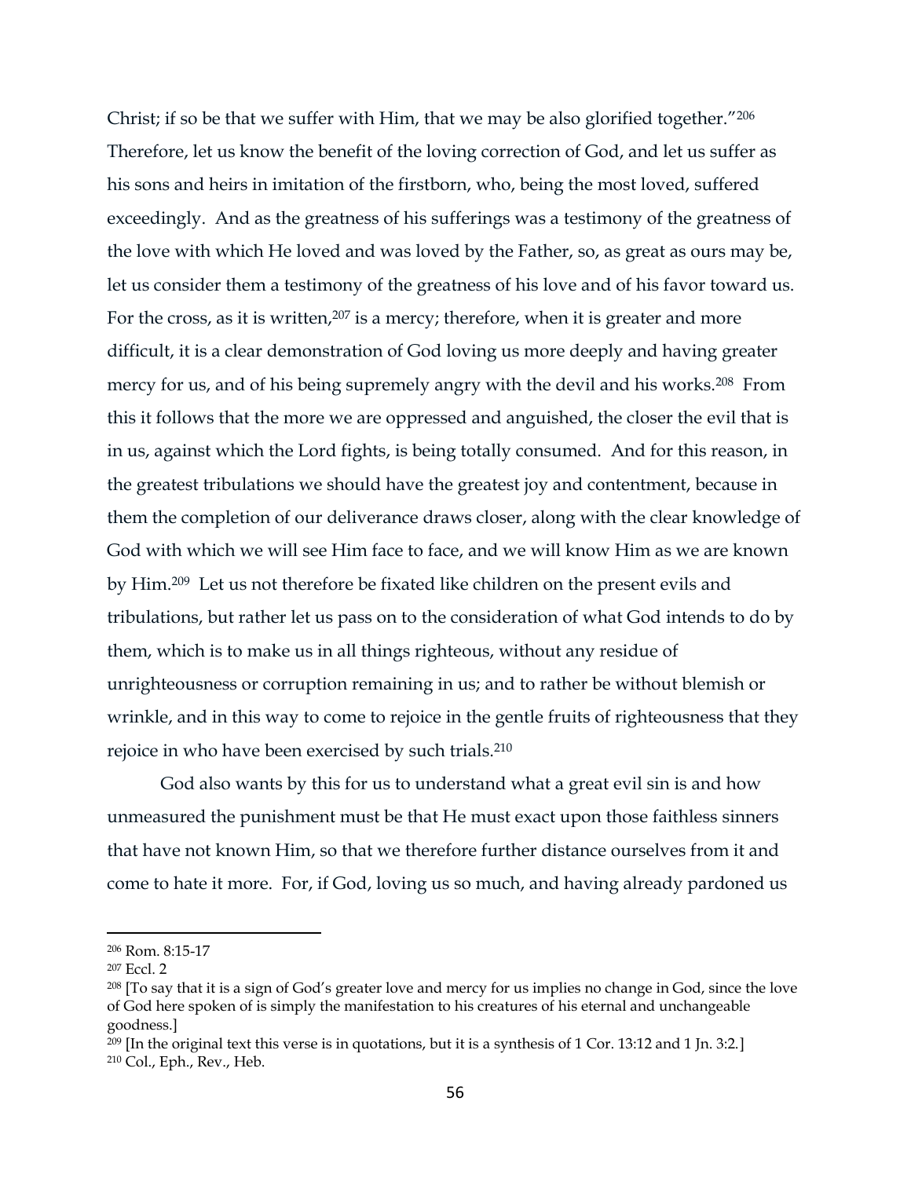Christ; if so be that we suffer with Him, that we may be also glorified together."[206] Therefore, let us know the benefit of the loving correction of God, and let us suffer as his sons and heirs in imitation of the firstborn, who, being the most loved, suffered exceedingly. And as the greatness of his sufferings was a testimony of the greatness of the love with which He loved and was loved by the Father, so, as great as ours may be, let us consider them a testimony of the greatness of his love and of his favor toward us. For the cross, as it is written,[207] is a mercy; therefore, when it is greater and more difficult, it is a clear demonstration of God loving us more deeply and having greater mercy for us, and of his being supremely angry with the devil and his works.[208] From this it follows that the more we are oppressed and anguished, the closer the evil that is in us, against which the Lord fights, is being totally consumed. And for this reason, in the greatest tribulations we should have the greatest joy and contentment, because in them the completion of our deliverance draws closer, along with the clear knowledge of God with which we will see Him face to face, and we will know Him as we are known by Him.[209] Let us not therefore be fixated like children on the present evils and tribulations, but rather let us pass on to the consideration of what God intends to do by them, which is to make us in all things righteous, without any residue of unrighteousness or corruption remaining in us; and to rather be without blemish or wrinkle, and in this way to come to rejoice in the gentle fruits of righteousness that they rejoice in who have been exercised by such trials.[210]

God also wants by this for us to understand what a great evil sin is and how unmeasured the punishment must be that He must exact upon those faithless sinners that have not known Him, so that we therefore further distance ourselves from it and come to hate it more. For, if God, loving us so much, and having already pardoned us

---

[206] Rom. 8:15-17

[207] Eccl. 2

[208] [To say that it is a sign of God's greater love and mercy for us implies no change in God, since the love of God here spoken of is simply the manifestation to his creatures of his eternal and unchangeable goodness.]

[209] [In the original text this verse is in quotations, but it is a synthesis of 1 Cor. 13:12 and 1 Jn. 3:2.]

[210] Col., Eph., Rev., Heb.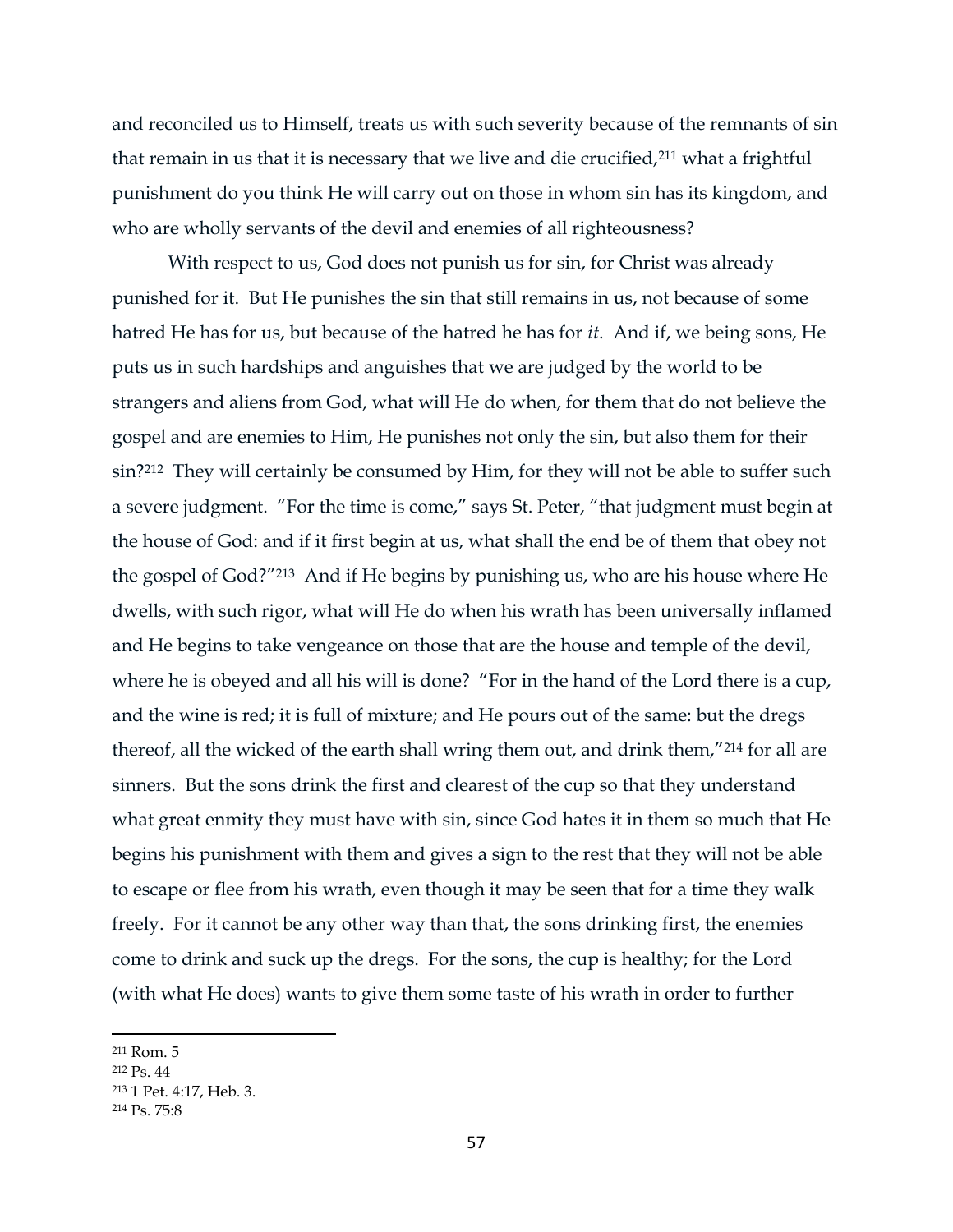and reconciled us to Himself, treats us with such severity because of the remnants of sin that remain in us that it is necessary that we live and die crucified,[211] what a frightful punishment do you think He will carry out on those in whom sin has its kingdom, and who are wholly servants of the devil and enemies of all righteousness?

With respect to us, God does not punish us for sin, for Christ was already punished for it. But He punishes the sin that still remains in us, not because of some hatred He has for us, but because of the hatred he has for *it*. And if, we being sons, He puts us in such hardships and anguishes that we are judged by the world to be strangers and aliens from God, what will He do when, for them that do not believe the gospel and are enemies to Him, He punishes not only the sin, but also them for their sin?[212] They will certainly be consumed by Him, for they will not be able to suffer such a severe judgment. "For the time is come," says St. Peter, "that judgment must begin at the house of God: and if it first begin at us, what shall the end be of them that obey not the gospel of God?"[213] And if He begins by punishing us, who are his house where He dwells, with such rigor, what will He do when his wrath has been universally inflamed and He begins to take vengeance on those that are the house and temple of the devil, where he is obeyed and all his will is done? "For in the hand of the Lord there is a cup, and the wine is red; it is full of mixture; and He pours out of the same: but the dregs thereof, all the wicked of the earth shall wring them out, and drink them,"[214] for all are sinners. But the sons drink the first and clearest of the cup so that they understand what great enmity they must have with sin, since God hates it in them so much that He begins his punishment with them and gives a sign to the rest that they will not be able to escape or flee from his wrath, even though it may be seen that for a time they walk freely. For it cannot be any other way than that, the sons drinking first, the enemies come to drink and suck up the dregs. For the sons, the cup is healthy; for the Lord (with what He does) wants to give them some taste of his wrath in order to further

---

[211] Rom. 5
[212] Ps. 44
[213] 1 Pet. 4:17, Heb. 3.
[214] Ps. 75:8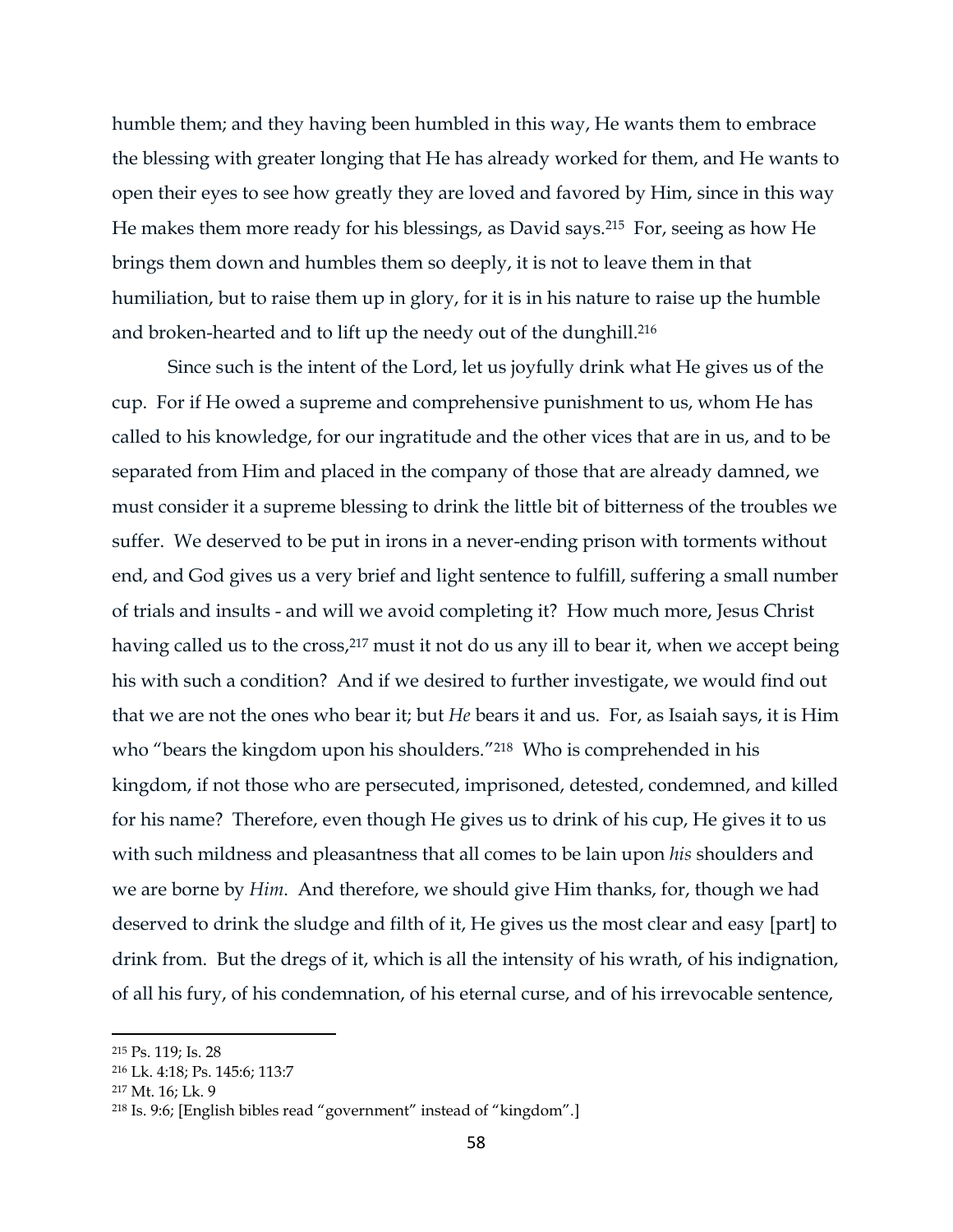humble them; and they having been humbled in this way, He wants them to embrace the blessing with greater longing that He has already worked for them, and He wants to open their eyes to see how greatly they are loved and favored by Him, since in this way He makes them more ready for his blessings, as David says.[215] For, seeing as how He brings them down and humbles them so deeply, it is not to leave them in that humiliation, but to raise them up in glory, for it is in his nature to raise up the humble and broken-hearted and to lift up the needy out of the dunghill.[216]

Since such is the intent of the Lord, let us joyfully drink what He gives us of the cup. For if He owed a supreme and comprehensive punishment to us, whom He has called to his knowledge, for our ingratitude and the other vices that are in us, and to be separated from Him and placed in the company of those that are already damned, we must consider it a supreme blessing to drink the little bit of bitterness of the troubles we suffer. We deserved to be put in irons in a never-ending prison with torments without end, and God gives us a very brief and light sentence to fulfill, suffering a small number of trials and insults - and will we avoid completing it? How much more, Jesus Christ having called us to the cross,[217] must it not do us any ill to bear it, when we accept being his with such a condition? And if we desired to further investigate, we would find out that we are not the ones who bear it; but *He* bears it and us. For, as Isaiah says, it is Him who "bears the kingdom upon his shoulders."[218] Who is comprehended in his kingdom, if not those who are persecuted, imprisoned, detested, condemned, and killed for his name? Therefore, even though He gives us to drink of his cup, He gives it to us with such mildness and pleasantness that all comes to be lain upon *his* shoulders and we are borne by *Him*. And therefore, we should give Him thanks, for, though we had deserved to drink the sludge and filth of it, He gives us the most clear and easy [part] to drink from. But the dregs of it, which is all the intensity of his wrath, of his indignation, of all his fury, of his condemnation, of his eternal curse, and of his irrevocable sentence,

---

[215] Ps. 119; Is. 28

[216] Lk. 4:18; Ps. 145:6; 113:7

[217] Mt. 16; Lk. 9

[218] Is. 9:6; [English bibles read "government" instead of "kingdom".]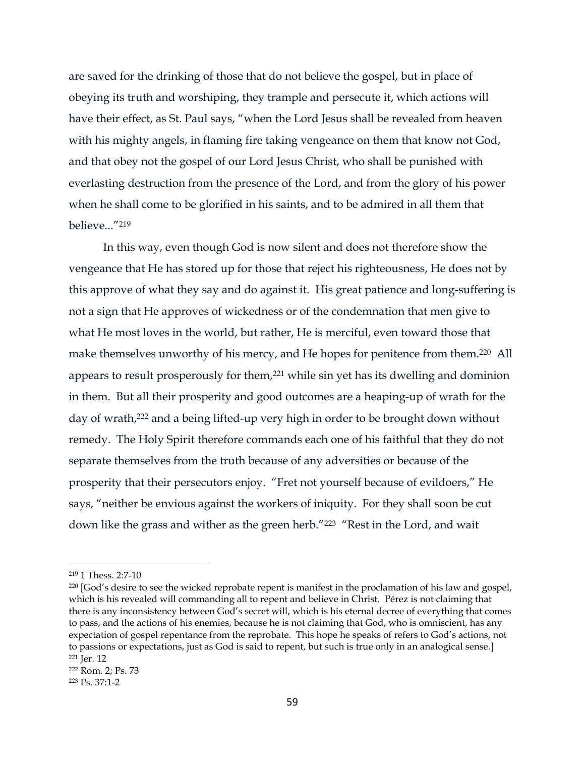are saved for the drinking of those that do not believe the gospel, but in place of obeying its truth and worshiping, they trample and persecute it, which actions will have their effect, as St. Paul says, "when the Lord Jesus shall be revealed from heaven with his mighty angels, in flaming fire taking vengeance on them that know not God, and that obey not the gospel of our Lord Jesus Christ, who shall be punished with everlasting destruction from the presence of the Lord, and from the glory of his power when he shall come to be glorified in his saints, and to be admired in all them that believe..."[219]

In this way, even though God is now silent and does not therefore show the vengeance that He has stored up for those that reject his righteousness, He does not by this approve of what they say and do against it. His great patience and long-suffering is not a sign that He approves of wickedness or of the condemnation that men give to what He most loves in the world, but rather, He is merciful, even toward those that make themselves unworthy of his mercy, and He hopes for penitence from them.[220] All appears to result prosperously for them,[221] while sin yet has its dwelling and dominion in them. But all their prosperity and good outcomes are a heaping-up of wrath for the day of wrath,[222] and a being lifted-up very high in order to be brought down without remedy. The Holy Spirit therefore commands each one of his faithful that they do not separate themselves from the truth because of any adversities or because of the prosperity that their persecutors enjoy. "Fret not yourself because of evildoers," He says, "neither be envious against the workers of iniquity. For they shall soon be cut down like the grass and wither as the green herb."[223] "Rest in the Lord, and wait

---

[219] 1 Thess. 2:7-10

[220] [God's desire to see the wicked reprobate repent is manifest in the proclamation of his law and gospel, which is his revealed will commanding all to repent and believe in Christ. Pérez is not claiming that there is any inconsistency between God's secret will, which is his eternal decree of everything that comes to pass, and the actions of his enemies, because he is not claiming that God, who is omniscient, has any expectation of gospel repentance from the reprobate. This hope he speaks of refers to God's actions, not to passions or expectations, just as God is said to repent, but such is true only in an analogical sense.]

[221] Jer. 12

[222] Rom. 2; Ps. 73

[223] Ps. 37:1-2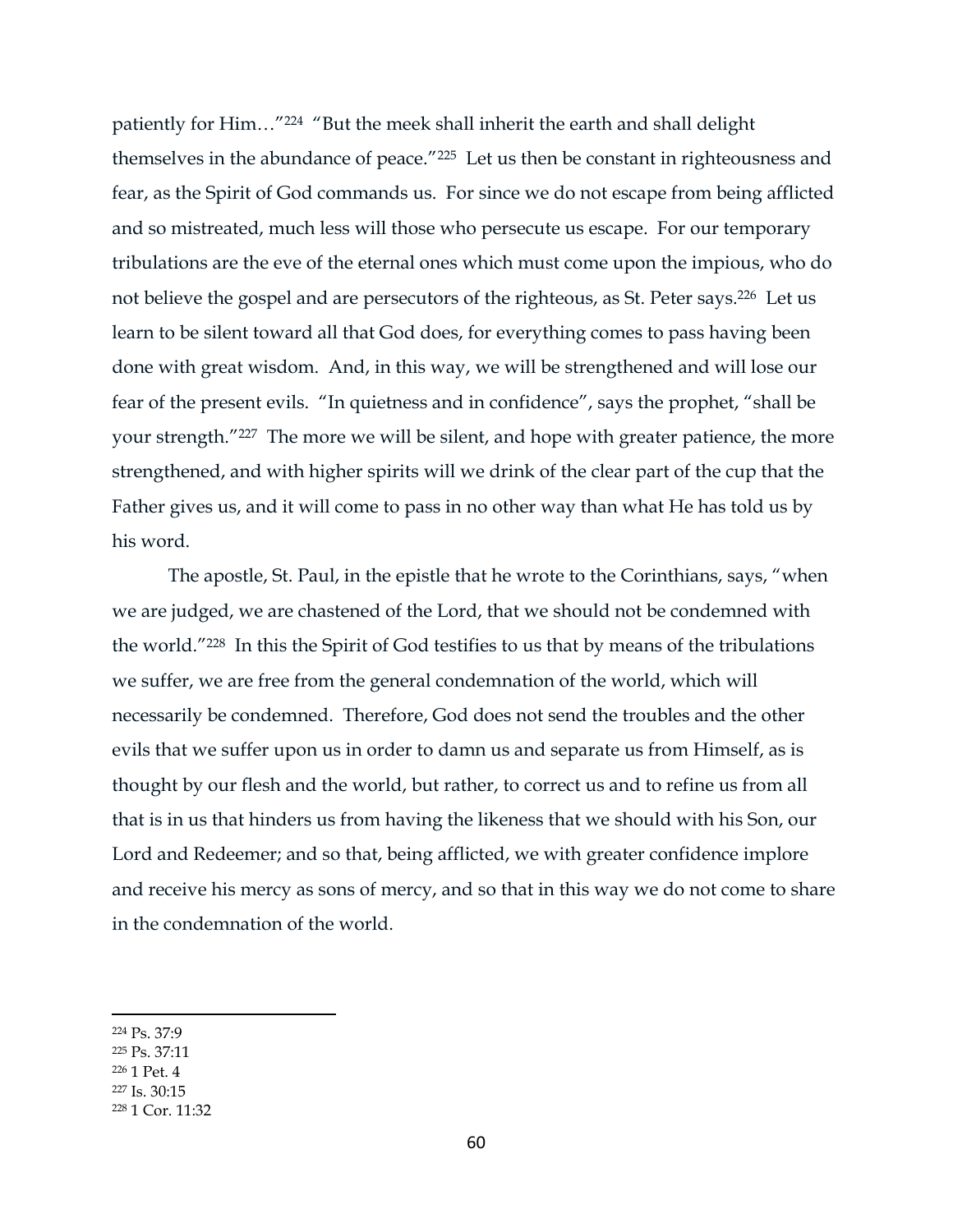patiently for Him…"[224] "But the meek shall inherit the earth and shall delight themselves in the abundance of peace."[225] Let us then be constant in righteousness and fear, as the Spirit of God commands us. For since we do not escape from being afflicted and so mistreated, much less will those who persecute us escape. For our temporary tribulations are the eve of the eternal ones which must come upon the impious, who do not believe the gospel and are persecutors of the righteous, as St. Peter says.[226] Let us learn to be silent toward all that God does, for everything comes to pass having been done with great wisdom. And, in this way, we will be strengthened and will lose our fear of the present evils. "In quietness and in confidence", says the prophet, "shall be your strength."[227] The more we will be silent, and hope with greater patience, the more strengthened, and with higher spirits will we drink of the clear part of the cup that the Father gives us, and it will come to pass in no other way than what He has told us by his word.

The apostle, St. Paul, in the epistle that he wrote to the Corinthians, says, "when we are judged, we are chastened of the Lord, that we should not be condemned with the world."[228] In this the Spirit of God testifies to us that by means of the tribulations we suffer, we are free from the general condemnation of the world, which will necessarily be condemned. Therefore, God does not send the troubles and the other evils that we suffer upon us in order to damn us and separate us from Himself, as is thought by our flesh and the world, but rather, to correct us and to refine us from all that is in us that hinders us from having the likeness that we should with his Son, our Lord and Redeemer; and so that, being afflicted, we with greater confidence implore and receive his mercy as sons of mercy, and so that in this way we do not come to share in the condemnation of the world.

---

[224] Ps. 37:9
[225] Ps. 37:11
[226] 1 Pet. 4
[227] Is. 30:15
[228] 1 Cor. 11:32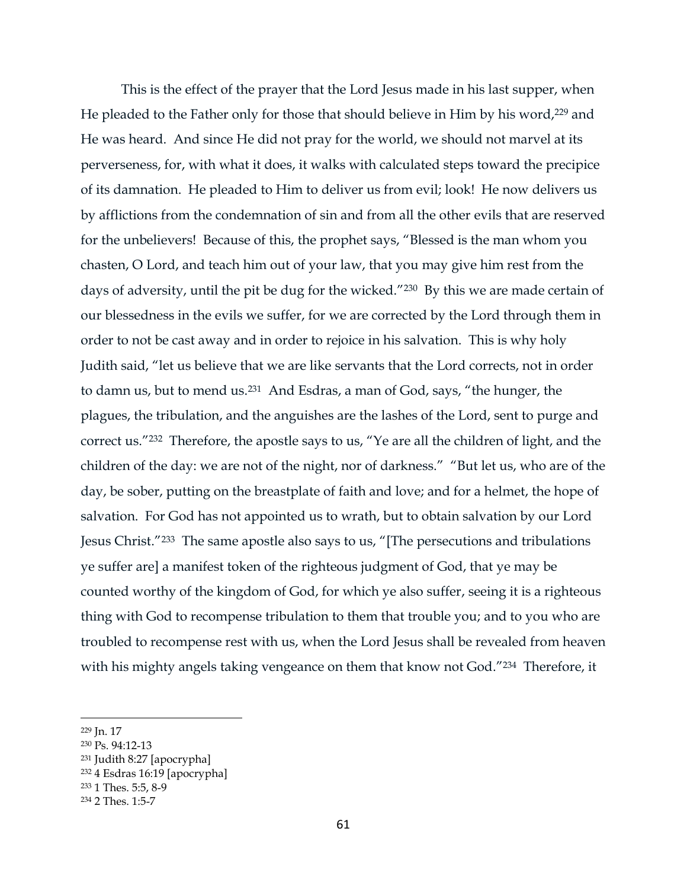This is the effect of the prayer that the Lord Jesus made in his last supper, when He pleaded to the Father only for those that should believe in Him by his word,[229] and He was heard. And since He did not pray for the world, we should not marvel at its perverseness, for, with what it does, it walks with calculated steps toward the precipice of its damnation. He pleaded to Him to deliver us from evil; look! He now delivers us by afflictions from the condemnation of sin and from all the other evils that are reserved for the unbelievers! Because of this, the prophet says, "Blessed is the man whom you chasten, O Lord, and teach him out of your law, that you may give him rest from the days of adversity, until the pit be dug for the wicked."[230] By this we are made certain of our blessedness in the evils we suffer, for we are corrected by the Lord through them in order to not be cast away and in order to rejoice in his salvation. This is why holy Judith said, "let us believe that we are like servants that the Lord corrects, not in order to damn us, but to mend us.[231] And Esdras, a man of God, says, "the hunger, the plagues, the tribulation, and the anguishes are the lashes of the Lord, sent to purge and correct us."[232] Therefore, the apostle says to us, "Ye are all the children of light, and the children of the day: we are not of the night, nor of darkness." "But let us, who are of the day, be sober, putting on the breastplate of faith and love; and for a helmet, the hope of salvation. For God has not appointed us to wrath, but to obtain salvation by our Lord Jesus Christ."[233] The same apostle also says to us, "[The persecutions and tribulations ye suffer are] a manifest token of the righteous judgment of God, that ye may be counted worthy of the kingdom of God, for which ye also suffer, seeing it is a righteous thing with God to recompense tribulation to them that trouble you; and to you who are troubled to recompense rest with us, when the Lord Jesus shall be revealed from heaven with his mighty angels taking vengeance on them that know not God."[234] Therefore, it

---

[229] Jn. 17
[230] Ps. 94:12-13
[231] Judith 8:27 [apocrypha]
[232] 4 Esdras 16:19 [apocrypha]
[233] 1 Thes. 5:5, 8-9
[234] 2 Thes. 1:5-7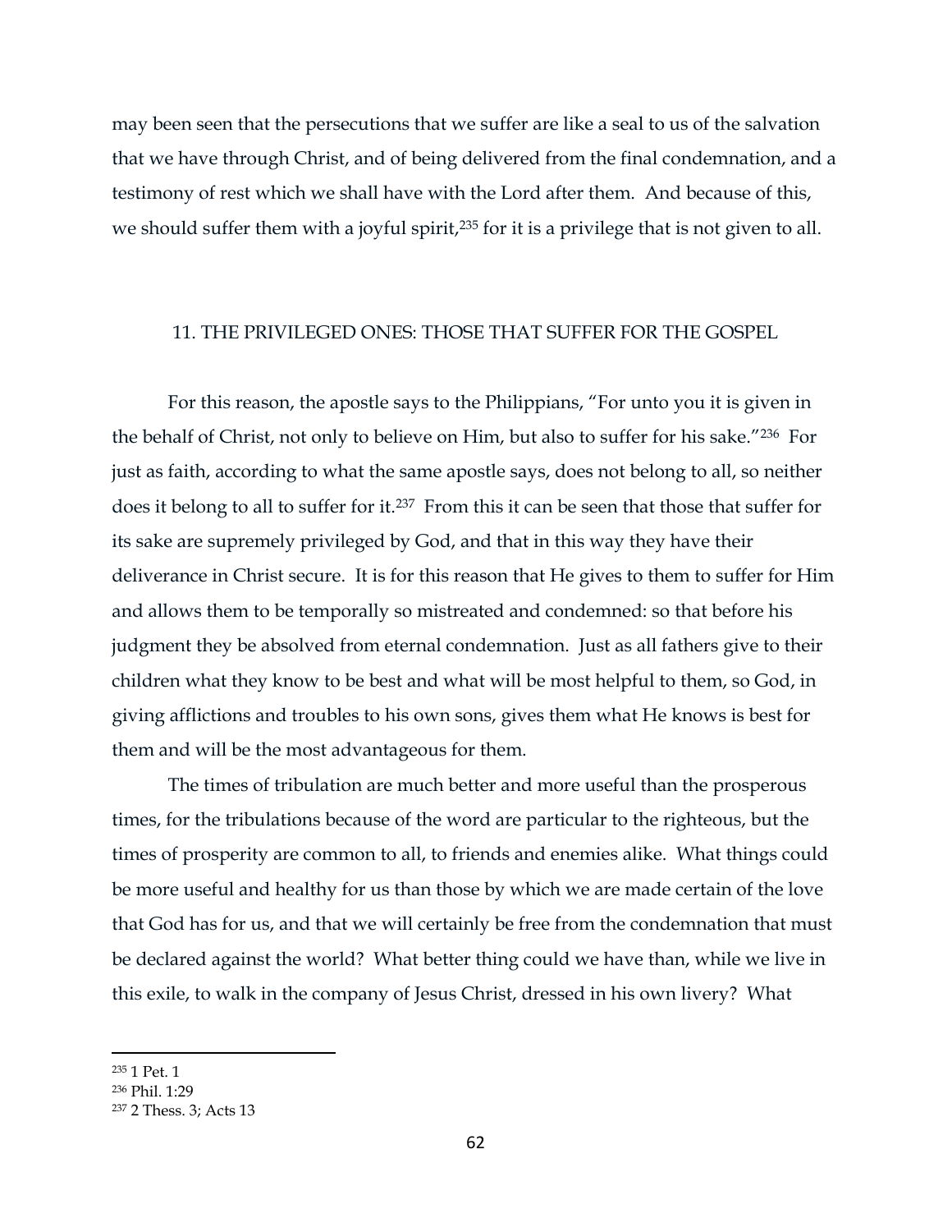may been seen that the persecutions that we suffer are like a seal to us of the salvation that we have through Christ, and of being delivered from the final condemnation, and a testimony of rest which we shall have with the Lord after them. And because of this, we should suffer them with a joyful spirit,[235] for it is a privilege that is not given to all.

## 11. THE PRIVILEGED ONES: THOSE THAT SUFFER FOR THE GOSPEL

For this reason, the apostle says to the Philippians, "For unto you it is given in the behalf of Christ, not only to believe on Him, but also to suffer for his sake."[236] For just as faith, according to what the same apostle says, does not belong to all, so neither does it belong to all to suffer for it.[237] From this it can be seen that those that suffer for its sake are supremely privileged by God, and that in this way they have their deliverance in Christ secure. It is for this reason that He gives to them to suffer for Him and allows them to be temporally so mistreated and condemned: so that before his judgment they be absolved from eternal condemnation. Just as all fathers give to their children what they know to be best and what will be most helpful to them, so God, in giving afflictions and troubles to his own sons, gives them what He knows is best for them and will be the most advantageous for them.

The times of tribulation are much better and more useful than the prosperous times, for the tribulations because of the word are particular to the righteous, but the times of prosperity are common to all, to friends and enemies alike. What things could be more useful and healthy for us than those by which we are made certain of the love that God has for us, and that we will certainly be free from the condemnation that must be declared against the world? What better thing could we have than, while we live in this exile, to walk in the company of Jesus Christ, dressed in his own livery? What

---

[235] 1 Pet. 1

[236] Phil. 1:29

[237] 2 Thess. 3; Acts 13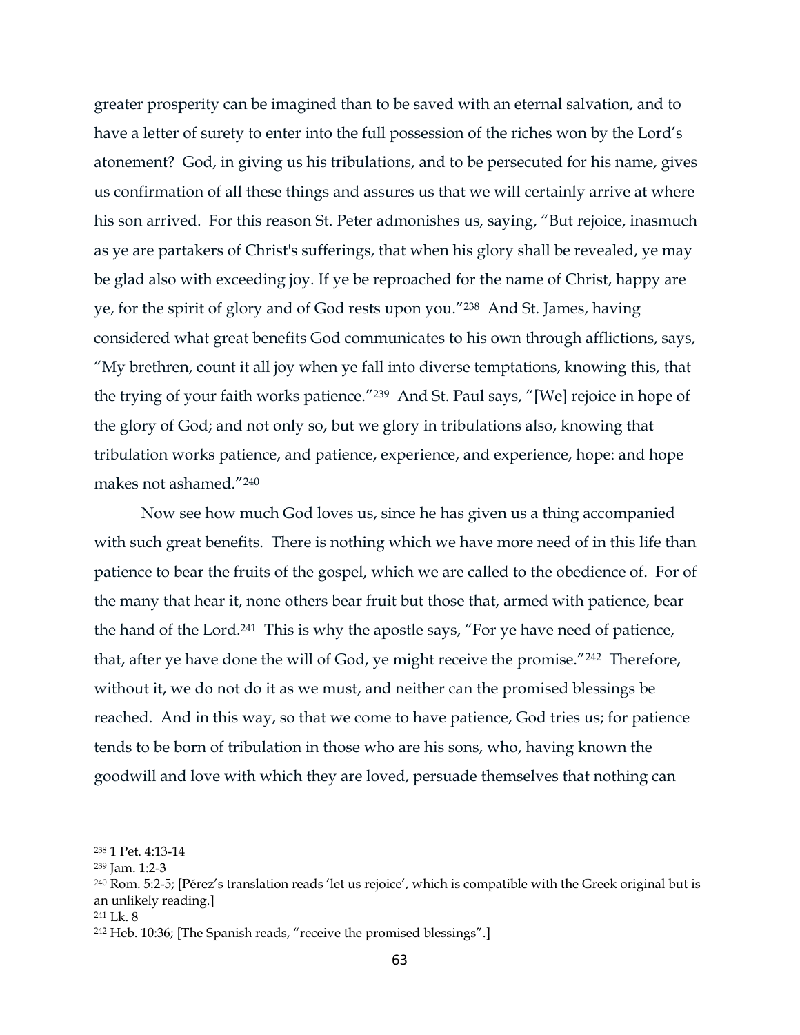greater prosperity can be imagined than to be saved with an eternal salvation, and to have a letter of surety to enter into the full possession of the riches won by the Lord's atonement? God, in giving us his tribulations, and to be persecuted for his name, gives us confirmation of all these things and assures us that we will certainly arrive at where his son arrived. For this reason St. Peter admonishes us, saying, "But rejoice, inasmuch as ye are partakers of Christ's sufferings, that when his glory shall be revealed, ye may be glad also with exceeding joy. If ye be reproached for the name of Christ, happy are ye, for the spirit of glory and of God rests upon you."[238] And St. James, having considered what great benefits God communicates to his own through afflictions, says, "My brethren, count it all joy when ye fall into diverse temptations, knowing this, that the trying of your faith works patience."[239] And St. Paul says, "[We] rejoice in hope of the glory of God; and not only so, but we glory in tribulations also, knowing that tribulation works patience, and patience, experience, and experience, hope: and hope makes not ashamed."[240]

Now see how much God loves us, since he has given us a thing accompanied with such great benefits. There is nothing which we have more need of in this life than patience to bear the fruits of the gospel, which we are called to the obedience of. For of the many that hear it, none others bear fruit but those that, armed with patience, bear the hand of the Lord.[241] This is why the apostle says, "For ye have need of patience, that, after ye have done the will of God, ye might receive the promise."[242] Therefore, without it, we do not do it as we must, and neither can the promised blessings be reached. And in this way, so that we come to have patience, God tries us; for patience tends to be born of tribulation in those who are his sons, who, having known the goodwill and love with which they are loved, persuade themselves that nothing can

---

[238] 1 Pet. 4:13-14

[239] Jam. 1:2-3

[240] Rom. 5:2-5; [Pérez's translation reads 'let us rejoice', which is compatible with the Greek original but is an unlikely reading.]

[241] Lk. 8

[242] Heb. 10:36; [The Spanish reads, "receive the promised blessings".]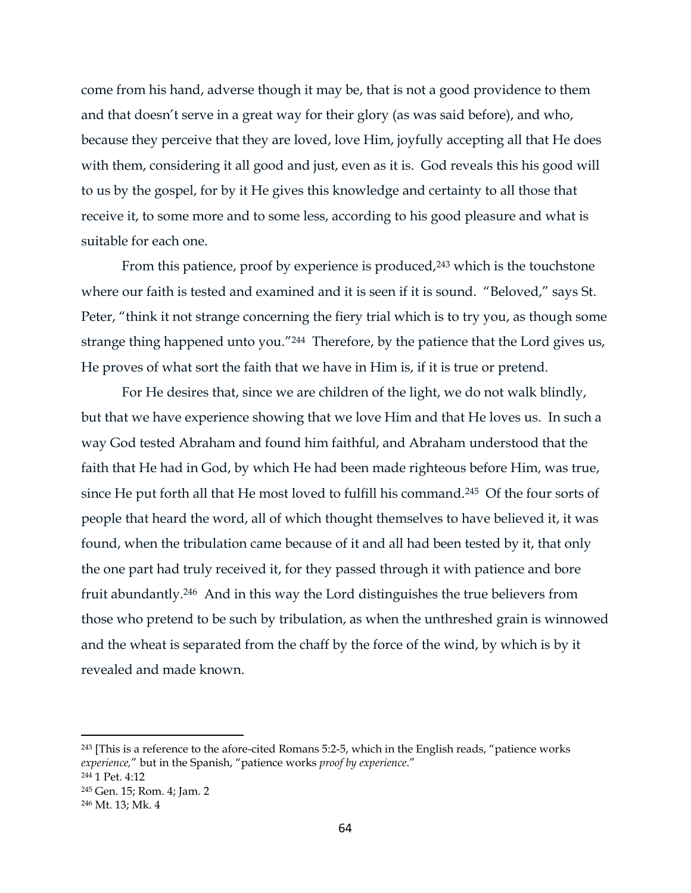come from his hand, adverse though it may be, that is not a good providence to them and that doesn't serve in a great way for their glory (as was said before), and who, because they perceive that they are loved, love Him, joyfully accepting all that He does with them, considering it all good and just, even as it is. God reveals this his good will to us by the gospel, for by it He gives this knowledge and certainty to all those that receive it, to some more and to some less, according to his good pleasure and what is suitable for each one.

From this patience, proof by experience is produced,[243] which is the touchstone where our faith is tested and examined and it is seen if it is sound. "Beloved," says St. Peter, "think it not strange concerning the fiery trial which is to try you, as though some strange thing happened unto you."[244] Therefore, by the patience that the Lord gives us, He proves of what sort the faith that we have in Him is, if it is true or pretend.

For He desires that, since we are children of the light, we do not walk blindly, but that we have experience showing that we love Him and that He loves us. In such a way God tested Abraham and found him faithful, and Abraham understood that the faith that He had in God, by which He had been made righteous before Him, was true, since He put forth all that He most loved to fulfill his command.[245] Of the four sorts of people that heard the word, all of which thought themselves to have believed it, it was found, when the tribulation came because of it and all had been tested by it, that only the one part had truly received it, for they passed through it with patience and bore fruit abundantly.[246] And in this way the Lord distinguishes the true believers from those who pretend to be such by tribulation, as when the unthreshed grain is winnowed and the wheat is separated from the chaff by the force of the wind, by which is by it revealed and made known.

---

[243] [This is a reference to the afore-cited Romans 5:2-5, which in the English reads, "patience works *experience*," but in the Spanish, "patience works *proof by experience*."

[244] 1 Pet. 4:12

[245] Gen. 15; Rom. 4; Jam. 2

[246] Mt. 13; Mk. 4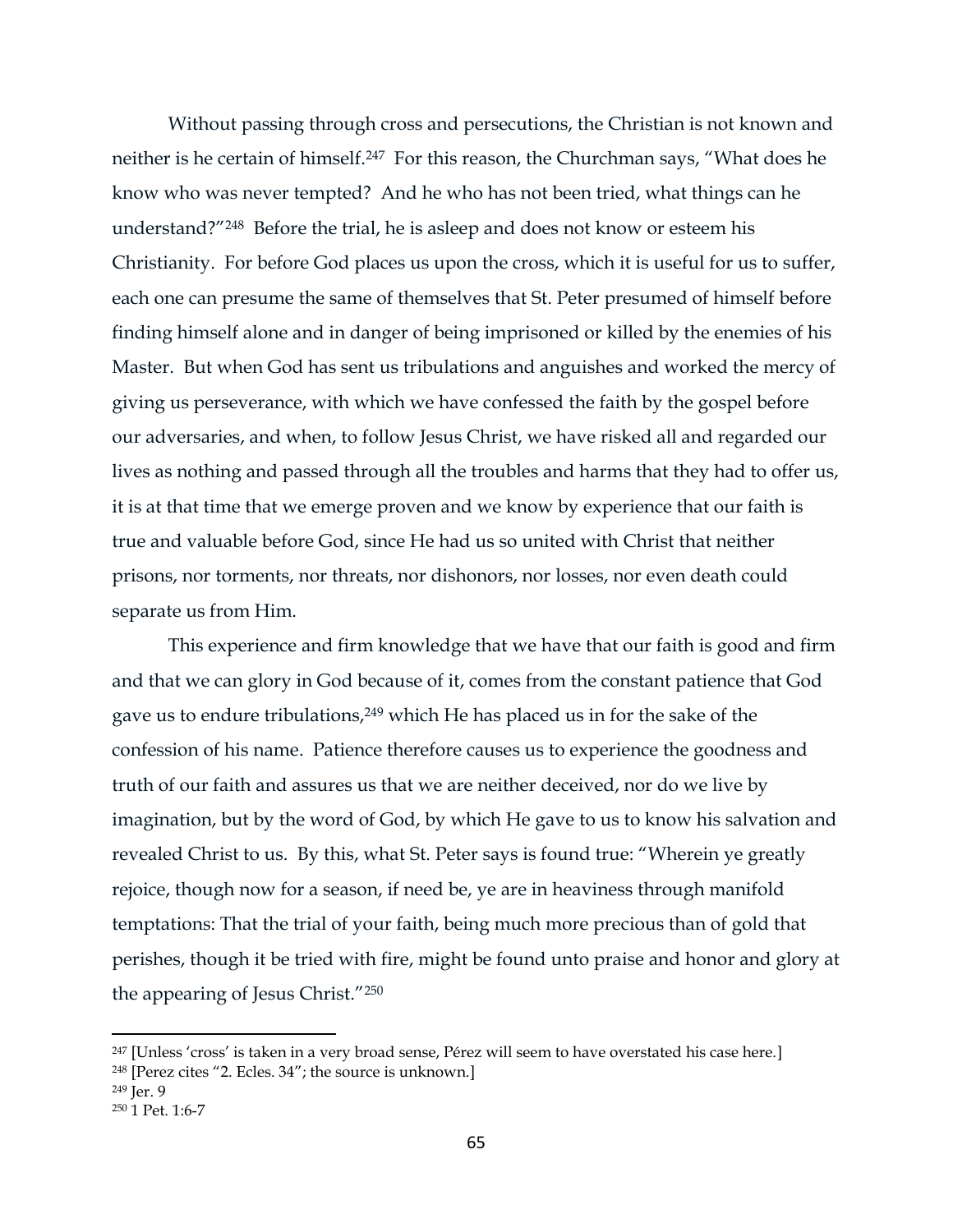Without passing through cross and persecutions, the Christian is not known and neither is he certain of himself.[247] For this reason, the Churchman says, "What does he know who was never tempted? And he who has not been tried, what things can he understand?"[248] Before the trial, he is asleep and does not know or esteem his Christianity. For before God places us upon the cross, which it is useful for us to suffer, each one can presume the same of themselves that St. Peter presumed of himself before finding himself alone and in danger of being imprisoned or killed by the enemies of his Master. But when God has sent us tribulations and anguishes and worked the mercy of giving us perseverance, with which we have confessed the faith by the gospel before our adversaries, and when, to follow Jesus Christ, we have risked all and regarded our lives as nothing and passed through all the troubles and harms that they had to offer us, it is at that time that we emerge proven and we know by experience that our faith is true and valuable before God, since He had us so united with Christ that neither prisons, nor torments, nor threats, nor dishonors, nor losses, nor even death could separate us from Him.

This experience and firm knowledge that we have that our faith is good and firm and that we can glory in God because of it, comes from the constant patience that God gave us to endure tribulations,[249] which He has placed us in for the sake of the confession of his name. Patience therefore causes us to experience the goodness and truth of our faith and assures us that we are neither deceived, nor do we live by imagination, but by the word of God, by which He gave to us to know his salvation and revealed Christ to us. By this, what St. Peter says is found true: "Wherein ye greatly rejoice, though now for a season, if need be, ye are in heaviness through manifold temptations: That the trial of your faith, being much more precious than of gold that perishes, though it be tried with fire, might be found unto praise and honor and glory at the appearing of Jesus Christ."[250]

---

[247] [Unless 'cross' is taken in a very broad sense, Pérez will seem to have overstated his case here.]

[248] [Perez cites "2. Ecles. 34"; the source is unknown.]

[249] Jer. 9

[250] 1 Pet. 1:6-7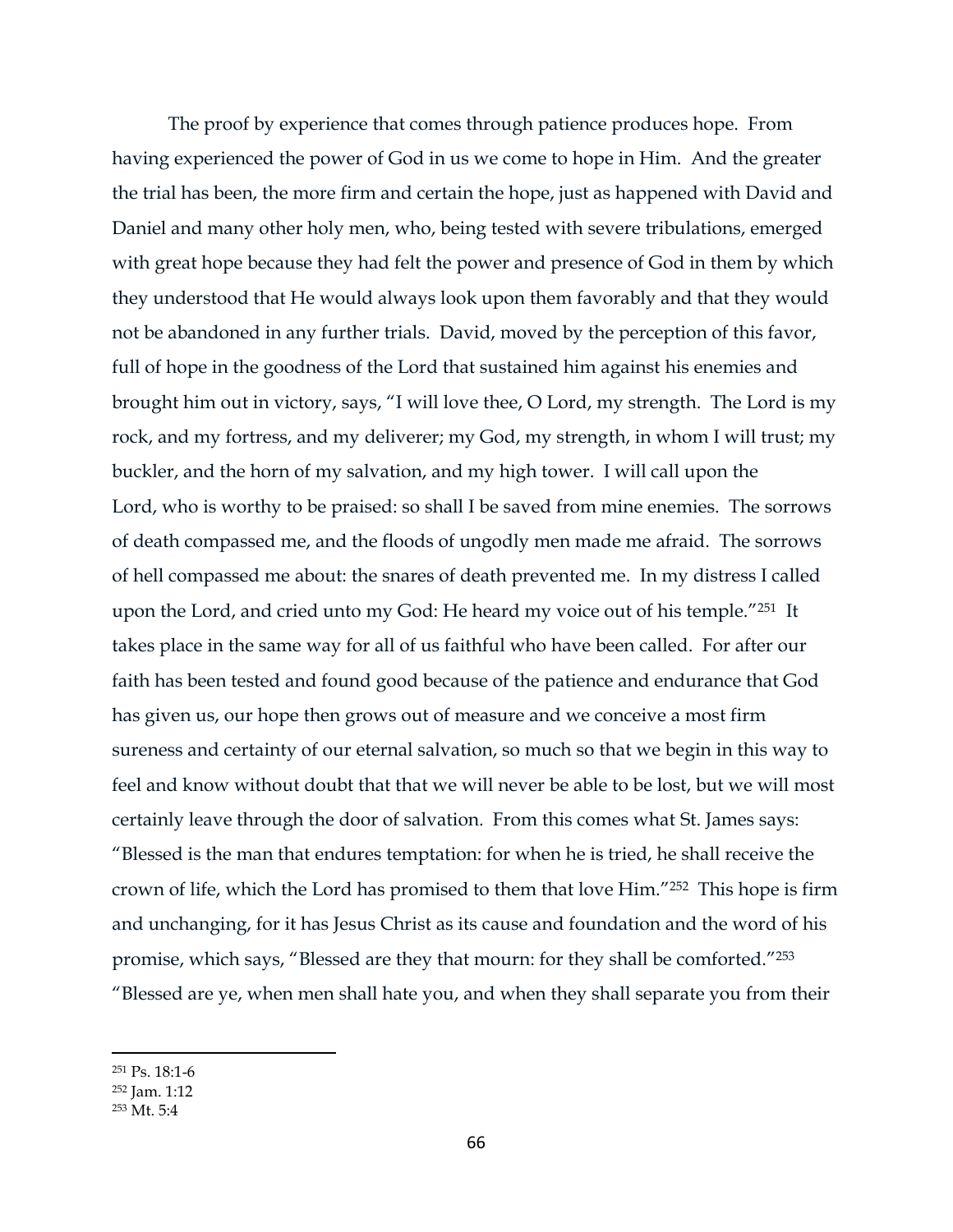The proof by experience that comes through patience produces hope. From having experienced the power of God in us we come to hope in Him. And the greater the trial has been, the more firm and certain the hope, just as happened with David and Daniel and many other holy men, who, being tested with severe tribulations, emerged with great hope because they had felt the power and presence of God in them by which they understood that He would always look upon them favorably and that they would not be abandoned in any further trials. David, moved by the perception of this favor, full of hope in the goodness of the Lord that sustained him against his enemies and brought him out in victory, says, "I will love thee, O Lord, my strength. The Lord is my rock, and my fortress, and my deliverer; my God, my strength, in whom I will trust; my buckler, and the horn of my salvation, and my high tower. I will call upon the Lord, who is worthy to be praised: so shall I be saved from mine enemies. The sorrows of death compassed me, and the floods of ungodly men made me afraid. The sorrows of hell compassed me about: the snares of death prevented me. In my distress I called upon the Lord, and cried unto my God: He heard my voice out of his temple."[251] It takes place in the same way for all of us faithful who have been called. For after our faith has been tested and found good because of the patience and endurance that God has given us, our hope then grows out of measure and we conceive a most firm sureness and certainty of our eternal salvation, so much so that we begin in this way to feel and know without doubt that that we will never be able to be lost, but we will most certainly leave through the door of salvation. From this comes what St. James says: "Blessed is the man that endures temptation: for when he is tried, he shall receive the crown of life, which the Lord has promised to them that love Him."[252] This hope is firm and unchanging, for it has Jesus Christ as its cause and foundation and the word of his promise, which says, "Blessed are they that mourn: for they shall be comforted."[253] "Blessed are ye, when men shall hate you, and when they shall separate you from their

---

[251] Ps. 18:1-6
[252] Jam. 1:12
[253] Mt. 5:4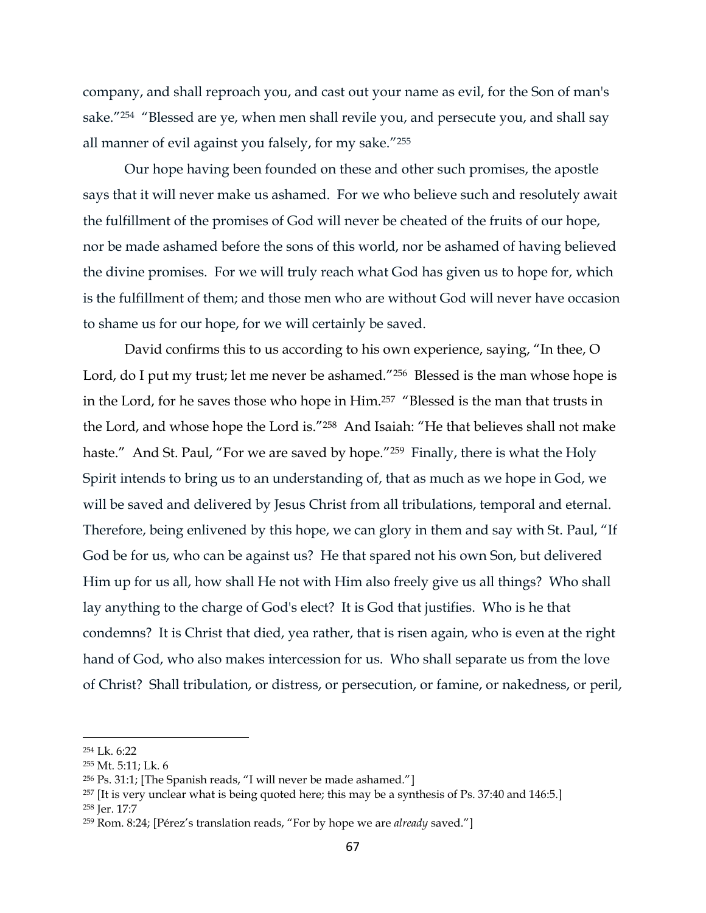company, and shall reproach you, and cast out your name as evil, for the Son of man's sake."[254] "Blessed are ye, when men shall revile you, and persecute you, and shall say all manner of evil against you falsely, for my sake."[255]

Our hope having been founded on these and other such promises, the apostle says that it will never make us ashamed. For we who believe such and resolutely await the fulfillment of the promises of God will never be cheated of the fruits of our hope, nor be made ashamed before the sons of this world, nor be ashamed of having believed the divine promises. For we will truly reach what God has given us to hope for, which is the fulfillment of them; and those men who are without God will never have occasion to shame us for our hope, for we will certainly be saved.

David confirms this to us according to his own experience, saying, "In thee, O Lord, do I put my trust; let me never be ashamed."[256] Blessed is the man whose hope is in the Lord, for he saves those who hope in Him.[257] "Blessed is the man that trusts in the Lord, and whose hope the Lord is."[258] And Isaiah: "He that believes shall not make haste." And St. Paul, "For we are saved by hope."[259] Finally, there is what the Holy Spirit intends to bring us to an understanding of, that as much as we hope in God, we will be saved and delivered by Jesus Christ from all tribulations, temporal and eternal. Therefore, being enlivened by this hope, we can glory in them and say with St. Paul, "If God be for us, who can be against us? He that spared not his own Son, but delivered Him up for us all, how shall He not with Him also freely give us all things? Who shall lay anything to the charge of God's elect? It is God that justifies. Who is he that condemns? It is Christ that died, yea rather, that is risen again, who is even at the right hand of God, who also makes intercession for us. Who shall separate us from the love of Christ? Shall tribulation, or distress, or persecution, or famine, or nakedness, or peril,

---

[254] Lk. 6:22
[255] Mt. 5:11; Lk. 6
[256] Ps. 31:1; [The Spanish reads, "I will never be made ashamed."]
[257] [It is very unclear what is being quoted here; this may be a synthesis of Ps. 37:40 and 146:5.]
[258] Jer. 17:7
[259] Rom. 8:24; [Pérez's translation reads, "For by hope we are *already* saved."]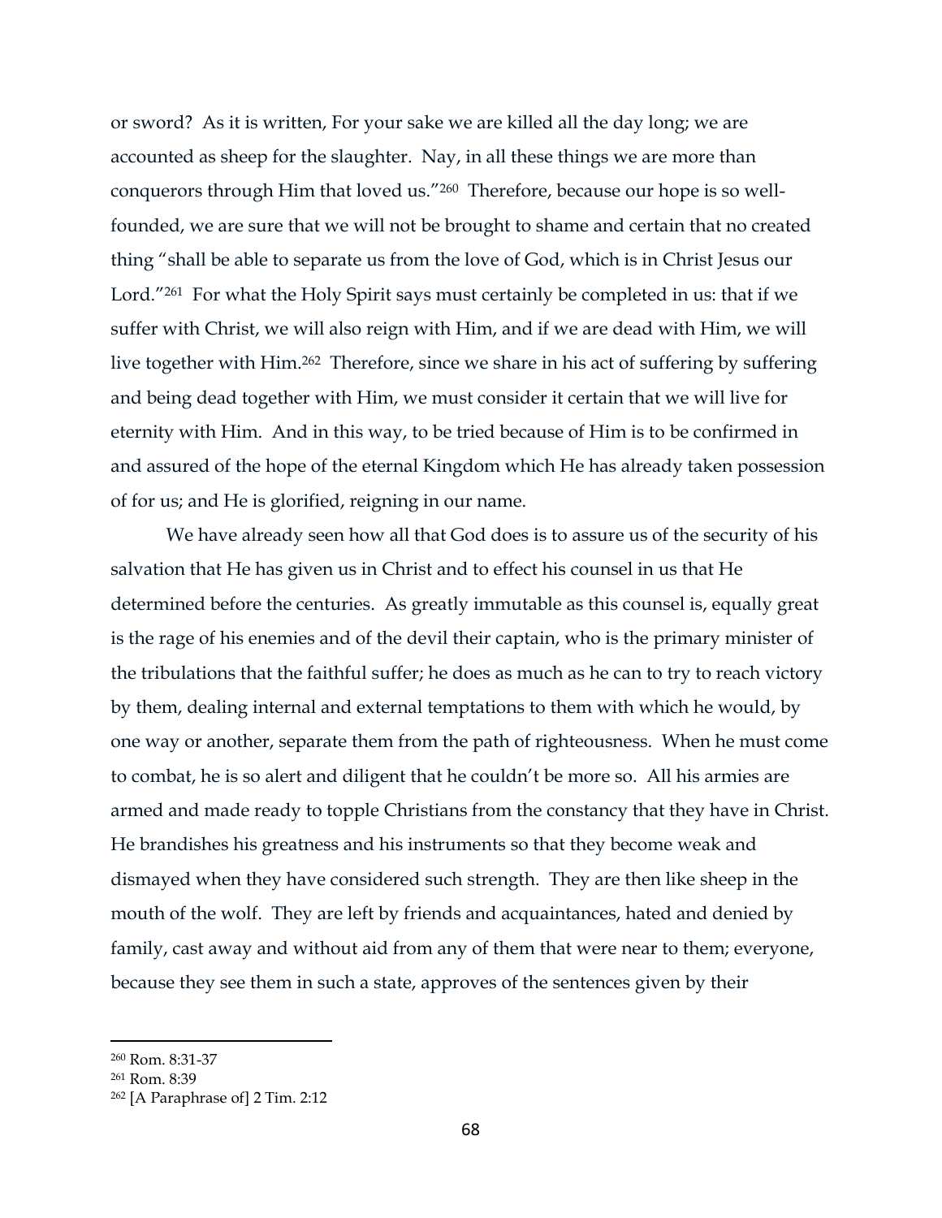or sword? As it is written, For your sake we are killed all the day long; we are accounted as sheep for the slaughter. Nay, in all these things we are more than conquerors through Him that loved us."[260] Therefore, because our hope is so well-founded, we are sure that we will not be brought to shame and certain that no created thing "shall be able to separate us from the love of God, which is in Christ Jesus our Lord."[261] For what the Holy Spirit says must certainly be completed in us: that if we suffer with Christ, we will also reign with Him, and if we are dead with Him, we will live together with Him.[262] Therefore, since we share in his act of suffering by suffering and being dead together with Him, we must consider it certain that we will live for eternity with Him. And in this way, to be tried because of Him is to be confirmed in and assured of the hope of the eternal Kingdom which He has already taken possession of for us; and He is glorified, reigning in our name.

We have already seen how all that God does is to assure us of the security of his salvation that He has given us in Christ and to effect his counsel in us that He determined before the centuries. As greatly immutable as this counsel is, equally great is the rage of his enemies and of the devil their captain, who is the primary minister of the tribulations that the faithful suffer; he does as much as he can to try to reach victory by them, dealing internal and external temptations to them with which he would, by one way or another, separate them from the path of righteousness. When he must come to combat, he is so alert and diligent that he couldn't be more so. All his armies are armed and made ready to topple Christians from the constancy that they have in Christ. He brandishes his greatness and his instruments so that they become weak and dismayed when they have considered such strength. They are then like sheep in the mouth of the wolf. They are left by friends and acquaintances, hated and denied by family, cast away and without aid from any of them that were near to them; everyone, because they see them in such a state, approves of the sentences given by their

---

[260] Rom. 8:31-37

[261] Rom. 8:39

[262] [A Paraphrase of] 2 Tim. 2:12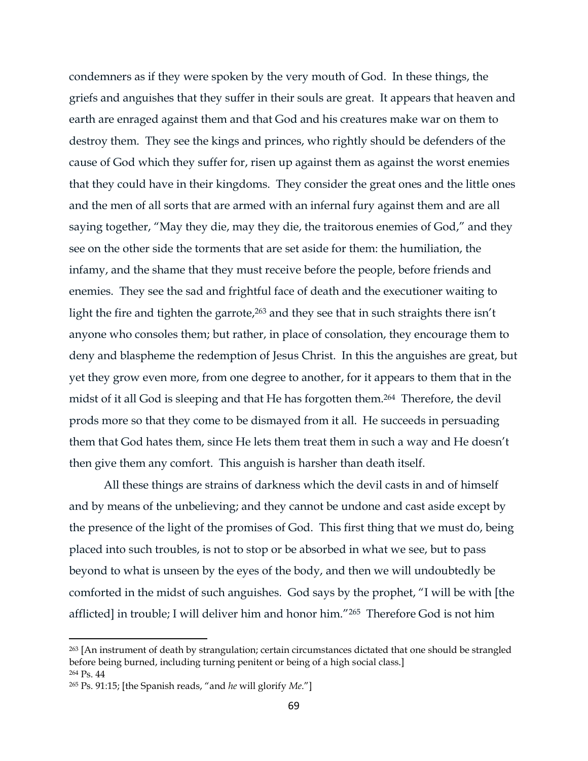condemners as if they were spoken by the very mouth of God. In these things, the griefs and anguishes that they suffer in their souls are great. It appears that heaven and earth are enraged against them and that God and his creatures make war on them to destroy them. They see the kings and princes, who rightly should be defenders of the cause of God which they suffer for, risen up against them as against the worst enemies that they could have in their kingdoms. They consider the great ones and the little ones and the men of all sorts that are armed with an infernal fury against them and are all saying together, "May they die, may they die, the traitorous enemies of God," and they see on the other side the torments that are set aside for them: the humiliation, the infamy, and the shame that they must receive before the people, before friends and enemies. They see the sad and frightful face of death and the executioner waiting to light the fire and tighten the garrote,[263] and they see that in such straights there isn't anyone who consoles them; but rather, in place of consolation, they encourage them to deny and blaspheme the redemption of Jesus Christ. In this the anguishes are great, but yet they grow even more, from one degree to another, for it appears to them that in the midst of it all God is sleeping and that He has forgotten them.[264] Therefore, the devil prods more so that they come to be dismayed from it all. He succeeds in persuading them that God hates them, since He lets them treat them in such a way and He doesn't then give them any comfort. This anguish is harsher than death itself.

All these things are strains of darkness which the devil casts in and of himself and by means of the unbelieving; and they cannot be undone and cast aside except by the presence of the light of the promises of God. This first thing that we must do, being placed into such troubles, is not to stop or be absorbed in what we see, but to pass beyond to what is unseen by the eyes of the body, and then we will undoubtedly be comforted in the midst of such anguishes. God says by the prophet, "I will be with [the afflicted] in trouble; I will deliver him and honor him."[265] Therefore God is not him

---

[263] [An instrument of death by strangulation; certain circumstances dictated that one should be strangled before being burned, including turning penitent or being of a high social class.]

[264] Ps. 44

[265] Ps. 91:15; [the Spanish reads, "and *he* will glorify *Me*."]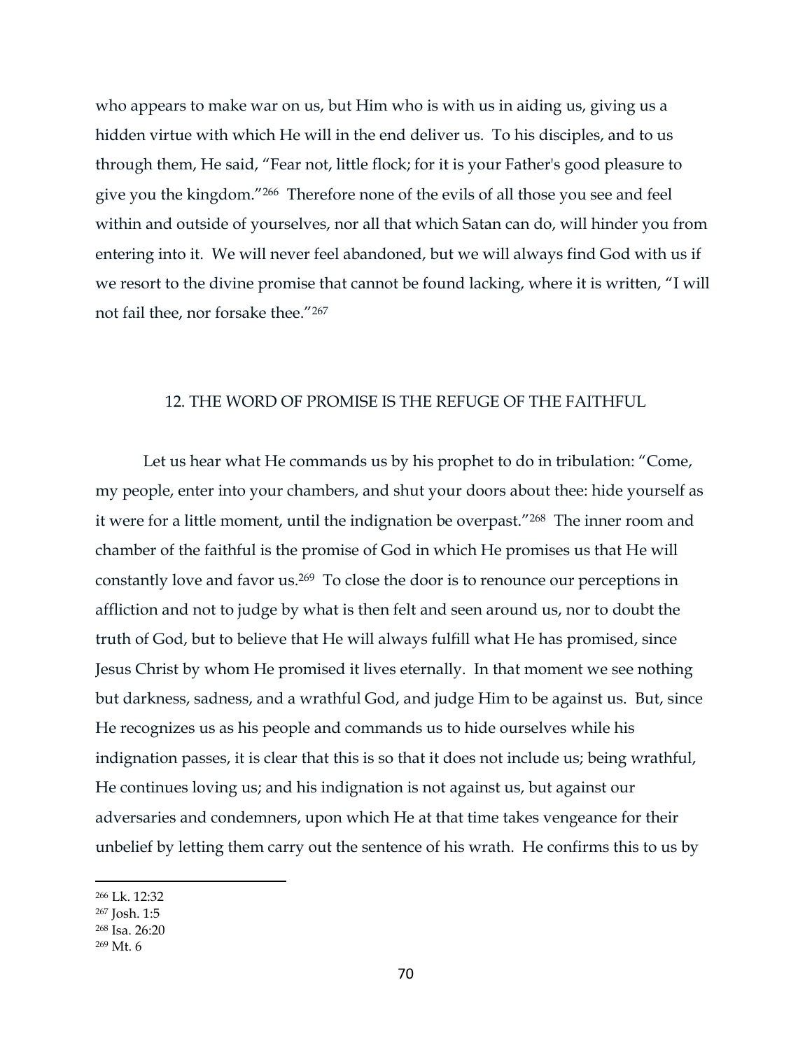who appears to make war on us, but Him who is with us in aiding us, giving us a hidden virtue with which He will in the end deliver us. To his disciples, and to us through them, He said, “Fear not, little flock; for it is your Father's good pleasure to give you the kingdom.”[266] Therefore none of the evils of all those you see and feel within and outside of yourselves, nor all that which Satan can do, will hinder you from entering into it. We will never feel abandoned, but we will always find God with us if we resort to the divine promise that cannot be found lacking, where it is written, “I will not fail thee, nor forsake thee.”[267]

## 12. THE WORD OF PROMISE IS THE REFUGE OF THE FAITHFUL

Let us hear what He commands us by his prophet to do in tribulation: “Come, my people, enter into your chambers, and shut your doors about thee: hide yourself as it were for a little moment, until the indignation be overpast.”[268] The inner room and chamber of the faithful is the promise of God in which He promises us that He will constantly love and favor us.[269] To close the door is to renounce our perceptions in affliction and not to judge by what is then felt and seen around us, nor to doubt the truth of God, but to believe that He will always fulfill what He has promised, since Jesus Christ by whom He promised it lives eternally. In that moment we see nothing but darkness, sadness, and a wrathful God, and judge Him to be against us. But, since He recognizes us as his people and commands us to hide ourselves while his indignation passes, it is clear that this is so that it does not include us; being wrathful, He continues loving us; and his indignation is not against us, but against our adversaries and condemners, upon which He at that time takes vengeance for their unbelief by letting them carry out the sentence of his wrath. He confirms this to us by

[266] Lk. 12:32
[267] Josh. 1:5
[268] Isa. 26:20
[269] Mt. 6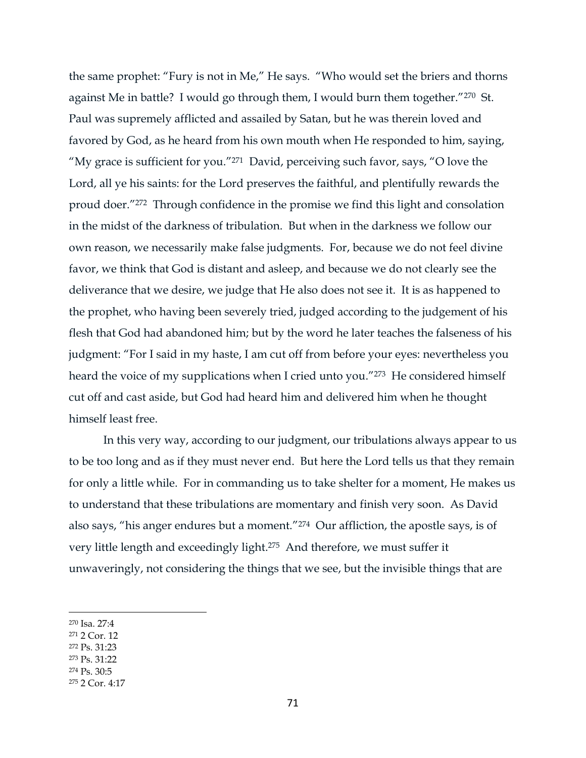the same prophet: "Fury is not in Me," He says. "Who would set the briers and thorns against Me in battle? I would go through them, I would burn them together."[270] St. Paul was supremely afflicted and assailed by Satan, but he was therein loved and favored by God, as he heard from his own mouth when He responded to him, saying, "My grace is sufficient for you."[271] David, perceiving such favor, says, "O love the Lord, all ye his saints: for the Lord preserves the faithful, and plentifully rewards the proud doer."[272] Through confidence in the promise we find this light and consolation in the midst of the darkness of tribulation. But when in the darkness we follow our own reason, we necessarily make false judgments. For, because we do not feel divine favor, we think that God is distant and asleep, and because we do not clearly see the deliverance that we desire, we judge that He also does not see it. It is as happened to the prophet, who having been severely tried, judged according to the judgement of his flesh that God had abandoned him; but by the word he later teaches the falseness of his judgment: "For I said in my haste, I am cut off from before your eyes: nevertheless you heard the voice of my supplications when I cried unto you."[273] He considered himself cut off and cast aside, but God had heard him and delivered him when he thought himself least free.

In this very way, according to our judgment, our tribulations always appear to us to be too long and as if they must never end. But here the Lord tells us that they remain for only a little while. For in commanding us to take shelter for a moment, He makes us to understand that these tribulations are momentary and finish very soon. As David also says, "his anger endures but a moment."[274] Our affliction, the apostle says, is of very little length and exceedingly light.[275] And therefore, we must suffer it unwaveringly, not considering the things that we see, but the invisible things that are

---

[270] Isa. 27:4
[271] 2 Cor. 12
[272] Ps. 31:23
[273] Ps. 31:22
[274] Ps. 30:5
[275] 2 Cor. 4:17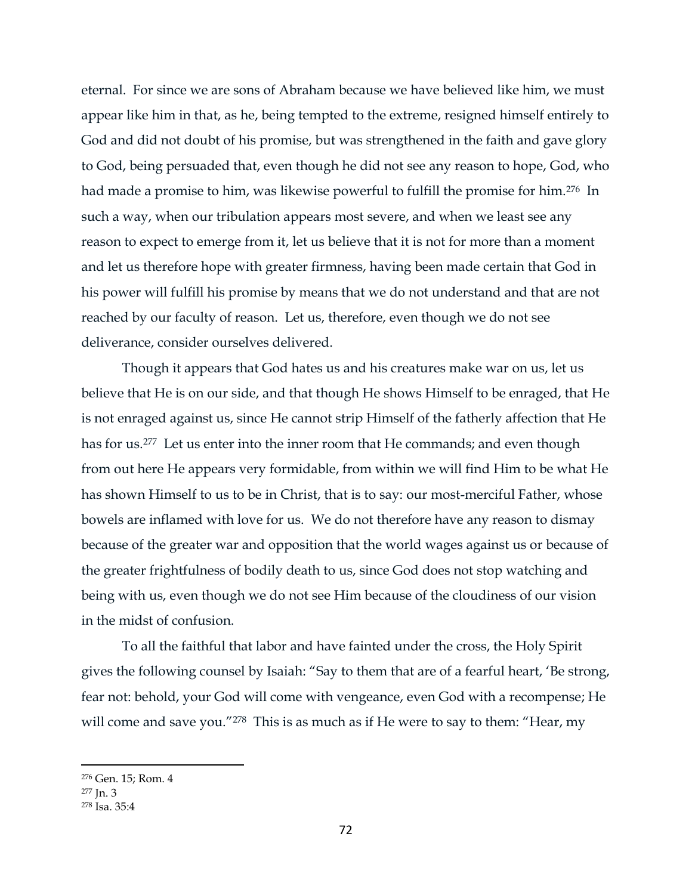eternal. For since we are sons of Abraham because we have believed like him, we must appear like him in that, as he, being tempted to the extreme, resigned himself entirely to God and did not doubt of his promise, but was strengthened in the faith and gave glory to God, being persuaded that, even though he did not see any reason to hope, God, who had made a promise to him, was likewise powerful to fulfill the promise for him.[276] In such a way, when our tribulation appears most severe, and when we least see any reason to expect to emerge from it, let us believe that it is not for more than a moment and let us therefore hope with greater firmness, having been made certain that God in his power will fulfill his promise by means that we do not understand and that are not reached by our faculty of reason. Let us, therefore, even though we do not see deliverance, consider ourselves delivered.

Though it appears that God hates us and his creatures make war on us, let us believe that He is on our side, and that though He shows Himself to be enraged, that He is not enraged against us, since He cannot strip Himself of the fatherly affection that He has for us.[277] Let us enter into the inner room that He commands; and even though from out here He appears very formidable, from within we will find Him to be what He has shown Himself to us to be in Christ, that is to say: our most-merciful Father, whose bowels are inflamed with love for us. We do not therefore have any reason to dismay because of the greater war and opposition that the world wages against us or because of the greater frightfulness of bodily death to us, since God does not stop watching and being with us, even though we do not see Him because of the cloudiness of our vision in the midst of confusion.

To all the faithful that labor and have fainted under the cross, the Holy Spirit gives the following counsel by Isaiah: "Say to them that are of a fearful heart, 'Be strong, fear not: behold, your God will come with vengeance, even God with a recompense; He will come and save you."[278] This is as much as if He were to say to them: "Hear, my

---

[276] Gen. 15; Rom. 4

[277] Jn. 3

[278] Isa. 35:4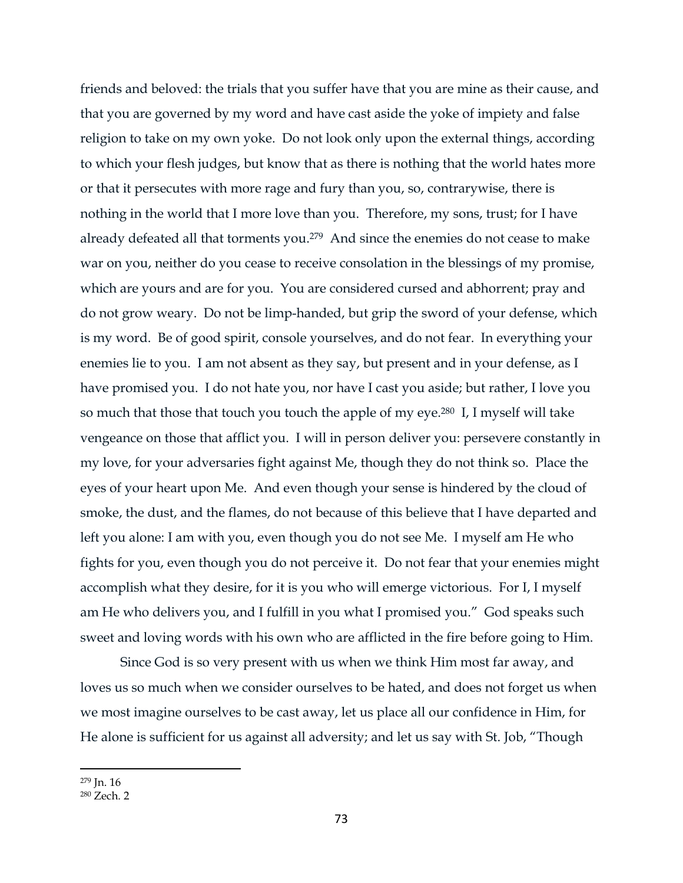friends and beloved: the trials that you suffer have that you are mine as their cause, and that you are governed by my word and have cast aside the yoke of impiety and false religion to take on my own yoke. Do not look only upon the external things, according to which your flesh judges, but know that as there is nothing that the world hates more or that it persecutes with more rage and fury than you, so, contrarywise, there is nothing in the world that I more love than you. Therefore, my sons, trust; for I have already defeated all that torments you.[279] And since the enemies do not cease to make war on you, neither do you cease to receive consolation in the blessings of my promise, which are yours and are for you. You are considered cursed and abhorrent; pray and do not grow weary. Do not be limp-handed, but grip the sword of your defense, which is my word. Be of good spirit, console yourselves, and do not fear. In everything your enemies lie to you. I am not absent as they say, but present and in your defense, as I have promised you. I do not hate you, nor have I cast you aside; but rather, I love you so much that those that touch you touch the apple of my eye.[280] I, I myself will take vengeance on those that afflict you. I will in person deliver you: persevere constantly in my love, for your adversaries fight against Me, though they do not think so. Place the eyes of your heart upon Me. And even though your sense is hindered by the cloud of smoke, the dust, and the flames, do not because of this believe that I have departed and left you alone: I am with you, even though you do not see Me. I myself am He who fights for you, even though you do not perceive it. Do not fear that your enemies might accomplish what they desire, for it is you who will emerge victorious. For I, I myself am He who delivers you, and I fulfill in you what I promised you." God speaks such sweet and loving words with his own who are afflicted in the fire before going to Him.

Since God is so very present with us when we think Him most far away, and loves us so much when we consider ourselves to be hated, and does not forget us when we most imagine ourselves to be cast away, let us place all our confidence in Him, for He alone is sufficient for us against all adversity; and let us say with St. Job, "Though

[279] Jn. 16

[280] Zech. 2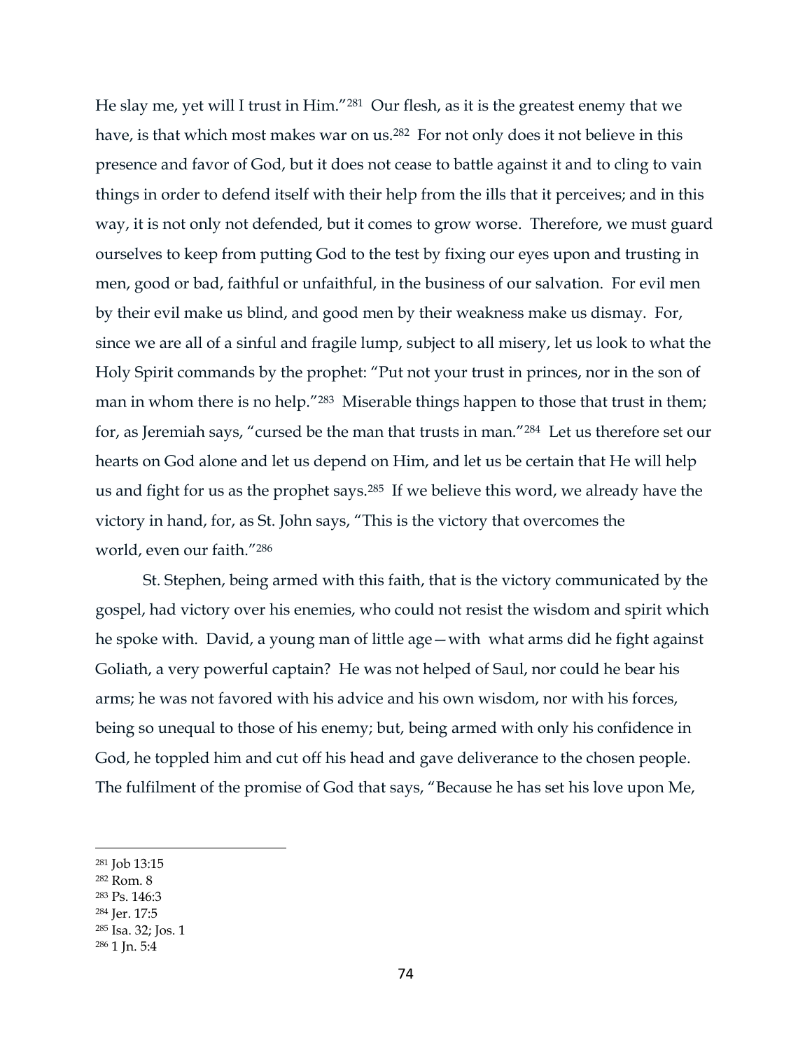He slay me, yet will I trust in Him."[281] Our flesh, as it is the greatest enemy that we have, is that which most makes war on us.[282] For not only does it not believe in this presence and favor of God, but it does not cease to battle against it and to cling to vain things in order to defend itself with their help from the ills that it perceives; and in this way, it is not only not defended, but it comes to grow worse. Therefore, we must guard ourselves to keep from putting God to the test by fixing our eyes upon and trusting in men, good or bad, faithful or unfaithful, in the business of our salvation. For evil men by their evil make us blind, and good men by their weakness make us dismay. For, since we are all of a sinful and fragile lump, subject to all misery, let us look to what the Holy Spirit commands by the prophet: "Put not your trust in princes, nor in the son of man in whom there is no help."[283] Miserable things happen to those that trust in them; for, as Jeremiah says, "cursed be the man that trusts in man."[284] Let us therefore set our hearts on God alone and let us depend on Him, and let us be certain that He will help us and fight for us as the prophet says.[285] If we believe this word, we already have the victory in hand, for, as St. John says, "This is the victory that overcomes the world, even our faith."[286]

St. Stephen, being armed with this faith, that is the victory communicated by the gospel, had victory over his enemies, who could not resist the wisdom and spirit which he spoke with. David, a young man of little age—with what arms did he fight against Goliath, a very powerful captain? He was not helped of Saul, nor could he bear his arms; he was not favored with his advice and his own wisdom, nor with his forces, being so unequal to those of his enemy; but, being armed with only his confidence in God, he toppled him and cut off his head and gave deliverance to the chosen people. The fulfilment of the promise of God that says, "Because he has set his love upon Me,

---

[281] Job 13:15
[282] Rom. 8
[283] Ps. 146:3
[284] Jer. 17:5
[285] Isa. 32; Jos. 1
[286] 1 Jn. 5:4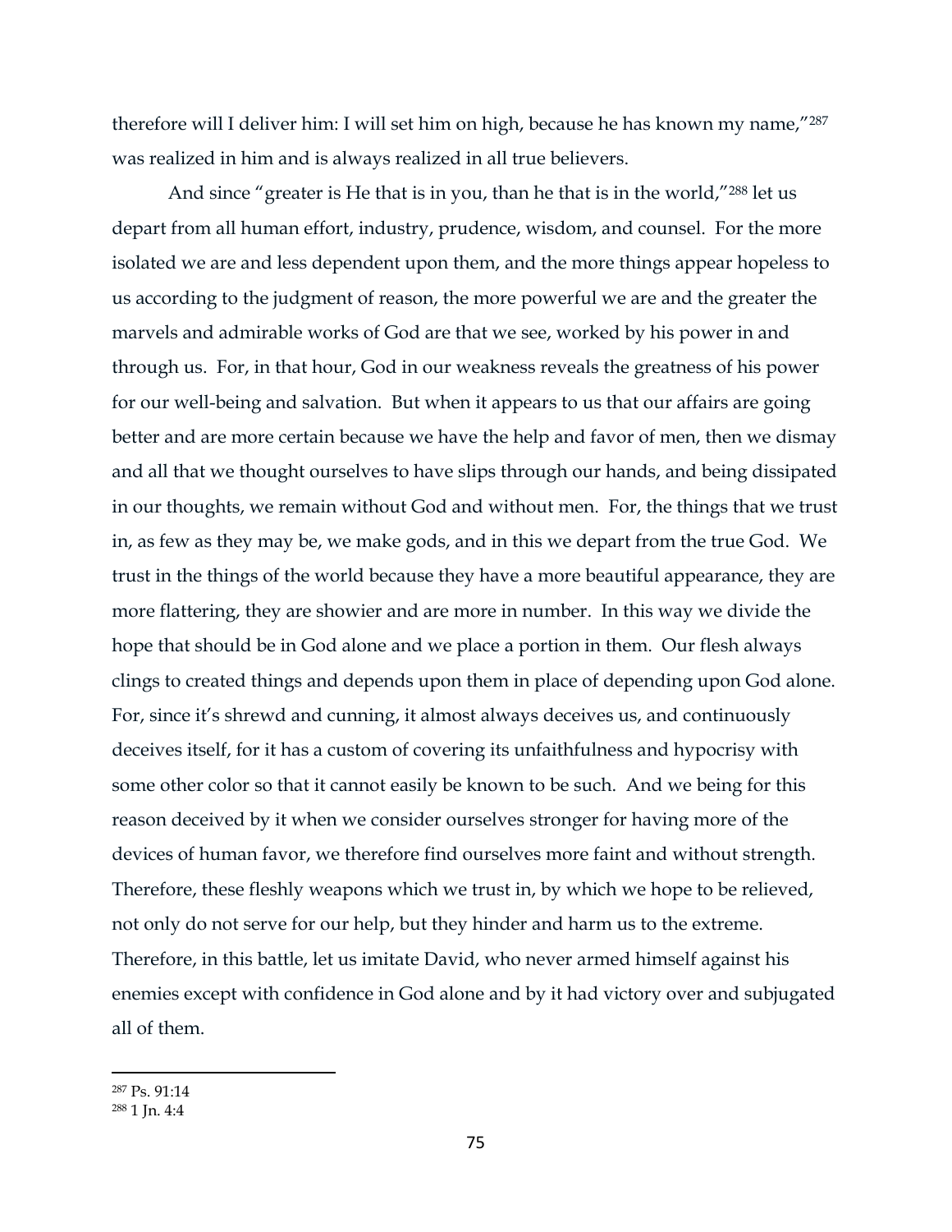therefore will I deliver him: I will set him on high, because he has known my name,"[287] was realized in him and is always realized in all true believers.

And since "greater is He that is in you, than he that is in the world,"[288] let us depart from all human effort, industry, prudence, wisdom, and counsel. For the more isolated we are and less dependent upon them, and the more things appear hopeless to us according to the judgment of reason, the more powerful we are and the greater the marvels and admirable works of God are that we see, worked by his power in and through us. For, in that hour, God in our weakness reveals the greatness of his power for our well-being and salvation. But when it appears to us that our affairs are going better and are more certain because we have the help and favor of men, then we dismay and all that we thought ourselves to have slips through our hands, and being dissipated in our thoughts, we remain without God and without men. For, the things that we trust in, as few as they may be, we make gods, and in this we depart from the true God. We trust in the things of the world because they have a more beautiful appearance, they are more flattering, they are showier and are more in number. In this way we divide the hope that should be in God alone and we place a portion in them. Our flesh always clings to created things and depends upon them in place of depending upon God alone. For, since it's shrewd and cunning, it almost always deceives us, and continuously deceives itself, for it has a custom of covering its unfaithfulness and hypocrisy with some other color so that it cannot easily be known to be such. And we being for this reason deceived by it when we consider ourselves stronger for having more of the devices of human favor, we therefore find ourselves more faint and without strength. Therefore, these fleshly weapons which we trust in, by which we hope to be relieved, not only do not serve for our help, but they hinder and harm us to the extreme. Therefore, in this battle, let us imitate David, who never armed himself against his enemies except with confidence in God alone and by it had victory over and subjugated all of them.

---

[287] Ps. 91:14

[288] 1 Jn. 4:4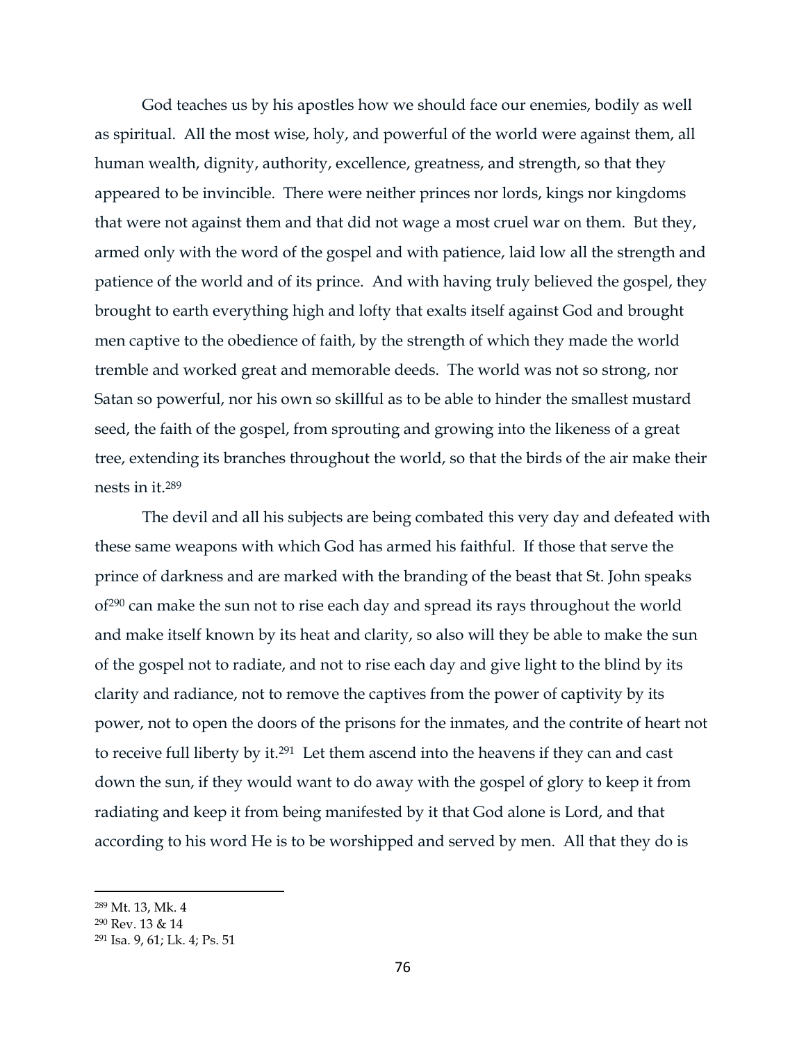God teaches us by his apostles how we should face our enemies, bodily as well as spiritual. All the most wise, holy, and powerful of the world were against them, all human wealth, dignity, authority, excellence, greatness, and strength, so that they appeared to be invincible. There were neither princes nor lords, kings nor kingdoms that were not against them and that did not wage a most cruel war on them. But they, armed only with the word of the gospel and with patience, laid low all the strength and patience of the world and of its prince. And with having truly believed the gospel, they brought to earth everything high and lofty that exalts itself against God and brought men captive to the obedience of faith, by the strength of which they made the world tremble and worked great and memorable deeds. The world was not so strong, nor Satan so powerful, nor his own so skillful as to be able to hinder the smallest mustard seed, the faith of the gospel, from sprouting and growing into the likeness of a great tree, extending its branches throughout the world, so that the birds of the air make their nests in it.[289]

The devil and all his subjects are being combated this very day and defeated with these same weapons with which God has armed his faithful. If those that serve the prince of darkness and are marked with the branding of the beast that St. John speaks of[290] can make the sun not to rise each day and spread its rays throughout the world and make itself known by its heat and clarity, so also will they be able to make the sun of the gospel not to radiate, and not to rise each day and give light to the blind by its clarity and radiance, not to remove the captives from the power of captivity by its power, not to open the doors of the prisons for the inmates, and the contrite of heart not to receive full liberty by it.[291] Let them ascend into the heavens if they can and cast down the sun, if they would want to do away with the gospel of glory to keep it from radiating and keep it from being manifested by it that God alone is Lord, and that according to his word He is to be worshipped and served by men. All that they do is

---

[289] Mt. 13, Mk. 4

[290] Rev. 13 & 14

[291] Isa. 9, 61; Lk. 4; Ps. 51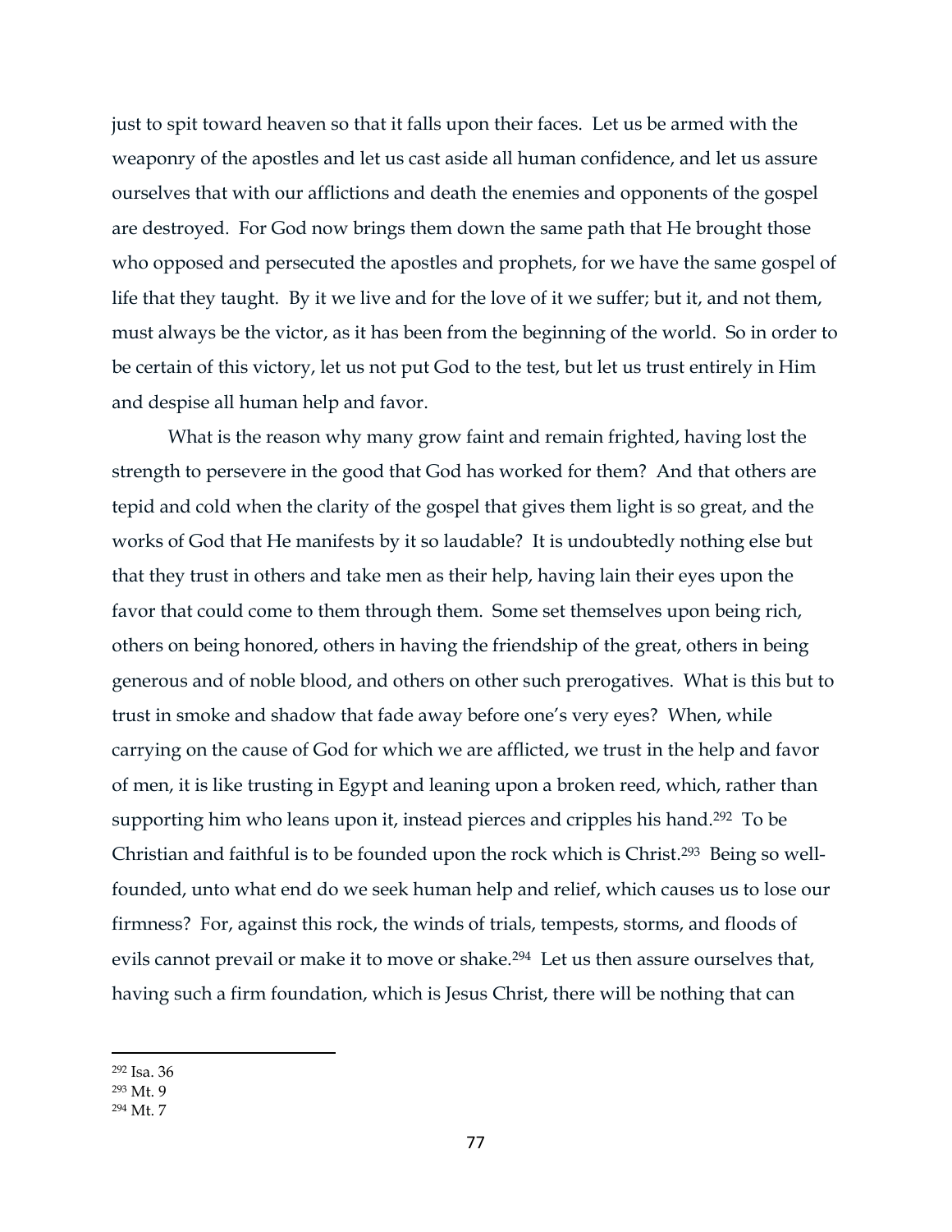just to spit toward heaven so that it falls upon their faces. Let us be armed with the weaponry of the apostles and let us cast aside all human confidence, and let us assure ourselves that with our afflictions and death the enemies and opponents of the gospel are destroyed. For God now brings them down the same path that He brought those who opposed and persecuted the apostles and prophets, for we have the same gospel of life that they taught. By it we live and for the love of it we suffer; but it, and not them, must always be the victor, as it has been from the beginning of the world. So in order to be certain of this victory, let us not put God to the test, but let us trust entirely in Him and despise all human help and favor.

What is the reason why many grow faint and remain frighted, having lost the strength to persevere in the good that God has worked for them? And that others are tepid and cold when the clarity of the gospel that gives them light is so great, and the works of God that He manifests by it so laudable? It is undoubtedly nothing else but that they trust in others and take men as their help, having lain their eyes upon the favor that could come to them through them. Some set themselves upon being rich, others on being honored, others in having the friendship of the great, others in being generous and of noble blood, and others on other such prerogatives. What is this but to trust in smoke and shadow that fade away before one's very eyes? When, while carrying on the cause of God for which we are afflicted, we trust in the help and favor of men, it is like trusting in Egypt and leaning upon a broken reed, which, rather than supporting him who leans upon it, instead pierces and cripples his hand.[292] To be Christian and faithful is to be founded upon the rock which is Christ.[293] Being so well-founded, unto what end do we seek human help and relief, which causes us to lose our firmness? For, against this rock, the winds of trials, tempests, storms, and floods of evils cannot prevail or make it to move or shake.[294] Let us then assure ourselves that, having such a firm foundation, which is Jesus Christ, there will be nothing that can

[292] Isa. 36
[293] Mt. 9
[294] Mt. 7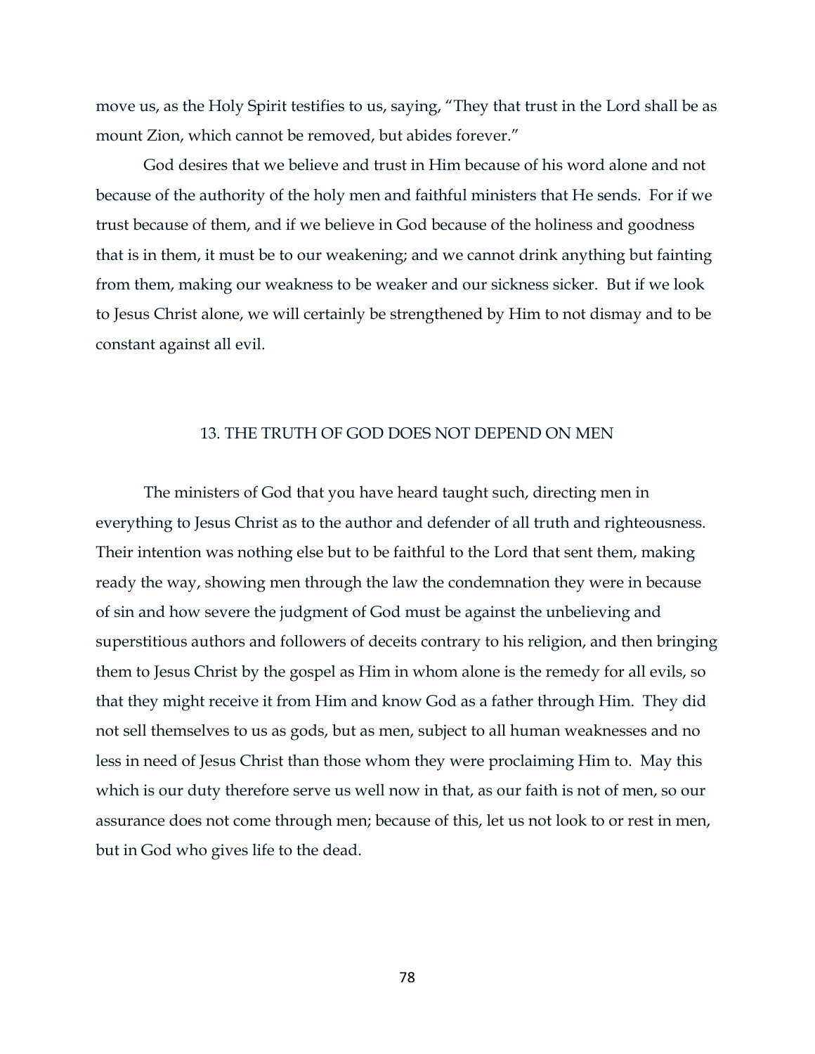move us, as the Holy Spirit testifies to us, saying, "They that trust in the Lord shall be as mount Zion, which cannot be removed, but abides forever."

God desires that we believe and trust in Him because of his word alone and not because of the authority of the holy men and faithful ministers that He sends. For if we trust because of them, and if we believe in God because of the holiness and goodness that is in them, it must be to our weakening; and we cannot drink anything but fainting from them, making our weakness to be weaker and our sickness sicker. But if we look to Jesus Christ alone, we will certainly be strengthened by Him to not dismay and to be constant against all evil.

## 13. THE TRUTH OF GOD DOES NOT DEPEND ON MEN

The ministers of God that you have heard taught such, directing men in everything to Jesus Christ as to the author and defender of all truth and righteousness. Their intention was nothing else but to be faithful to the Lord that sent them, making ready the way, showing men through the law the condemnation they were in because of sin and how severe the judgment of God must be against the unbelieving and superstitious authors and followers of deceits contrary to his religion, and then bringing them to Jesus Christ by the gospel as Him in whom alone is the remedy for all evils, so that they might receive it from Him and know God as a father through Him. They did not sell themselves to us as gods, but as men, subject to all human weaknesses and no less in need of Jesus Christ than those whom they were proclaiming Him to. May this which is our duty therefore serve us well now in that, as our faith is not of men, so our assurance does not come through men; because of this, let us not look to or rest in men, but in God who gives life to the dead.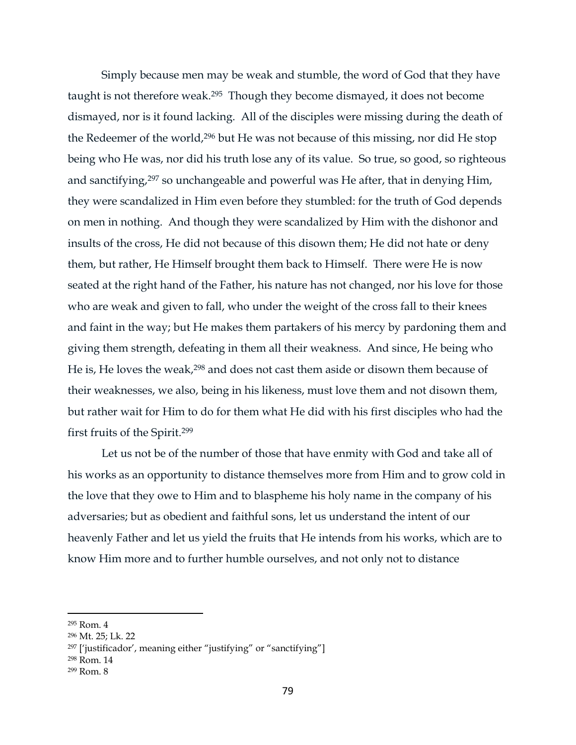Simply because men may be weak and stumble, the word of God that they have taught is not therefore weak.[295] Though they become dismayed, it does not become dismayed, nor is it found lacking. All of the disciples were missing during the death of the Redeemer of the world,[296] but He was not because of this missing, nor did He stop being who He was, nor did his truth lose any of its value. So true, so good, so righteous and sanctifying,[297] so unchangeable and powerful was He after, that in denying Him, they were scandalized in Him even before they stumbled: for the truth of God depends on men in nothing. And though they were scandalized by Him with the dishonor and insults of the cross, He did not because of this disown them; He did not hate or deny them, but rather, He Himself brought them back to Himself. There were He is now seated at the right hand of the Father, his nature has not changed, nor his love for those who are weak and given to fall, who under the weight of the cross fall to their knees and faint in the way; but He makes them partakers of his mercy by pardoning them and giving them strength, defeating in them all their weakness. And since, He being who He is, He loves the weak,[298] and does not cast them aside or disown them because of their weaknesses, we also, being in his likeness, must love them and not disown them, but rather wait for Him to do for them what He did with his first disciples who had the first fruits of the Spirit.[299]

Let us not be of the number of those that have enmity with God and take all of his works as an opportunity to distance themselves more from Him and to grow cold in the love that they owe to Him and to blaspheme his holy name in the company of his adversaries; but as obedient and faithful sons, let us understand the intent of our heavenly Father and let us yield the fruits that He intends from his works, which are to know Him more and to further humble ourselves, and not only not to distance

---

[295] Rom. 4

[296] Mt. 25; Lk. 22

[297] ['justificador', meaning either "justifying" or "sanctifying"]

[298] Rom. 14

[299] Rom. 8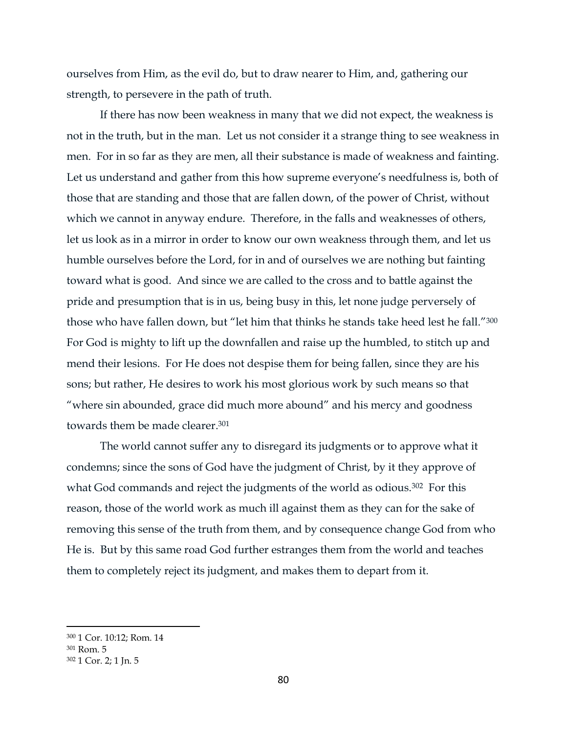ourselves from Him, as the evil do, but to draw nearer to Him, and, gathering our strength, to persevere in the path of truth.

If there has now been weakness in many that we did not expect, the weakness is not in the truth, but in the man. Let us not consider it a strange thing to see weakness in men. For in so far as they are men, all their substance is made of weakness and fainting. Let us understand and gather from this how supreme everyone's needfulness is, both of those that are standing and those that are fallen down, of the power of Christ, without which we cannot in anyway endure. Therefore, in the falls and weaknesses of others, let us look as in a mirror in order to know our own weakness through them, and let us humble ourselves before the Lord, for in and of ourselves we are nothing but fainting toward what is good. And since we are called to the cross and to battle against the pride and presumption that is in us, being busy in this, let none judge perversely of those who have fallen down, but "let him that thinks he stands take heed lest he fall."[300] For God is mighty to lift up the downfallen and raise up the humbled, to stitch up and mend their lesions. For He does not despise them for being fallen, since they are his sons; but rather, He desires to work his most glorious work by such means so that "where sin abounded, grace did much more abound" and his mercy and goodness towards them be made clearer.[301]

The world cannot suffer any to disregard its judgments or to approve what it condemns; since the sons of God have the judgment of Christ, by it they approve of what God commands and reject the judgments of the world as odious.[302] For this reason, those of the world work as much ill against them as they can for the sake of removing this sense of the truth from them, and by consequence change God from who He is. But by this same road God further estranges them from the world and teaches them to completely reject its judgment, and makes them to depart from it.

---

[300] 1 Cor. 10:12; Rom. 14

[301] Rom. 5

[302] 1 Cor. 2; 1 Jn. 5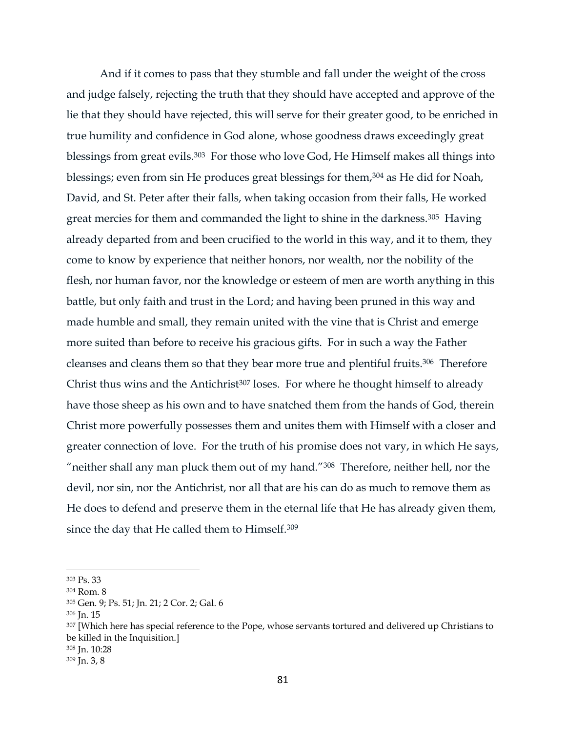And if it comes to pass that they stumble and fall under the weight of the cross and judge falsely, rejecting the truth that they should have accepted and approve of the lie that they should have rejected, this will serve for their greater good, to be enriched in true humility and confidence in God alone, whose goodness draws exceedingly great blessings from great evils.[303] For those who love God, He Himself makes all things into blessings; even from sin He produces great blessings for them,[304] as He did for Noah, David, and St. Peter after their falls, when taking occasion from their falls, He worked great mercies for them and commanded the light to shine in the darkness.[305] Having already departed from and been crucified to the world in this way, and it to them, they come to know by experience that neither honors, nor wealth, nor the nobility of the flesh, nor human favor, nor the knowledge or esteem of men are worth anything in this battle, but only faith and trust in the Lord; and having been pruned in this way and made humble and small, they remain united with the vine that is Christ and emerge more suited than before to receive his gracious gifts. For in such a way the Father cleanses and cleans them so that they bear more true and plentiful fruits.[306] Therefore Christ thus wins and the Antichrist[307] loses. For where he thought himself to already have those sheep as his own and to have snatched them from the hands of God, therein Christ more powerfully possesses them and unites them with Himself with a closer and greater connection of love. For the truth of his promise does not vary, in which He says, "neither shall any man pluck them out of my hand."[308] Therefore, neither hell, nor the devil, nor sin, nor the Antichrist, nor all that are his can do as much to remove them as He does to defend and preserve them in the eternal life that He has already given them, since the day that He called them to Himself.[309]

---

[303] Ps. 33

[304] Rom. 8

[305] Gen. 9; Ps. 51; Jn. 21; 2 Cor. 2; Gal. 6

[306] Jn. 15

[307] [Which here has special reference to the Pope, whose servants tortured and delivered up Christians to be killed in the Inquisition.]

[308] Jn. 10:28

[309] Jn. 3, 8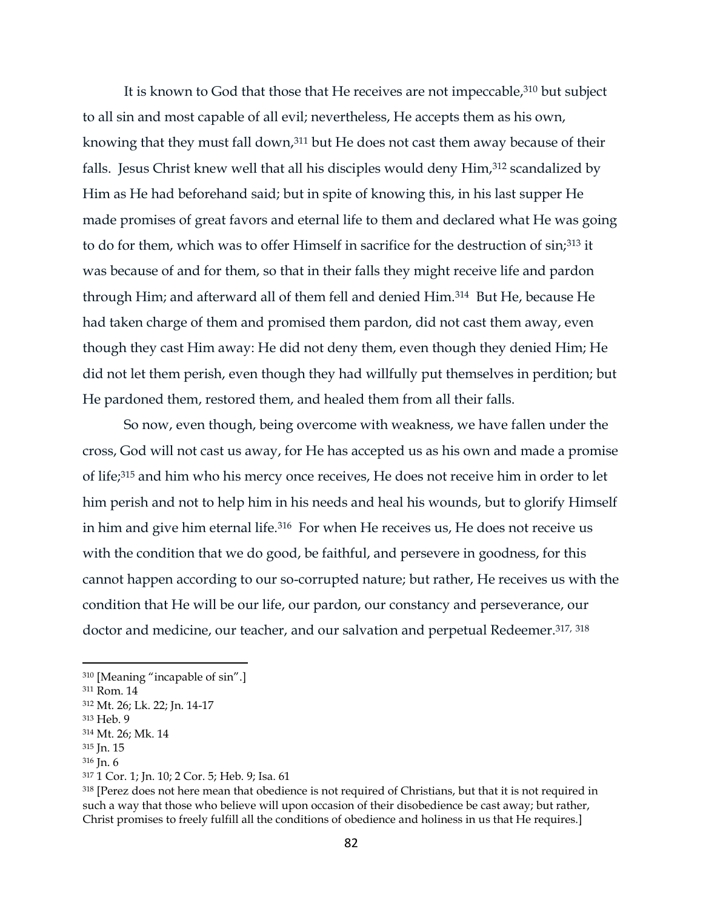It is known to God that those that He receives are not impeccable,[310] but subject to all sin and most capable of all evil; nevertheless, He accepts them as his own, knowing that they must fall down,[311] but He does not cast them away because of their falls. Jesus Christ knew well that all his disciples would deny Him,[312] scandalized by Him as He had beforehand said; but in spite of knowing this, in his last supper He made promises of great favors and eternal life to them and declared what He was going to do for them, which was to offer Himself in sacrifice for the destruction of sin;[313] it was because of and for them, so that in their falls they might receive life and pardon through Him; and afterward all of them fell and denied Him.[314] But He, because He had taken charge of them and promised them pardon, did not cast them away, even though they cast Him away: He did not deny them, even though they denied Him; He did not let them perish, even though they had willfully put themselves in perdition; but He pardoned them, restored them, and healed them from all their falls.

So now, even though, being overcome with weakness, we have fallen under the cross, God will not cast us away, for He has accepted us as his own and made a promise of life;[315] and him who his mercy once receives, He does not receive him in order to let him perish and not to help him in his needs and heal his wounds, but to glorify Himself in him and give him eternal life.[316] For when He receives us, He does not receive us with the condition that we do good, be faithful, and persevere in goodness, for this cannot happen according to our so-corrupted nature; but rather, He receives us with the condition that He will be our life, our pardon, our constancy and perseverance, our doctor and medicine, our teacher, and our salvation and perpetual Redeemer.[317, 318]

---

[310] [Meaning "incapable of sin".]

[311] Rom. 14

[312] Mt. 26; Lk. 22; Jn. 14-17

[313] Heb. 9

[314] Mt. 26; Mk. 14

[315] Jn. 15

[316] Jn. 6

[317] 1 Cor. 1; Jn. 10; 2 Cor. 5; Heb. 9; Isa. 61

[318] [Perez does not here mean that obedience is not required of Christians, but that it is not required in such a way that those who believe will upon occasion of their disobedience be cast away; but rather, Christ promises to freely fulfill all the conditions of obedience and holiness in us that He requires.]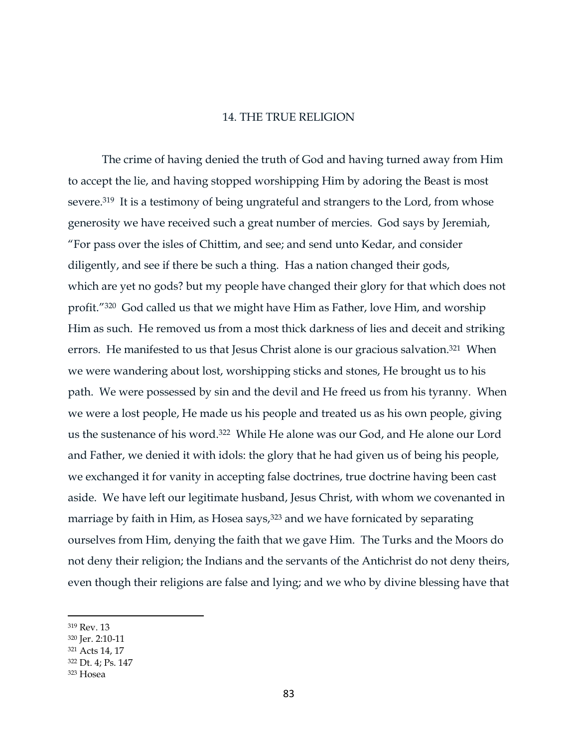## 14. THE TRUE RELIGION

The crime of having denied the truth of God and having turned away from Him to accept the lie, and having stopped worshipping Him by adoring the Beast is most severe.[319] It is a testimony of being ungrateful and strangers to the Lord, from whose generosity we have received such a great number of mercies. God says by Jeremiah, "For pass over the isles of Chittim, and see; and send unto Kedar, and consider diligently, and see if there be such a thing. Has a nation changed their gods, which are yet no gods? but my people have changed their glory for that which does not profit."[320] God called us that we might have Him as Father, love Him, and worship Him as such. He removed us from a most thick darkness of lies and deceit and striking errors. He manifested to us that Jesus Christ alone is our gracious salvation.[321] When we were wandering about lost, worshipping sticks and stones, He brought us to his path. We were possessed by sin and the devil and He freed us from his tyranny. When we were a lost people, He made us his people and treated us as his own people, giving us the sustenance of his word.[322] While He alone was our God, and He alone our Lord and Father, we denied it with idols: the glory that he had given us of being his people, we exchanged it for vanity in accepting false doctrines, true doctrine having been cast aside. We have left our legitimate husband, Jesus Christ, with whom we covenanted in marriage by faith in Him, as Hosea says,[323] and we have fornicated by separating ourselves from Him, denying the faith that we gave Him. The Turks and the Moors do not deny their religion; the Indians and the servants of the Antichrist do not deny theirs, even though their religions are false and lying; and we who by divine blessing have that

---

[319] Rev. 13
[320] Jer. 2:10-11
[321] Acts 14, 17
[322] Dt. 4; Ps. 147
[323] Hosea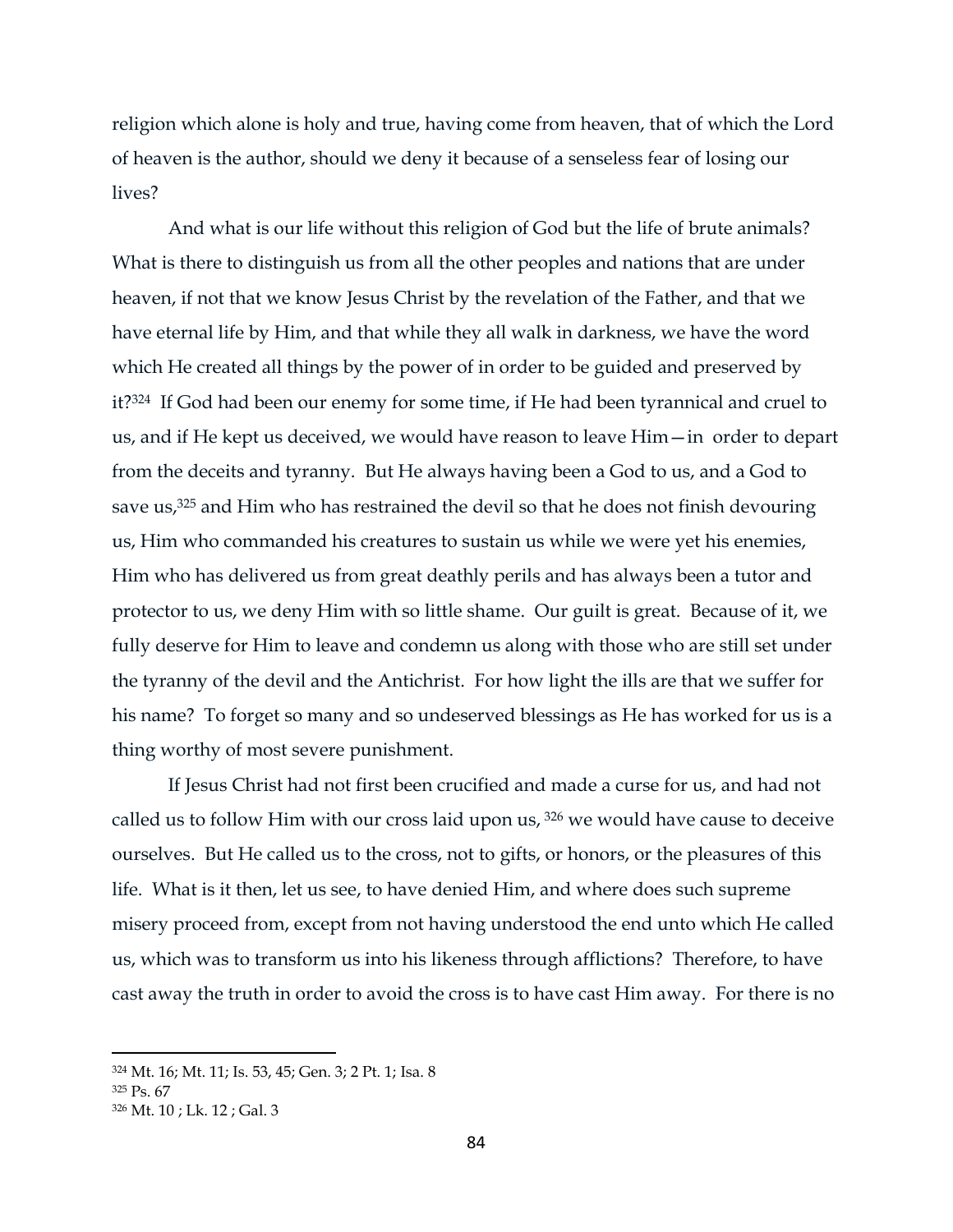religion which alone is holy and true, having come from heaven, that of which the Lord of heaven is the author, should we deny it because of a senseless fear of losing our lives?

And what is our life without this religion of God but the life of brute animals? What is there to distinguish us from all the other peoples and nations that are under heaven, if not that we know Jesus Christ by the revelation of the Father, and that we have eternal life by Him, and that while they all walk in darkness, we have the word which He created all things by the power of in order to be guided and preserved by it?[324] If God had been our enemy for some time, if He had been tyrannical and cruel to us, and if He kept us deceived, we would have reason to leave Him—in order to depart from the deceits and tyranny. But He always having been a God to us, and a God to save us,[325] and Him who has restrained the devil so that he does not finish devouring us, Him who commanded his creatures to sustain us while we were yet his enemies, Him who has delivered us from great deathly perils and has always been a tutor and protector to us, we deny Him with so little shame. Our guilt is great. Because of it, we fully deserve for Him to leave and condemn us along with those who are still set under the tyranny of the devil and the Antichrist. For how light the ills are that we suffer for his name? To forget so many and so undeserved blessings as He has worked for us is a thing worthy of most severe punishment.

If Jesus Christ had not first been crucified and made a curse for us, and had not called us to follow Him with our cross laid upon us, [326] we would have cause to deceive ourselves. But He called us to the cross, not to gifts, or honors, or the pleasures of this life. What is it then, let us see, to have denied Him, and where does such supreme misery proceed from, except from not having understood the end unto which He called us, which was to transform us into his likeness through afflictions? Therefore, to have cast away the truth in order to avoid the cross is to have cast Him away. For there is no

---

[324] Mt. 16; Mt. 11; Is. 53, 45; Gen. 3; 2 Pt. 1; Isa. 8

[325] Ps. 67

[326] Mt. 10 ; Lk. 12 ; Gal. 3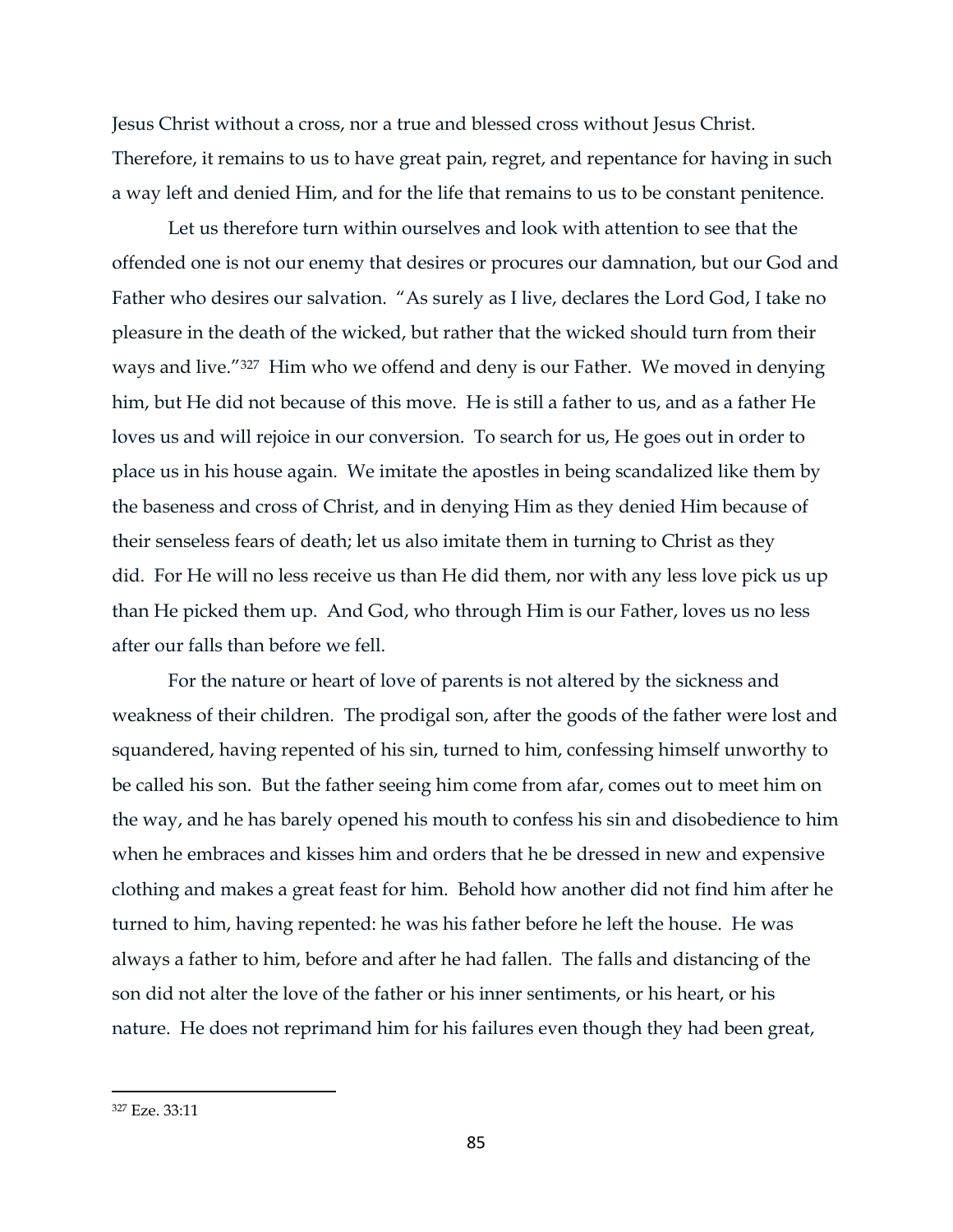Jesus Christ without a cross, nor a true and blessed cross without Jesus Christ. Therefore, it remains to us to have great pain, regret, and repentance for having in such a way left and denied Him, and for the life that remains to us to be constant penitence.

Let us therefore turn within ourselves and look with attention to see that the offended one is not our enemy that desires or procures our damnation, but our God and Father who desires our salvation. "As surely as I live, declares the Lord God, I take no pleasure in the death of the wicked, but rather that the wicked should turn from their ways and live."[327] Him who we offend and deny is our Father. We moved in denying him, but He did not because of this move. He is still a father to us, and as a father He loves us and will rejoice in our conversion. To search for us, He goes out in order to place us in his house again. We imitate the apostles in being scandalized like them by the baseness and cross of Christ, and in denying Him as they denied Him because of their senseless fears of death; let us also imitate them in turning to Christ as they did. For He will no less receive us than He did them, nor with any less love pick us up than He picked them up. And God, who through Him is our Father, loves us no less after our falls than before we fell.

For the nature or heart of love of parents is not altered by the sickness and weakness of their children. The prodigal son, after the goods of the father were lost and squandered, having repented of his sin, turned to him, confessing himself unworthy to be called his son. But the father seeing him come from afar, comes out to meet him on the way, and he has barely opened his mouth to confess his sin and disobedience to him when he embraces and kisses him and orders that he be dressed in new and expensive clothing and makes a great feast for him. Behold how another did not find him after he turned to him, having repented: he was his father before he left the house. He was always a father to him, before and after he had fallen. The falls and distancing of the son did not alter the love of the father or his inner sentiments, or his heart, or his nature. He does not reprimand him for his failures even though they had been great,

---

[327] Eze. 33:11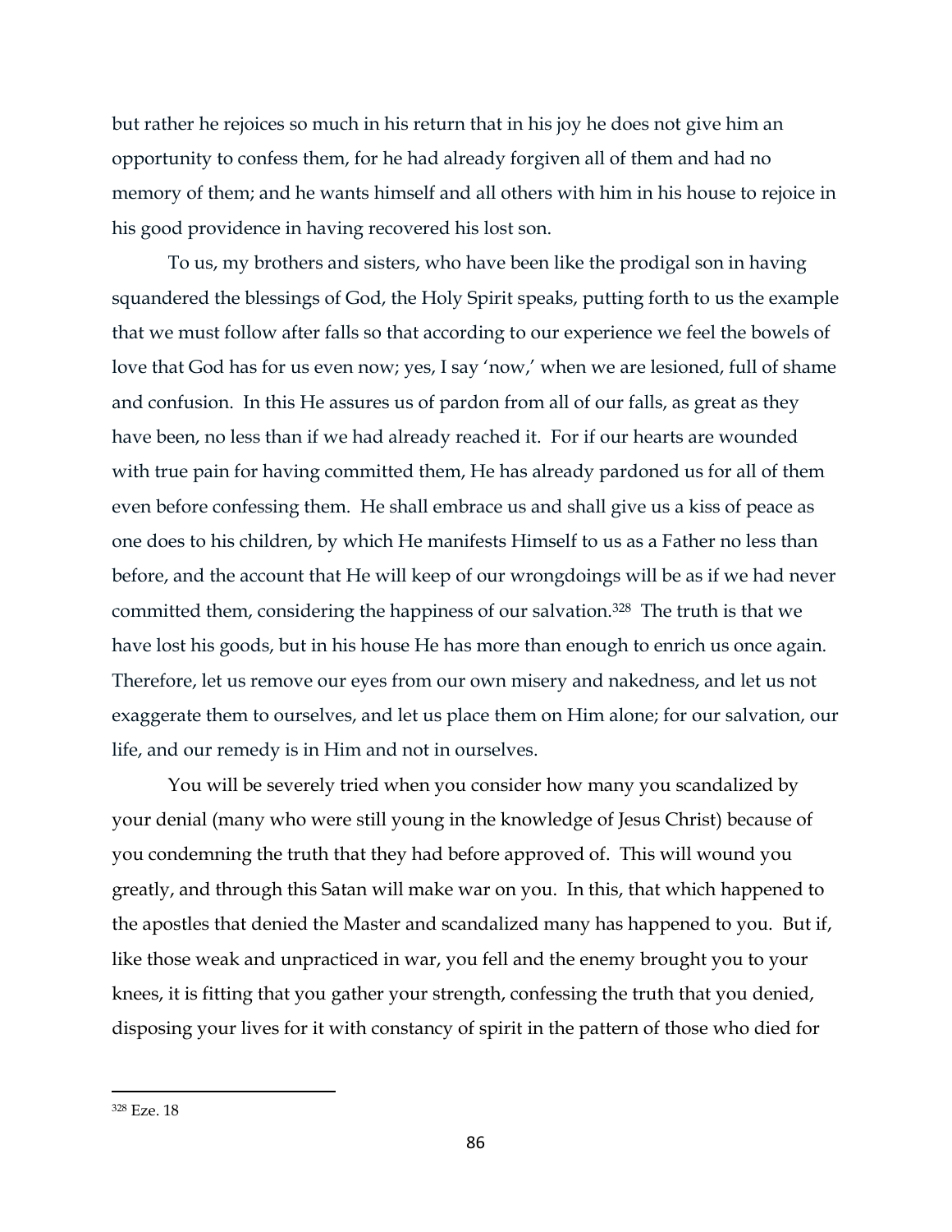but rather he rejoices so much in his return that in his joy he does not give him an opportunity to confess them, for he had already forgiven all of them and had no memory of them; and he wants himself and all others with him in his house to rejoice in his good providence in having recovered his lost son.

To us, my brothers and sisters, who have been like the prodigal son in having squandered the blessings of God, the Holy Spirit speaks, putting forth to us the example that we must follow after falls so that according to our experience we feel the bowels of love that God has for us even now; yes, I say 'now,' when we are lesioned, full of shame and confusion. In this He assures us of pardon from all of our falls, as great as they have been, no less than if we had already reached it. For if our hearts are wounded with true pain for having committed them, He has already pardoned us for all of them even before confessing them. He shall embrace us and shall give us a kiss of peace as one does to his children, by which He manifests Himself to us as a Father no less than before, and the account that He will keep of our wrongdoings will be as if we had never committed them, considering the happiness of our salvation.[328] The truth is that we have lost his goods, but in his house He has more than enough to enrich us once again. Therefore, let us remove our eyes from our own misery and nakedness, and let us not exaggerate them to ourselves, and let us place them on Him alone; for our salvation, our life, and our remedy is in Him and not in ourselves.

You will be severely tried when you consider how many you scandalized by your denial (many who were still young in the knowledge of Jesus Christ) because of you condemning the truth that they had before approved of. This will wound you greatly, and through this Satan will make war on you. In this, that which happened to the apostles that denied the Master and scandalized many has happened to you. But if, like those weak and unpracticed in war, you fell and the enemy brought you to your knees, it is fitting that you gather your strength, confessing the truth that you denied, disposing your lives for it with constancy of spirit in the pattern of those who died for

---

[328] Eze. 18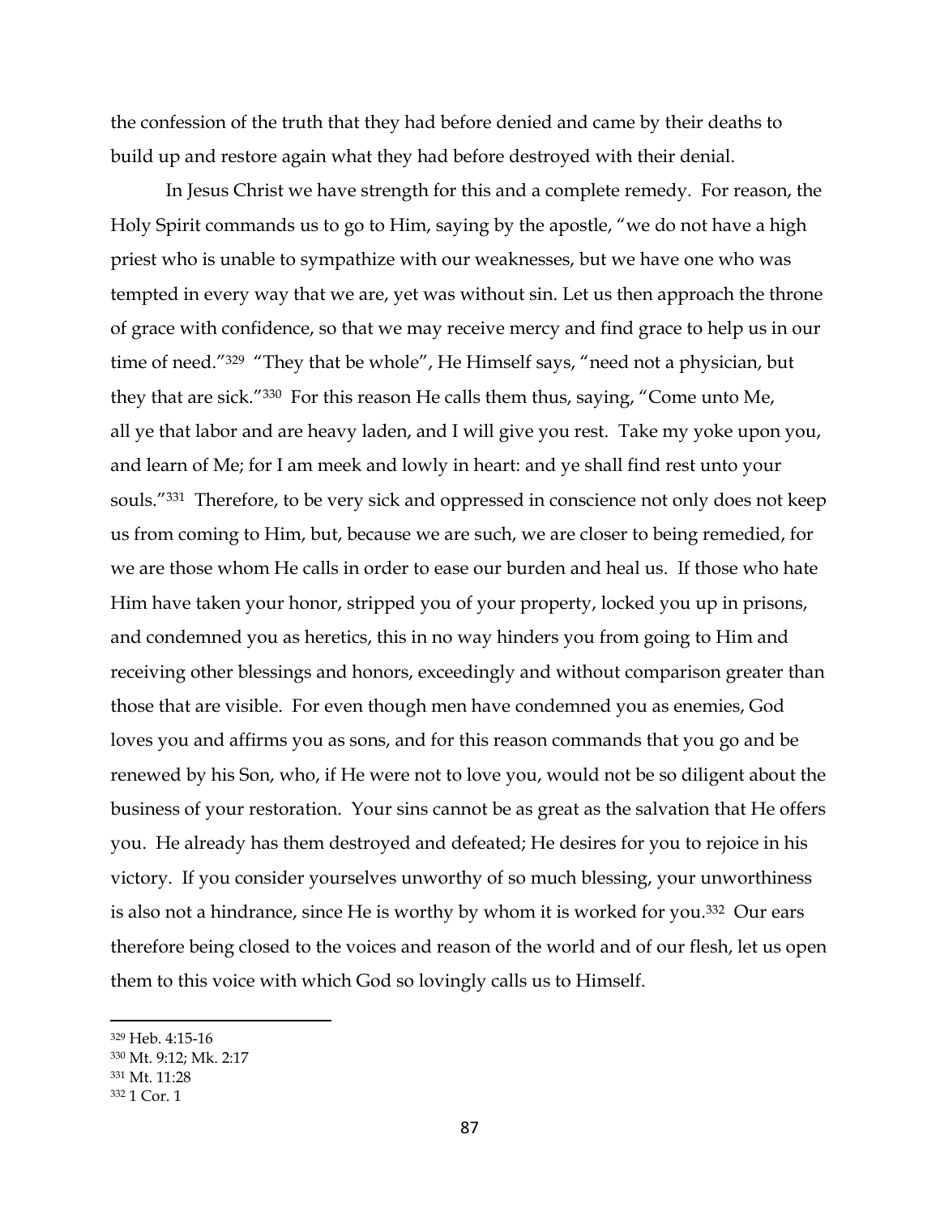the confession of the truth that they had before denied and came by their deaths to build up and restore again what they had before destroyed with their denial.

In Jesus Christ we have strength for this and a complete remedy. For reason, the Holy Spirit commands us to go to Him, saying by the apostle, "we do not have a high priest who is unable to sympathize with our weaknesses, but we have one who was tempted in every way that we are, yet was without sin. Let us then approach the throne of grace with confidence, so that we may receive mercy and find grace to help us in our time of need."[329] "They that be whole", He Himself says, "need not a physician, but they that are sick."[330] For this reason He calls them thus, saying, "Come unto Me, all ye that labor and are heavy laden, and I will give you rest. Take my yoke upon you, and learn of Me; for I am meek and lowly in heart: and ye shall find rest unto your souls."[331] Therefore, to be very sick and oppressed in conscience not only does not keep us from coming to Him, but, because we are such, we are closer to being remedied, for we are those whom He calls in order to ease our burden and heal us. If those who hate Him have taken your honor, stripped you of your property, locked you up in prisons, and condemned you as heretics, this in no way hinders you from going to Him and receiving other blessings and honors, exceedingly and without comparison greater than those that are visible. For even though men have condemned you as enemies, God loves you and affirms you as sons, and for this reason commands that you go and be renewed by his Son, who, if He were not to love you, would not be so diligent about the business of your restoration. Your sins cannot be as great as the salvation that He offers you. He already has them destroyed and defeated; He desires for you to rejoice in his victory. If you consider yourselves unworthy of so much blessing, your unworthiness is also not a hindrance, since He is worthy by whom it is worked for you.[332] Our ears therefore being closed to the voices and reason of the world and of our flesh, let us open them to this voice with which God so lovingly calls us to Himself.

---

[329] Heb. 4:15-16

[330] Mt. 9:12; Mk. 2:17

[331] Mt. 11:28

[332] 1 Cor. 1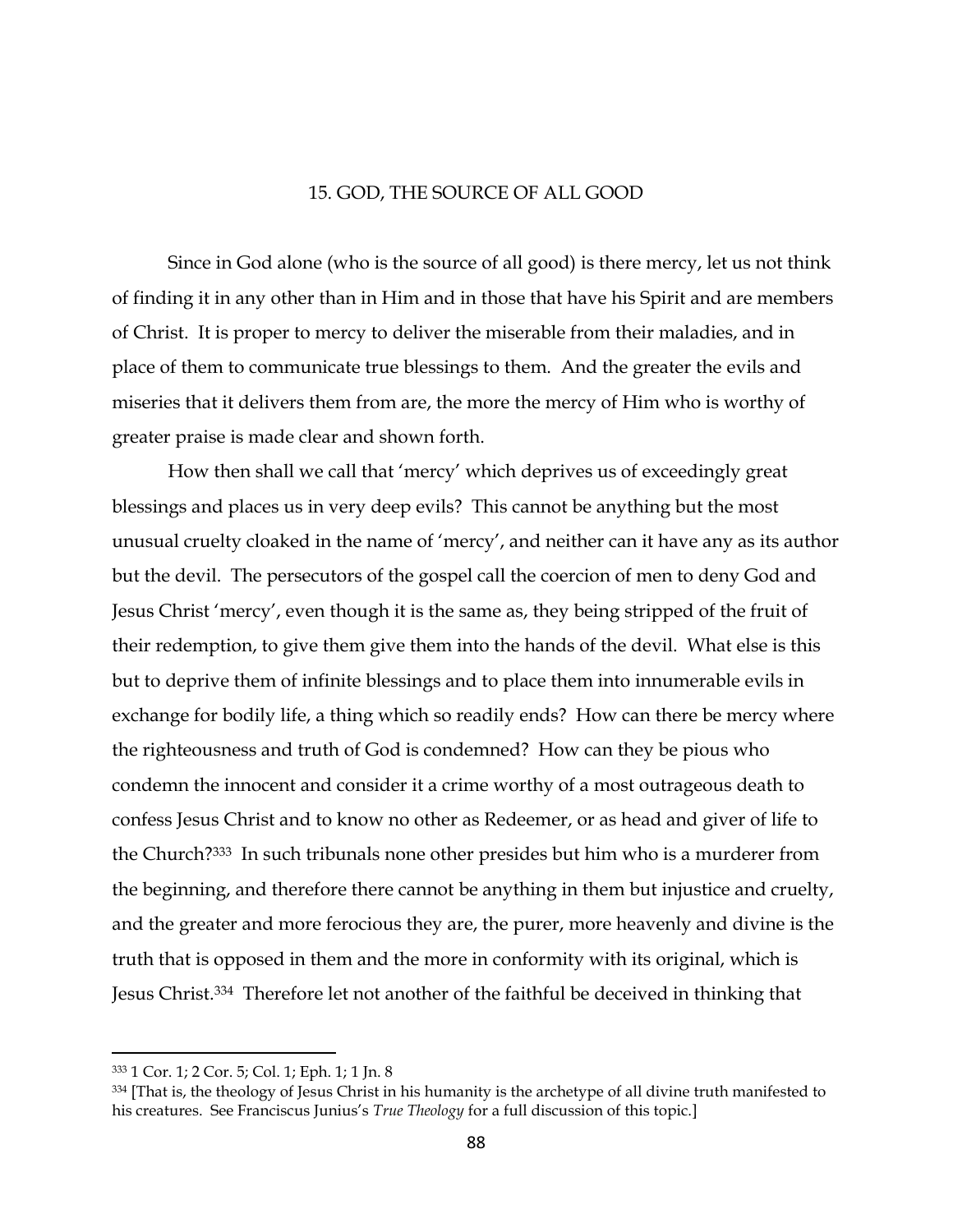## 15. GOD, THE SOURCE OF ALL GOOD

Since in God alone (who is the source of all good) is there mercy, let us not think of finding it in any other than in Him and in those that have his Spirit and are members of Christ. It is proper to mercy to deliver the miserable from their maladies, and in place of them to communicate true blessings to them. And the greater the evils and miseries that it delivers them from are, the more the mercy of Him who is worthy of greater praise is made clear and shown forth.

How then shall we call that 'mercy' which deprives us of exceedingly great blessings and places us in very deep evils? This cannot be anything but the most unusual cruelty cloaked in the name of 'mercy', and neither can it have any as its author but the devil. The persecutors of the gospel call the coercion of men to deny God and Jesus Christ 'mercy', even though it is the same as, they being stripped of the fruit of their redemption, to give them give them into the hands of the devil. What else is this but to deprive them of infinite blessings and to place them into innumerable evils in exchange for bodily life, a thing which so readily ends? How can there be mercy where the righteousness and truth of God is condemned? How can they be pious who condemn the innocent and consider it a crime worthy of a most outrageous death to confess Jesus Christ and to know no other as Redeemer, or as head and giver of life to the Church?[333] In such tribunals none other presides but him who is a murderer from the beginning, and therefore there cannot be anything in them but injustice and cruelty, and the greater and more ferocious they are, the purer, more heavenly and divine is the truth that is opposed in them and the more in conformity with its original, which is Jesus Christ.[334] Therefore let not another of the faithful be deceived in thinking that

---

[333] 1 Cor. 1; 2 Cor. 5; Col. 1; Eph. 1; 1 Jn. 8

[334] [That is, the theology of Jesus Christ in his humanity is the archetype of all divine truth manifested to his creatures. See Franciscus Junius's *True Theology* for a full discussion of this topic.]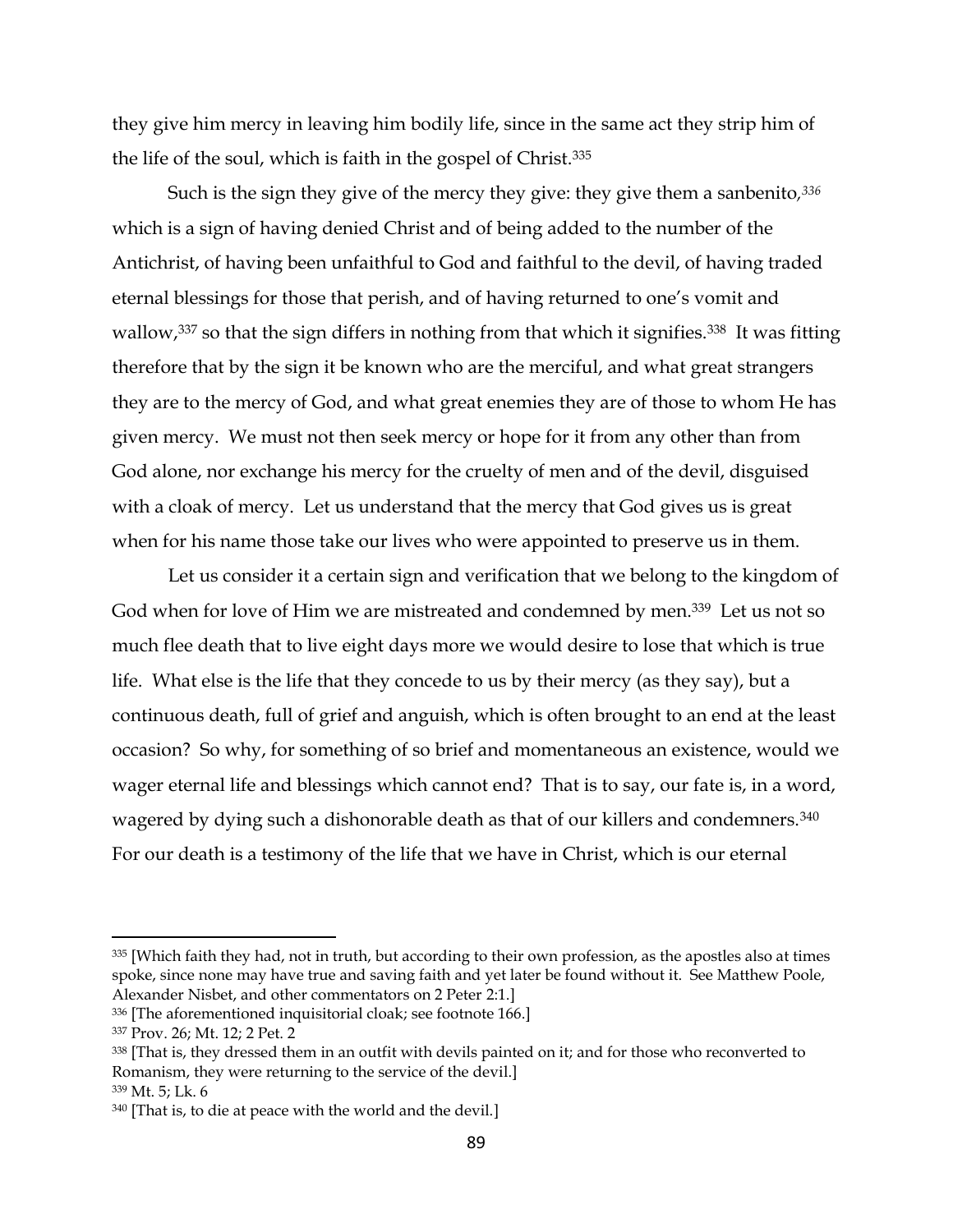they give him mercy in leaving him bodily life, since in the same act they strip him of the life of the soul, which is faith in the gospel of Christ.[335]

Such is the sign they give of the mercy they give: they give them a sanbenito,[336] which is a sign of having denied Christ and of being added to the number of the Antichrist, of having been unfaithful to God and faithful to the devil, of having traded eternal blessings for those that perish, and of having returned to one's vomit and wallow,[337] so that the sign differs in nothing from that which it signifies.[338] It was fitting therefore that by the sign it be known who are the merciful, and what great strangers they are to the mercy of God, and what great enemies they are of those to whom He has given mercy. We must not then seek mercy or hope for it from any other than from God alone, nor exchange his mercy for the cruelty of men and of the devil, disguised with a cloak of mercy. Let us understand that the mercy that God gives us is great when for his name those take our lives who were appointed to preserve us in them.

Let us consider it a certain sign and verification that we belong to the kingdom of God when for love of Him we are mistreated and condemned by men.[339] Let us not so much flee death that to live eight days more we would desire to lose that which is true life. What else is the life that they concede to us by their mercy (as they say), but a continuous death, full of grief and anguish, which is often brought to an end at the least occasion? So why, for something of so brief and momentaneous an existence, would we wager eternal life and blessings which cannot end? That is to say, our fate is, in a word, wagered by dying such a dishonorable death as that of our killers and condemners.[340] For our death is a testimony of the life that we have in Christ, which is our eternal

---

[335] [Which faith they had, not in truth, but according to their own profession, as the apostles also at times spoke, since none may have true and saving faith and yet later be found without it. See Matthew Poole, Alexander Nisbet, and other commentators on 2 Peter 2:1.]

[336] [The aforementioned inquisitorial cloak; see footnote 166.]

[337] Prov. 26; Mt. 12; 2 Pet. 2

[338] [That is, they dressed them in an outfit with devils painted on it; and for those who reconverted to Romanism, they were returning to the service of the devil.]

[339] Mt. 5; Lk. 6

[340] [That is, to die at peace with the world and the devil.]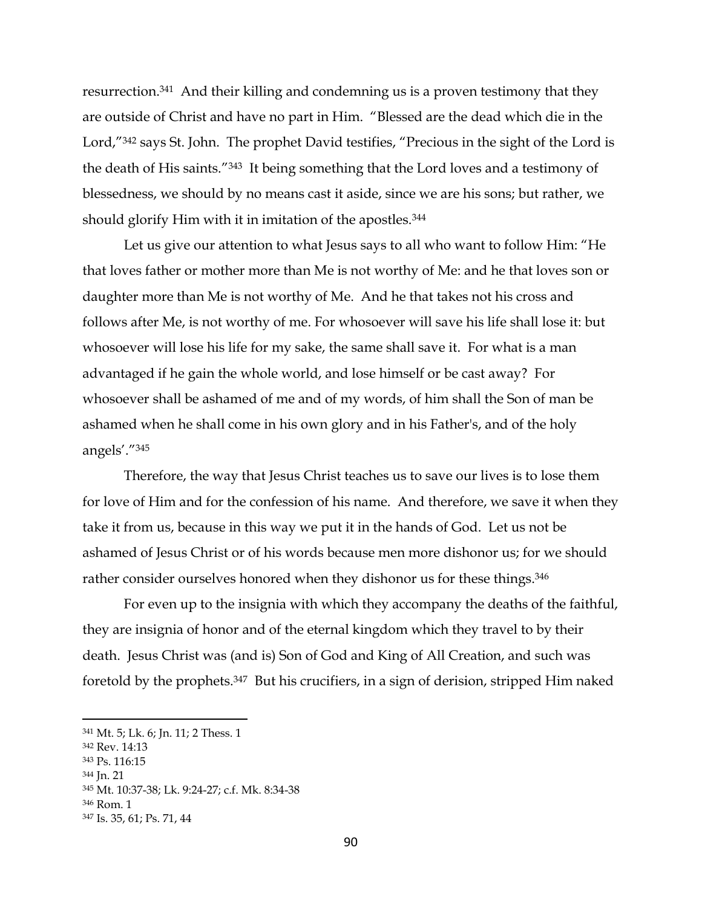resurrection.[341] And their killing and condemning us is a proven testimony that they are outside of Christ and have no part in Him. "Blessed are the dead which die in the Lord,"[342] says St. John. The prophet David testifies, "Precious in the sight of the Lord is the death of His saints."[343] It being something that the Lord loves and a testimony of blessedness, we should by no means cast it aside, since we are his sons; but rather, we should glorify Him with it in imitation of the apostles.[344]

Let us give our attention to what Jesus says to all who want to follow Him: "He that loves father or mother more than Me is not worthy of Me: and he that loves son or daughter more than Me is not worthy of Me. And he that takes not his cross and follows after Me, is not worthy of me. For whosoever will save his life shall lose it: but whosoever will lose his life for my sake, the same shall save it. For what is a man advantaged if he gain the whole world, and lose himself or be cast away? For whosoever shall be ashamed of me and of my words, of him shall the Son of man be ashamed when he shall come in his own glory and in his Father's, and of the holy angels'."[345]

Therefore, the way that Jesus Christ teaches us to save our lives is to lose them for love of Him and for the confession of his name. And therefore, we save it when they take it from us, because in this way we put it in the hands of God. Let us not be ashamed of Jesus Christ or of his words because men more dishonor us; for we should rather consider ourselves honored when they dishonor us for these things.[346]

For even up to the insignia with which they accompany the deaths of the faithful, they are insignia of honor and of the eternal kingdom which they travel to by their death. Jesus Christ was (and is) Son of God and King of All Creation, and such was foretold by the prophets.[347] But his crucifiers, in a sign of derision, stripped Him naked

---

[341] Mt. 5; Lk. 6; Jn. 11; 2 Thess. 1

[342] Rev. 14:13

[343] Ps. 116:15

[344] Jn. 21

[345] Mt. 10:37-38; Lk. 9:24-27; c.f. Mk. 8:34-38

[346] Rom. 1

[347] Is. 35, 61; Ps. 71, 44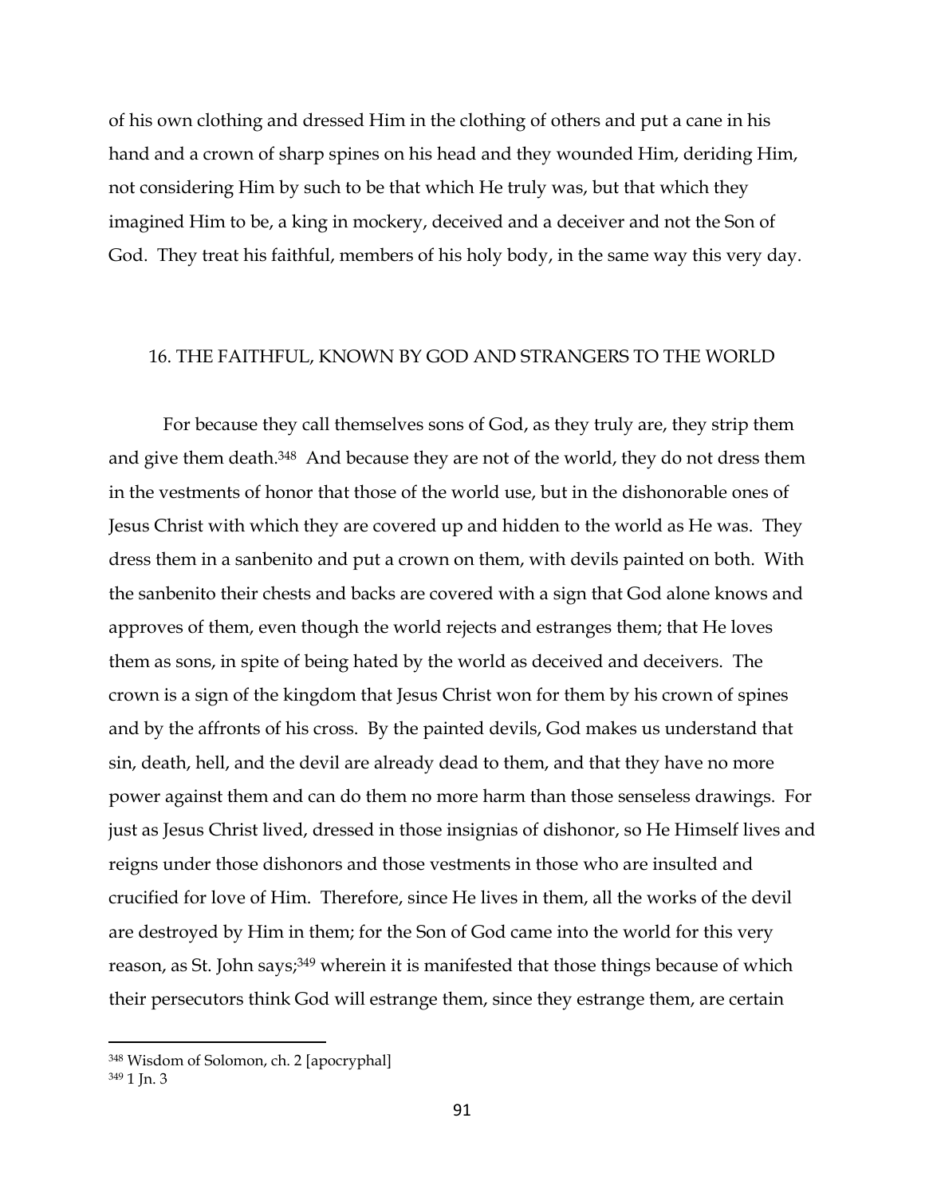of his own clothing and dressed Him in the clothing of others and put a cane in his hand and a crown of sharp spines on his head and they wounded Him, deriding Him, not considering Him by such to be that which He truly was, but that which they imagined Him to be, a king in mockery, deceived and a deceiver and not the Son of God. They treat his faithful, members of his holy body, in the same way this very day.

## 16. THE FAITHFUL, KNOWN BY GOD AND STRANGERS TO THE WORLD

For because they call themselves sons of God, as they truly are, they strip them and give them death.[348] And because they are not of the world, they do not dress them in the vestments of honor that those of the world use, but in the dishonorable ones of Jesus Christ with which they are covered up and hidden to the world as He was. They dress them in a sanbenito and put a crown on them, with devils painted on both. With the sanbenito their chests and backs are covered with a sign that God alone knows and approves of them, even though the world rejects and estranges them; that He loves them as sons, in spite of being hated by the world as deceived and deceivers. The crown is a sign of the kingdom that Jesus Christ won for them by his crown of spines and by the affronts of his cross. By the painted devils, God makes us understand that sin, death, hell, and the devil are already dead to them, and that they have no more power against them and can do them no more harm than those senseless drawings. For just as Jesus Christ lived, dressed in those insignias of dishonor, so He Himself lives and reigns under those dishonors and those vestments in those who are insulted and crucified for love of Him. Therefore, since He lives in them, all the works of the devil are destroyed by Him in them; for the Son of God came into the world for this very reason, as St. John says;[349] wherein it is manifested that those things because of which their persecutors think God will estrange them, since they estrange them, are certain

---

[348] Wisdom of Solomon, ch. 2 [apocryphal]

[349] 1 Jn. 3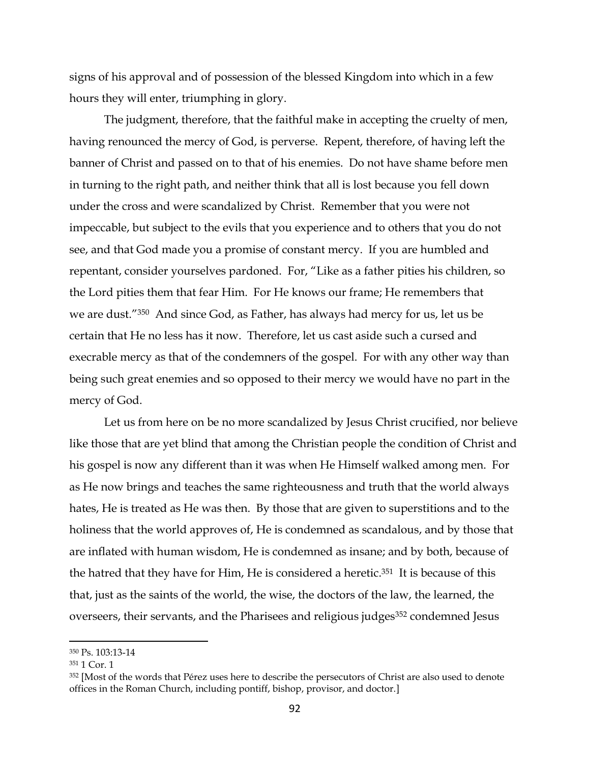signs of his approval and of possession of the blessed Kingdom into which in a few hours they will enter, triumphing in glory.

The judgment, therefore, that the faithful make in accepting the cruelty of men, having renounced the mercy of God, is perverse. Repent, therefore, of having left the banner of Christ and passed on to that of his enemies. Do not have shame before men in turning to the right path, and neither think that all is lost because you fell down under the cross and were scandalized by Christ. Remember that you were not impeccable, but subject to the evils that you experience and to others that you do not see, and that God made you a promise of constant mercy. If you are humbled and repentant, consider yourselves pardoned. For, "Like as a father pities his children, so the Lord pities them that fear Him. For He knows our frame; He remembers that we are dust."[350] And since God, as Father, has always had mercy for us, let us be certain that He no less has it now. Therefore, let us cast aside such a cursed and execrable mercy as that of the condemners of the gospel. For with any other way than being such great enemies and so opposed to their mercy we would have no part in the mercy of God.

Let us from here on be no more scandalized by Jesus Christ crucified, nor believe like those that are yet blind that among the Christian people the condition of Christ and his gospel is now any different than it was when He Himself walked among men. For as He now brings and teaches the same righteousness and truth that the world always hates, He is treated as He was then. By those that are given to superstitions and to the holiness that the world approves of, He is condemned as scandalous, and by those that are inflated with human wisdom, He is condemned as insane; and by both, because of the hatred that they have for Him, He is considered a heretic.[351] It is because of this that, just as the saints of the world, the wise, the doctors of the law, the learned, the overseers, their servants, and the Pharisees and religious judges[352] condemned Jesus

---

[350] Ps. 103:13-14

[351] 1 Cor. 1

[352] [Most of the words that Pérez uses here to describe the persecutors of Christ are also used to denote offices in the Roman Church, including pontiff, bishop, provisor, and doctor.]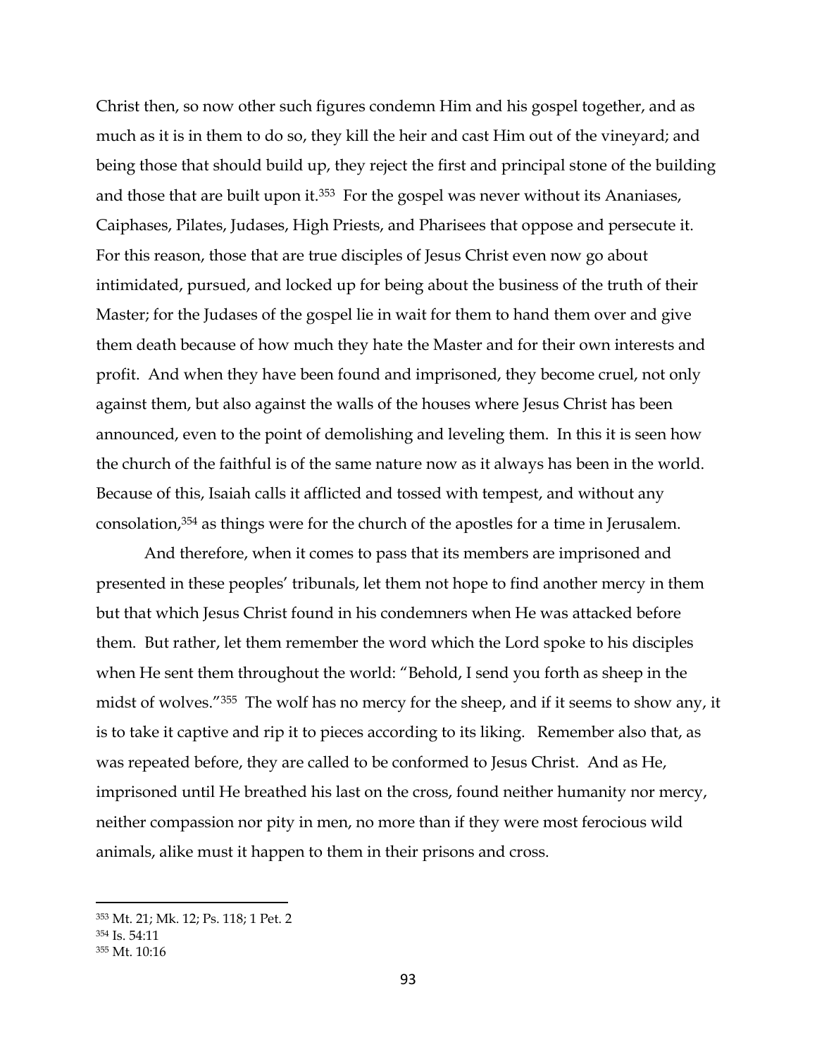Christ then, so now other such figures condemn Him and his gospel together, and as much as it is in them to do so, they kill the heir and cast Him out of the vineyard; and being those that should build up, they reject the first and principal stone of the building and those that are built upon it.[353] For the gospel was never without its Ananiases, Caiphases, Pilates, Judases, High Priests, and Pharisees that oppose and persecute it. For this reason, those that are true disciples of Jesus Christ even now go about intimidated, pursued, and locked up for being about the business of the truth of their Master; for the Judases of the gospel lie in wait for them to hand them over and give them death because of how much they hate the Master and for their own interests and profit. And when they have been found and imprisoned, they become cruel, not only against them, but also against the walls of the houses where Jesus Christ has been announced, even to the point of demolishing and leveling them. In this it is seen how the church of the faithful is of the same nature now as it always has been in the world. Because of this, Isaiah calls it afflicted and tossed with tempest, and without any consolation,[354] as things were for the church of the apostles for a time in Jerusalem.

And therefore, when it comes to pass that its members are imprisoned and presented in these peoples' tribunals, let them not hope to find another mercy in them but that which Jesus Christ found in his condemners when He was attacked before them. But rather, let them remember the word which the Lord spoke to his disciples when He sent them throughout the world: "Behold, I send you forth as sheep in the midst of wolves."[355] The wolf has no mercy for the sheep, and if it seems to show any, it is to take it captive and rip it to pieces according to its liking. Remember also that, as was repeated before, they are called to be conformed to Jesus Christ. And as He, imprisoned until He breathed his last on the cross, found neither humanity nor mercy, neither compassion nor pity in men, no more than if they were most ferocious wild animals, alike must it happen to them in their prisons and cross.

---

[353] Mt. 21; Mk. 12; Ps. 118; 1 Pet. 2
[354] Is. 54:11
[355] Mt. 10:16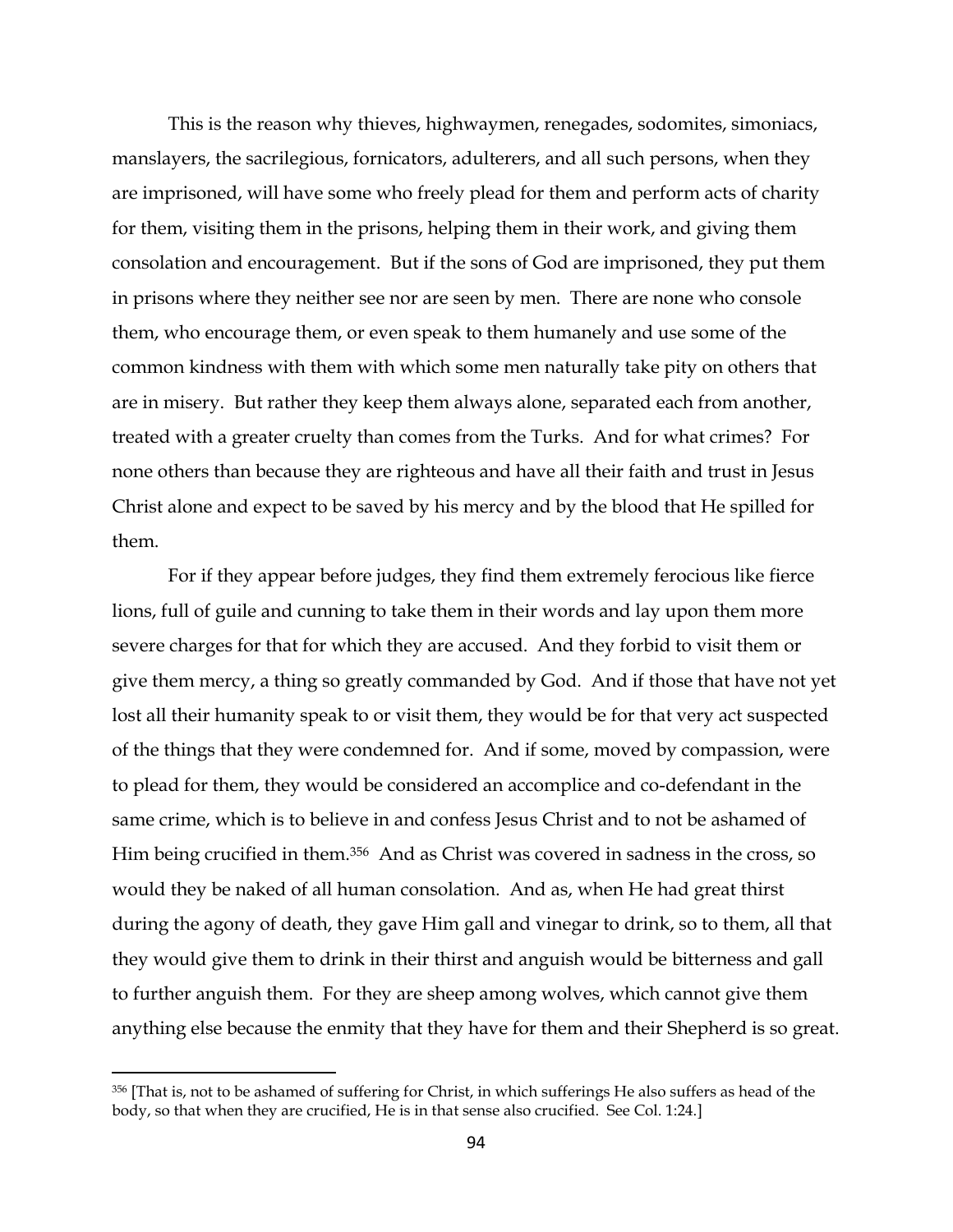This is the reason why thieves, highwaymen, renegades, sodomites, simoniacs, manslayers, the sacrilegious, fornicators, adulterers, and all such persons, when they are imprisoned, will have some who freely plead for them and perform acts of charity for them, visiting them in the prisons, helping them in their work, and giving them consolation and encouragement. But if the sons of God are imprisoned, they put them in prisons where they neither see nor are seen by men. There are none who console them, who encourage them, or even speak to them humanely and use some of the common kindness with them with which some men naturally take pity on others that are in misery. But rather they keep them always alone, separated each from another, treated with a greater cruelty than comes from the Turks. And for what crimes? For none others than because they are righteous and have all their faith and trust in Jesus Christ alone and expect to be saved by his mercy and by the blood that He spilled for them.

For if they appear before judges, they find them extremely ferocious like fierce lions, full of guile and cunning to take them in their words and lay upon them more severe charges for that for which they are accused. And they forbid to visit them or give them mercy, a thing so greatly commanded by God. And if those that have not yet lost all their humanity speak to or visit them, they would be for that very act suspected of the things that they were condemned for. And if some, moved by compassion, were to plead for them, they would be considered an accomplice and co-defendant in the same crime, which is to believe in and confess Jesus Christ and to not be ashamed of Him being crucified in them.[356] And as Christ was covered in sadness in the cross, so would they be naked of all human consolation. And as, when He had great thirst during the agony of death, they gave Him gall and vinegar to drink, so to them, all that they would give them to drink in their thirst and anguish would be bitterness and gall to further anguish them. For they are sheep among wolves, which cannot give them anything else because the enmity that they have for them and their Shepherd is so great.

---

[356] [That is, not to be ashamed of suffering for Christ, in which sufferings He also suffers as head of the body, so that when they are crucified, He is in that sense also crucified. See Col. 1:24.]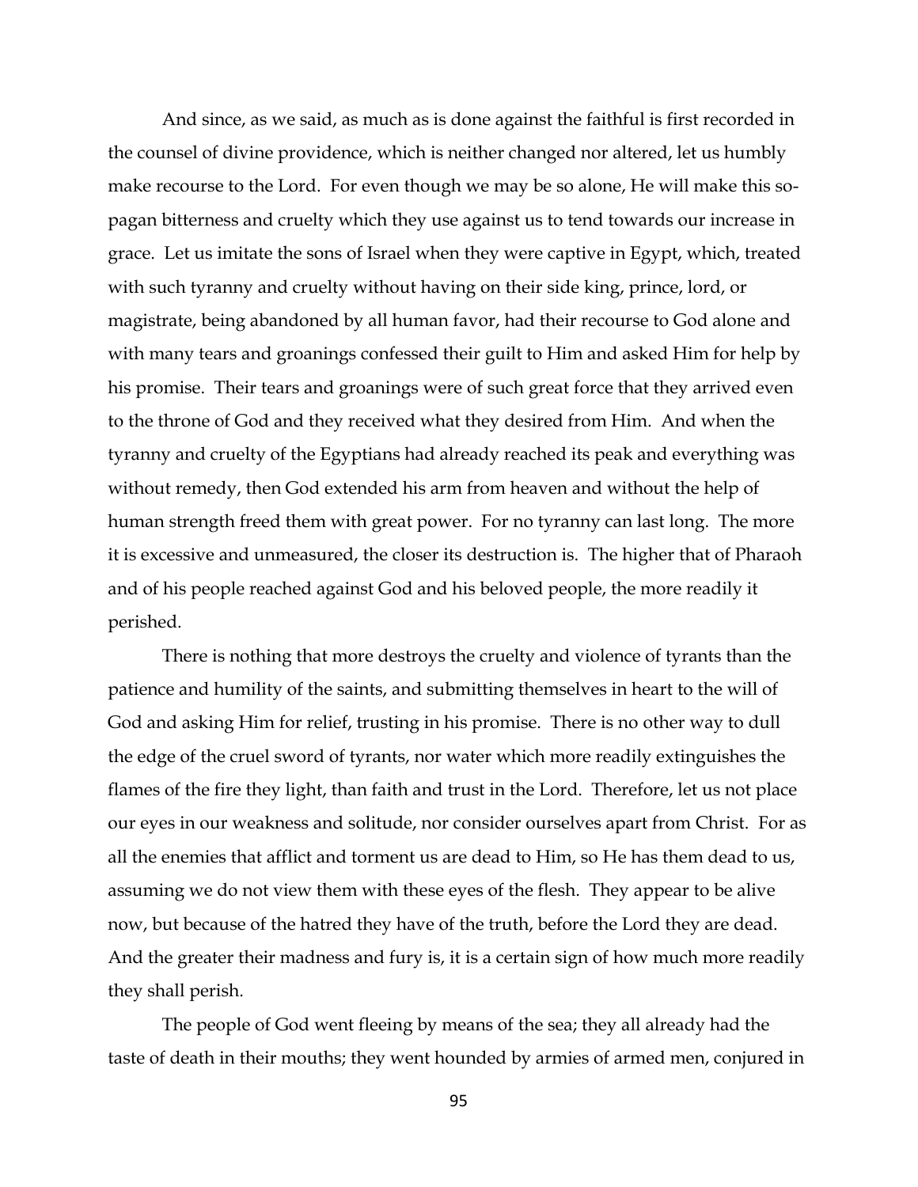And since, as we said, as much as is done against the faithful is first recorded in the counsel of divine providence, which is neither changed nor altered, let us humbly make recourse to the Lord. For even though we may be so alone, He will make this so-pagan bitterness and cruelty which they use against us to tend towards our increase in grace. Let us imitate the sons of Israel when they were captive in Egypt, which, treated with such tyranny and cruelty without having on their side king, prince, lord, or magistrate, being abandoned by all human favor, had their recourse to God alone and with many tears and groanings confessed their guilt to Him and asked Him for help by his promise. Their tears and groanings were of such great force that they arrived even to the throne of God and they received what they desired from Him. And when the tyranny and cruelty of the Egyptians had already reached its peak and everything was without remedy, then God extended his arm from heaven and without the help of human strength freed them with great power. For no tyranny can last long. The more it is excessive and unmeasured, the closer its destruction is. The higher that of Pharaoh and of his people reached against God and his beloved people, the more readily it perished.

There is nothing that more destroys the cruelty and violence of tyrants than the patience and humility of the saints, and submitting themselves in heart to the will of God and asking Him for relief, trusting in his promise. There is no other way to dull the edge of the cruel sword of tyrants, nor water which more readily extinguishes the flames of the fire they light, than faith and trust in the Lord. Therefore, let us not place our eyes in our weakness and solitude, nor consider ourselves apart from Christ. For as all the enemies that afflict and torment us are dead to Him, so He has them dead to us, assuming we do not view them with these eyes of the flesh. They appear to be alive now, but because of the hatred they have of the truth, before the Lord they are dead. And the greater their madness and fury is, it is a certain sign of how much more readily they shall perish.

The people of God went fleeing by means of the sea; they all already had the taste of death in their mouths; they went hounded by armies of armed men, conjured in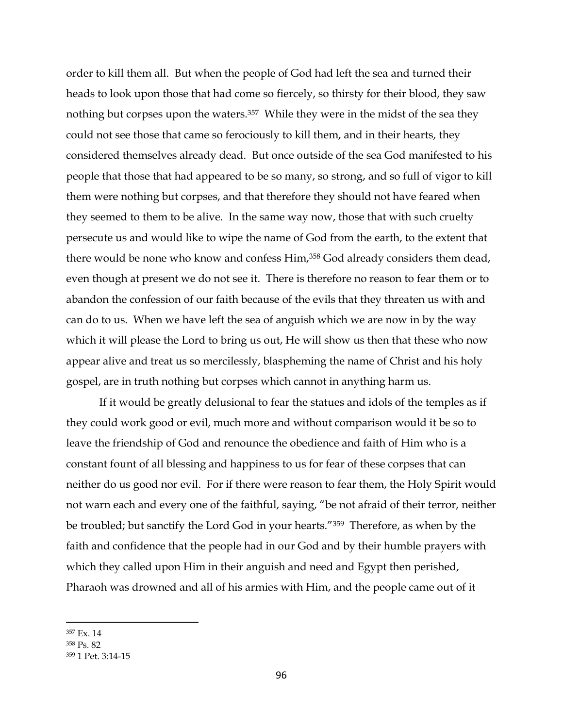order to kill them all. But when the people of God had left the sea and turned their heads to look upon those that had come so fiercely, so thirsty for their blood, they saw nothing but corpses upon the waters.[357] While they were in the midst of the sea they could not see those that came so ferociously to kill them, and in their hearts, they considered themselves already dead. But once outside of the sea God manifested to his people that those that had appeared to be so many, so strong, and so full of vigor to kill them were nothing but corpses, and that therefore they should not have feared when they seemed to them to be alive. In the same way now, those that with such cruelty persecute us and would like to wipe the name of God from the earth, to the extent that there would be none who know and confess Him,[358] God already considers them dead, even though at present we do not see it. There is therefore no reason to fear them or to abandon the confession of our faith because of the evils that they threaten us with and can do to us. When we have left the sea of anguish which we are now in by the way which it will please the Lord to bring us out, He will show us then that these who now appear alive and treat us so mercilessly, blaspheming the name of Christ and his holy gospel, are in truth nothing but corpses which cannot in anything harm us.

If it would be greatly delusional to fear the statues and idols of the temples as if they could work good or evil, much more and without comparison would it be so to leave the friendship of God and renounce the obedience and faith of Him who is a constant fount of all blessing and happiness to us for fear of these corpses that can neither do us good nor evil. For if there were reason to fear them, the Holy Spirit would not warn each and every one of the faithful, saying, "be not afraid of their terror, neither be troubled; but sanctify the Lord God in your hearts."[359] Therefore, as when by the faith and confidence that the people had in our God and by their humble prayers with which they called upon Him in their anguish and need and Egypt then perished, Pharaoh was drowned and all of his armies with Him, and the people came out of it

[357] Ex. 14
[358] Ps. 82
[359] 1 Pet. 3:14-15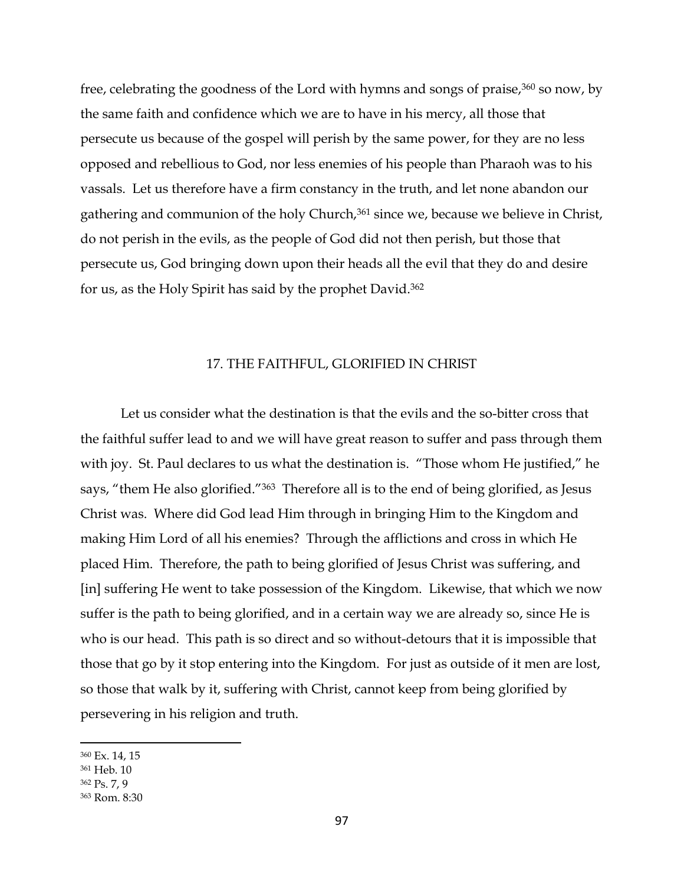free, celebrating the goodness of the Lord with hymns and songs of praise,[360] so now, by the same faith and confidence which we are to have in his mercy, all those that persecute us because of the gospel will perish by the same power, for they are no less opposed and rebellious to God, nor less enemies of his people than Pharaoh was to his vassals. Let us therefore have a firm constancy in the truth, and let none abandon our gathering and communion of the holy Church,[361] since we, because we believe in Christ, do not perish in the evils, as the people of God did not then perish, but those that persecute us, God bringing down upon their heads all the evil that they do and desire for us, as the Holy Spirit has said by the prophet David.[362]

## 17. THE FAITHFUL, GLORIFIED IN CHRIST

Let us consider what the destination is that the evils and the so-bitter cross that the faithful suffer lead to and we will have great reason to suffer and pass through them with joy. St. Paul declares to us what the destination is. "Those whom He justified," he says, "them He also glorified."[363] Therefore all is to the end of being glorified, as Jesus Christ was. Where did God lead Him through in bringing Him to the Kingdom and making Him Lord of all his enemies? Through the afflictions and cross in which He placed Him. Therefore, the path to being glorified of Jesus Christ was suffering, and [in] suffering He went to take possession of the Kingdom. Likewise, that which we now suffer is the path to being glorified, and in a certain way we are already so, since He is who is our head. This path is so direct and so without-detours that it is impossible that those that go by it stop entering into the Kingdom. For just as outside of it men are lost, so those that walk by it, suffering with Christ, cannot keep from being glorified by persevering in his religion and truth.

---

[360] Ex. 14, 15

[361] Heb. 10

[362] Ps. 7, 9

[363] Rom. 8:30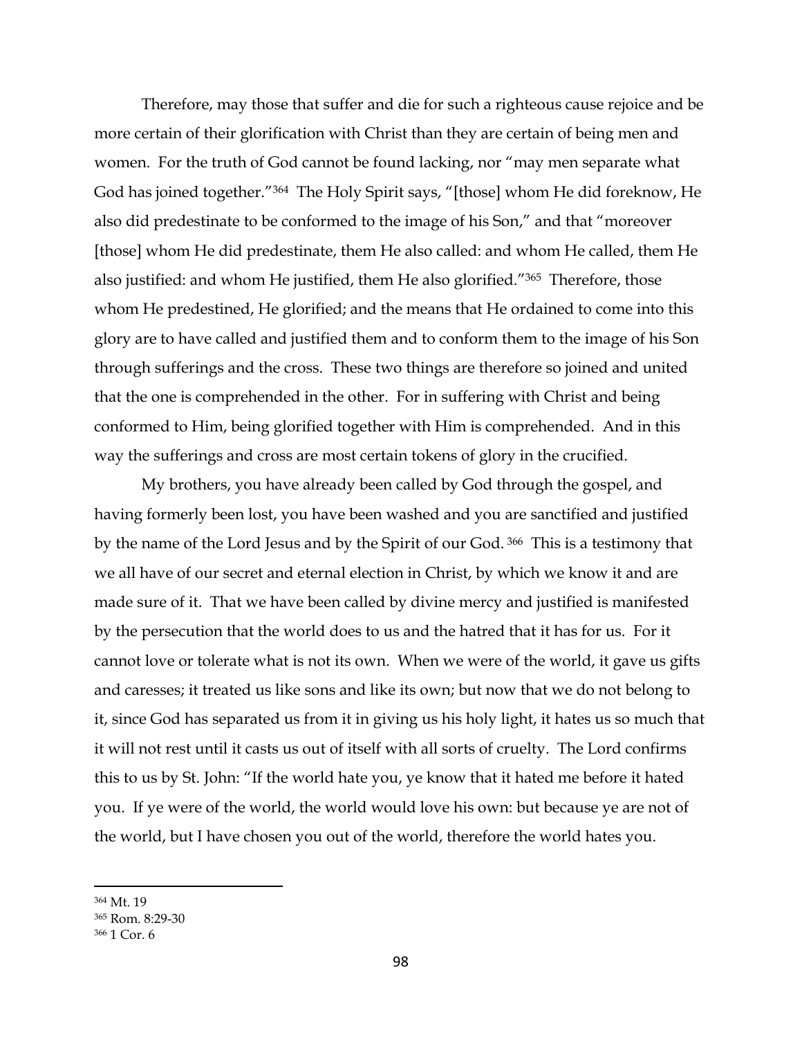Therefore, may those that suffer and die for such a righteous cause rejoice and be more certain of their glorification with Christ than they are certain of being men and women. For the truth of God cannot be found lacking, nor "may men separate what God has joined together."[364] The Holy Spirit says, "[those] whom He did foreknow, He also did predestinate to be conformed to the image of his Son," and that "moreover [those] whom He did predestinate, them He also called: and whom He called, them He also justified: and whom He justified, them He also glorified."[365] Therefore, those whom He predestined, He glorified; and the means that He ordained to come into this glory are to have called and justified them and to conform them to the image of his Son through sufferings and the cross. These two things are therefore so joined and united that the one is comprehended in the other. For in suffering with Christ and being conformed to Him, being glorified together with Him is comprehended. And in this way the sufferings and cross are most certain tokens of glory in the crucified.

My brothers, you have already been called by God through the gospel, and having formerly been lost, you have been washed and you are sanctified and justified by the name of the Lord Jesus and by the Spirit of our God.[366] This is a testimony that we all have of our secret and eternal election in Christ, by which we know it and are made sure of it. That we have been called by divine mercy and justified is manifested by the persecution that the world does to us and the hatred that it has for us. For it cannot love or tolerate what is not its own. When we were of the world, it gave us gifts and caresses; it treated us like sons and like its own; but now that we do not belong to it, since God has separated us from it in giving us his holy light, it hates us so much that it will not rest until it casts us out of itself with all sorts of cruelty. The Lord confirms this to us by St. John: "If the world hate you, ye know that it hated me before it hated you. If ye were of the world, the world would love his own: but because ye are not of the world, but I have chosen you out of the world, therefore the world hates you.

---

[364] Mt. 19
[365] Rom. 8:29-30
[366] 1 Cor. 6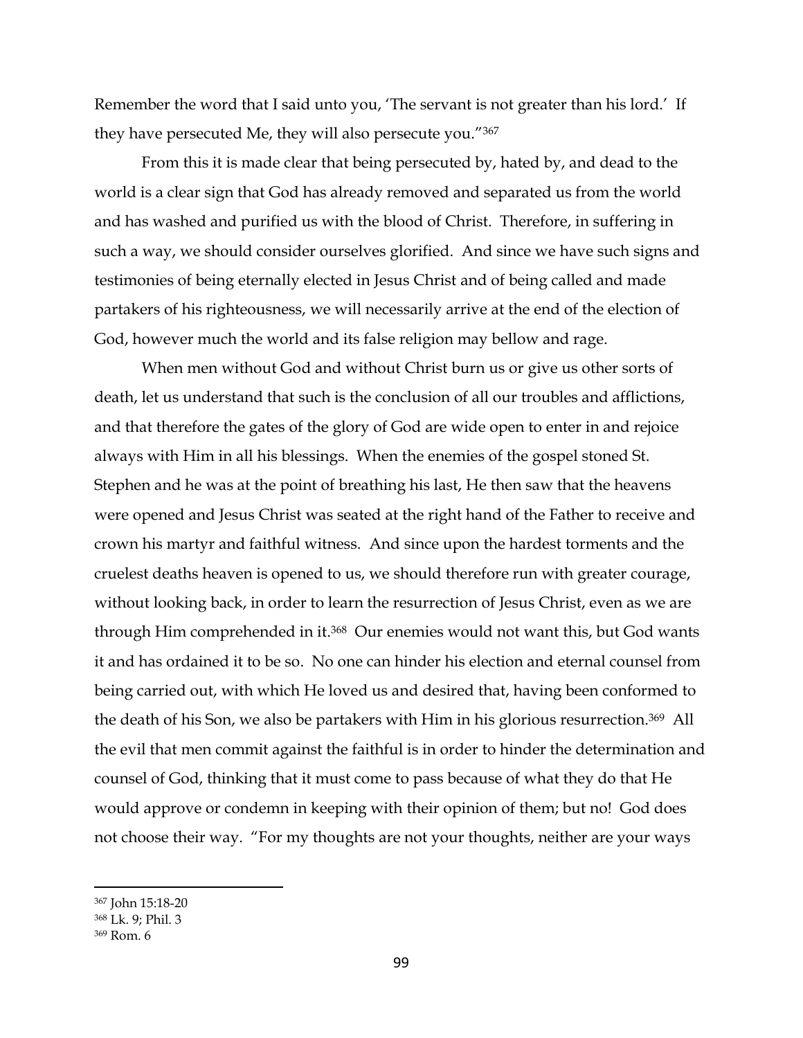Remember the word that I said unto you, 'The servant is not greater than his lord.' If they have persecuted Me, they will also persecute you."[367]

From this it is made clear that being persecuted by, hated by, and dead to the world is a clear sign that God has already removed and separated us from the world and has washed and purified us with the blood of Christ. Therefore, in suffering in such a way, we should consider ourselves glorified. And since we have such signs and testimonies of being eternally elected in Jesus Christ and of being called and made partakers of his righteousness, we will necessarily arrive at the end of the election of God, however much the world and its false religion may bellow and rage.

When men without God and without Christ burn us or give us other sorts of death, let us understand that such is the conclusion of all our troubles and afflictions, and that therefore the gates of the glory of God are wide open to enter in and rejoice always with Him in all his blessings. When the enemies of the gospel stoned St. Stephen and he was at the point of breathing his last, He then saw that the heavens were opened and Jesus Christ was seated at the right hand of the Father to receive and crown his martyr and faithful witness. And since upon the hardest torments and the cruelest deaths heaven is opened to us, we should therefore run with greater courage, without looking back, in order to learn the resurrection of Jesus Christ, even as we are through Him comprehended in it.[368] Our enemies would not want this, but God wants it and has ordained it to be so. No one can hinder his election and eternal counsel from being carried out, with which He loved us and desired that, having been conformed to the death of his Son, we also be partakers with Him in his glorious resurrection.[369] All the evil that men commit against the faithful is in order to hinder the determination and counsel of God, thinking that it must come to pass because of what they do that He would approve or condemn in keeping with their opinion of them; but no! God does not choose their way. "For my thoughts are not your thoughts, neither are your ways

---

[367] John 15:18-20

[368] Lk. 9; Phil. 3

[369] Rom. 6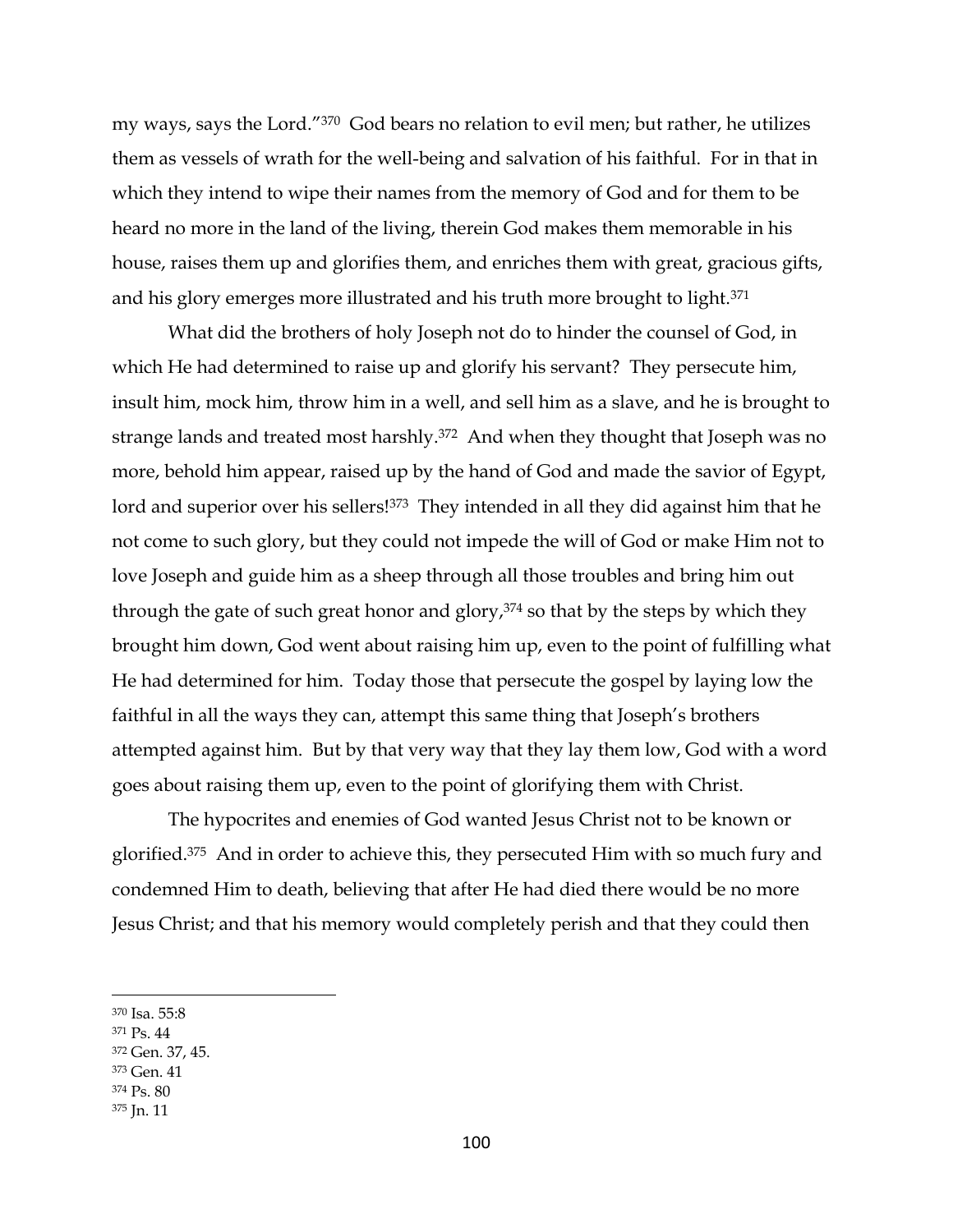my ways, says the Lord."[370] God bears no relation to evil men; but rather, he utilizes them as vessels of wrath for the well-being and salvation of his faithful. For in that in which they intend to wipe their names from the memory of God and for them to be heard no more in the land of the living, therein God makes them memorable in his house, raises them up and glorifies them, and enriches them with great, gracious gifts, and his glory emerges more illustrated and his truth more brought to light.[371]

What did the brothers of holy Joseph not do to hinder the counsel of God, in which He had determined to raise up and glorify his servant? They persecute him, insult him, mock him, throw him in a well, and sell him as a slave, and he is brought to strange lands and treated most harshly.[372] And when they thought that Joseph was no more, behold him appear, raised up by the hand of God and made the savior of Egypt, lord and superior over his sellers![373] They intended in all they did against him that he not come to such glory, but they could not impede the will of God or make Him not to love Joseph and guide him as a sheep through all those troubles and bring him out through the gate of such great honor and glory,[374] so that by the steps by which they brought him down, God went about raising him up, even to the point of fulfilling what He had determined for him. Today those that persecute the gospel by laying low the faithful in all the ways they can, attempt this same thing that Joseph's brothers attempted against him. But by that very way that they lay them low, God with a word goes about raising them up, even to the point of glorifying them with Christ.

The hypocrites and enemies of God wanted Jesus Christ not to be known or glorified.[375] And in order to achieve this, they persecuted Him with so much fury and condemned Him to death, believing that after He had died there would be no more Jesus Christ; and that his memory would completely perish and that they could then

---

[370] Isa. 55:8
[371] Ps. 44
[372] Gen. 37, 45.
[373] Gen. 41
[374] Ps. 80
[375] Jn. 11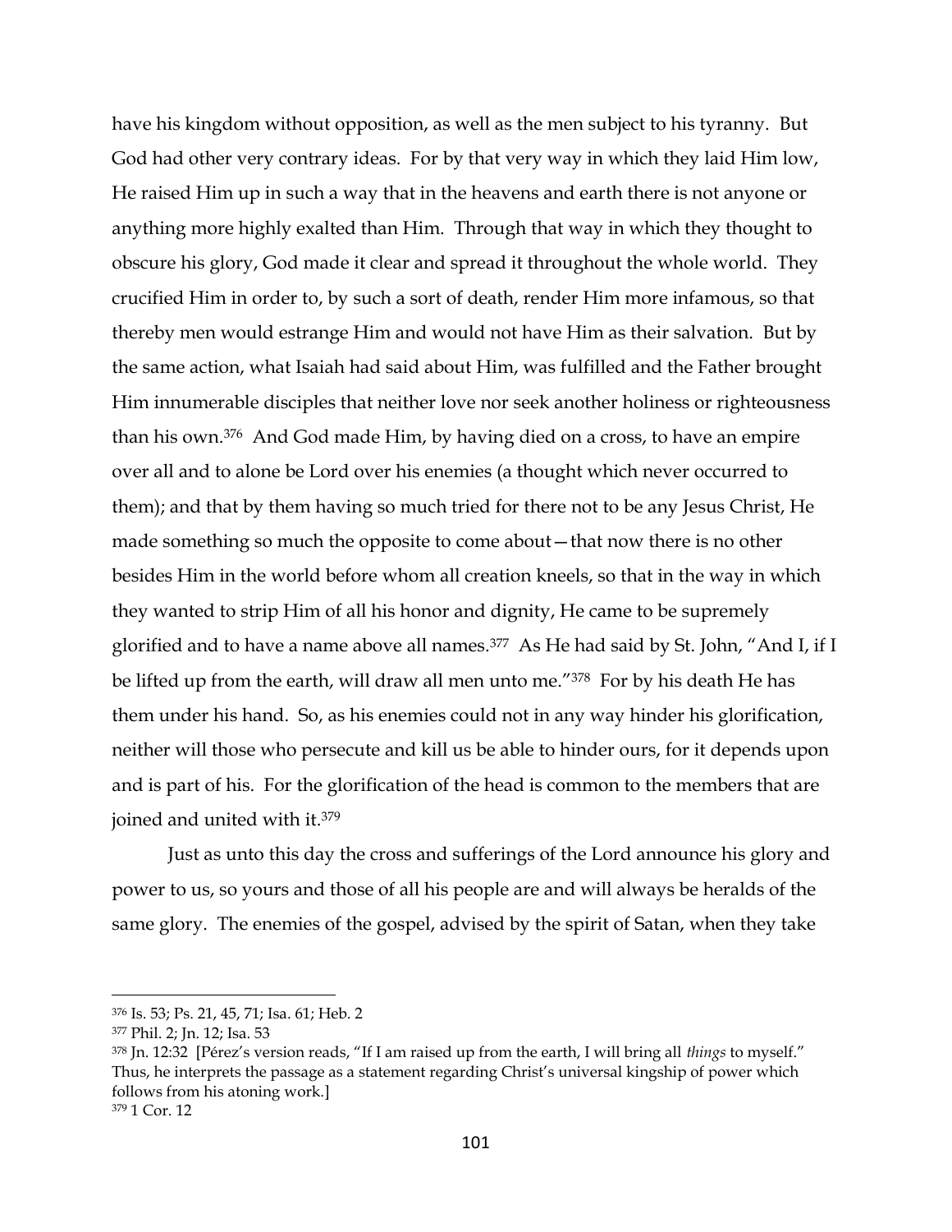have his kingdom without opposition, as well as the men subject to his tyranny. But God had other very contrary ideas. For by that very way in which they laid Him low, He raised Him up in such a way that in the heavens and earth there is not anyone or anything more highly exalted than Him. Through that way in which they thought to obscure his glory, God made it clear and spread it throughout the whole world. They crucified Him in order to, by such a sort of death, render Him more infamous, so that thereby men would estrange Him and would not have Him as their salvation. But by the same action, what Isaiah had said about Him, was fulfilled and the Father brought Him innumerable disciples that neither love nor seek another holiness or righteousness than his own.[376] And God made Him, by having died on a cross, to have an empire over all and to alone be Lord over his enemies (a thought which never occurred to them); and that by them having so much tried for there not to be any Jesus Christ, He made something so much the opposite to come about—that now there is no other besides Him in the world before whom all creation kneels, so that in the way in which they wanted to strip Him of all his honor and dignity, He came to be supremely glorified and to have a name above all names.[377] As He had said by St. John, "And I, if I be lifted up from the earth, will draw all men unto me."[378] For by his death He has them under his hand. So, as his enemies could not in any way hinder his glorification, neither will those who persecute and kill us be able to hinder ours, for it depends upon and is part of his. For the glorification of the head is common to the members that are joined and united with it.[379]

Just as unto this day the cross and sufferings of the Lord announce his glory and power to us, so yours and those of all his people are and will always be heralds of the same glory. The enemies of the gospel, advised by the spirit of Satan, when they take

---

[376] Is. 53; Ps. 21, 45, 71; Isa. 61; Heb. 2

[377] Phil. 2; Jn. 12; Isa. 53

[378] Jn. 12:32 [Pérez's version reads, "If I am raised up from the earth, I will bring all *things* to myself." Thus, he interprets the passage as a statement regarding Christ's universal kingship of power which follows from his atoning work.]

[379] 1 Cor. 12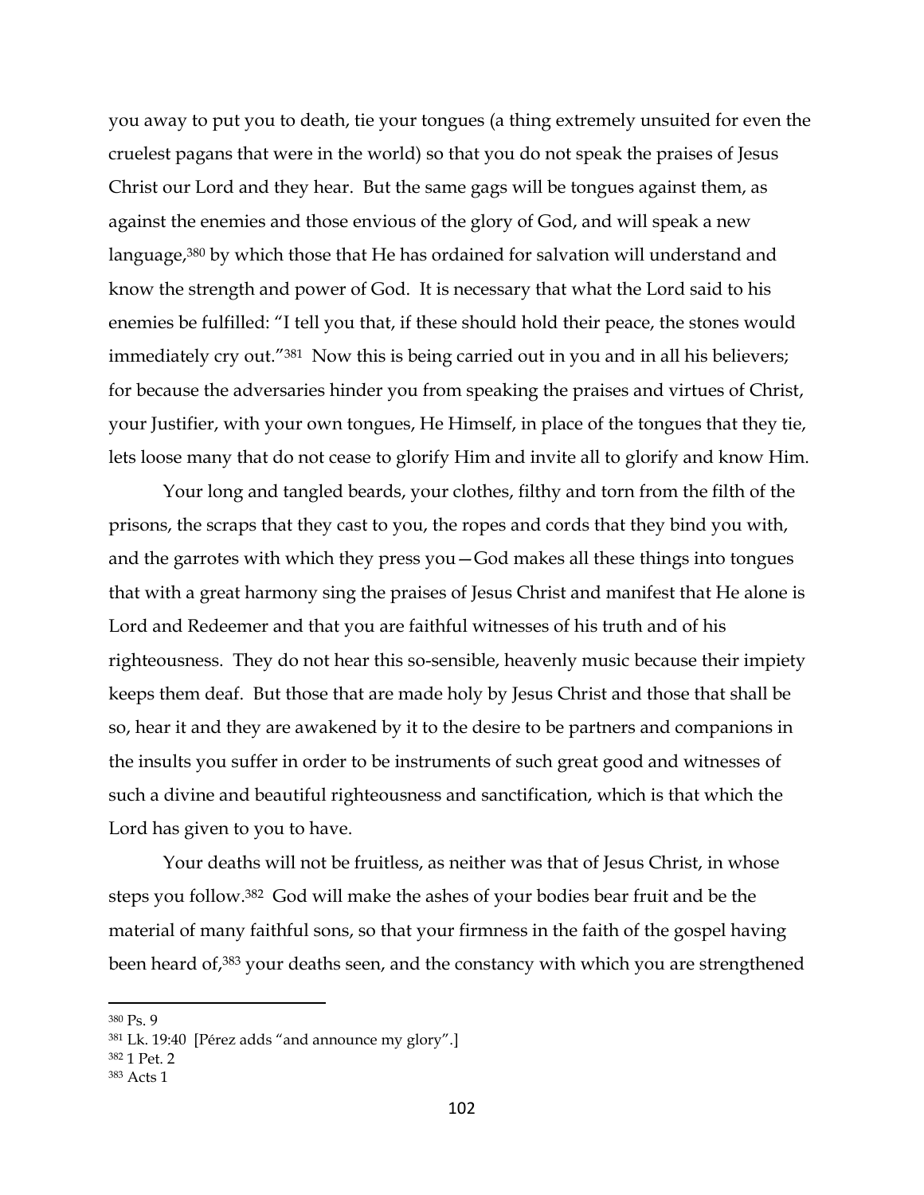you away to put you to death, tie your tongues (a thing extremely unsuited for even the cruelest pagans that were in the world) so that you do not speak the praises of Jesus Christ our Lord and they hear. But the same gags will be tongues against them, as against the enemies and those envious of the glory of God, and will speak a new language,[380] by which those that He has ordained for salvation will understand and know the strength and power of God. It is necessary that what the Lord said to his enemies be fulfilled: "I tell you that, if these should hold their peace, the stones would immediately cry out."[381] Now this is being carried out in you and in all his believers; for because the adversaries hinder you from speaking the praises and virtues of Christ, your Justifier, with your own tongues, He Himself, in place of the tongues that they tie, lets loose many that do not cease to glorify Him and invite all to glorify and know Him.

Your long and tangled beards, your clothes, filthy and torn from the filth of the prisons, the scraps that they cast to you, the ropes and cords that they bind you with, and the garrotes with which they press you—God makes all these things into tongues that with a great harmony sing the praises of Jesus Christ and manifest that He alone is Lord and Redeemer and that you are faithful witnesses of his truth and of his righteousness. They do not hear this so-sensible, heavenly music because their impiety keeps them deaf. But those that are made holy by Jesus Christ and those that shall be so, hear it and they are awakened by it to the desire to be partners and companions in the insults you suffer in order to be instruments of such great good and witnesses of such a divine and beautiful righteousness and sanctification, which is that which the Lord has given to you to have.

Your deaths will not be fruitless, as neither was that of Jesus Christ, in whose steps you follow.[382] God will make the ashes of your bodies bear fruit and be the material of many faithful sons, so that your firmness in the faith of the gospel having been heard of,[383] your deaths seen, and the constancy with which you are strengthened

---

[380] Ps. 9

[381] Lk. 19:40 [Pérez adds "and announce my glory".]

[382] 1 Pet. 2

[383] Acts 1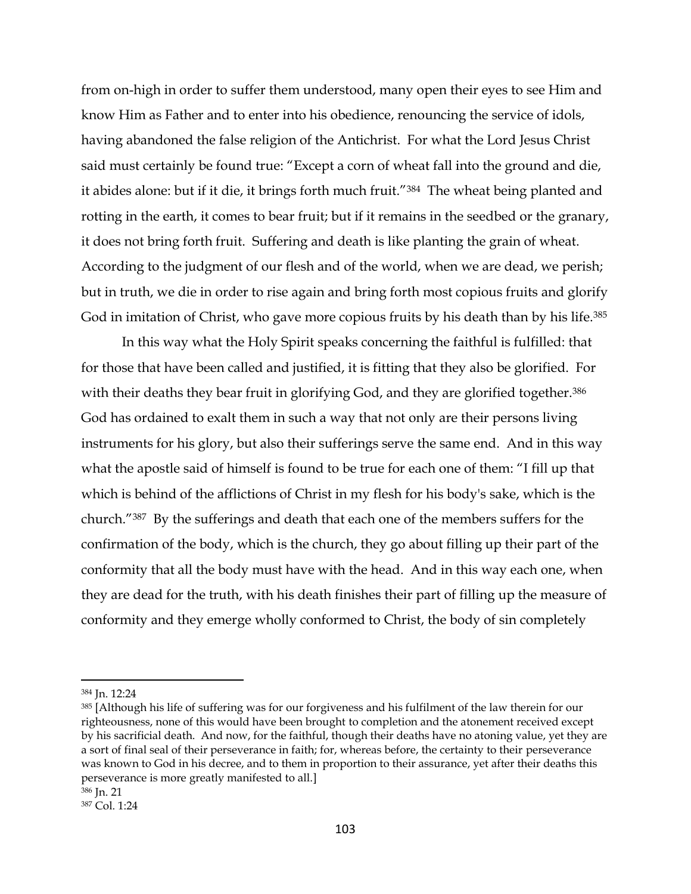from on-high in order to suffer them understood, many open their eyes to see Him and know Him as Father and to enter into his obedience, renouncing the service of idols, having abandoned the false religion of the Antichrist. For what the Lord Jesus Christ said must certainly be found true: "Except a corn of wheat fall into the ground and die, it abides alone: but if it die, it brings forth much fruit."[384] The wheat being planted and rotting in the earth, it comes to bear fruit; but if it remains in the seedbed or the granary, it does not bring forth fruit. Suffering and death is like planting the grain of wheat. According to the judgment of our flesh and of the world, when we are dead, we perish; but in truth, we die in order to rise again and bring forth most copious fruits and glorify God in imitation of Christ, who gave more copious fruits by his death than by his life.[385]

In this way what the Holy Spirit speaks concerning the faithful is fulfilled: that for those that have been called and justified, it is fitting that they also be glorified. For with their deaths they bear fruit in glorifying God, and they are glorified together.[386] God has ordained to exalt them in such a way that not only are their persons living instruments for his glory, but also their sufferings serve the same end. And in this way what the apostle said of himself is found to be true for each one of them: "I fill up that which is behind of the afflictions of Christ in my flesh for his body's sake, which is the church."[387] By the sufferings and death that each one of the members suffers for the confirmation of the body, which is the church, they go about filling up their part of the conformity that all the body must have with the head. And in this way each one, when they are dead for the truth, with his death finishes their part of filling up the measure of conformity and they emerge wholly conformed to Christ, the body of sin completely

---

[384] Jn. 12:24

[385] [Although his life of suffering was for our forgiveness and his fulfilment of the law therein for our righteousness, none of this would have been brought to completion and the atonement received except by his sacrificial death. And now, for the faithful, though their deaths have no atoning value, yet they are a sort of final seal of their perseverance in faith; for, whereas before, the certainty to their perseverance was known to God in his decree, and to them in proportion to their assurance, yet after their deaths this perseverance is more greatly manifested to all.]

[386] Jn. 21

[387] Col. 1:24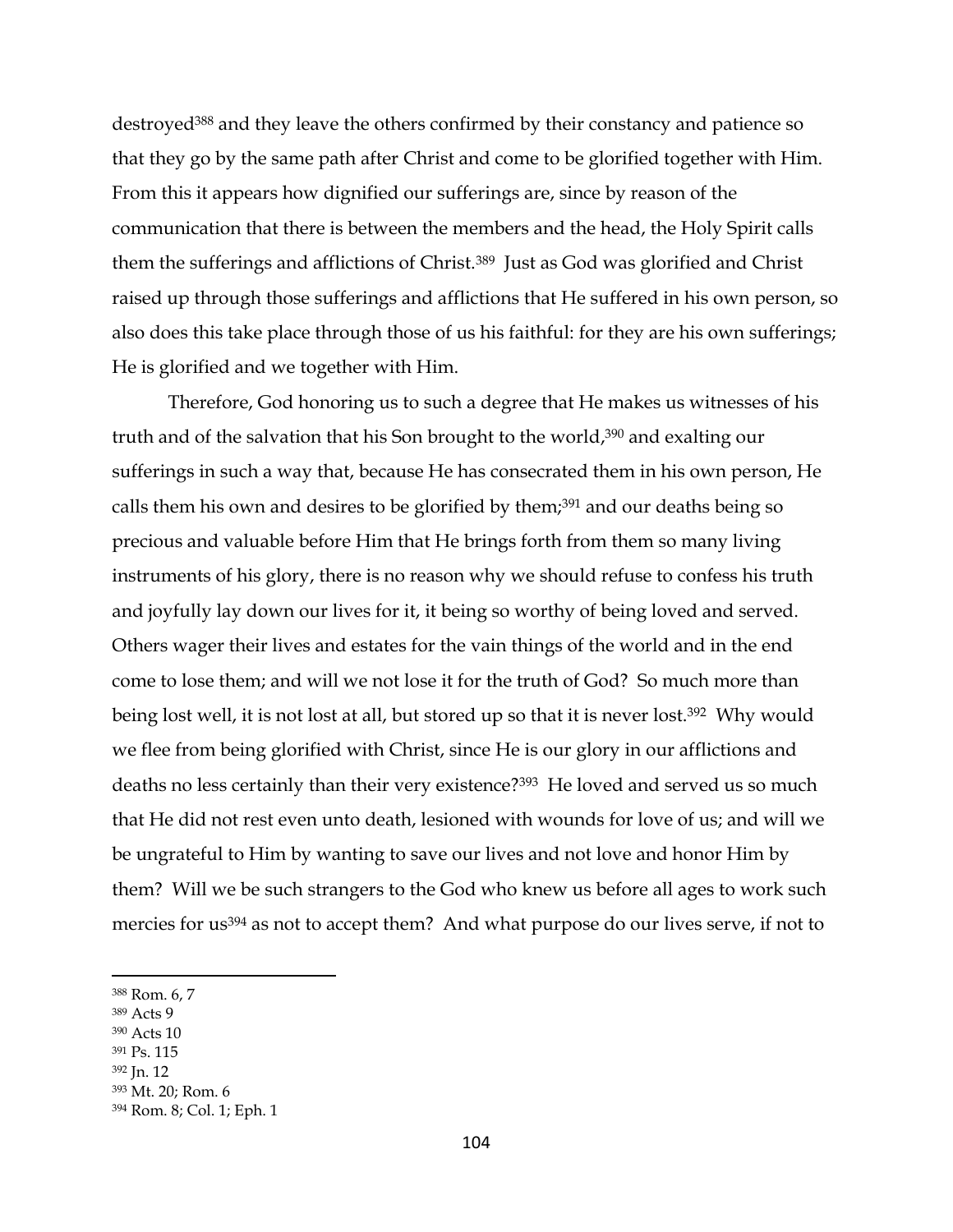destroyed[388] and they leave the others confirmed by their constancy and patience so that they go by the same path after Christ and come to be glorified together with Him. From this it appears how dignified our sufferings are, since by reason of the communication that there is between the members and the head, the Holy Spirit calls them the sufferings and afflictions of Christ.[389] Just as God was glorified and Christ raised up through those sufferings and afflictions that He suffered in his own person, so also does this take place through those of us his faithful: for they are his own sufferings; He is glorified and we together with Him.

Therefore, God honoring us to such a degree that He makes us witnesses of his truth and of the salvation that his Son brought to the world,[390] and exalting our sufferings in such a way that, because He has consecrated them in his own person, He calls them his own and desires to be glorified by them;[391] and our deaths being so precious and valuable before Him that He brings forth from them so many living instruments of his glory, there is no reason why we should refuse to confess his truth and joyfully lay down our lives for it, it being so worthy of being loved and served. Others wager their lives and estates for the vain things of the world and in the end come to lose them; and will we not lose it for the truth of God? So much more than being lost well, it is not lost at all, but stored up so that it is never lost.[392] Why would we flee from being glorified with Christ, since He is our glory in our afflictions and deaths no less certainly than their very existence?[393] He loved and served us so much that He did not rest even unto death, lesioned with wounds for love of us; and will we be ungrateful to Him by wanting to save our lives and not love and honor Him by them? Will we be such strangers to the God who knew us before all ages to work such mercies for us[394] as not to accept them? And what purpose do our lives serve, if not to

---

[388] Rom. 6, 7
[389] Acts 9
[390] Acts 10
[391] Ps. 115
[392] Jn. 12
[393] Mt. 20; Rom. 6
[394] Rom. 8; Col. 1; Eph. 1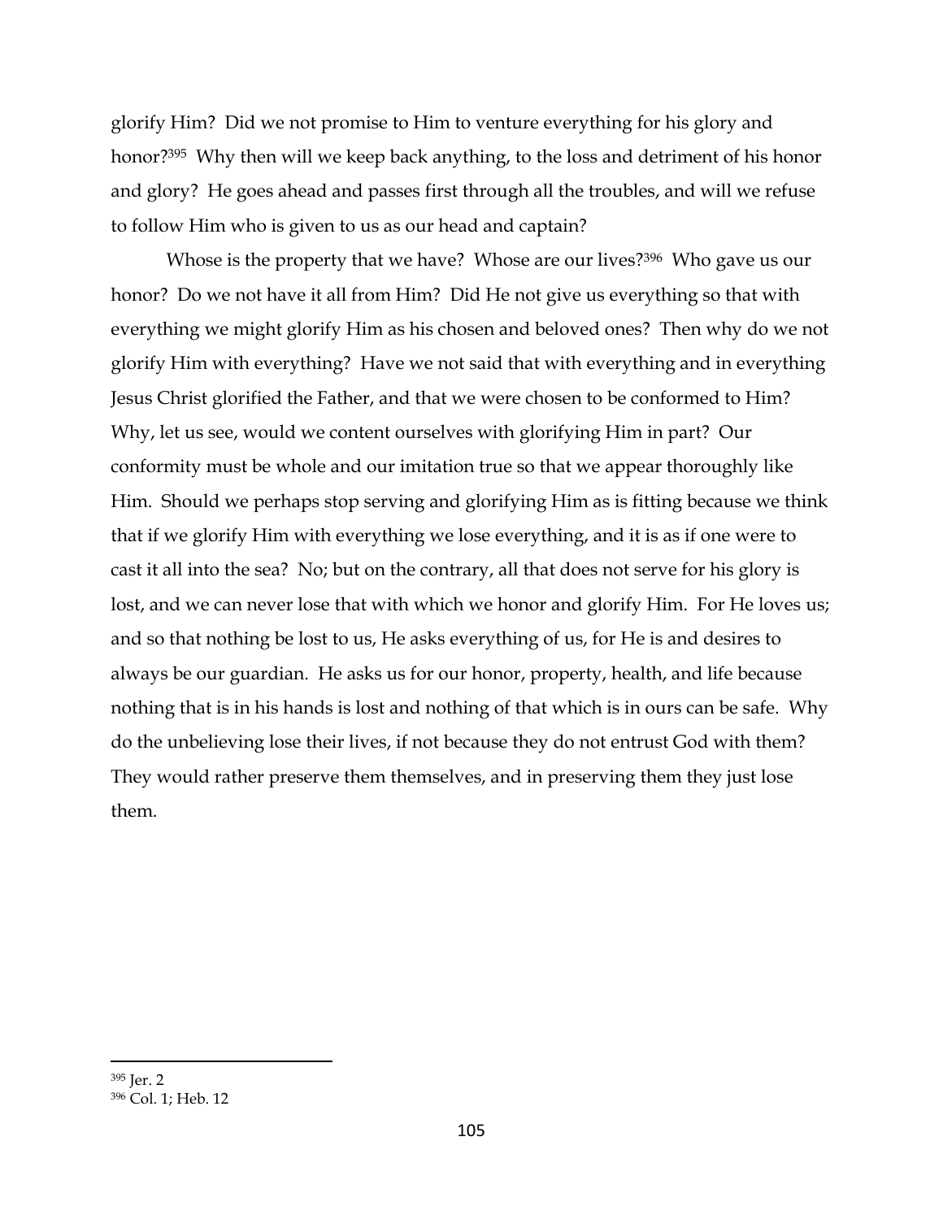glorify Him? Did we not promise to Him to venture everything for his glory and honor?[395] Why then will we keep back anything, to the loss and detriment of his honor and glory? He goes ahead and passes first through all the troubles, and will we refuse to follow Him who is given to us as our head and captain?

Whose is the property that we have? Whose are our lives?[396] Who gave us our honor? Do we not have it all from Him? Did He not give us everything so that with everything we might glorify Him as his chosen and beloved ones? Then why do we not glorify Him with everything? Have we not said that with everything and in everything Jesus Christ glorified the Father, and that we were chosen to be conformed to Him? Why, let us see, would we content ourselves with glorifying Him in part? Our conformity must be whole and our imitation true so that we appear thoroughly like Him. Should we perhaps stop serving and glorifying Him as is fitting because we think that if we glorify Him with everything we lose everything, and it is as if one were to cast it all into the sea? No; but on the contrary, all that does not serve for his glory is lost, and we can never lose that with which we honor and glorify Him. For He loves us; and so that nothing be lost to us, He asks everything of us, for He is and desires to always be our guardian. He asks us for our honor, property, health, and life because nothing that is in his hands is lost and nothing of that which is in ours can be safe. Why do the unbelieving lose their lives, if not because they do not entrust God with them? They would rather preserve them themselves, and in preserving them they just lose them.

---

[395] Jer. 2

[396] Col. 1; Heb. 12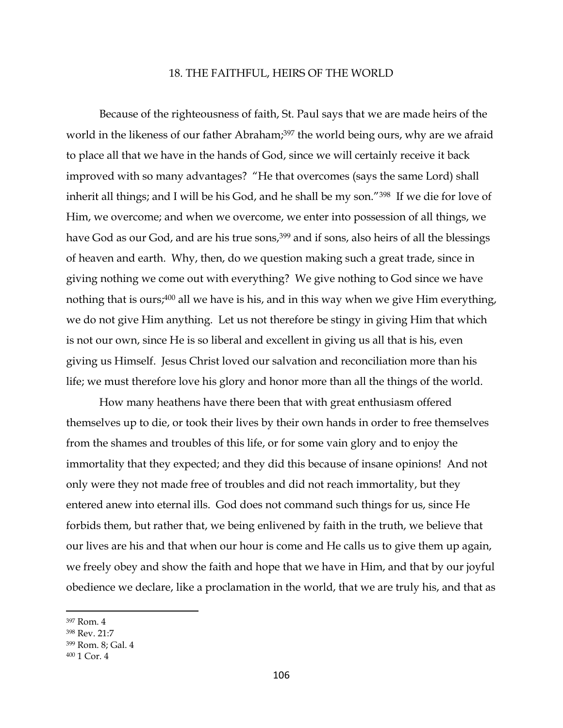## 18. THE FAITHFUL, HEIRS OF THE WORLD

Because of the righteousness of faith, St. Paul says that we are made heirs of the world in the likeness of our father Abraham;[397] the world being ours, why are we afraid to place all that we have in the hands of God, since we will certainly receive it back improved with so many advantages? "He that overcomes (says the same Lord) shall inherit all things; and I will be his God, and he shall be my son."[398] If we die for love of Him, we overcome; and when we overcome, we enter into possession of all things, we have God as our God, and are his true sons,[399] and if sons, also heirs of all the blessings of heaven and earth. Why, then, do we question making such a great trade, since in giving nothing we come out with everything? We give nothing to God since we have nothing that is ours;[400] all we have is his, and in this way when we give Him everything, we do not give Him anything. Let us not therefore be stingy in giving Him that which is not our own, since He is so liberal and excellent in giving us all that is his, even giving us Himself. Jesus Christ loved our salvation and reconciliation more than his life; we must therefore love his glory and honor more than all the things of the world.

How many heathens have there been that with great enthusiasm offered themselves up to die, or took their lives by their own hands in order to free themselves from the shames and troubles of this life, or for some vain glory and to enjoy the immortality that they expected; and they did this because of insane opinions! And not only were they not made free of troubles and did not reach immortality, but they entered anew into eternal ills. God does not command such things for us, since He forbids them, but rather that, we being enlivened by faith in the truth, we believe that our lives are his and that when our hour is come and He calls us to give them up again, we freely obey and show the faith and hope that we have in Him, and that by our joyful obedience we declare, like a proclamation in the world, that we are truly his, and that as

---

[397] Rom. 4

[398] Rev. 21:7

[399] Rom. 8; Gal. 4

[400] 1 Cor. 4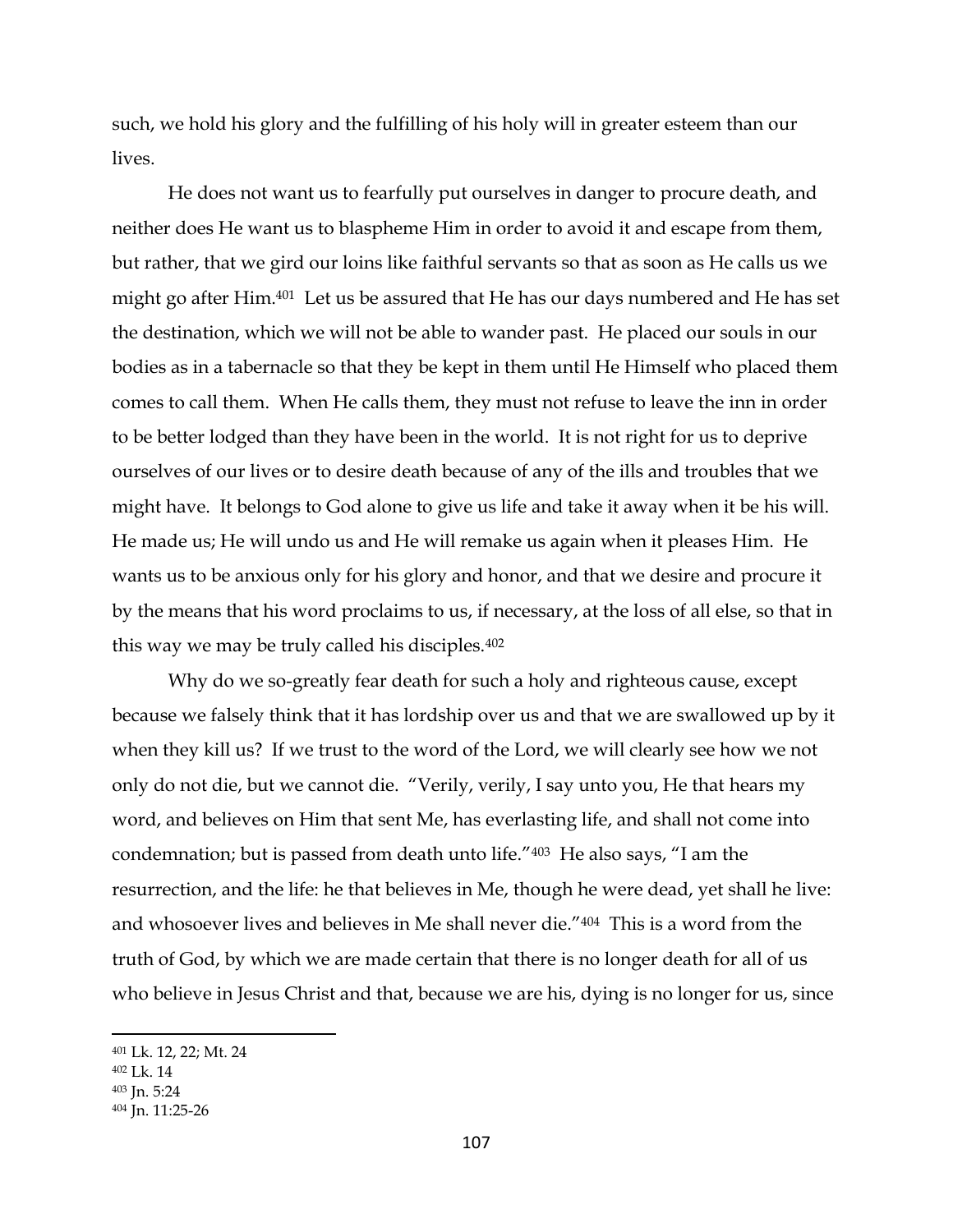such, we hold his glory and the fulfilling of his holy will in greater esteem than our lives.

He does not want us to fearfully put ourselves in danger to procure death, and neither does He want us to blaspheme Him in order to avoid it and escape from them, but rather, that we gird our loins like faithful servants so that as soon as He calls us we might go after Him.[401] Let us be assured that He has our days numbered and He has set the destination, which we will not be able to wander past. He placed our souls in our bodies as in a tabernacle so that they be kept in them until He Himself who placed them comes to call them. When He calls them, they must not refuse to leave the inn in order to be better lodged than they have been in the world. It is not right for us to deprive ourselves of our lives or to desire death because of any of the ills and troubles that we might have. It belongs to God alone to give us life and take it away when it be his will. He made us; He will undo us and He will remake us again when it pleases Him. He wants us to be anxious only for his glory and honor, and that we desire and procure it by the means that his word proclaims to us, if necessary, at the loss of all else, so that in this way we may be truly called his disciples.[402]

Why do we so-greatly fear death for such a holy and righteous cause, except because we falsely think that it has lordship over us and that we are swallowed up by it when they kill us? If we trust to the word of the Lord, we will clearly see how we not only do not die, but we cannot die. "Verily, verily, I say unto you, He that hears my word, and believes on Him that sent Me, has everlasting life, and shall not come into condemnation; but is passed from death unto life."[403] He also says, "I am the resurrection, and the life: he that believes in Me, though he were dead, yet shall he live: and whosoever lives and believes in Me shall never die."[404] This is a word from the truth of God, by which we are made certain that there is no longer death for all of us who believe in Jesus Christ and that, because we are his, dying is no longer for us, since

---

[401] Lk. 12, 22; Mt. 24

[402] Lk. 14

[403] Jn. 5:24

[404] Jn. 11:25-26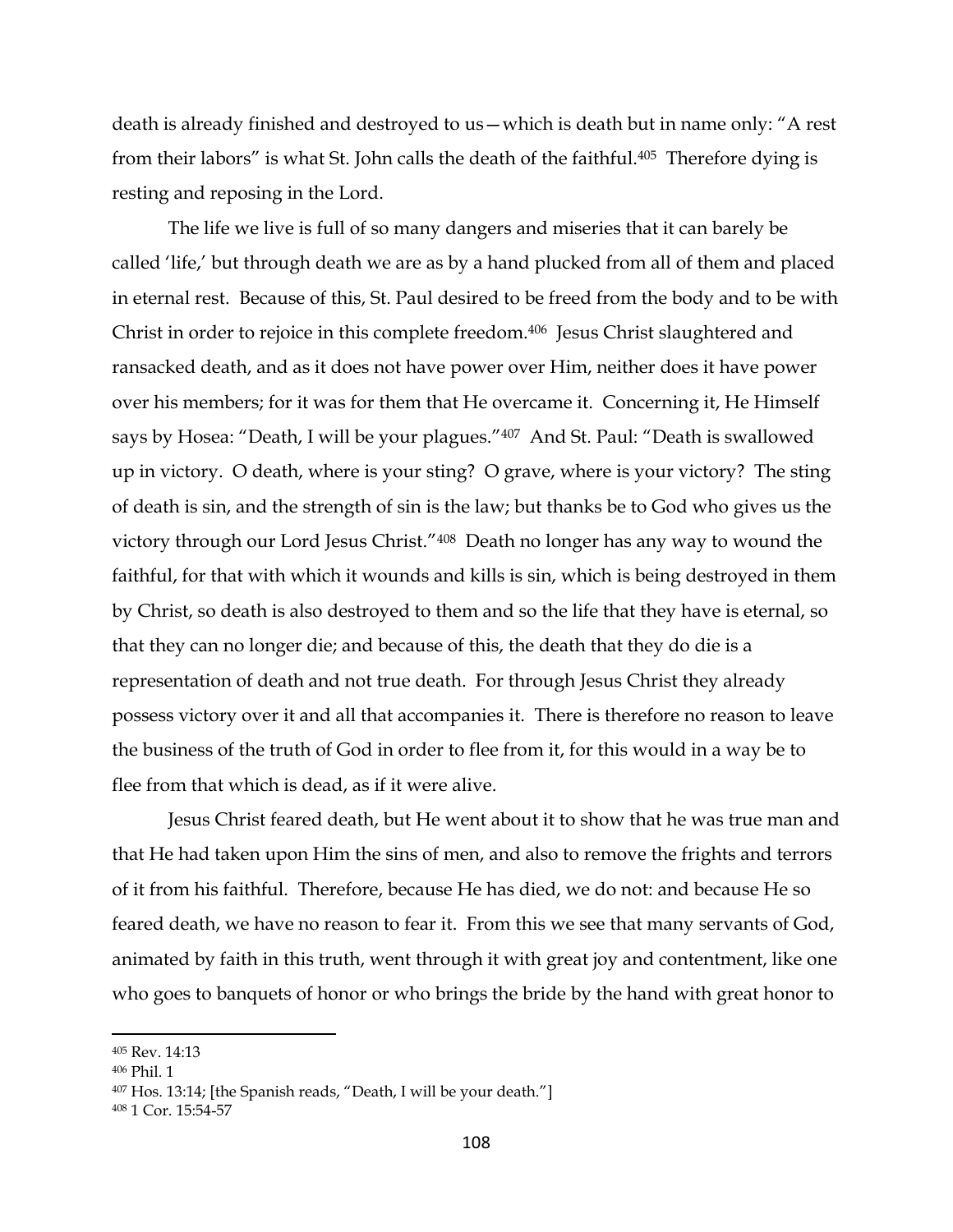death is already finished and destroyed to us—which is death but in name only: "A rest from their labors" is what St. John calls the death of the faithful.[405] Therefore dying is resting and reposing in the Lord.

The life we live is full of so many dangers and miseries that it can barely be called 'life,' but through death we are as by a hand plucked from all of them and placed in eternal rest. Because of this, St. Paul desired to be freed from the body and to be with Christ in order to rejoice in this complete freedom.[406] Jesus Christ slaughtered and ransacked death, and as it does not have power over Him, neither does it have power over his members; for it was for them that He overcame it. Concerning it, He Himself says by Hosea: "Death, I will be your plagues."[407] And St. Paul: "Death is swallowed up in victory. O death, where is your sting? O grave, where is your victory? The sting of death is sin, and the strength of sin is the law; but thanks be to God who gives us the victory through our Lord Jesus Christ."[408] Death no longer has any way to wound the faithful, for that with which it wounds and kills is sin, which is being destroyed in them by Christ, so death is also destroyed to them and so the life that they have is eternal, so that they can no longer die; and because of this, the death that they do die is a representation of death and not true death. For through Jesus Christ they already possess victory over it and all that accompanies it. There is therefore no reason to leave the business of the truth of God in order to flee from it, for this would in a way be to flee from that which is dead, as if it were alive.

Jesus Christ feared death, but He went about it to show that he was true man and that He had taken upon Him the sins of men, and also to remove the frights and terrors of it from his faithful. Therefore, because He has died, we do not: and because He so feared death, we have no reason to fear it. From this we see that many servants of God, animated by faith in this truth, went through it with great joy and contentment, like one who goes to banquets of honor or who brings the bride by the hand with great honor to

---

[405] Rev. 14:13

[406] Phil. 1

[407] Hos. 13:14; [the Spanish reads, "Death, I will be your death."]

[408] 1 Cor. 15:54-57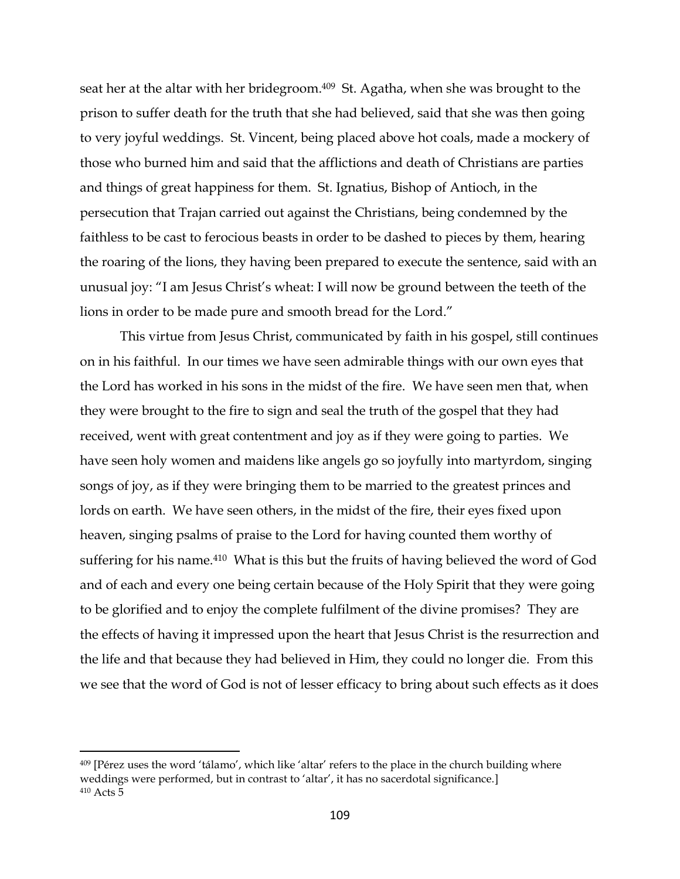seat her at the altar with her bridegroom.[409] St. Agatha, when she was brought to the prison to suffer death for the truth that she had believed, said that she was then going to very joyful weddings. St. Vincent, being placed above hot coals, made a mockery of those who burned him and said that the afflictions and death of Christians are parties and things of great happiness for them. St. Ignatius, Bishop of Antioch, in the persecution that Trajan carried out against the Christians, being condemned by the faithless to be cast to ferocious beasts in order to be dashed to pieces by them, hearing the roaring of the lions, they having been prepared to execute the sentence, said with an unusual joy: "I am Jesus Christ's wheat: I will now be ground between the teeth of the lions in order to be made pure and smooth bread for the Lord."

This virtue from Jesus Christ, communicated by faith in his gospel, still continues on in his faithful. In our times we have seen admirable things with our own eyes that the Lord has worked in his sons in the midst of the fire. We have seen men that, when they were brought to the fire to sign and seal the truth of the gospel that they had received, went with great contentment and joy as if they were going to parties. We have seen holy women and maidens like angels go so joyfully into martyrdom, singing songs of joy, as if they were bringing them to be married to the greatest princes and lords on earth. We have seen others, in the midst of the fire, their eyes fixed upon heaven, singing psalms of praise to the Lord for having counted them worthy of suffering for his name.[410] What is this but the fruits of having believed the word of God and of each and every one being certain because of the Holy Spirit that they were going to be glorified and to enjoy the complete fulfilment of the divine promises? They are the effects of having it impressed upon the heart that Jesus Christ is the resurrection and the life and that because they had believed in Him, they could no longer die. From this we see that the word of God is not of lesser efficacy to bring about such effects as it does

---

[409] [Pérez uses the word 'tálamo', which like 'altar' refers to the place in the church building where weddings were performed, but in contrast to 'altar', it has no sacerdotal significance.]

[410] Acts 5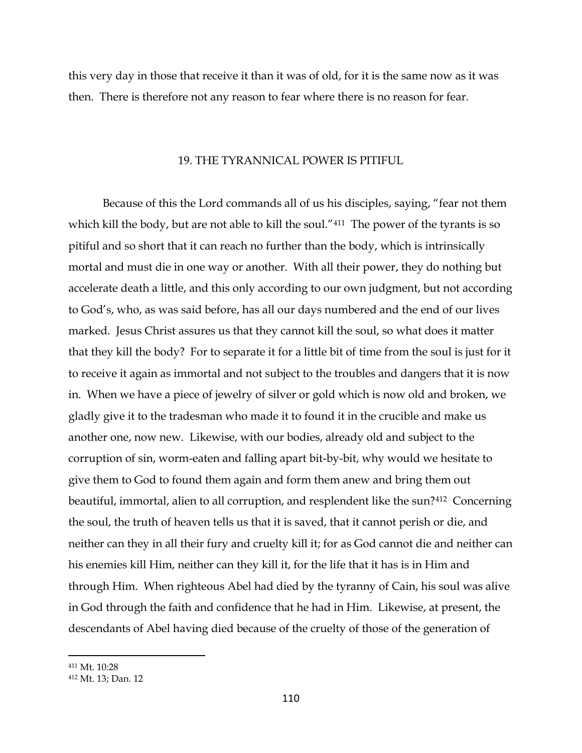this very day in those that receive it than it was of old, for it is the same now as it was then. There is therefore not any reason to fear where there is no reason for fear.

## 19. THE TYRANNICAL POWER IS PITIFUL

Because of this the Lord commands all of us his disciples, saying, "fear not them which kill the body, but are not able to kill the soul."[411] The power of the tyrants is so pitiful and so short that it can reach no further than the body, which is intrinsically mortal and must die in one way or another. With all their power, they do nothing but accelerate death a little, and this only according to our own judgment, but not according to God's, who, as was said before, has all our days numbered and the end of our lives marked. Jesus Christ assures us that they cannot kill the soul, so what does it matter that they kill the body? For to separate it for a little bit of time from the soul is just for it to receive it again as immortal and not subject to the troubles and dangers that it is now in. When we have a piece of jewelry of silver or gold which is now old and broken, we gladly give it to the tradesman who made it to found it in the crucible and make us another one, now new. Likewise, with our bodies, already old and subject to the corruption of sin, worm-eaten and falling apart bit-by-bit, why would we hesitate to give them to God to found them again and form them anew and bring them out beautiful, immortal, alien to all corruption, and resplendent like the sun?[412] Concerning the soul, the truth of heaven tells us that it is saved, that it cannot perish or die, and neither can they in all their fury and cruelty kill it; for as God cannot die and neither can his enemies kill Him, neither can they kill it, for the life that it has is in Him and through Him. When righteous Abel had died by the tyranny of Cain, his soul was alive in God through the faith and confidence that he had in Him. Likewise, at present, the descendants of Abel having died because of the cruelty of those of the generation of

---

[411] Mt. 10:28

[412] Mt. 13; Dan. 12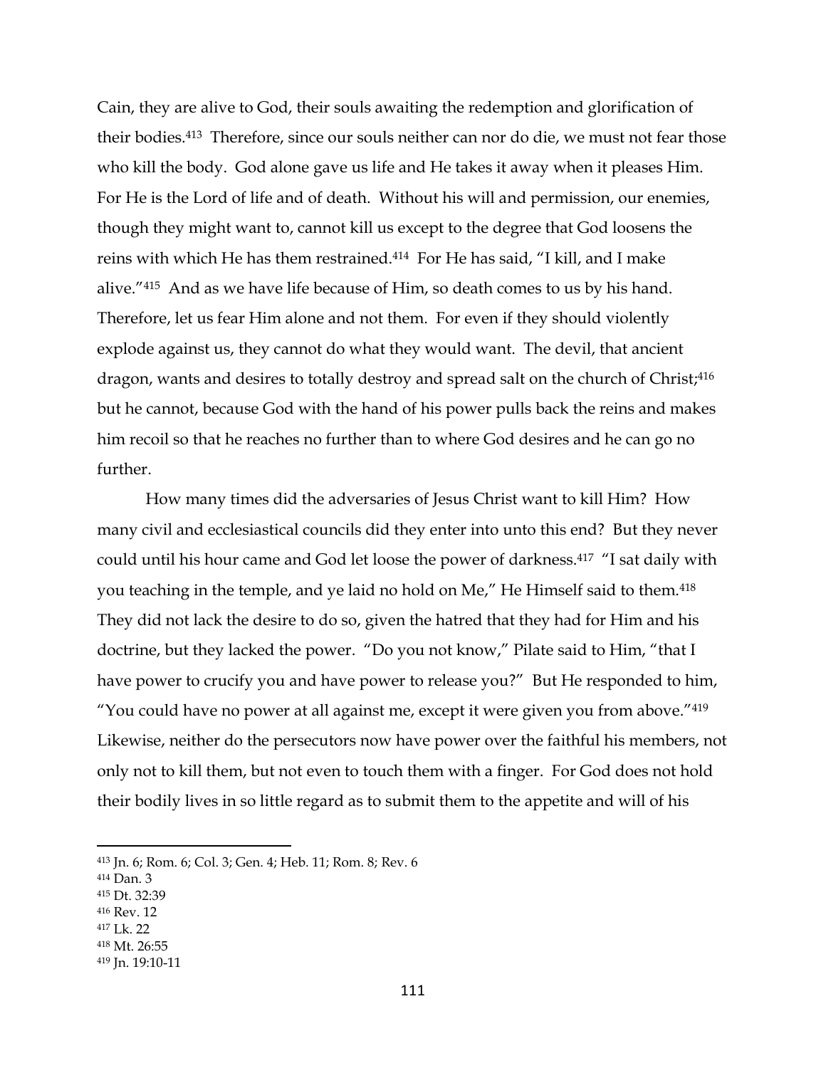Cain, they are alive to God, their souls awaiting the redemption and glorification of their bodies.[413] Therefore, since our souls neither can nor do die, we must not fear those who kill the body. God alone gave us life and He takes it away when it pleases Him. For He is the Lord of life and of death. Without his will and permission, our enemies, though they might want to, cannot kill us except to the degree that God loosens the reins with which He has them restrained.[414] For He has said, "I kill, and I make alive."[415] And as we have life because of Him, so death comes to us by his hand. Therefore, let us fear Him alone and not them. For even if they should violently explode against us, they cannot do what they would want. The devil, that ancient dragon, wants and desires to totally destroy and spread salt on the church of Christ;[416] but he cannot, because God with the hand of his power pulls back the reins and makes him recoil so that he reaches no further than to where God desires and he can go no further.

How many times did the adversaries of Jesus Christ want to kill Him? How many civil and ecclesiastical councils did they enter into unto this end? But they never could until his hour came and God let loose the power of darkness.[417] "I sat daily with you teaching in the temple, and ye laid no hold on Me," He Himself said to them.[418] They did not lack the desire to do so, given the hatred that they had for Him and his doctrine, but they lacked the power. "Do you not know," Pilate said to Him, "that I have power to crucify you and have power to release you?" But He responded to him, "You could have no power at all against me, except it were given you from above."[419] Likewise, neither do the persecutors now have power over the faithful his members, not only not to kill them, but not even to touch them with a finger. For God does not hold their bodily lives in so little regard as to submit them to the appetite and will of his

---

[413] Jn. 6; Rom. 6; Col. 3; Gen. 4; Heb. 11; Rom. 8; Rev. 6
[414] Dan. 3
[415] Dt. 32:39
[416] Rev. 12
[417] Lk. 22
[418] Mt. 26:55
[419] Jn. 19:10-11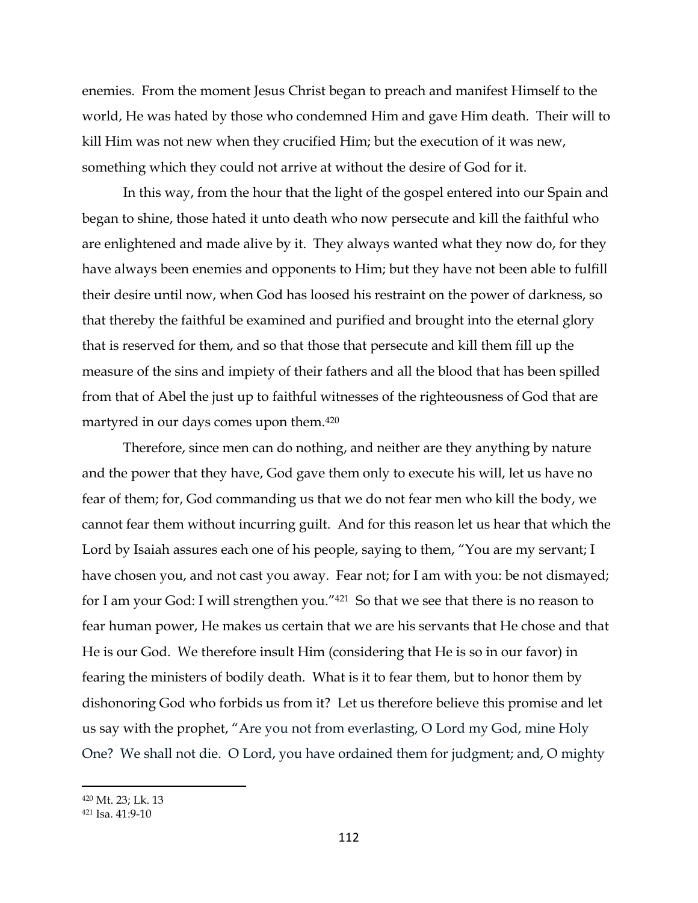enemies. From the moment Jesus Christ began to preach and manifest Himself to the world, He was hated by those who condemned Him and gave Him death. Their will to kill Him was not new when they crucified Him; but the execution of it was new, something which they could not arrive at without the desire of God for it.

In this way, from the hour that the light of the gospel entered into our Spain and began to shine, those hated it unto death who now persecute and kill the faithful who are enlightened and made alive by it. They always wanted what they now do, for they have always been enemies and opponents to Him; but they have not been able to fulfill their desire until now, when God has loosed his restraint on the power of darkness, so that thereby the faithful be examined and purified and brought into the eternal glory that is reserved for them, and so that those that persecute and kill them fill up the measure of the sins and impiety of their fathers and all the blood that has been spilled from that of Abel the just up to faithful witnesses of the righteousness of God that are martyred in our days comes upon them.[420]

Therefore, since men can do nothing, and neither are they anything by nature and the power that they have, God gave them only to execute his will, let us have no fear of them; for, God commanding us that we do not fear men who kill the body, we cannot fear them without incurring guilt. And for this reason let us hear that which the Lord by Isaiah assures each one of his people, saying to them, "You are my servant; I have chosen you, and not cast you away. Fear not; for I am with you: be not dismayed; for I am your God: I will strengthen you."[421] So that we see that there is no reason to fear human power, He makes us certain that we are his servants that He chose and that He is our God. We therefore insult Him (considering that He is so in our favor) in fearing the ministers of bodily death. What is it to fear them, but to honor them by dishonoring God who forbids us from it? Let us therefore believe this promise and let us say with the prophet, "Are you not from everlasting, O Lord my God, mine Holy One? We shall not die. O Lord, you have ordained them for judgment; and, O mighty

[420] Mt. 23; Lk. 13

[421] Isa. 41:9-10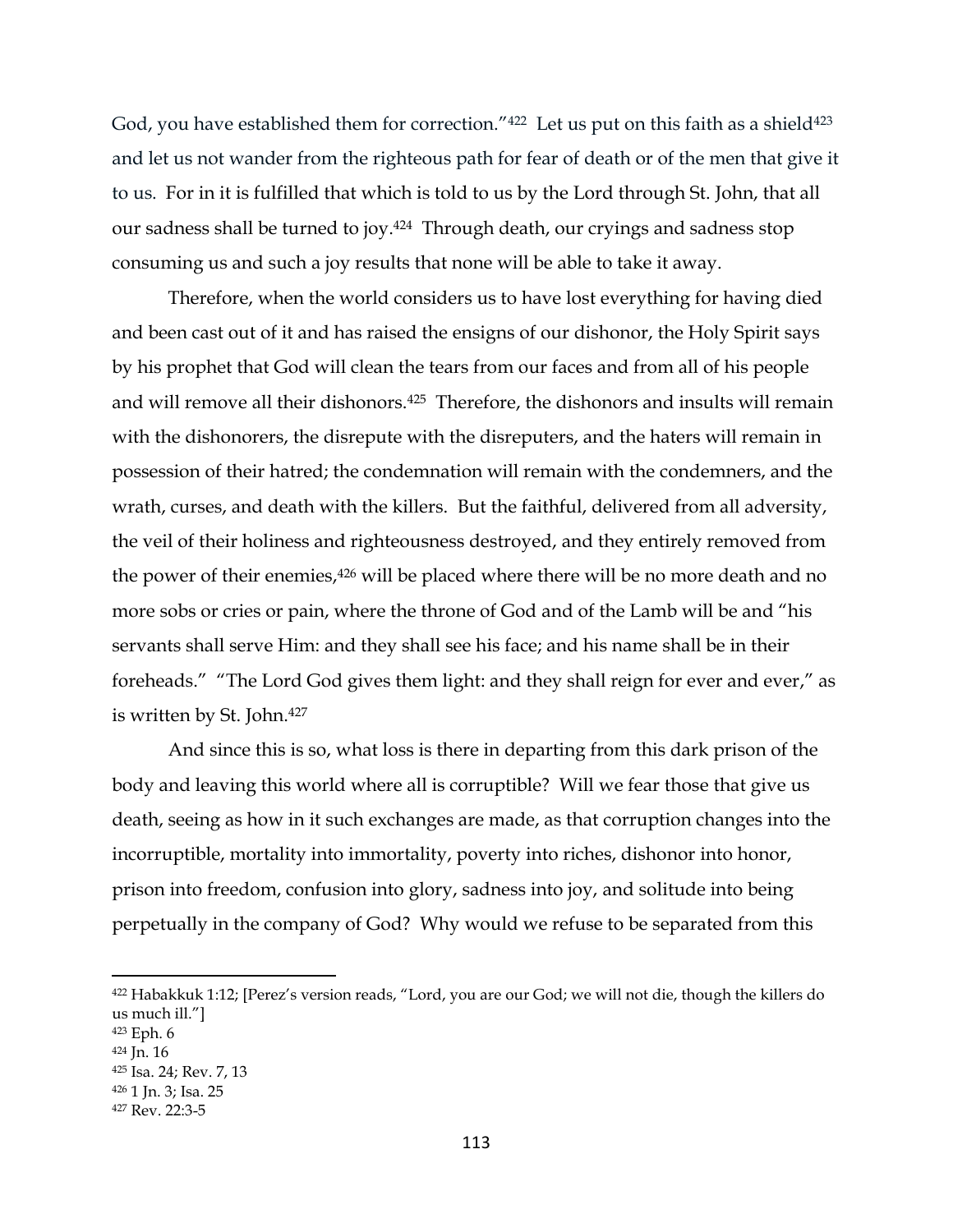God, you have established them for correction."[422] Let us put on this faith as a shield[423] and let us not wander from the righteous path for fear of death or of the men that give it to us. For in it is fulfilled that which is told to us by the Lord through St. John, that all our sadness shall be turned to joy.[424] Through death, our cryings and sadness stop consuming us and such a joy results that none will be able to take it away.

Therefore, when the world considers us to have lost everything for having died and been cast out of it and has raised the ensigns of our dishonor, the Holy Spirit says by his prophet that God will clean the tears from our faces and from all of his people and will remove all their dishonors.[425] Therefore, the dishonors and insults will remain with the dishonorers, the disrepute with the disreputers, and the haters will remain in possession of their hatred; the condemnation will remain with the condemners, and the wrath, curses, and death with the killers. But the faithful, delivered from all adversity, the veil of their holiness and righteousness destroyed, and they entirely removed from the power of their enemies,[426] will be placed where there will be no more death and no more sobs or cries or pain, where the throne of God and of the Lamb will be and "his servants shall serve Him: and they shall see his face; and his name shall be in their foreheads." "The Lord God gives them light: and they shall reign for ever and ever," as is written by St. John.[427]

And since this is so, what loss is there in departing from this dark prison of the body and leaving this world where all is corruptible? Will we fear those that give us death, seeing as how in it such exchanges are made, as that corruption changes into the incorruptible, mortality into immortality, poverty into riches, dishonor into honor, prison into freedom, confusion into glory, sadness into joy, and solitude into being perpetually in the company of God? Why would we refuse to be separated from this

---

[422] Habakkuk 1:12; [Perez's version reads, "Lord, you are our God; we will not die, though the killers do us much ill."]

[423] Eph. 6

[424] Jn. 16

[425] Isa. 24; Rev. 7, 13

[426] 1 Jn. 3; Isa. 25

[427] Rev. 22:3-5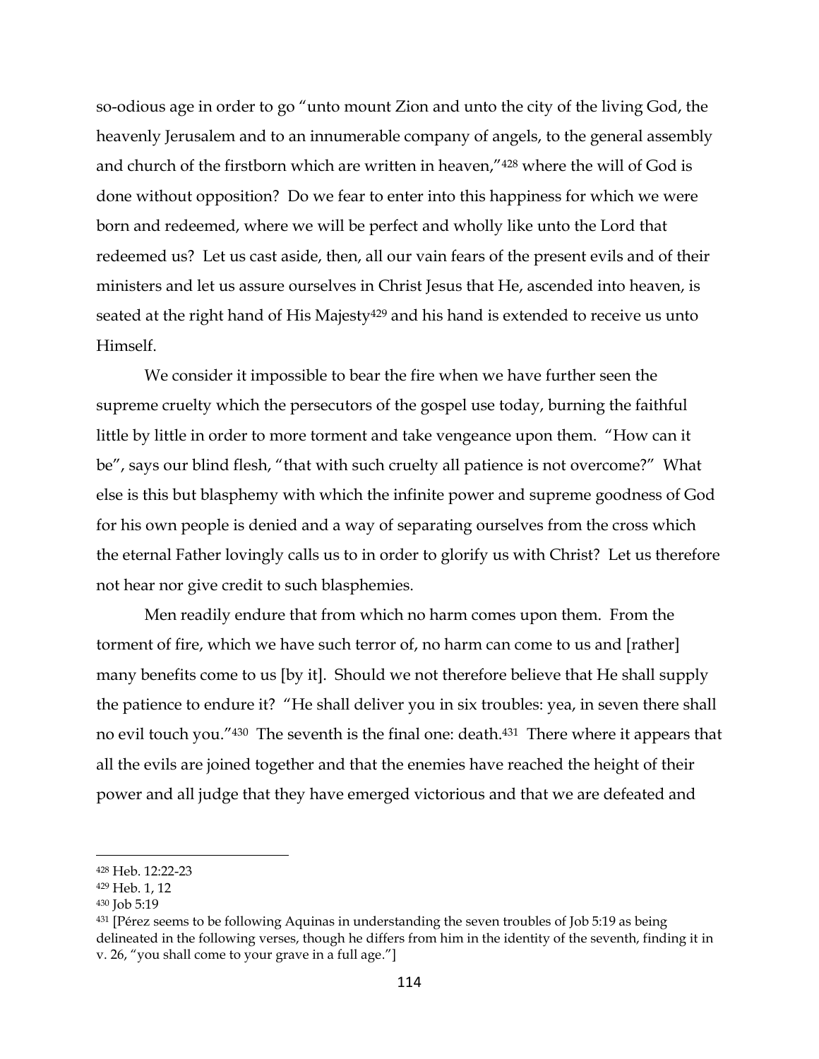so-odious age in order to go "unto mount Zion and unto the city of the living God, the heavenly Jerusalem and to an innumerable company of angels, to the general assembly and church of the firstborn which are written in heaven,"[428] where the will of God is done without opposition? Do we fear to enter into this happiness for which we were born and redeemed, where we will be perfect and wholly like unto the Lord that redeemed us? Let us cast aside, then, all our vain fears of the present evils and of their ministers and let us assure ourselves in Christ Jesus that He, ascended into heaven, is seated at the right hand of His Majesty[429] and his hand is extended to receive us unto Himself.

We consider it impossible to bear the fire when we have further seen the supreme cruelty which the persecutors of the gospel use today, burning the faithful little by little in order to more torment and take vengeance upon them. "How can it be", says our blind flesh, "that with such cruelty all patience is not overcome?" What else is this but blasphemy with which the infinite power and supreme goodness of God for his own people is denied and a way of separating ourselves from the cross which the eternal Father lovingly calls us to in order to glorify us with Christ? Let us therefore not hear nor give credit to such blasphemies.

Men readily endure that from which no harm comes upon them. From the torment of fire, which we have such terror of, no harm can come to us and [rather] many benefits come to us [by it]. Should we not therefore believe that He shall supply the patience to endure it? "He shall deliver you in six troubles: yea, in seven there shall no evil touch you."[430] The seventh is the final one: death.[431] There where it appears that all the evils are joined together and that the enemies have reached the height of their power and all judge that they have emerged victorious and that we are defeated and

---

[428] Heb. 12:22-23

[429] Heb. 1, 12

[430] Job 5:19

[431] [Pérez seems to be following Aquinas in understanding the seven troubles of Job 5:19 as being delineated in the following verses, though he differs from him in the identity of the seventh, finding it in v. 26, "you shall come to your grave in a full age."]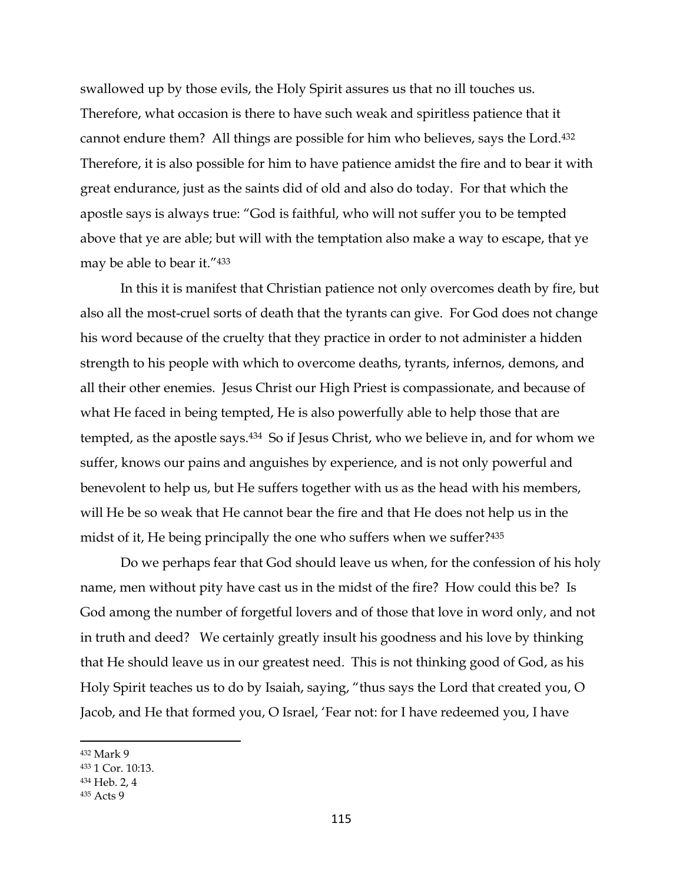swallowed up by those evils, the Holy Spirit assures us that no ill touches us. Therefore, what occasion is there to have such weak and spiritless patience that it cannot endure them? All things are possible for him who believes, says the Lord.[432] Therefore, it is also possible for him to have patience amidst the fire and to bear it with great endurance, just as the saints did of old and also do today. For that which the apostle says is always true: "God is faithful, who will not suffer you to be tempted above that ye are able; but will with the temptation also make a way to escape, that ye may be able to bear it."[433]

In this it is manifest that Christian patience not only overcomes death by fire, but also all the most-cruel sorts of death that the tyrants can give. For God does not change his word because of the cruelty that they practice in order to not administer a hidden strength to his people with which to overcome deaths, tyrants, infernos, demons, and all their other enemies. Jesus Christ our High Priest is compassionate, and because of what He faced in being tempted, He is also powerfully able to help those that are tempted, as the apostle says.[434] So if Jesus Christ, who we believe in, and for whom we suffer, knows our pains and anguishes by experience, and is not only powerful and benevolent to help us, but He suffers together with us as the head with his members, will He be so weak that He cannot bear the fire and that He does not help us in the midst of it, He being principally the one who suffers when we suffer?[435]

Do we perhaps fear that God should leave us when, for the confession of his holy name, men without pity have cast us in the midst of the fire? How could this be? Is God among the number of forgetful lovers and of those that love in word only, and not in truth and deed? We certainly greatly insult his goodness and his love by thinking that He should leave us in our greatest need. This is not thinking good of God, as his Holy Spirit teaches us to do by Isaiah, saying, "thus says the Lord that created you, O Jacob, and He that formed you, O Israel, 'Fear not: for I have redeemed you, I have

---

[432] Mark 9

[433] 1 Cor. 10:13.

[434] Heb. 2, 4

[435] Acts 9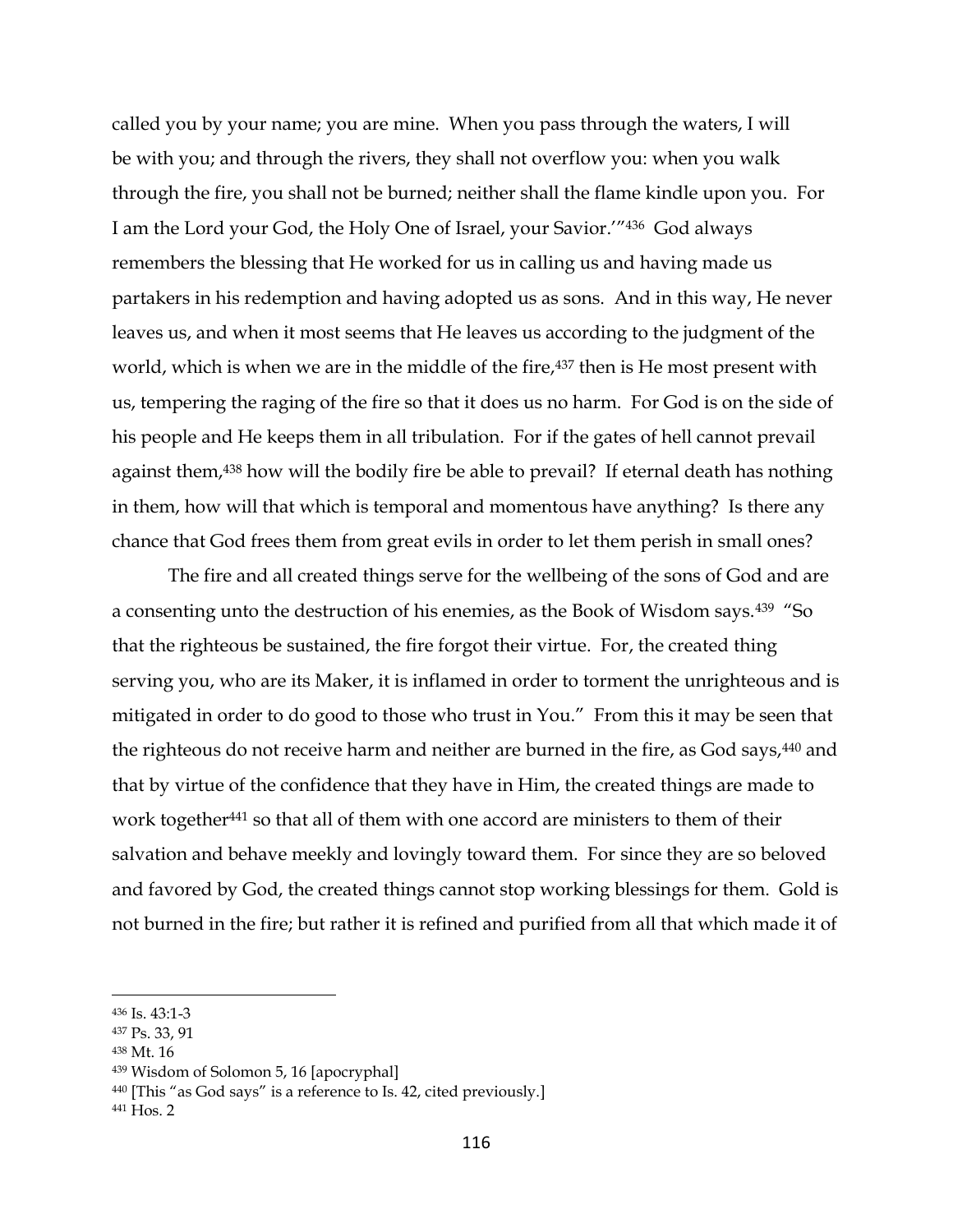called you by your name; you are mine. When you pass through the waters, I will be with you; and through the rivers, they shall not overflow you: when you walk through the fire, you shall not be burned; neither shall the flame kindle upon you. For I am the Lord your God, the Holy One of Israel, your Savior.'"[436] God always remembers the blessing that He worked for us in calling us and having made us partakers in his redemption and having adopted us as sons. And in this way, He never leaves us, and when it most seems that He leaves us according to the judgment of the world, which is when we are in the middle of the fire,[437] then is He most present with us, tempering the raging of the fire so that it does us no harm. For God is on the side of his people and He keeps them in all tribulation. For if the gates of hell cannot prevail against them,[438] how will the bodily fire be able to prevail? If eternal death has nothing in them, how will that which is temporal and momentous have anything? Is there any chance that God frees them from great evils in order to let them perish in small ones?

The fire and all created things serve for the wellbeing of the sons of God and are a consenting unto the destruction of his enemies, as the Book of Wisdom says.[439] "So that the righteous be sustained, the fire forgot their virtue. For, the created thing serving you, who are its Maker, it is inflamed in order to torment the unrighteous and is mitigated in order to do good to those who trust in You." From this it may be seen that the righteous do not receive harm and neither are burned in the fire, as God says,[440] and that by virtue of the confidence that they have in Him, the created things are made to work together[441] so that all of them with one accord are ministers to them of their salvation and behave meekly and lovingly toward them. For since they are so beloved and favored by God, the created things cannot stop working blessings for them. Gold is not burned in the fire; but rather it is refined and purified from all that which made it of

---

[436] Is. 43:1-3
[437] Ps. 33, 91
[438] Mt. 16
[439] Wisdom of Solomon 5, 16 [apocryphal]
[440] [This "as God says" is a reference to Is. 42, cited previously.]
[441] Hos. 2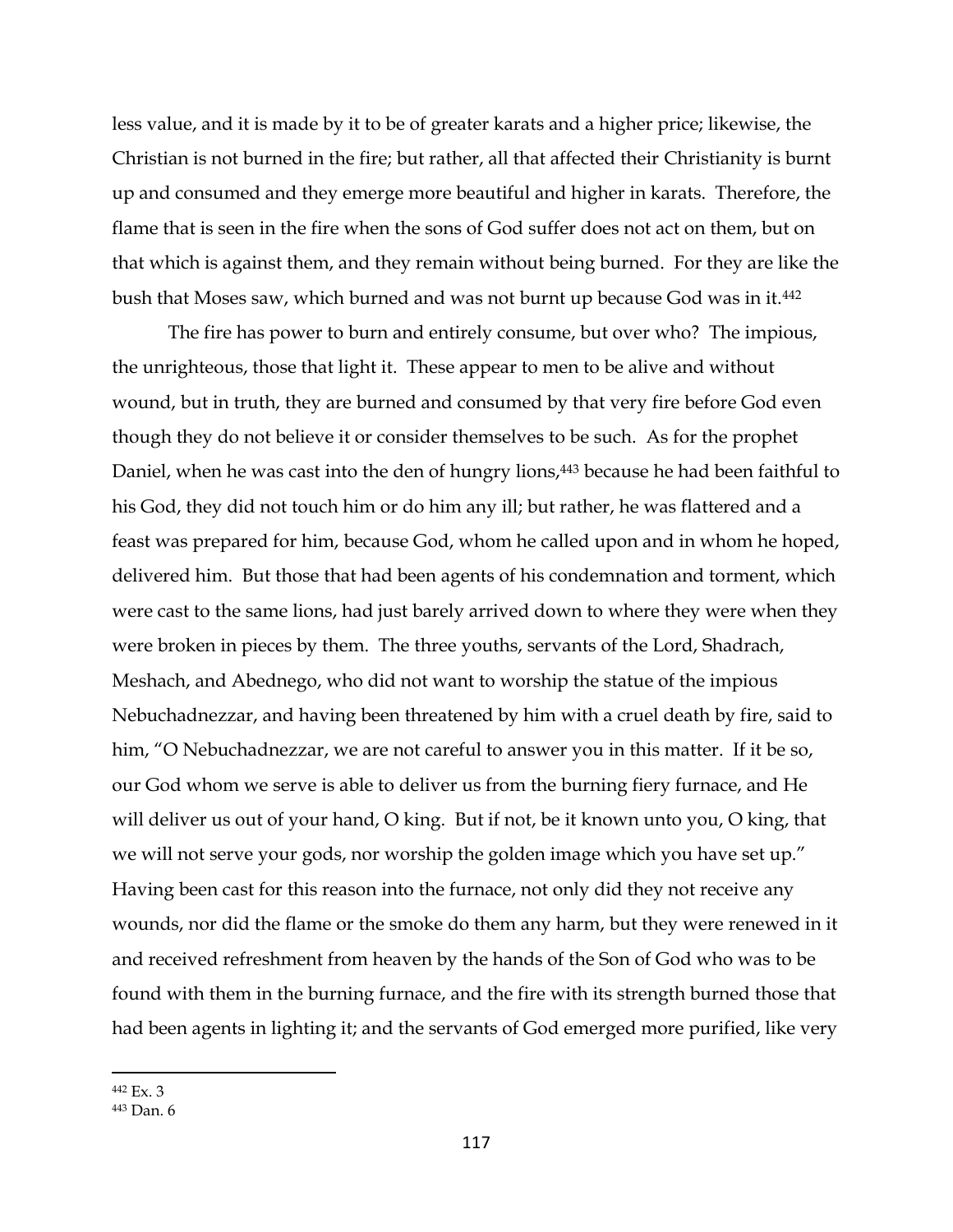less value, and it is made by it to be of greater karats and a higher price; likewise, the Christian is not burned in the fire; but rather, all that affected their Christianity is burnt up and consumed and they emerge more beautiful and higher in karats. Therefore, the flame that is seen in the fire when the sons of God suffer does not act on them, but on that which is against them, and they remain without being burned. For they are like the bush that Moses saw, which burned and was not burnt up because God was in it.[442]

The fire has power to burn and entirely consume, but over who? The impious, the unrighteous, those that light it. These appear to men to be alive and without wound, but in truth, they are burned and consumed by that very fire before God even though they do not believe it or consider themselves to be such. As for the prophet Daniel, when he was cast into the den of hungry lions,[443] because he had been faithful to his God, they did not touch him or do him any ill; but rather, he was flattered and a feast was prepared for him, because God, whom he called upon and in whom he hoped, delivered him. But those that had been agents of his condemnation and torment, which were cast to the same lions, had just barely arrived down to where they were when they were broken in pieces by them. The three youths, servants of the Lord, Shadrach, Meshach, and Abednego, who did not want to worship the statue of the impious Nebuchadnezzar, and having been threatened by him with a cruel death by fire, said to him, "O Nebuchadnezzar, we are not careful to answer you in this matter. If it be so, our God whom we serve is able to deliver us from the burning fiery furnace, and He will deliver us out of your hand, O king. But if not, be it known unto you, O king, that we will not serve your gods, nor worship the golden image which you have set up." Having been cast for this reason into the furnace, not only did they not receive any wounds, nor did the flame or the smoke do them any harm, but they were renewed in it and received refreshment from heaven by the hands of the Son of God who was to be found with them in the burning furnace, and the fire with its strength burned those that had been agents in lighting it; and the servants of God emerged more purified, like very

[442] Ex. 3

[443] Dan. 6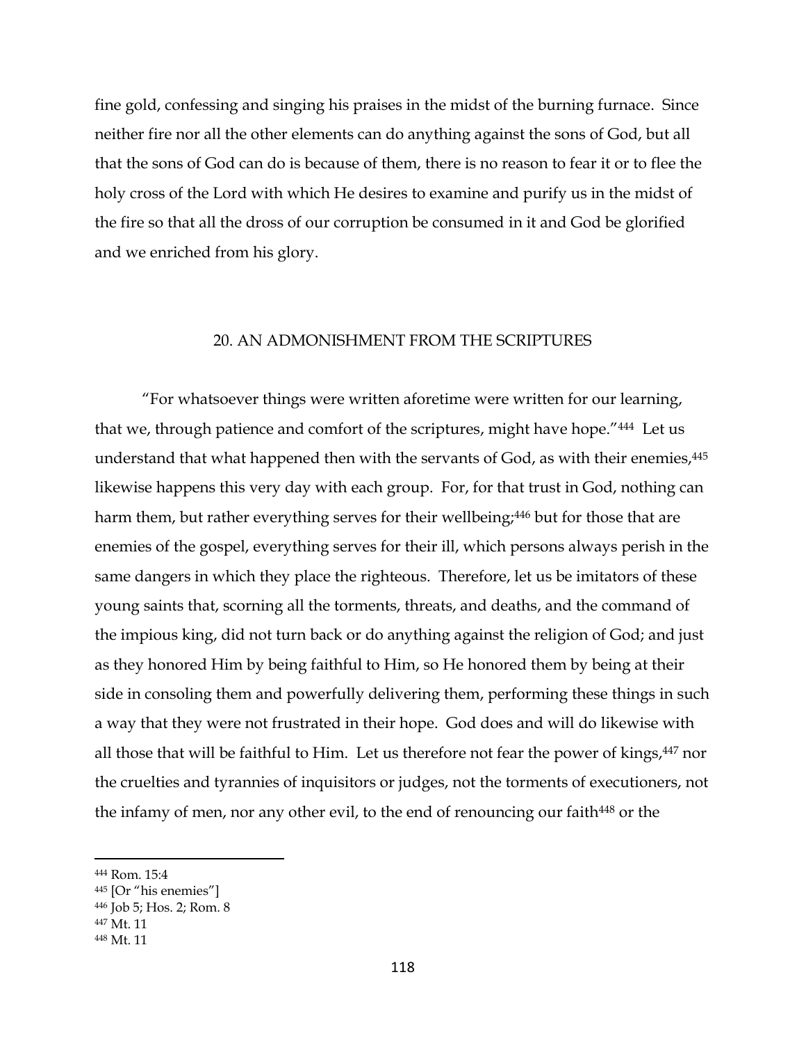fine gold, confessing and singing his praises in the midst of the burning furnace. Since neither fire nor all the other elements can do anything against the sons of God, but all that the sons of God can do is because of them, there is no reason to fear it or to flee the holy cross of the Lord with which He desires to examine and purify us in the midst of the fire so that all the dross of our corruption be consumed in it and God be glorified and we enriched from his glory.

## 20. AN ADMONISHMENT FROM THE SCRIPTURES

"For whatsoever things were written aforetime were written for our learning, that we, through patience and comfort of the scriptures, might have hope."[444] Let us understand that what happened then with the servants of God, as with their enemies,[445] likewise happens this very day with each group. For, for that trust in God, nothing can harm them, but rather everything serves for their wellbeing;[446] but for those that are enemies of the gospel, everything serves for their ill, which persons always perish in the same dangers in which they place the righteous. Therefore, let us be imitators of these young saints that, scorning all the torments, threats, and deaths, and the command of the impious king, did not turn back or do anything against the religion of God; and just as they honored Him by being faithful to Him, so He honored them by being at their side in consoling them and powerfully delivering them, performing these things in such a way that they were not frustrated in their hope. God does and will do likewise with all those that will be faithful to Him. Let us therefore not fear the power of kings,[447] nor the cruelties and tyrannies of inquisitors or judges, not the torments of executioners, not the infamy of men, nor any other evil, to the end of renouncing our faith[448] or the

---

[444] Rom. 15:4

[445] [Or "his enemies"]

[446] Job 5; Hos. 2; Rom. 8

[447] Mt. 11

[448] Mt. 11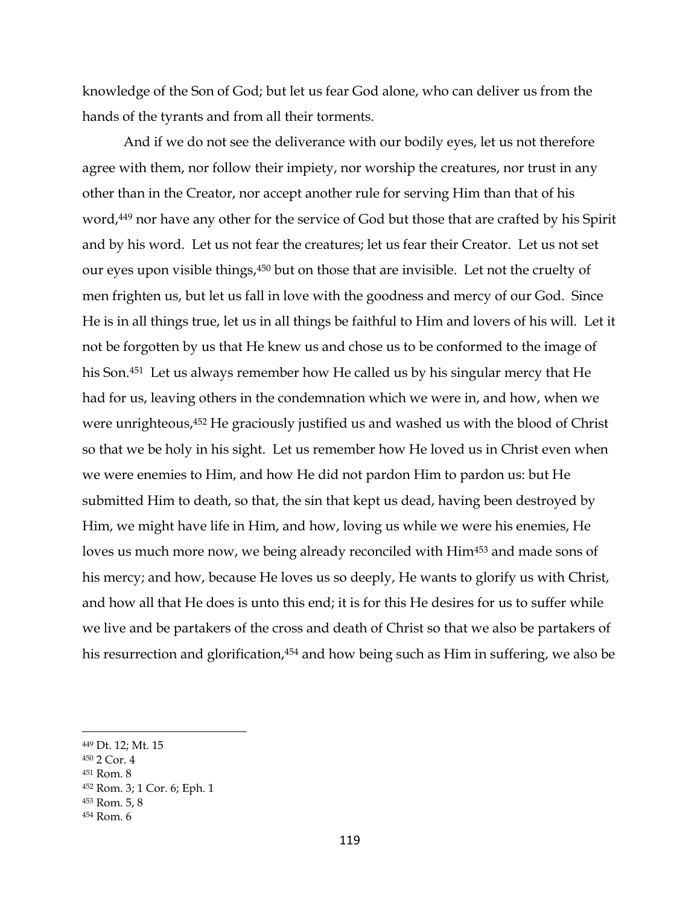knowledge of the Son of God; but let us fear God alone, who can deliver us from the hands of the tyrants and from all their torments.

And if we do not see the deliverance with our bodily eyes, let us not therefore agree with them, nor follow their impiety, nor worship the creatures, nor trust in any other than in the Creator, nor accept another rule for serving Him than that of his word,[449] nor have any other for the service of God but those that are crafted by his Spirit and by his word. Let us not fear the creatures; let us fear their Creator. Let us not set our eyes upon visible things,[450] but on those that are invisible. Let not the cruelty of men frighten us, but let us fall in love with the goodness and mercy of our God. Since He is in all things true, let us in all things be faithful to Him and lovers of his will. Let it not be forgotten by us that He knew us and chose us to be conformed to the image of his Son.[451] Let us always remember how He called us by his singular mercy that He had for us, leaving others in the condemnation which we were in, and how, when we were unrighteous,[452] He graciously justified us and washed us with the blood of Christ so that we be holy in his sight. Let us remember how He loved us in Christ even when we were enemies to Him, and how He did not pardon Him to pardon us: but He submitted Him to death, so that, the sin that kept us dead, having been destroyed by Him, we might have life in Him, and how, loving us while we were his enemies, He loves us much more now, we being already reconciled with Him[453] and made sons of his mercy; and how, because He loves us so deeply, He wants to glorify us with Christ, and how all that He does is unto this end; it is for this He desires for us to suffer while we live and be partakers of the cross and death of Christ so that we also be partakers of his resurrection and glorification,[454] and how being such as Him in suffering, we also be

---

[449] Dt. 12; Mt. 15

[450] 2 Cor. 4

[451] Rom. 8

[452] Rom. 3; 1 Cor. 6; Eph. 1

[453] Rom. 5, 8

[454] Rom. 6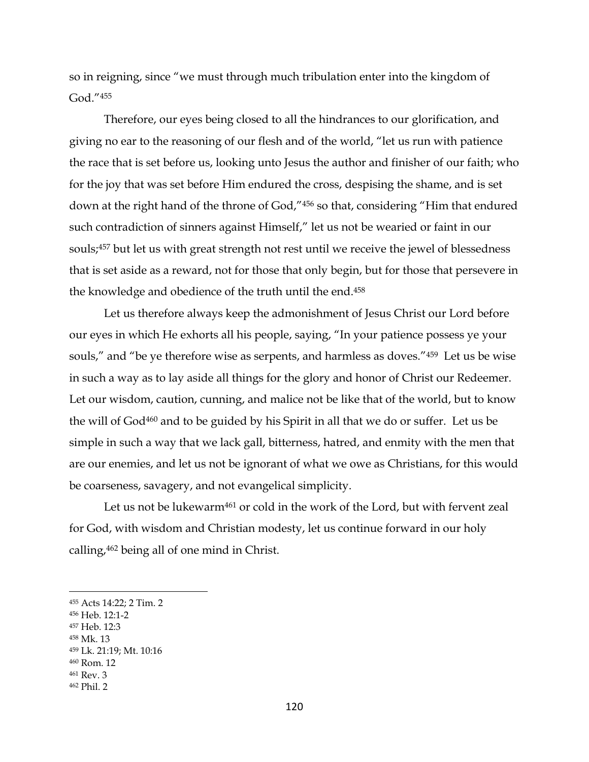so in reigning, since "we must through much tribulation enter into the kingdom of God."[455]

Therefore, our eyes being closed to all the hindrances to our glorification, and giving no ear to the reasoning of our flesh and of the world, "let us run with patience the race that is set before us, looking unto Jesus the author and finisher of our faith; who for the joy that was set before Him endured the cross, despising the shame, and is set down at the right hand of the throne of God,"[456] so that, considering "Him that endured such contradiction of sinners against Himself," let us not be wearied or faint in our souls;[457] but let us with great strength not rest until we receive the jewel of blessedness that is set aside as a reward, not for those that only begin, but for those that persevere in the knowledge and obedience of the truth until the end.[458]

Let us therefore always keep the admonishment of Jesus Christ our Lord before our eyes in which He exhorts all his people, saying, "In your patience possess ye your souls," and "be ye therefore wise as serpents, and harmless as doves."[459] Let us be wise in such a way as to lay aside all things for the glory and honor of Christ our Redeemer. Let our wisdom, caution, cunning, and malice not be like that of the world, but to know the will of God[460] and to be guided by his Spirit in all that we do or suffer. Let us be simple in such a way that we lack gall, bitterness, hatred, and enmity with the men that are our enemies, and let us not be ignorant of what we owe as Christians, for this would be coarseness, savagery, and not evangelical simplicity.

Let us not be lukewarm[461] or cold in the work of the Lord, but with fervent zeal for God, with wisdom and Christian modesty, let us continue forward in our holy calling,[462] being all of one mind in Christ.

---

[455] Acts 14:22; 2 Tim. 2
[456] Heb. 12:1-2
[457] Heb. 12:3
[458] Mk. 13
[459] Lk. 21:19; Mt. 10:16
[460] Rom. 12
[461] Rev. 3
[462] Phil. 2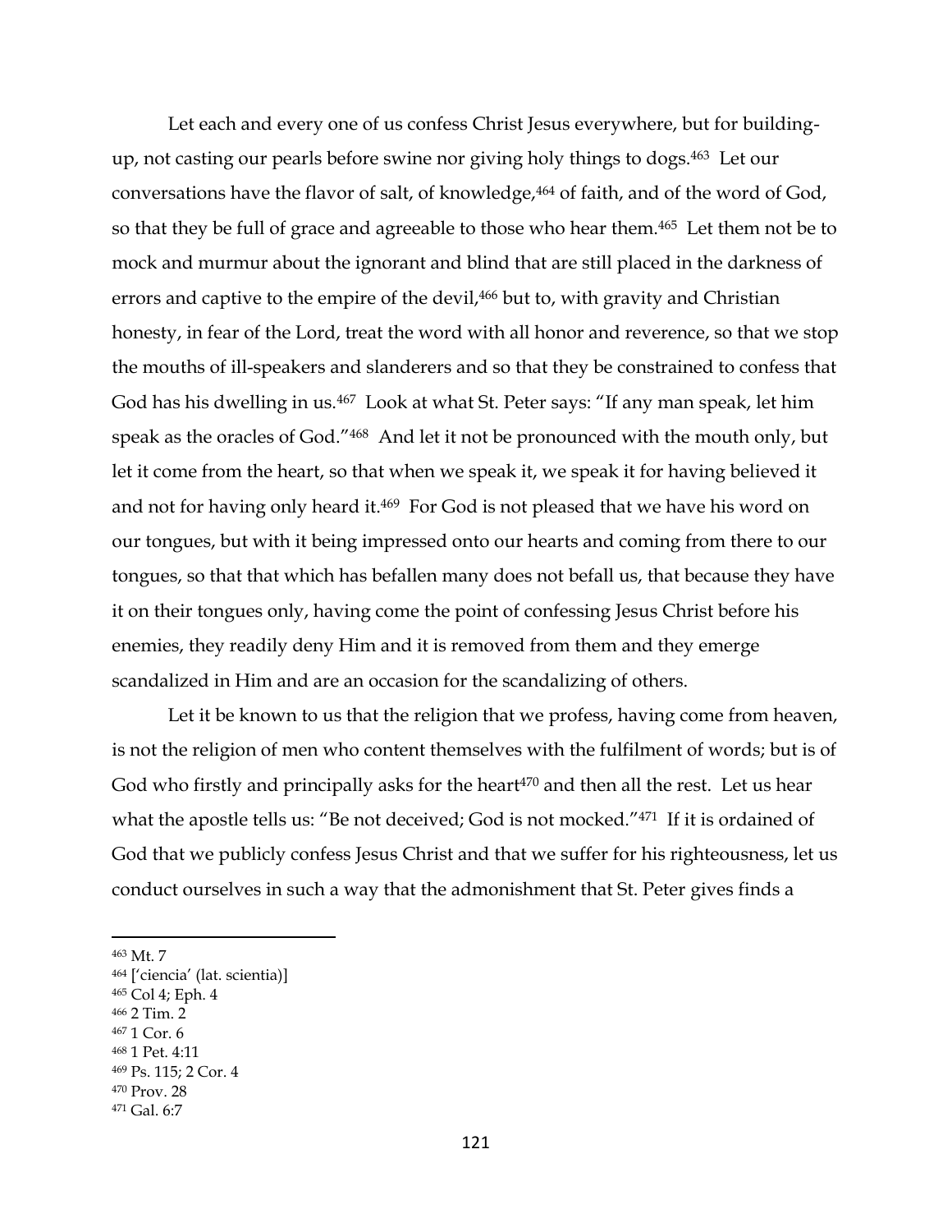Let each and every one of us confess Christ Jesus everywhere, but for building-up, not casting our pearls before swine nor giving holy things to dogs.[463] Let our conversations have the flavor of salt, of knowledge,[464] of faith, and of the word of God, so that they be full of grace and agreeable to those who hear them.[465] Let them not be to mock and murmur about the ignorant and blind that are still placed in the darkness of errors and captive to the empire of the devil,[466] but to, with gravity and Christian honesty, in fear of the Lord, treat the word with all honor and reverence, so that we stop the mouths of ill-speakers and slanderers and so that they be constrained to confess that God has his dwelling in us.[467] Look at what St. Peter says: "If any man speak, let him speak as the oracles of God."[468] And let it not be pronounced with the mouth only, but let it come from the heart, so that when we speak it, we speak it for having believed it and not for having only heard it.[469] For God is not pleased that we have his word on our tongues, but with it being impressed onto our hearts and coming from there to our tongues, so that that which has befallen many does not befall us, that because they have it on their tongues only, having come the point of confessing Jesus Christ before his enemies, they readily deny Him and it is removed from them and they emerge scandalized in Him and are an occasion for the scandalizing of others.

Let it be known to us that the religion that we profess, having come from heaven, is not the religion of men who content themselves with the fulfilment of words; but is of God who firstly and principally asks for the heart[470] and then all the rest. Let us hear what the apostle tells us: "Be not deceived; God is not mocked."[471] If it is ordained of God that we publicly confess Jesus Christ and that we suffer for his righteousness, let us conduct ourselves in such a way that the admonishment that St. Peter gives finds a

---

[463] Mt. 7
[464] ['ciencia' (lat. scientia)]
[465] Col 4; Eph. 4
[466] 2 Tim. 2
[467] 1 Cor. 6
[468] 1 Pet. 4:11
[469] Ps. 115; 2 Cor. 4
[470] Prov. 28
[471] Gal. 6:7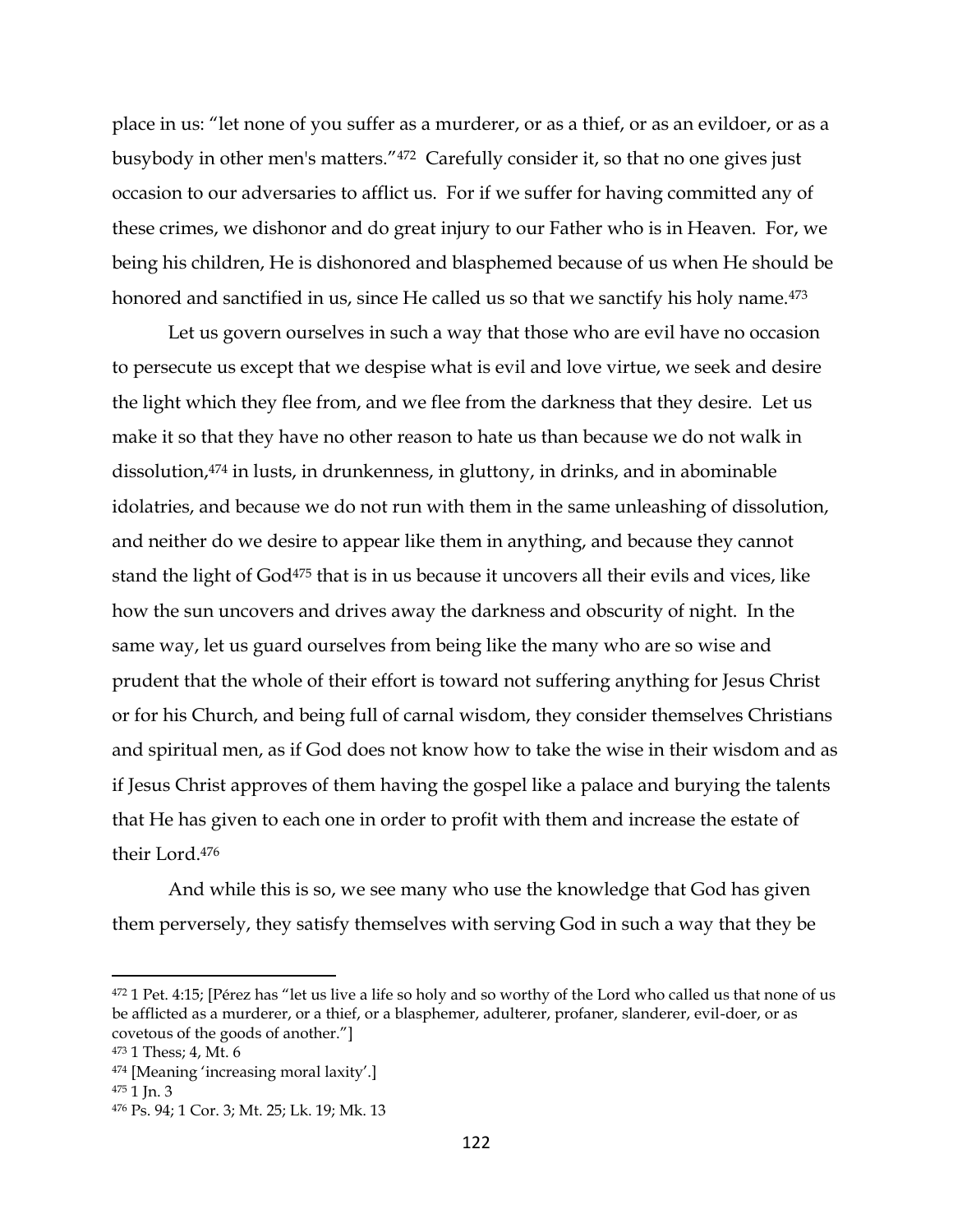place in us: "let none of you suffer as a murderer, or as a thief, or as an evildoer, or as a busybody in other men's matters."[472] Carefully consider it, so that no one gives just occasion to our adversaries to afflict us. For if we suffer for having committed any of these crimes, we dishonor and do great injury to our Father who is in Heaven. For, we being his children, He is dishonored and blasphemed because of us when He should be honored and sanctified in us, since He called us so that we sanctify his holy name.[473]

Let us govern ourselves in such a way that those who are evil have no occasion to persecute us except that we despise what is evil and love virtue, we seek and desire the light which they flee from, and we flee from the darkness that they desire. Let us make it so that they have no other reason to hate us than because we do not walk in dissolution,[474] in lusts, in drunkenness, in gluttony, in drinks, and in abominable idolatries, and because we do not run with them in the same unleashing of dissolution, and neither do we desire to appear like them in anything, and because they cannot stand the light of God[475] that is in us because it uncovers all their evils and vices, like how the sun uncovers and drives away the darkness and obscurity of night. In the same way, let us guard ourselves from being like the many who are so wise and prudent that the whole of their effort is toward not suffering anything for Jesus Christ or for his Church, and being full of carnal wisdom, they consider themselves Christians and spiritual men, as if God does not know how to take the wise in their wisdom and as if Jesus Christ approves of them having the gospel like a palace and burying the talents that He has given to each one in order to profit with them and increase the estate of their Lord.[476]

And while this is so, we see many who use the knowledge that God has given them perversely, they satisfy themselves with serving God in such a way that they be

---

[472] 1 Pet. 4:15; [Pérez has "let us live a life so holy and so worthy of the Lord who called us that none of us be afflicted as a murderer, or a thief, or a blasphemer, adulterer, profaner, slanderer, evil-doer, or as covetous of the goods of another."]

[473] 1 Thess; 4, Mt. 6

[474] [Meaning 'increasing moral laxity'.]

[475] 1 Jn. 3

[476] Ps. 94; 1 Cor. 3; Mt. 25; Lk. 19; Mk. 13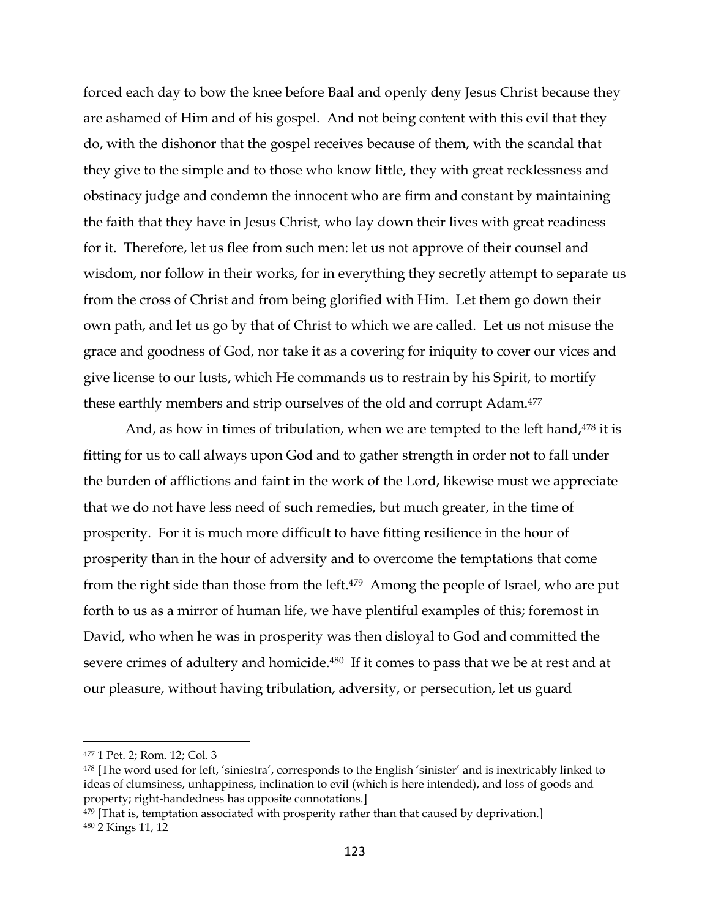forced each day to bow the knee before Baal and openly deny Jesus Christ because they are ashamed of Him and of his gospel. And not being content with this evil that they do, with the dishonor that the gospel receives because of them, with the scandal that they give to the simple and to those who know little, they with great recklessness and obstinacy judge and condemn the innocent who are firm and constant by maintaining the faith that they have in Jesus Christ, who lay down their lives with great readiness for it. Therefore, let us flee from such men: let us not approve of their counsel and wisdom, nor follow in their works, for in everything they secretly attempt to separate us from the cross of Christ and from being glorified with Him. Let them go down their own path, and let us go by that of Christ to which we are called. Let us not misuse the grace and goodness of God, nor take it as a covering for iniquity to cover our vices and give license to our lusts, which He commands us to restrain by his Spirit, to mortify these earthly members and strip ourselves of the old and corrupt Adam.[477]

And, as how in times of tribulation, when we are tempted to the left hand,[478] it is fitting for us to call always upon God and to gather strength in order not to fall under the burden of afflictions and faint in the work of the Lord, likewise must we appreciate that we do not have less need of such remedies, but much greater, in the time of prosperity. For it is much more difficult to have fitting resilience in the hour of prosperity than in the hour of adversity and to overcome the temptations that come from the right side than those from the left.[479] Among the people of Israel, who are put forth to us as a mirror of human life, we have plentiful examples of this; foremost in David, who when he was in prosperity was then disloyal to God and committed the severe crimes of adultery and homicide.[480] If it comes to pass that we be at rest and at our pleasure, without having tribulation, adversity, or persecution, let us guard

---

[477] 1 Pet. 2; Rom. 12; Col. 3

[478] [The word used for left, 'siniestra', corresponds to the English 'sinister' and is inextricably linked to ideas of clumsiness, unhappiness, inclination to evil (which is here intended), and loss of goods and property; right-handedness has opposite connotations.]

[479] [That is, temptation associated with prosperity rather than that caused by deprivation.]

[480] 2 Kings 11, 12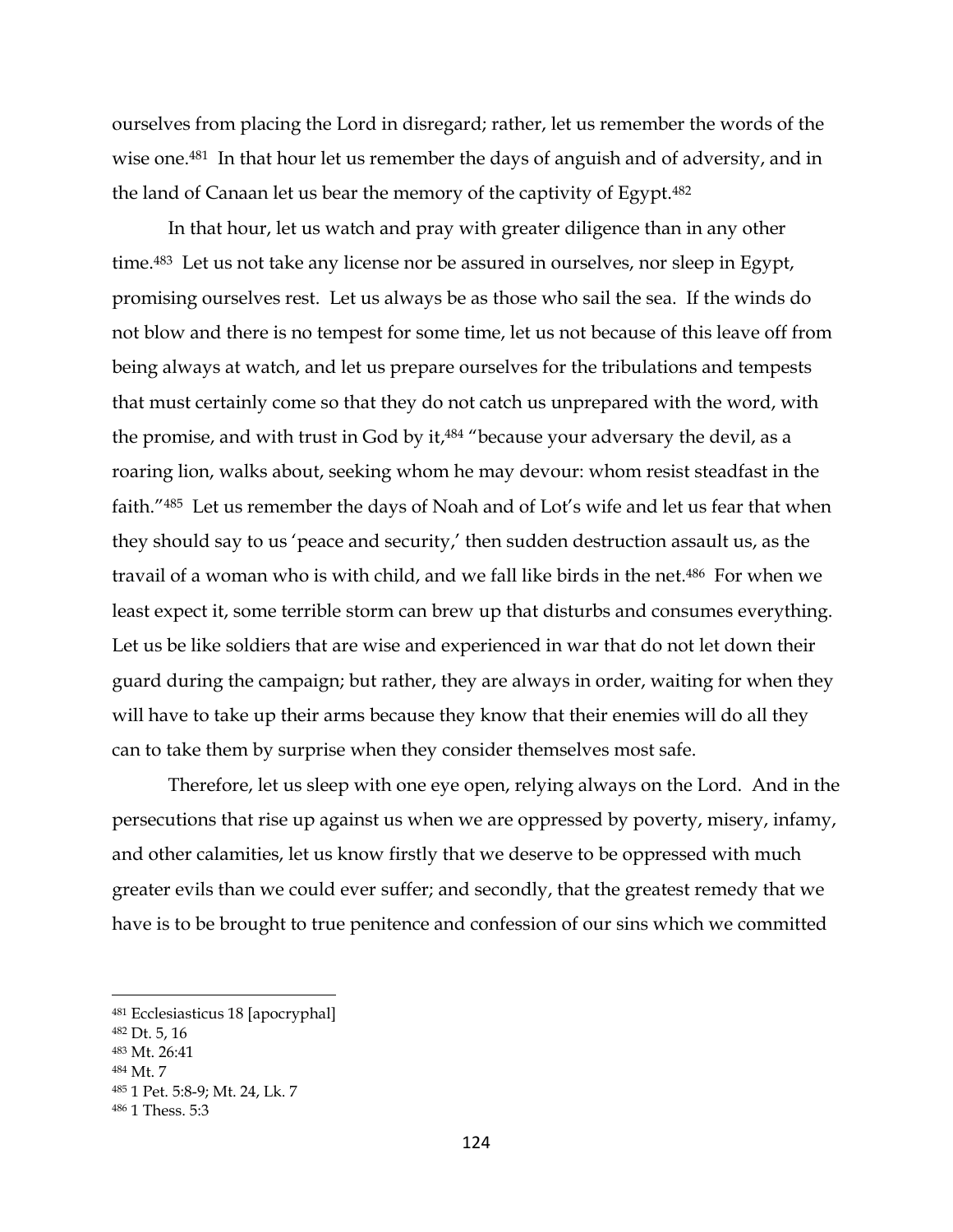ourselves from placing the Lord in disregard; rather, let us remember the words of the wise one.[481] In that hour let us remember the days of anguish and of adversity, and in the land of Canaan let us bear the memory of the captivity of Egypt.[482]

In that hour, let us watch and pray with greater diligence than in any other time.[483] Let us not take any license nor be assured in ourselves, nor sleep in Egypt, promising ourselves rest. Let us always be as those who sail the sea. If the winds do not blow and there is no tempest for some time, let us not because of this leave off from being always at watch, and let us prepare ourselves for the tribulations and tempests that must certainly come so that they do not catch us unprepared with the word, with the promise, and with trust in God by it,[484] "because your adversary the devil, as a roaring lion, walks about, seeking whom he may devour: whom resist steadfast in the faith."[485] Let us remember the days of Noah and of Lot's wife and let us fear that when they should say to us 'peace and security,' then sudden destruction assault us, as the travail of a woman who is with child, and we fall like birds in the net.[486] For when we least expect it, some terrible storm can brew up that disturbs and consumes everything. Let us be like soldiers that are wise and experienced in war that do not let down their guard during the campaign; but rather, they are always in order, waiting for when they will have to take up their arms because they know that their enemies will do all they can to take them by surprise when they consider themselves most safe.

Therefore, let us sleep with one eye open, relying always on the Lord. And in the persecutions that rise up against us when we are oppressed by poverty, misery, infamy, and other calamities, let us know firstly that we deserve to be oppressed with much greater evils than we could ever suffer; and secondly, that the greatest remedy that we have is to be brought to true penitence and confession of our sins which we committed

---

[481] Ecclesiasticus 18 [apocryphal]
[482] Dt. 5, 16
[483] Mt. 26:41
[484] Mt. 7
[485] 1 Pet. 5:8-9; Mt. 24, Lk. 7
[486] 1 Thess. 5:3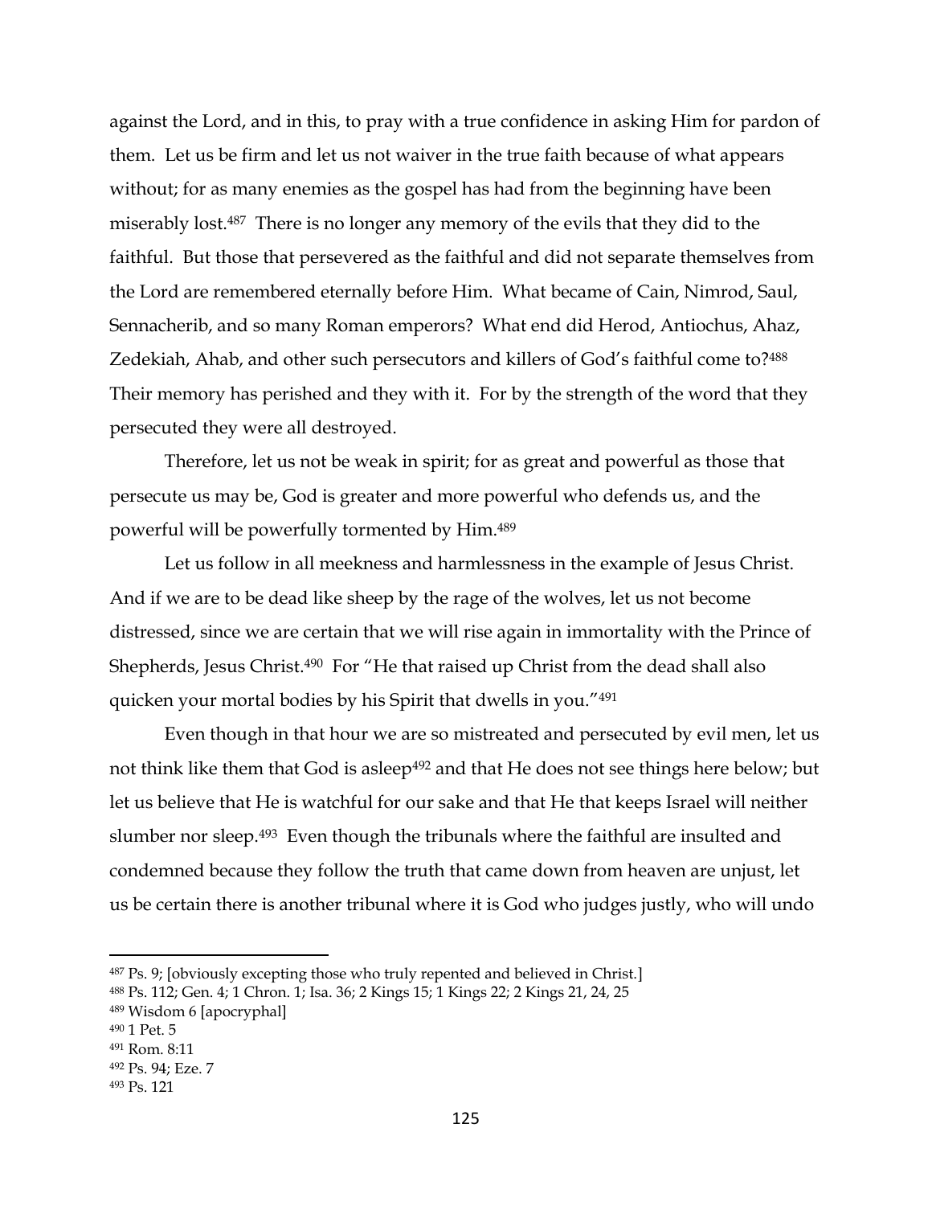against the Lord, and in this, to pray with a true confidence in asking Him for pardon of them. Let us be firm and let us not waiver in the true faith because of what appears without; for as many enemies as the gospel has had from the beginning have been miserably lost.[487] There is no longer any memory of the evils that they did to the faithful. But those that persevered as the faithful and did not separate themselves from the Lord are remembered eternally before Him. What became of Cain, Nimrod, Saul, Sennacherib, and so many Roman emperors? What end did Herod, Antiochus, Ahaz, Zedekiah, Ahab, and other such persecutors and killers of God's faithful come to?[488] Their memory has perished and they with it. For by the strength of the word that they persecuted they were all destroyed.

Therefore, let us not be weak in spirit; for as great and powerful as those that persecute us may be, God is greater and more powerful who defends us, and the powerful will be powerfully tormented by Him.[489]

Let us follow in all meekness and harmlessness in the example of Jesus Christ. And if we are to be dead like sheep by the rage of the wolves, let us not become distressed, since we are certain that we will rise again in immortality with the Prince of Shepherds, Jesus Christ.[490] For "He that raised up Christ from the dead shall also quicken your mortal bodies by his Spirit that dwells in you."[491]

Even though in that hour we are so mistreated and persecuted by evil men, let us not think like them that God is asleep[492] and that He does not see things here below; but let us believe that He is watchful for our sake and that He that keeps Israel will neither slumber nor sleep.[493] Even though the tribunals where the faithful are insulted and condemned because they follow the truth that came down from heaven are unjust, let us be certain there is another tribunal where it is God who judges justly, who will undo

---

[487] Ps. 9; [obviously excepting those who truly repented and believed in Christ.]

[488] Ps. 112; Gen. 4; 1 Chron. 1; Isa. 36; 2 Kings 15; 1 Kings 22; 2 Kings 21, 24, 25

[489] Wisdom 6 [apocryphal]

[490] 1 Pet. 5

[491] Rom. 8:11

[492] Ps. 94; Eze. 7

[493] Ps. 121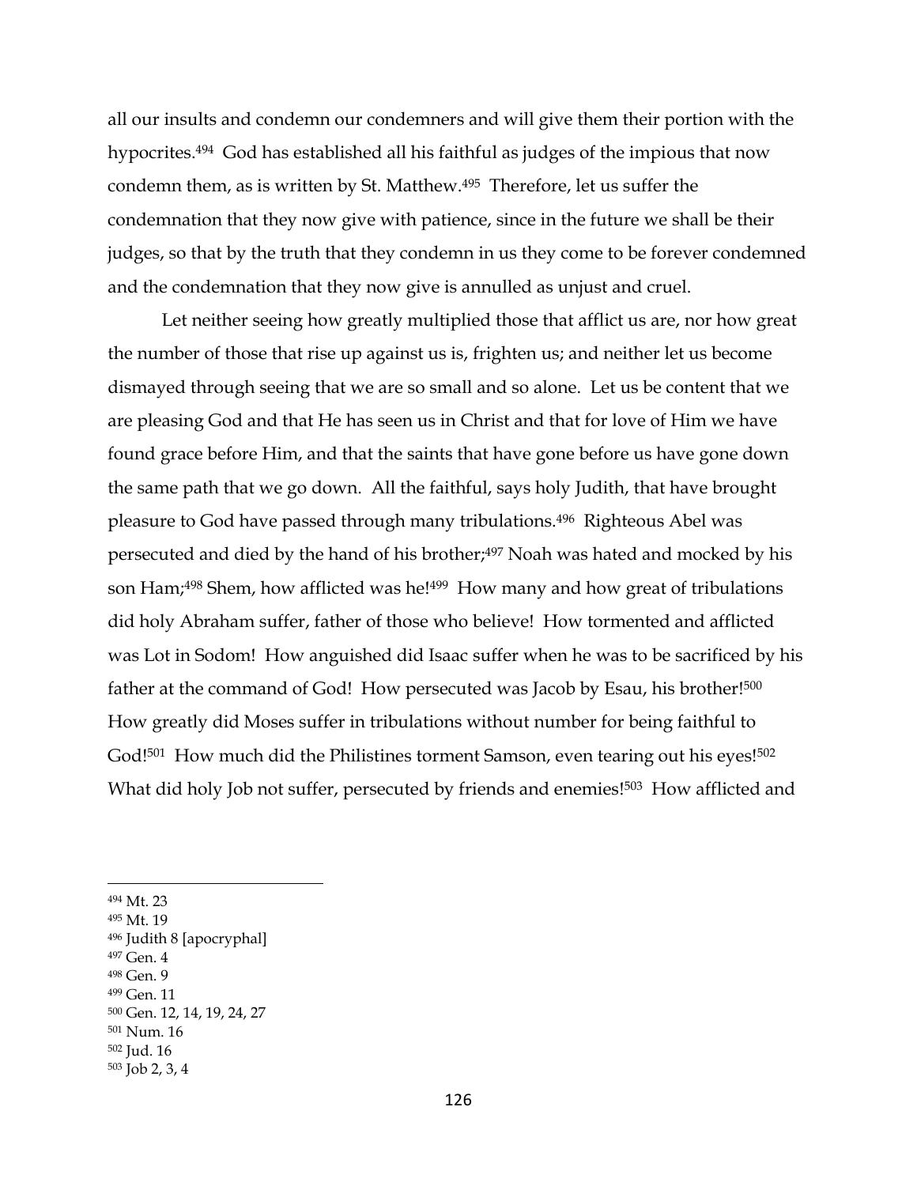all our insults and condemn our condemners and will give them their portion with the hypocrites.[494] God has established all his faithful as judges of the impious that now condemn them, as is written by St. Matthew.[495] Therefore, let us suffer the condemnation that they now give with patience, since in the future we shall be their judges, so that by the truth that they condemn in us they come to be forever condemned and the condemnation that they now give is annulled as unjust and cruel.

Let neither seeing how greatly multiplied those that afflict us are, nor how great the number of those that rise up against us is, frighten us; and neither let us become dismayed through seeing that we are so small and so alone. Let us be content that we are pleasing God and that He has seen us in Christ and that for love of Him we have found grace before Him, and that the saints that have gone before us have gone down the same path that we go down. All the faithful, says holy Judith, that have brought pleasure to God have passed through many tribulations.[496] Righteous Abel was persecuted and died by the hand of his brother;[497] Noah was hated and mocked by his son Ham;[498] Shem, how afflicted was he![499] How many and how great of tribulations did holy Abraham suffer, father of those who believe! How tormented and afflicted was Lot in Sodom! How anguished did Isaac suffer when he was to be sacrificed by his father at the command of God! How persecuted was Jacob by Esau, his brother![500] How greatly did Moses suffer in tribulations without number for being faithful to God![501] How much did the Philistines torment Samson, even tearing out his eyes![502] What did holy Job not suffer, persecuted by friends and enemies![503] How afflicted and

---

[494] Mt. 23
[495] Mt. 19
[496] Judith 8 [apocryphal]
[497] Gen. 4
[498] Gen. 9
[499] Gen. 11
[500] Gen. 12, 14, 19, 24, 27
[501] Num. 16
[502] Jud. 16
[503] Job 2, 3, 4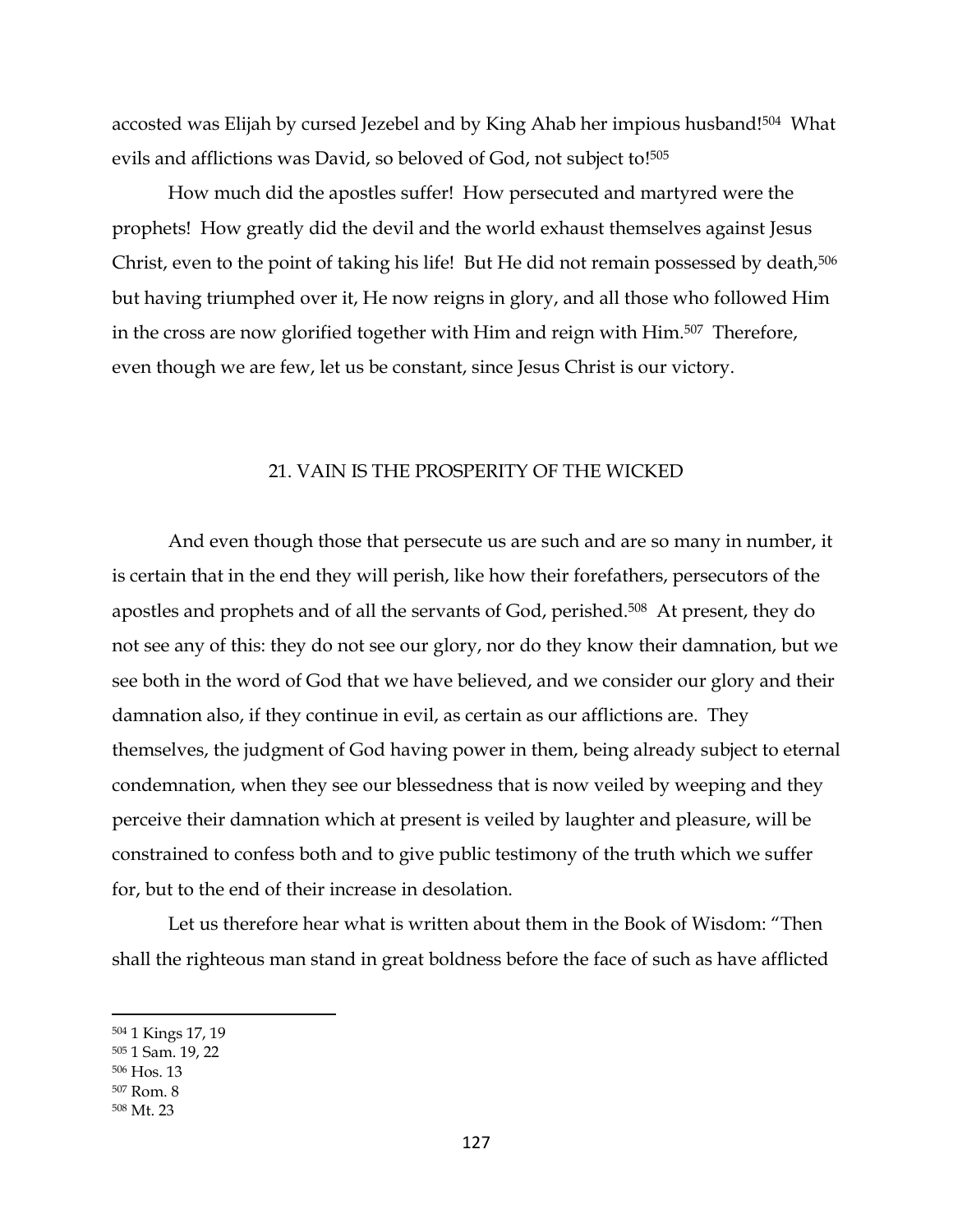accosted was Elijah by cursed Jezebel and by King Ahab her impious husband![504] What evils and afflictions was David, so beloved of God, not subject to![505]

How much did the apostles suffer! How persecuted and martyred were the prophets! How greatly did the devil and the world exhaust themselves against Jesus Christ, even to the point of taking his life! But He did not remain possessed by death,[506] but having triumphed over it, He now reigns in glory, and all those who followed Him in the cross are now glorified together with Him and reign with Him.[507] Therefore, even though we are few, let us be constant, since Jesus Christ is our victory.

## 21. VAIN IS THE PROSPERITY OF THE WICKED

And even though those that persecute us are such and are so many in number, it is certain that in the end they will perish, like how their forefathers, persecutors of the apostles and prophets and of all the servants of God, perished.[508] At present, they do not see any of this: they do not see our glory, nor do they know their damnation, but we see both in the word of God that we have believed, and we consider our glory and their damnation also, if they continue in evil, as certain as our afflictions are. They themselves, the judgment of God having power in them, being already subject to eternal condemnation, when they see our blessedness that is now veiled by weeping and they perceive their damnation which at present is veiled by laughter and pleasure, will be constrained to confess both and to give public testimony of the truth which we suffer for, but to the end of their increase in desolation.

Let us therefore hear what is written about them in the Book of Wisdom: "Then shall the righteous man stand in great boldness before the face of such as have afflicted

---

[504] 1 Kings 17, 19

[505] 1 Sam. 19, 22

[506] Hos. 13

[507] Rom. 8

[508] Mt. 23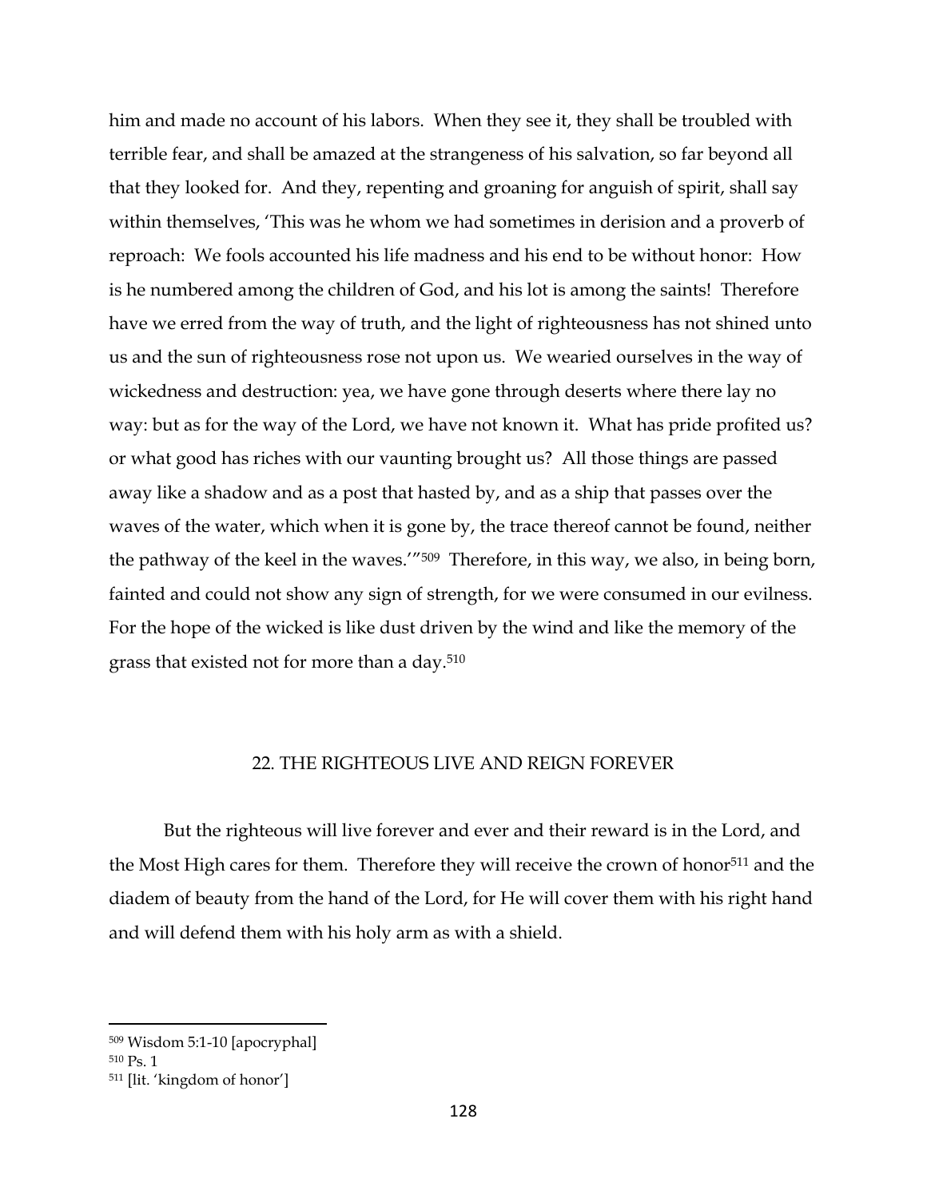him and made no account of his labors. When they see it, they shall be troubled with terrible fear, and shall be amazed at the strangeness of his salvation, so far beyond all that they looked for. And they, repenting and groaning for anguish of spirit, shall say within themselves, 'This was he whom we had sometimes in derision and a proverb of reproach: We fools accounted his life madness and his end to be without honor: How is he numbered among the children of God, and his lot is among the saints! Therefore have we erred from the way of truth, and the light of righteousness has not shined unto us and the sun of righteousness rose not upon us. We wearied ourselves in the way of wickedness and destruction: yea, we have gone through deserts where there lay no way: but as for the way of the Lord, we have not known it. What has pride profited us? or what good has riches with our vaunting brought us? All those things are passed away like a shadow and as a post that hasted by, and as a ship that passes over the waves of the water, which when it is gone by, the trace thereof cannot be found, neither the pathway of the keel in the waves.'"[509] Therefore, in this way, we also, in being born, fainted and could not show any sign of strength, for we were consumed in our evilness. For the hope of the wicked is like dust driven by the wind and like the memory of the grass that existed not for more than a day.[510]

## 22. THE RIGHTEOUS LIVE AND REIGN FOREVER

But the righteous will live forever and ever and their reward is in the Lord, and the Most High cares for them. Therefore they will receive the crown of honor[511] and the diadem of beauty from the hand of the Lord, for He will cover them with his right hand and will defend them with his holy arm as with a shield.

---

[509] Wisdom 5:1-10 [apocryphal]

[510] Ps. 1

[511] [lit. 'kingdom of honor']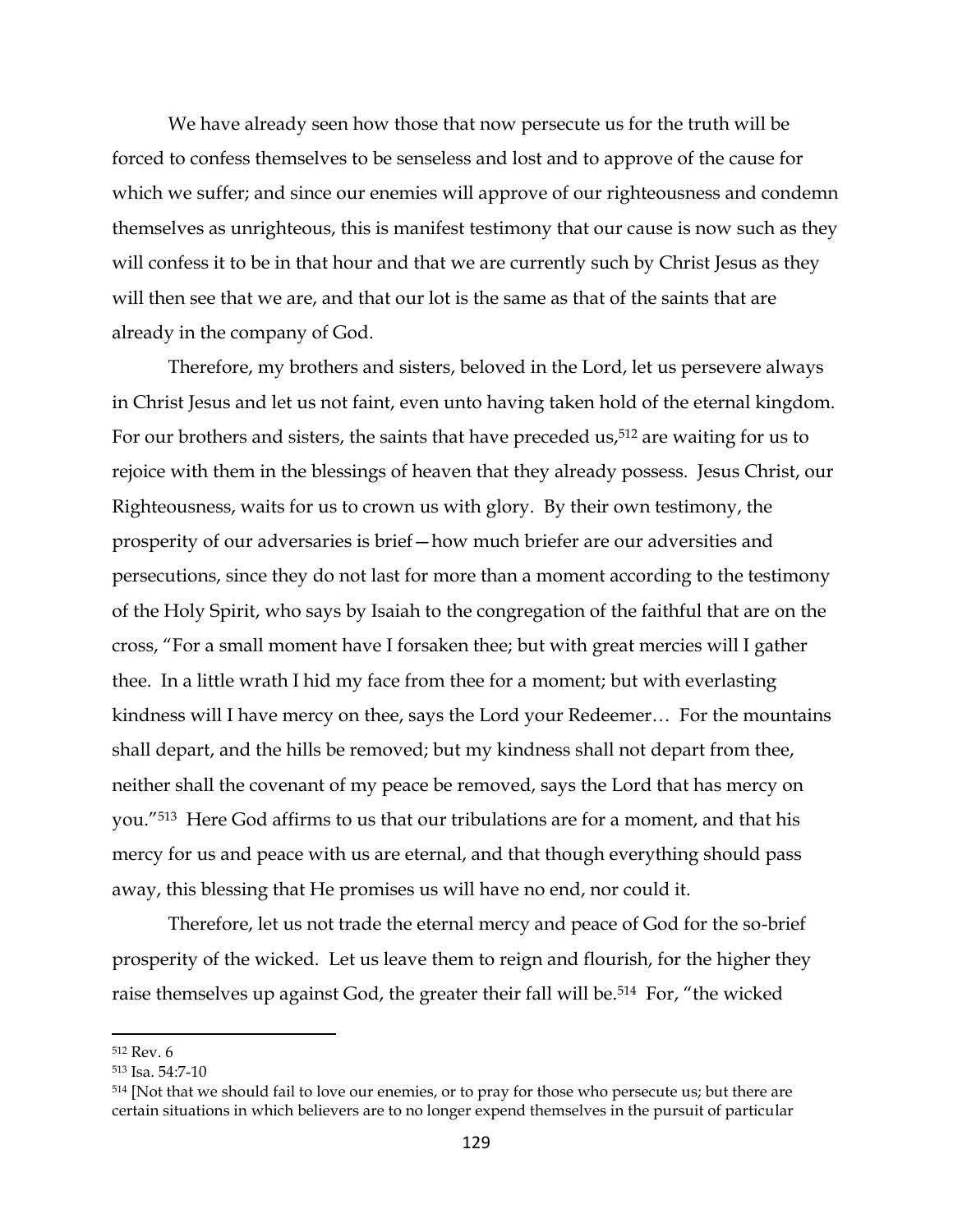We have already seen how those that now persecute us for the truth will be forced to confess themselves to be senseless and lost and to approve of the cause for which we suffer; and since our enemies will approve of our righteousness and condemn themselves as unrighteous, this is manifest testimony that our cause is now such as they will confess it to be in that hour and that we are currently such by Christ Jesus as they will then see that we are, and that our lot is the same as that of the saints that are already in the company of God.

Therefore, my brothers and sisters, beloved in the Lord, let us persevere always in Christ Jesus and let us not faint, even unto having taken hold of the eternal kingdom. For our brothers and sisters, the saints that have preceded us,[512] are waiting for us to rejoice with them in the blessings of heaven that they already possess. Jesus Christ, our Righteousness, waits for us to crown us with glory. By their own testimony, the prosperity of our adversaries is brief—how much briefer are our adversities and persecutions, since they do not last for more than a moment according to the testimony of the Holy Spirit, who says by Isaiah to the congregation of the faithful that are on the cross, "For a small moment have I forsaken thee; but with great mercies will I gather thee. In a little wrath I hid my face from thee for a moment; but with everlasting kindness will I have mercy on thee, says the Lord your Redeemer… For the mountains shall depart, and the hills be removed; but my kindness shall not depart from thee, neither shall the covenant of my peace be removed, says the Lord that has mercy on you."[513] Here God affirms to us that our tribulations are for a moment, and that his mercy for us and peace with us are eternal, and that though everything should pass away, this blessing that He promises us will have no end, nor could it.

Therefore, let us not trade the eternal mercy and peace of God for the so-brief prosperity of the wicked. Let us leave them to reign and flourish, for the higher they raise themselves up against God, the greater their fall will be.[514] For, "the wicked

---

[512] Rev. 6

[513] Isa. 54:7-10

[514] [Not that we should fail to love our enemies, or to pray for those who persecute us; but there are certain situations in which believers are to no longer expend themselves in the pursuit of particular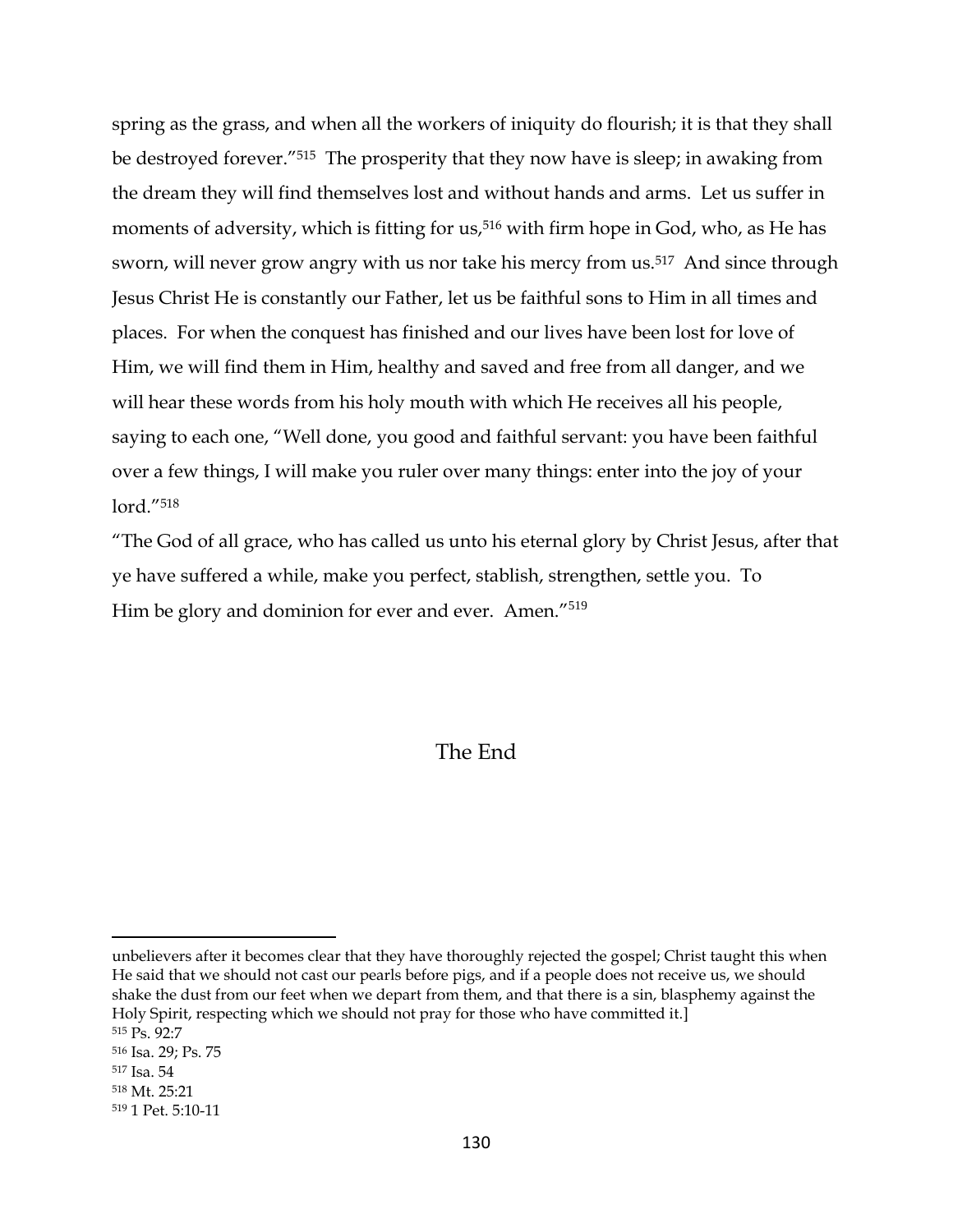spring as the grass, and when all the workers of iniquity do flourish; it is that they shall be destroyed forever."[515] The prosperity that they now have is sleep; in awaking from the dream they will find themselves lost and without hands and arms. Let us suffer in moments of adversity, which is fitting for us,[516] with firm hope in God, who, as He has sworn, will never grow angry with us nor take his mercy from us.[517] And since through Jesus Christ He is constantly our Father, let us be faithful sons to Him in all times and places. For when the conquest has finished and our lives have been lost for love of Him, we will find them in Him, healthy and saved and free from all danger, and we will hear these words from his holy mouth with which He receives all his people, saying to each one, "Well done, you good and faithful servant: you have been faithful over a few things, I will make you ruler over many things: enter into the joy of your lord."[518]

"The God of all grace, who has called us unto his eternal glory by Christ Jesus, after that ye have suffered a while, make you perfect, stablish, strengthen, settle you. To Him be glory and dominion for ever and ever. Amen."[519]

## The End

---

unbelievers after it becomes clear that they have thoroughly rejected the gospel; Christ taught this when He said that we should not cast our pearls before pigs, and if a people does not receive us, we should shake the dust from our feet when we depart from them, and that there is a sin, blasphemy against the Holy Spirit, respecting which we should not pray for those who have committed it.]

[515] Ps. 92:7

[516] Isa. 29; Ps. 75

[517] Isa. 54

[518] Mt. 25:21

[519] 1 Pet. 5:10-11